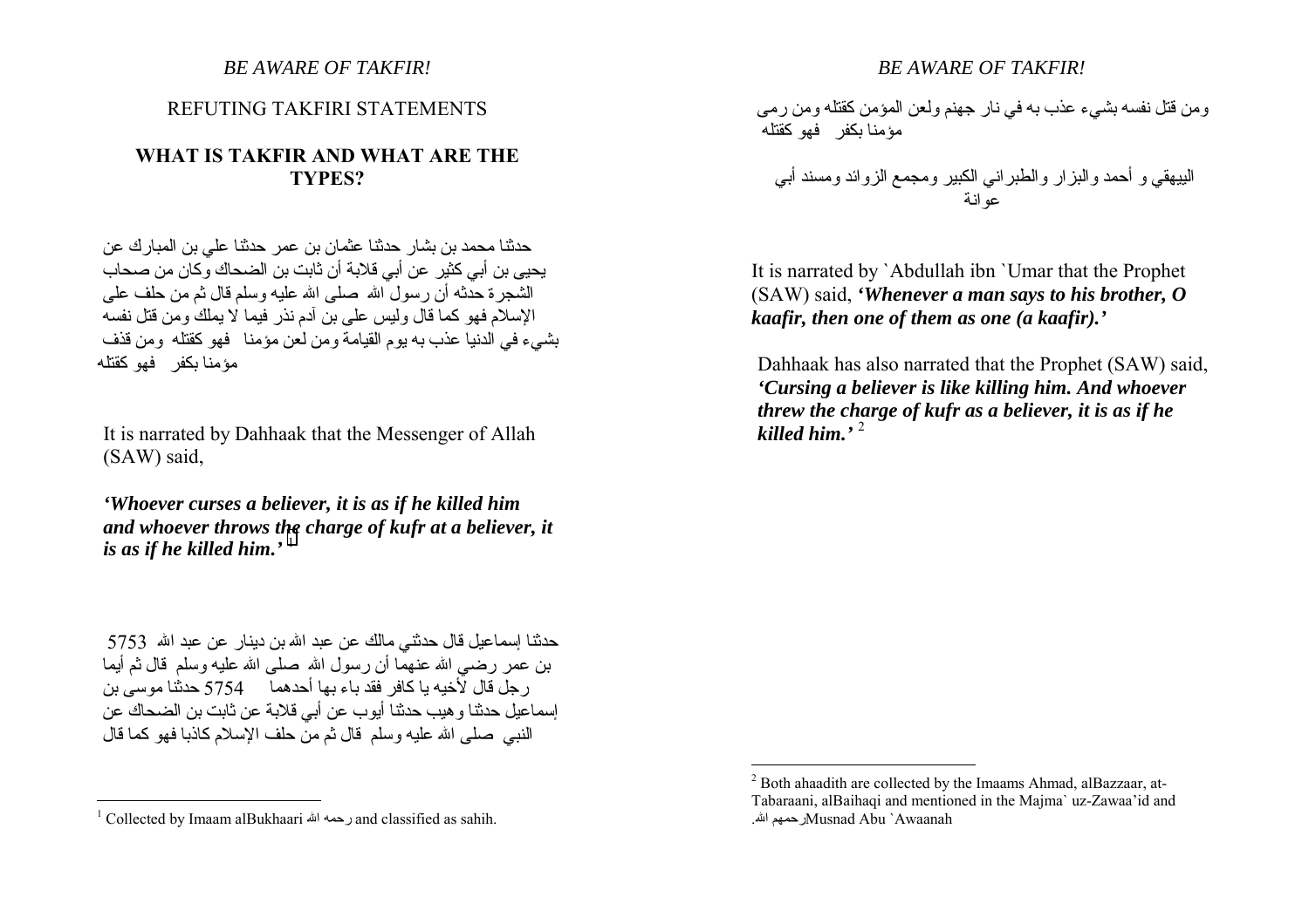# REFUTING TAKFIRI STATEMENTS

## WHAT IS TAKFIR AND WHAT ARE THE TYPES?

حدثنا محمد بن بشار حدثنا عثمان بن عمر حدثنا علي بن المبارك عن يحيى بن أبي كثير عن أبي قلابة أن ثابت بن الضحاك وكان من صحاب الشجرة حدثه أن رسول الله صلى الله عليه وسلم قال ثم من حلف على الإسلام فهو كما قال وليس على بن آدم نذر فيما لا يملك ومن قتل نفسه بشيء في الدنيا عذب به يوم القيامة ومن لعن مؤمنا فهو كقتله ومن قذف مؤمنا بكفر فهو كقتله

It is narrated by Dahhaak that the Messenger of Allah (SAW) said,

***'Whoever curses a believer, it is as if he killed him and whoever throws the charge of kufr at a believer, it is as if he killed him.'*** [1]

5753 حدثنا إسماعيل قال حدثني مالك عن عبد الله بن دينار عن عبد الله بن عمر رضي الله عنهما أن رسول الله صلى الله عليه وسلم قال ثم أيما رجل قال لأخيه يا كافر فقد باء بها أحدهما 5754 حدثنا موسى بن إسماعيل حدثنا وهيب حدثنا أيوب عن أبي قلابة عن ثابت بن الضحاك عن النبي صلى الله عليه وسلم قال ثم من حلف الإسلام كاذبا فهو كما قال

ومن قتل نفسه بشيء عذب به في نار جهنم ولعن المؤمن كقتله ومن رمى مؤمنا بكفر فهو كقتله

البيهقي و أحمد والبزار والطبراني الكبير ومجمع الزوائد ومسند أبي عوانة

It is narrated by `Abdullah ibn `Umar that the Prophet (SAW) said, ***'Whenever a man says to his brother, O kaafir, then one of them as one (a kaafir).'***

Dahhaak has also narrated that the Prophet (SAW) said, ***'Cursing a believer is like killing him. And whoever threw the charge of kufr as a believer, it is as if he killed him.'*** [2]

---

[1] Collected by Imaam alBukhaari رحمه الله and classified as sahih.

[2] Both ahaadith are collected by the Imaams Ahmad, alBazzaar, at-Tabaraani, alBaihaqi and mentioned in the Majma` uz-Zawaa'id and Musnad Abu `Awaanah رحمهم الله.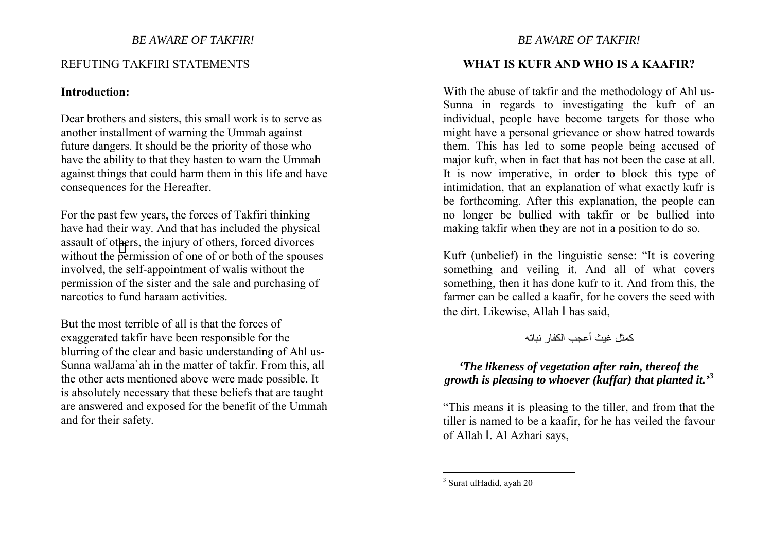## REFUTING TAKFIRI STATEMENTS

**Introduction:**

Dear brothers and sisters, this small work is to serve as another installment of warning the Ummah against future dangers. It should be the priority of those who have the ability to that they hasten to warn the Ummah against things that could harm them in this life and have consequences for the Hereafter.

For the past few years, the forces of Takfiri thinking have had their way. And that has included the physical assault of others, the injury of others, forced divorces without the permission of one of or both of the spouses involved, the self-appointment of walis without the permission of the sister and the sale and purchasing of narcotics to fund haraam activities.

But the most terrible of all is that the forces of exaggerated takfir have been responsible for the blurring of the clear and basic understanding of Ahl us-Sunna walJama`ah in the matter of takfir. From this, all the other acts mentioned above were made possible. It is absolutely necessary that these beliefs that are taught are answered and exposed for the benefit of the Ummah and for their safety.

## WHAT IS KUFR AND WHO IS A KAAFIR?

With the abuse of takfir and the methodology of Ahl us-Sunna in regards to investigating the kufr of an individual, people have become targets for those who might have a personal grievance or show hatred towards them. This has led to some people being accused of major kufr, when in fact that has not been the case at all. It is now imperative, in order to block this type of intimidation, that an explanation of what exactly kufr is be forthcoming. After this explanation, the people can no longer be bullied with takfir or be bullied into making takfir when they are not in a position to do so.

Kufr (unbelief) in the linguistic sense: "It is covering something and veiling it. And all of what covers something, then it has done kufr to it. And from this, the farmer can be called a kaafir, for he covers the seed with the dirt. Likewise, Allah ا has said,

كمثل غيث أعجب الكفار نباته

***'The likeness of vegetation after rain, thereof the growth is pleasing to whoever (kuffar) that planted it.'[3]***

"This means it is pleasing to the tiller, and from that the tiller is named to be a kaafir, for he has veiled the favour of Allah ا. Al Azhari says,

[3] Surat ulHadid, ayah 20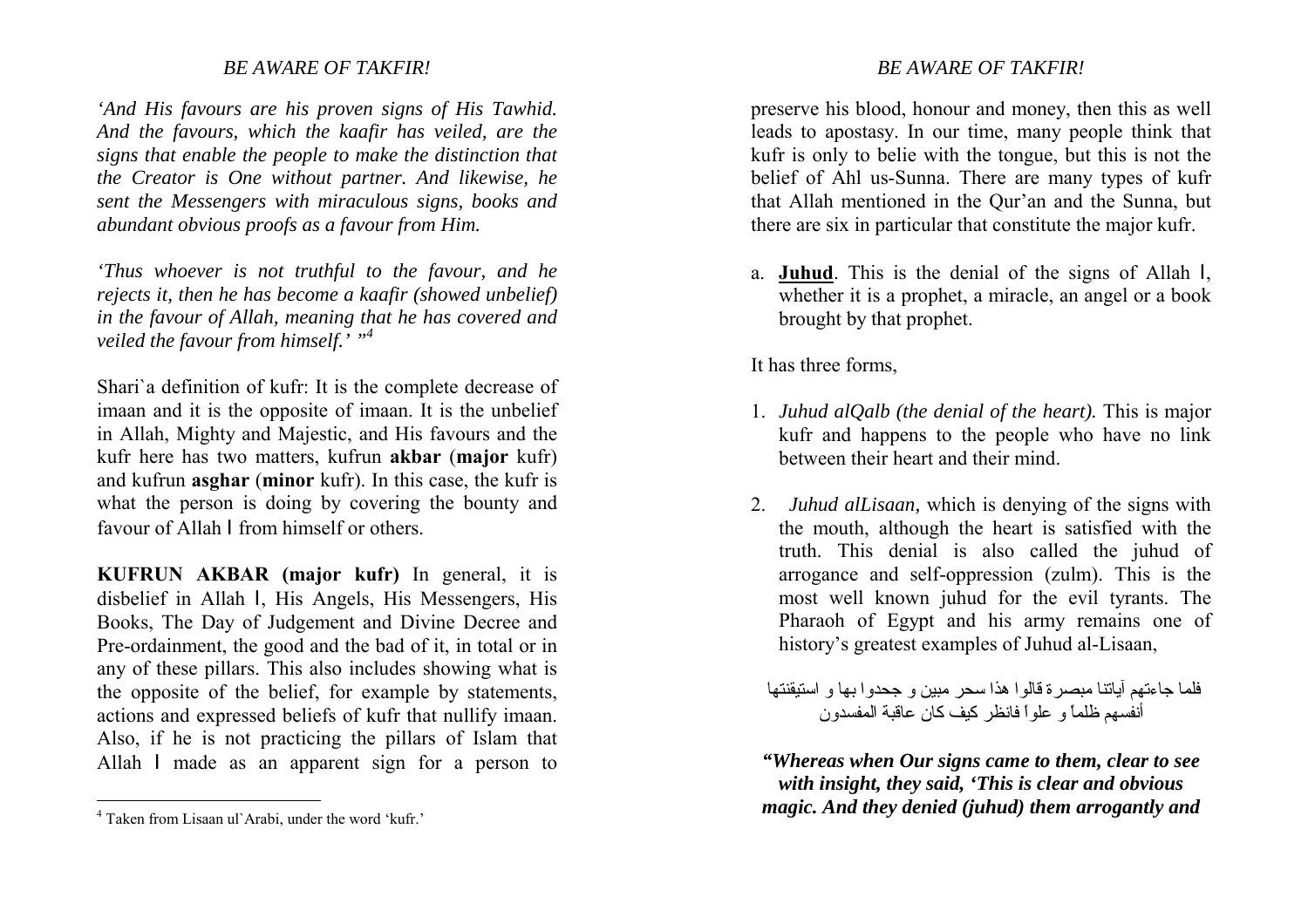*'And His favours are his proven signs of His Tawhid. And the favours, which the kaafir has veiled, are the signs that enable the people to make the distinction that the Creator is One without partner. And likewise, he sent the Messengers with miraculous signs, books and abundant obvious proofs as a favour from Him.*

*'Thus whoever is not truthful to the favour, and he rejects it, then he has become a kaafir (showed unbelief) in the favour of Allah, meaning that he has covered and veiled the favour from himself.' "*[4]

Shari`a definition of kufr: It is the complete decrease of imaan and it is the opposite of imaan. It is the unbelief in Allah, Mighty and Majestic, and His favours and the kufr here has two matters, kufrun **akbar** (**major** kufr) and kufrun **asghar** (**minor** kufr). In this case, the kufr is what the person is doing by covering the bounty and favour of Allah I from himself or others.

**KUFRUN AKBAR (major kufr)** In general, it is disbelief in Allah I, His Angels, His Messengers, His Books, The Day of Judgement and Divine Decree and Pre-ordainment, the good and the bad of it, in total or in any of these pillars. This also includes showing what is the opposite of the belief, for example by statements, actions and expressed beliefs of kufr that nullify imaan. Also, if he is not practicing the pillars of Islam that Allah I made as an apparent sign for a person to preserve his blood, honour and money, then this as well leads to apostasy. In our time, many people think that kufr is only to belie with the tongue, but this is not the belief of Ahl us-Sunna. There are many types of kufr that Allah mentioned in the Qur'an and the Sunna, but there are six in particular that constitute the major kufr.

a. **Juhud**. This is the denial of the signs of Allah I, whether it is a prophet, a miracle, an angel or a book brought by that prophet.

It has three forms,

1. *Juhud alQalb (the denial of the heart).* This is major kufr and happens to the people who have no link between their heart and their mind.

2. *Juhud alLisaan*, which is denying of the signs with the mouth, although the heart is satisfied with the truth. This denial is also called the juhud of arrogance and self-oppression (zulm). This is the most well known juhud for the evil tyrants. The Pharaoh of Egypt and his army remains one of history's greatest examples of Juhud al-Lisaan,

فلما جاءتهم آياتنا مبصرة قالوا هذا سحر مبين و جحدوا بها و استيقنتها أنفسهم ظلماً و علواً فانظر كيف كان عاقبة المفسدون

***"Whereas when Our signs came to them, clear to see with insight, they said, 'This is clear and obvious magic. And they denied (juhud) them arrogantly and***

---

[4] Taken from Lisaan ul`Arabi, under the word 'kufr.'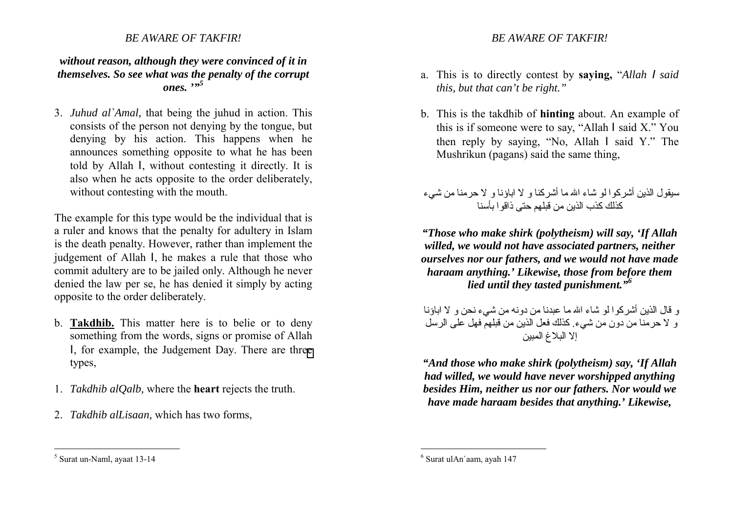***without reason, although they were convinced of it in themselves. So see what was the penalty of the corrupt ones. '"*[5]**

3. *Juhud al`Amal,* that being the juhud in action. This consists of the person not denying by the tongue, but denying by his action. This happens when he announces something opposite to what he has been told by Allah I, without contesting it directly. It is also when he acts opposite to the order deliberately, without contesting with the mouth.

The example for this type would be the individual that is a ruler and knows that the penalty for adultery in Islam is the death penalty. However, rather than implement the judgement of Allah I, he makes a rule that those who commit adultery are to be jailed only. Although he never denied the law per se, he has denied it simply by acting opposite to the order deliberately.

b. **Takdhib.** This matter here is to belie or to deny something from the words, signs or promise of Allah I, for example, the Judgement Day. There are three types,

1. *Takdhib alQalb,* where the **heart** rejects the truth.

2. *Takdhib alLisaan,* which has two forms,

a. This is to directly contest by **saying,** "*Allah I said this, but that can't be right."*

b. This is the takdhib of **hinting** about. An example of this is if someone were to say, "Allah I said X." You then reply by saying, "No, Allah I said Y." The Mushrikun (pagans) said the same thing,

سيقول الذين أشركوا لو شاء الله ما أشركنا و لا اباؤنا و لا حرمنا من شيء كذلك كذب الذين من قبلهم حتى ذاقوا بأسنا

***"Those who make shirk (polytheism) will say, 'If Allah willed, we would not have associated partners, neither ourselves nor our fathers, and we would not have made haraam anything.' Likewise, those from before them lied until they tasted punishment."*[6]**

و قال الذين أشركوا لو شاء الله ما عبدنا من دونه من شيء نحن و لا اباؤنا و لا حرمنا من دون من شيء. كذلك فعل الذين من قبلهم فهل على الرسل إلا البلاغ المبين

***"And those who make shirk (polytheism) say, 'If Allah had willed, we would have never worshipped anything besides Him, neither us nor our fathers. Nor would we have made haraam besides that anything.' Likewise,***

---

[5] Surat un-Naml, ayaat 13-14

[6] Surat ulAn`aam, ayah 147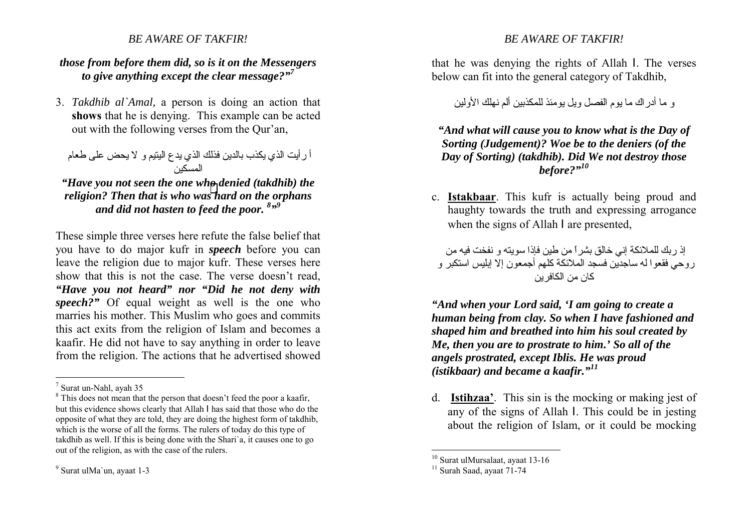***those from before them did, so is it on the Messengers to give anything except the clear message?"[7]***

3. *Takdhib al`Amal*, a person is doing an action that **shows** that he is denying. This example can be acted out with the following verses from the Qur'an,

أ رأيت الذي يكذب بالدين فذلك الذي يدع اليتيم و لا يحض على طعام المسكين

***"Have you not seen the one who denied (takdhib) the religion? Then that is who was hard on the orphans and did not hasten to feed the poor.[8]"[9]***

These simple three verses here refute the false belief that you have to do major kufr in ***speech*** before you can leave the religion due to major kufr. These verses here show that this is not the case. The verse doesn't read, ***"Have you not heard" nor "Did he not deny with speech?"*** Of equal weight as well is the one who marries his mother. This Muslim who goes and commits this act exits from the religion of Islam and becomes a kaafir. He did not have to say anything in order to leave from the religion. The actions that he advertised showed that he was denying the rights of Allah I. The verses below can fit into the general category of Takdhib,

و ما أدراك ما يوم الفصل ويل يومئذ للمكذبين ألم نهلك الأولين

***"And what will cause you to know what is the Day of Sorting (Judgement)? Woe be to the deniers (of the Day of Sorting) (takdhib). Did We not destroy those before?"[10]***

c. **Istakbaar**. This kufr is actually being proud and haughty towards the truth and expressing arrogance when the signs of Allah I are presented,

إذ ربك للملائكة إني خالق بشراً من طين فإذا سويته و نفخت فيه من روحي فقعوا له ساجدين فسجد الملائكة كلهم أجمعون إلا إبليس استكبر و كان من الكافرين

***"And when your Lord said, 'I am going to create a human being from clay. So when I have fashioned and shaped him and breathed into him his soul created by Me, then you are to prostrate to him.' So all of the angels prostrated, except Iblis. He was proud (istikbaar) and became a kaafir."[11]***

d. **Istihzaa'**. This sin is the mocking or making jest of any of the signs of Allah I. This could be in jesting about the religion of Islam, or it could be mocking

---

[7] Surat un-Nahl, ayah 35

[8] This does not mean that the person that doesn't feed the poor a kaafir, but this evidence shows clearly that Allah I has said that those who do the opposite of what they are told, they are doing the highest form of takdhib, which is the worse of all the forms. The rulers of today do this type of takdhib as well. If this is being done with the Shari`a, it causes one to go out of the religion, as with the case of the rulers.

[9] Surat ulMa`un, ayaat 1-3

[10] Surat ulMursalaat, ayaat 13-16

[11] Surah Saad, ayaat 71-74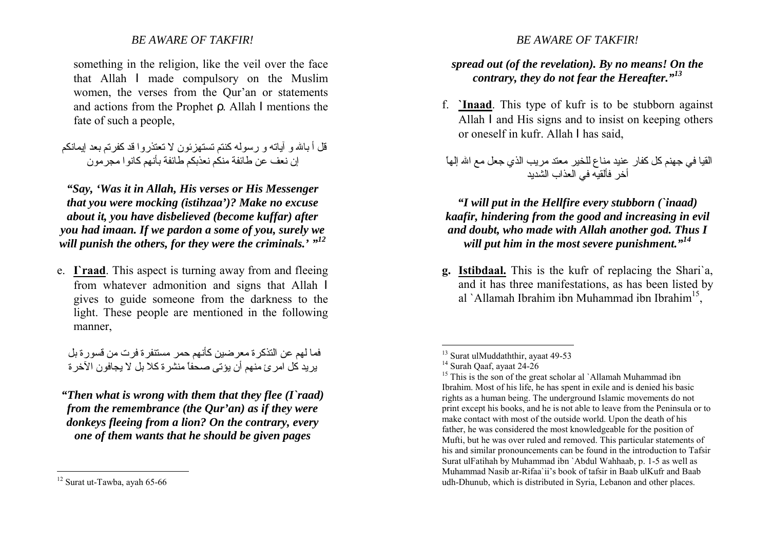something in the religion, like the veil over the face that Allah I made compulsory on the Muslim women, the verses from the Qur'an or statements and actions from the Prophet ρ. Allah I mentions the fate of such a people,

قل أ بالله و آياته و رسوله كنتم تستهزئون لا تعتذروا قد كفرتم بعد إيمانكم إن نعف عن طائفة منكم نعذبكم طائفة بأنهم كانوا مجرمون

***"Say, 'Was it in Allah, His verses or His Messenger that you were mocking (istihzaa')? Make no excuse about it, you have disbelieved (become kuffar) after you had imaan. If we pardon a some of you, surely we will punish the others, for they were the criminals.' "***[12]

e. **I`raad**. This aspect is turning away from and fleeing from whatever admonition and signs that Allah I gives to guide someone from the darkness to the light. These people are mentioned in the following manner,

فما لهم عن التذكرة معرضين كأنهم حمر مستنفرة فرت من قسورة بل يريد كل امرئ منهم أن يؤتى صحفاً منشرة كلا بل لا يخافون الآخرة

***"Then what is wrong with them that they flee (I`raad) from the remembrance (the Qur'an) as if they were donkeys fleeing from a lion? On the contrary, every one of them wants that he should be given pages spread out (of the revelation). By no means! On the contrary, they do not fear the Hereafter."***[13]

f. **`Inaad**. This type of kufr is to be stubborn against Allah I and His signs and to insist on keeping others or oneself in kufr. Allah I has said,

القيا في جهنم كل كفار عنيد مناع للخير معتد مريب الذي جعل مع الله إلهاً أخر فألقيه في العذاب الشديد

***"I will put in the Hellfire every stubborn (`inaad) kaafir, hindering from the good and increasing in evil and doubt, who made with Allah another god. Thus I will put him in the most severe punishment."***[14]

**g. Istibdaal.** This is the kufr of replacing the Shari`a, and it has three manifestations, as has been listed by al `Allamah Ibrahim ibn Muhammad ibn Ibrahim[15],

---

[12] Surat ut-Tawba, ayah 65-66

[13] Surat ulMuddaththir, ayaat 49-53

[14] Surah Qaaf, ayaat 24-26

[15] This is the son of the great scholar al `Allamah Muhammad ibn Ibrahim. Most of his life, he has spent in exile and is denied his basic rights as a human being. The underground Islamic movements do not print except his books, and he is not able to leave from the Peninsula or to make contact with most of the outside world. Upon the death of his father, he was considered the most knowledgeable for the position of Mufti, but he was over ruled and removed. This particular statements of his and similar pronouncements can be found in the introduction to Tafsir Surat ulFatihah by Muhammad ibn `Abdul Wahhaab, p. 1-5 as well as Muhammad Nasib ar-Rifaa`ii's book of tafsir in Baab ulKufr and Baab udh-Dhunub, which is distributed in Syria, Lebanon and other places.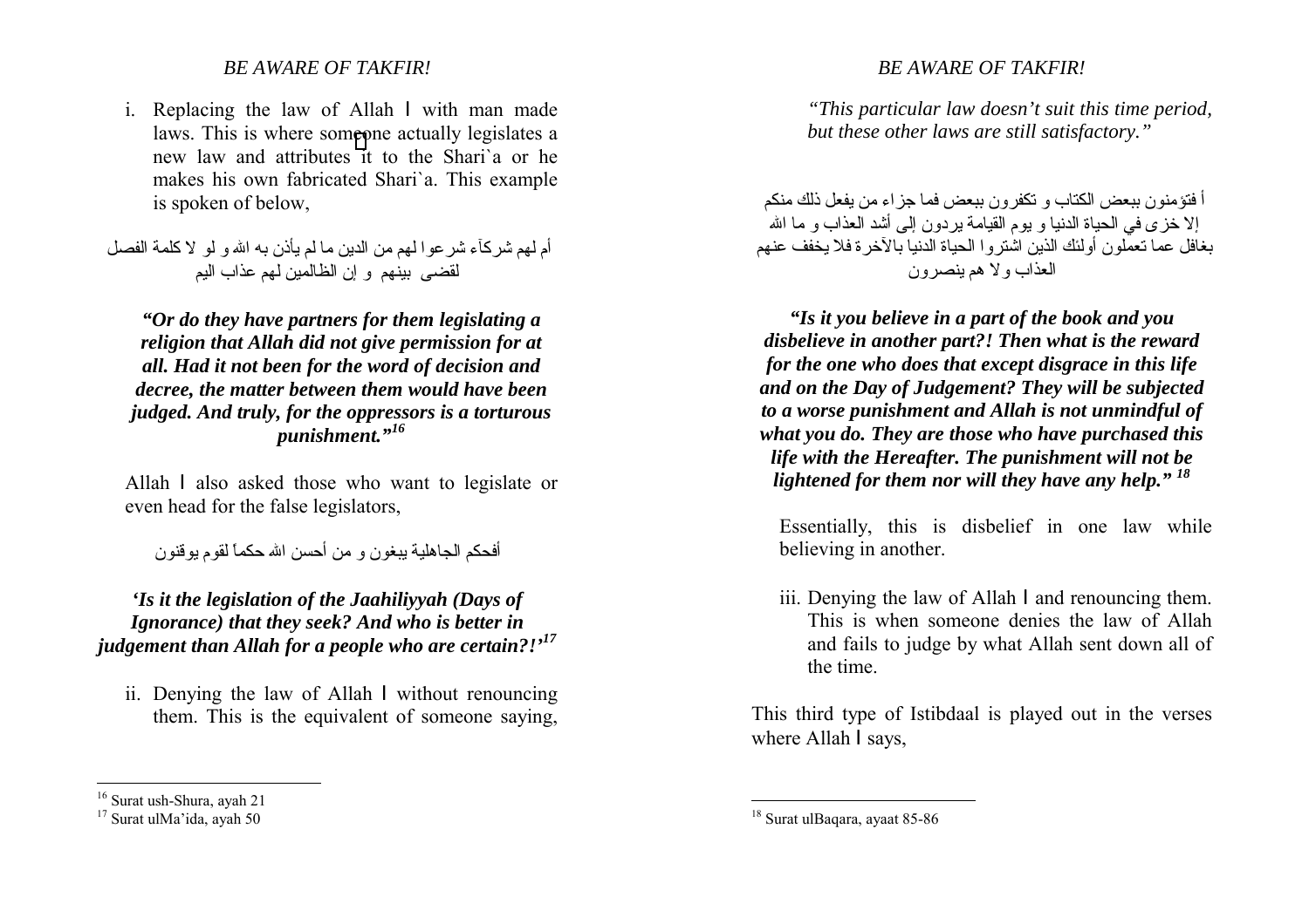i. Replacing the law of Allah I with man made laws. This is where someone actually legislates a new law and attributes it to the Shari`a or he makes his own fabricated Shari`a. This example is spoken of below,

أم لهم شركآء شرعوا لهم من الدين ما لم يأذن به الله و لو لا كلمة الفصل لقضى بينهم و إن الظالمين لهم عذاب اليم

***"Or do they have partners for them legislating a religion that Allah did not give permission for at all. Had it not been for the word of decision and decree, the matter between them would have been judged. And truly, for the oppressors is a torturous punishment."*[16]**

Allah I also asked those who want to legislate or even head for the false legislators,

أفحكم الجاهلية يبغون و من أحسن الله حكماً لقوم يوقنون

***'Is it the legislation of the Jaahiliyyah (Days of Ignorance) that they seek? And who is better in judgement than Allah for a people who are certain?!'*[17]**

ii. Denying the law of Allah I without renouncing them. This is the equivalent of someone saying,

[16] Surat ush-Shura, ayah 21

[17] Surat ulMa'ida, ayah 50

*"This particular law doesn't suit this time period, but these other laws are still satisfactory."*

أ فتؤمنون ببعض الكتاب و تكفرون ببعض فما جزاء من يفعل ذلك منكم إلا خزى في الحياة الدنيا و يوم القيامة يردون إلى أشد العذاب و ما الله بغافل عما تعملون أولئك الذين اشتروا الحياة الدنيا بالآخرة فلا يخفف عنهم العذاب ولا هم ينصرون

***"Is it you believe in a part of the book and you disbelieve in another part?! Then what is the reward for the one who does that except disgrace in this life and on the Day of Judgement? They will be subjected to a worse punishment and Allah is not unmindful of what you do. They are those who have purchased this life with the Hereafter. The punishment will not be lightened for them nor will they have any help."*[18]**

Essentially, this is disbelief in one law while believing in another.

iii. Denying the law of Allah I and renouncing them. This is when someone denies the law of Allah and fails to judge by what Allah sent down all of the time.

This third type of Istibdaal is played out in the verses where Allah I says,

[18] Surat ulBaqara, ayaat 85-86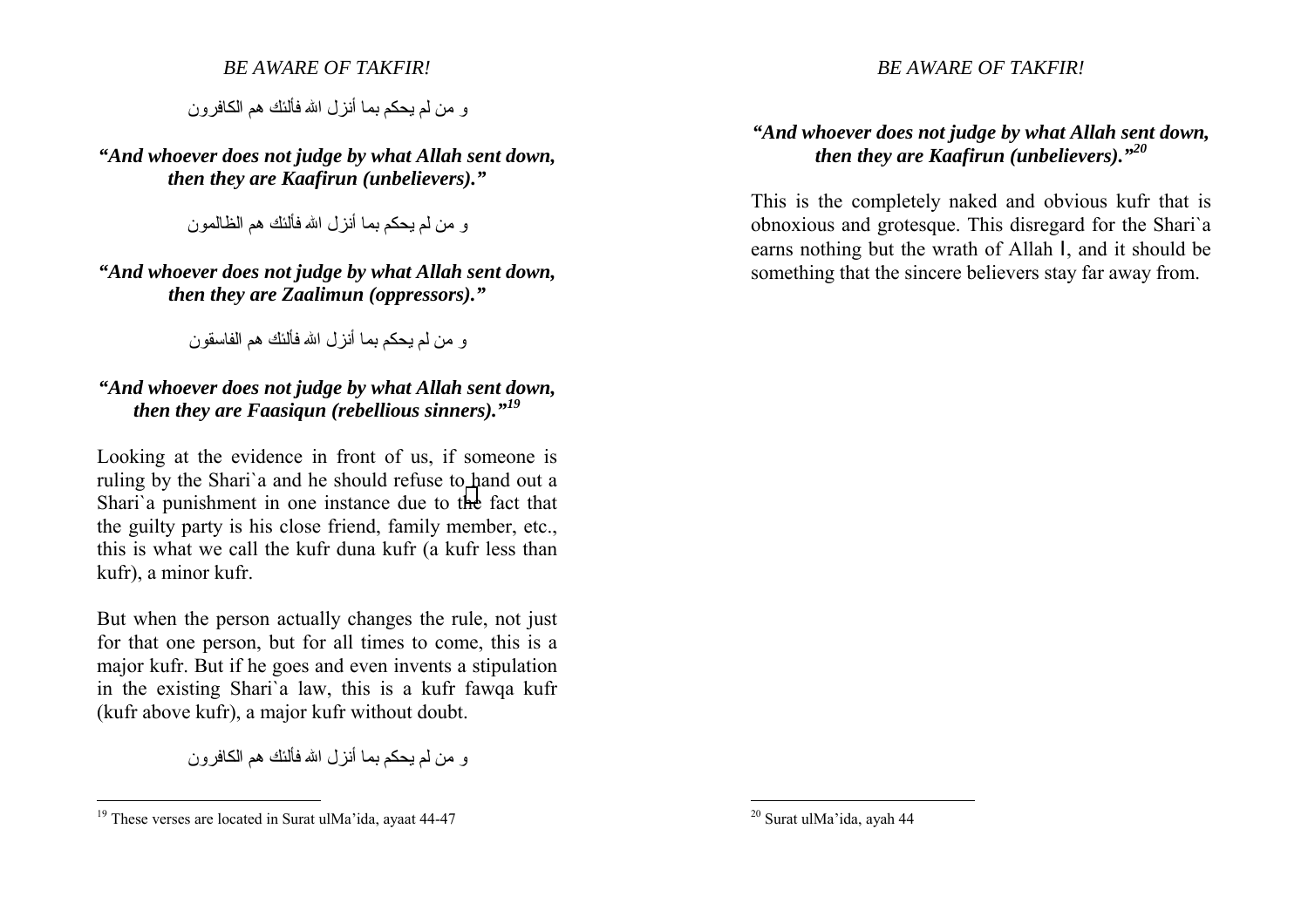و من لم يحكم بما أنزل الله فألئك هم الكافرون

***"And whoever does not judge by what Allah sent down, then they are Kaafirun (unbelievers)."***

و من لم يحكم بما أنزل الله فألئك هم الظالمون

***"And whoever does not judge by what Allah sent down, then they are Zaalimun (oppressors)."***

و من لم يحكم بما أنزل الله فألئك هم الفاسقون

***"And whoever does not judge by what Allah sent down, then they are Faasiqun (rebellious sinners)."***[19]

Looking at the evidence in front of us, if someone is ruling by the Shari`a and he should refuse to hand out a Shari`a punishment in one instance due to the fact that the guilty party is his close friend, family member, etc., this is what we call the kufr duna kufr (a kufr less than kufr), a minor kufr.

But when the person actually changes the rule, not just for that one person, but for all times to come, this is a major kufr. But if he goes and even invents a stipulation in the existing Shari`a law, this is a kufr fawqa kufr (kufr above kufr), a major kufr without doubt.

و من لم يحكم بما أنزل الله فألئك هم الكافرون

***"And whoever does not judge by what Allah sent down, then they are Kaafirun (unbelievers)."***[20]

This is the completely naked and obvious kufr that is obnoxious and grotesque. This disregard for the Shari`a earns nothing but the wrath of Allah I, and it should be something that the sincere believers stay far away from.

---

[19] These verses are located in Surat ulMa'ida, ayaat 44-47

[20] Surat ulMa'ida, ayah 44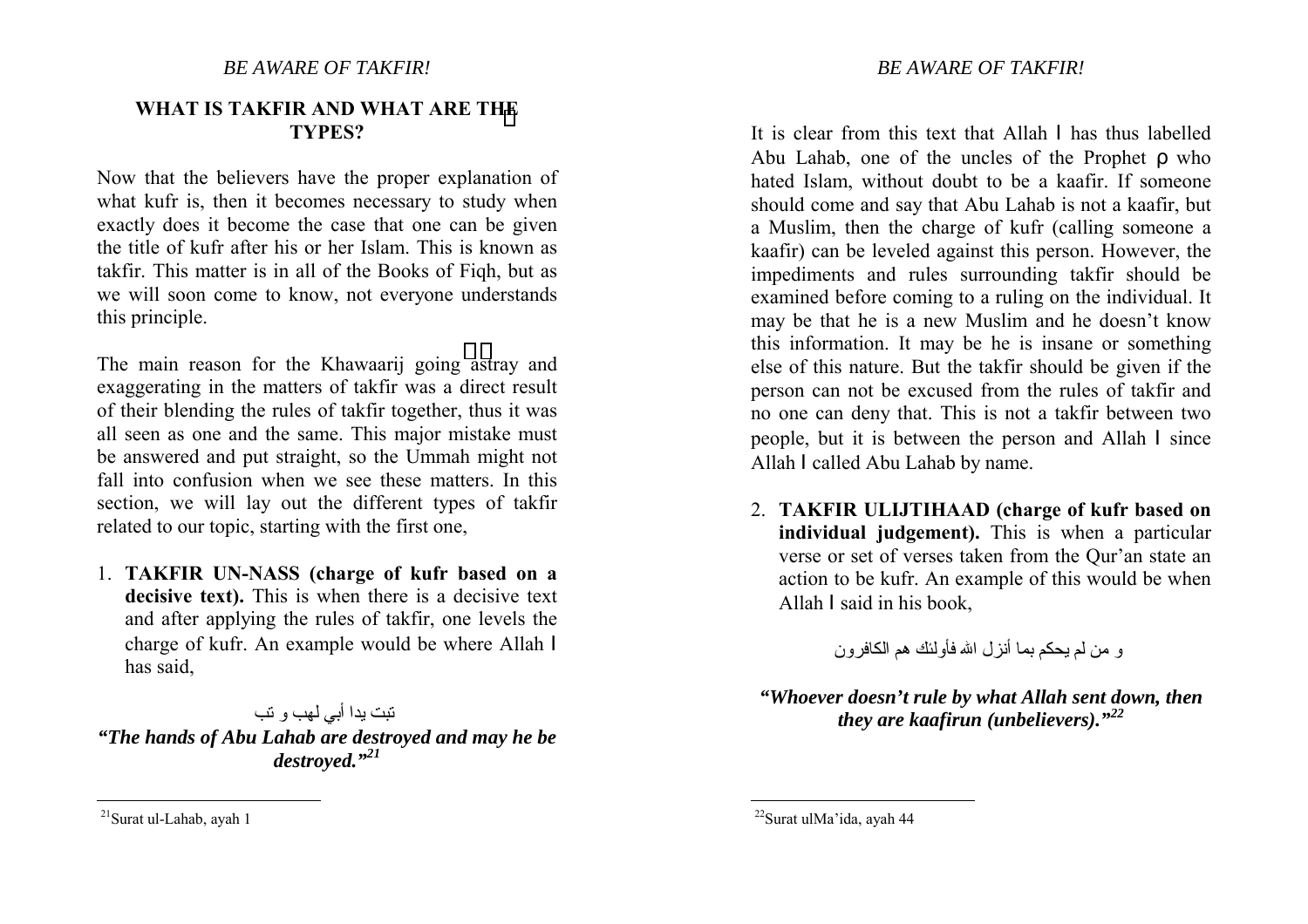## WHAT IS TAKFIR AND WHAT ARE THE TYPES?

Now that the believers have the proper explanation of what kufr is, then it becomes necessary to study when exactly does it become the case that one can be given the title of kufr after his or her Islam. This is known as takfir. This matter is in all of the Books of Fiqh, but as we will soon come to know, not everyone understands this principle.

The main reason for the Khawaarij going astray and exaggerating in the matters of takfir was a direct result of their blending the rules of takfir together, thus it was all seen as one and the same. This major mistake must be answered and put straight, so the Ummah might not fall into confusion when we see these matters. In this section, we will lay out the different types of takfir related to our topic, starting with the first one,

1. **TAKFIR UN-NASS (charge of kufr based on a decisive text).** This is when there is a decisive text and after applying the rules of takfir, one levels the charge of kufr. An example would be where Allah I has said,

تبت يدا أبي لهب و تب

***"The hands of Abu Lahab are destroyed and may he be destroyed."[21]***

[21]Surat ul-Lahab, ayah 1

It is clear from this text that Allah I has thus labelled Abu Lahab, one of the uncles of the Prophet ρ who hated Islam, without doubt to be a kaafir. If someone should come and say that Abu Lahab is not a kaafir, but a Muslim, then the charge of kufr (calling someone a kaafir) can be leveled against this person. However, the impediments and rules surrounding takfir should be examined before coming to a ruling on the individual. It may be that he is a new Muslim and he doesn't know this information. It may be he is insane or something else of this nature. But the takfir should be given if the person can not be excused from the rules of takfir and no one can deny that. This is not a takfir between two people, but it is between the person and Allah I since Allah I called Abu Lahab by name.

2. **TAKFIR ULIJTIHAAD (charge of kufr based on individual judgement).** This is when a particular verse or set of verses taken from the Qur'an state an action to be kufr. An example of this would be when Allah I said in his book,

و من لم يحكم بما أنزل الله فأولئك هم الكافرون

***"Whoever doesn't rule by what Allah sent down, then they are kaafirun (unbelievers)."[22]***

[22]Surat ulMa'ida, ayah 44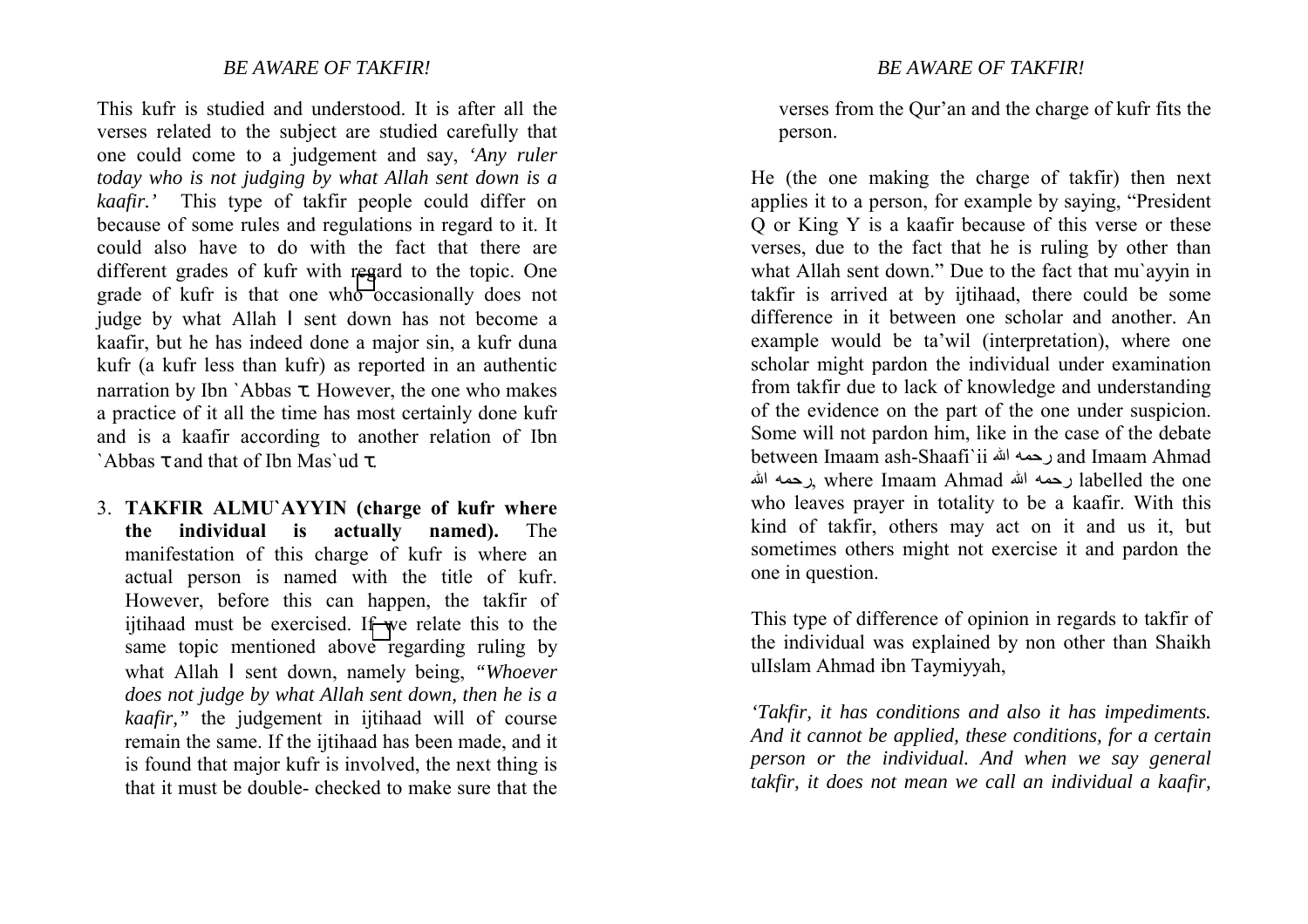This kufr is studied and understood. It is after all the verses related to the subject are studied carefully that one could come to a judgement and say, *'Any ruler today who is not judging by what Allah sent down is a kaafir.'* This type of takfir people could differ on because of some rules and regulations in regard to it. It could also have to do with the fact that there are different grades of kufr with regard to the topic. One grade of kufr is that one who occasionally does not judge by what Allah I sent down has not become a kaafir, but he has indeed done a major sin, a kufr duna kufr (a kufr less than kufr) as reported in an authentic narration by Ibn `Abbas τ. However, the one who makes a practice of it all the time has most certainly done kufr and is a kaafir according to another relation of Ibn `Abbas τ and that of Ibn Mas`ud τ.

3. **TAKFIR ALMU`AYYIN (charge of kufr where the individual is actually named).** The manifestation of this charge of kufr is where an actual person is named with the title of kufr. However, before this can happen, the takfir of ijtihaad must be exercised. If we relate this to the same topic mentioned above regarding ruling by what Allah I sent down, namely being, *"Whoever does not judge by what Allah sent down, then he is a kaafir,"* the judgement in ijtihaad will of course remain the same. If the ijtihaad has been made, and it is found that major kufr is involved, the next thing is that it must be double- checked to make sure that the verses from the Qur'an and the charge of kufr fits the person.

He (the one making the charge of takfir) then next applies it to a person, for example by saying, "President Q or King Y is a kaafir because of this verse or these verses, due to the fact that he is ruling by other than what Allah sent down." Due to the fact that mu`ayyin in takfir is arrived at by ijtihaad, there could be some difference in it between one scholar and another. An example would be ta'wil (interpretation), where one scholar might pardon the individual under examination from takfir due to lack of knowledge and understanding of the evidence on the part of the one under suspicion. Some will not pardon him, like in the case of the debate between Imaam ash-Shaafi`ii رحمه الله and Imaam Ahmad رحمه الله, where Imaam Ahmad رحمه الله labelled the one who leaves prayer in totality to be a kaafir. With this kind of takfir, others may act on it and us it, but sometimes others might not exercise it and pardon the one in question.

This type of difference of opinion in regards to takfir of the individual was explained by non other than Shaikh ulIslam Ahmad ibn Taymiyyah,

*'Takfir, it has conditions and also it has impediments. And it cannot be applied, these conditions, for a certain person or the individual. And when we say general takfir, it does not mean we call an individual a kaafir,*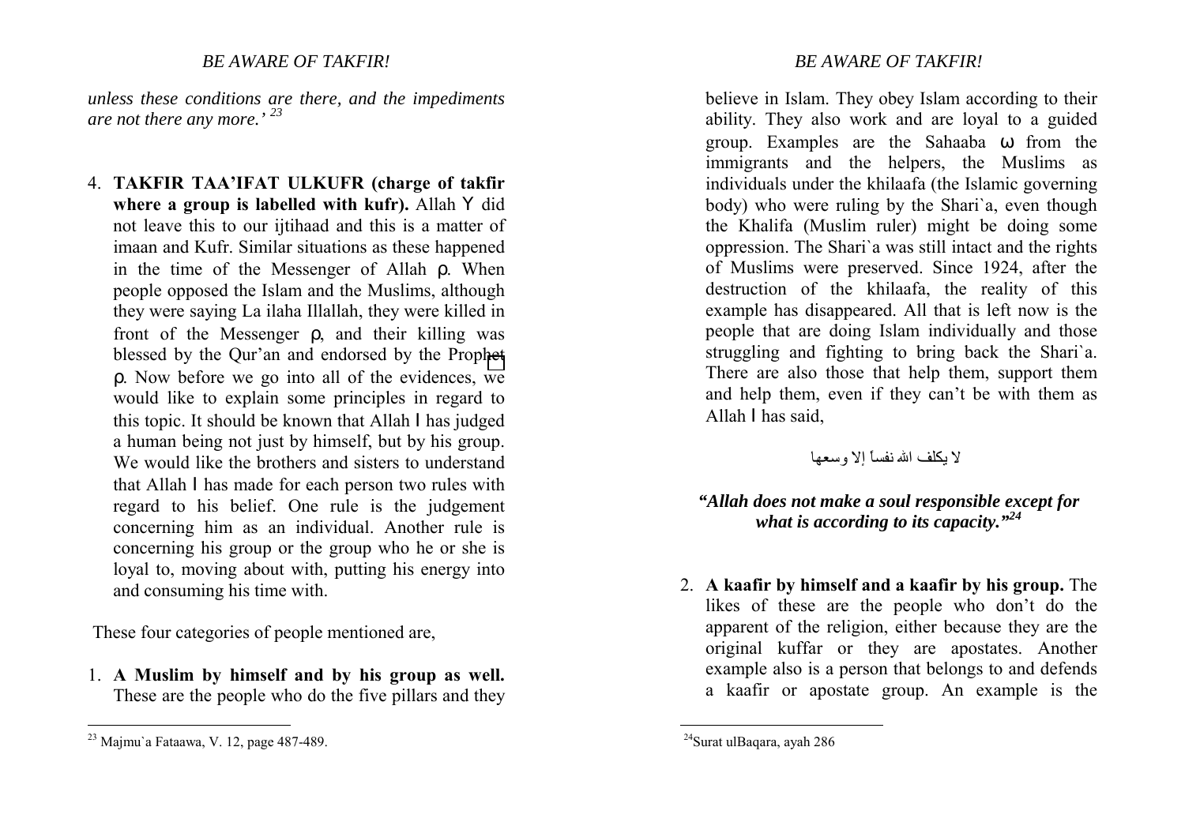*unless these conditions are there, and the impediments are not there any more.'* [23]

4. **TAKFIR TAA'IFAT ULKUFR (charge of takfir where a group is labelled with kufr).** Allah Y did not leave this to our ijtihaad and this is a matter of imaan and Kufr. Similar situations as these happened in the time of the Messenger of Allah ρ. When people opposed the Islam and the Muslims, although they were saying La ilaha Illallah, they were killed in front of the Messenger ρ, and their killing was blessed by the Qur'an and endorsed by the Prophet ρ. Now before we go into all of the evidences, we would like to explain some principles in regard to this topic. It should be known that Allah I has judged a human being not just by himself, but by his group. We would like the brothers and sisters to understand that Allah I has made for each person two rules with regard to his belief. One rule is the judgement concerning him as an individual. Another rule is concerning his group or the group who he or she is loyal to, moving about with, putting his energy into and consuming his time with.

These four categories of people mentioned are,

1. **A Muslim by himself and by his group as well.** These are the people who do the five pillars and they believe in Islam. They obey Islam according to their ability. They also work and are loyal to a guided group. Examples are the Sahaaba ω from the immigrants and the helpers, the Muslims as individuals under the khilaafa (the Islamic governing body) who were ruling by the Shari`a, even though the Khalifa (Muslim ruler) might be doing some oppression. The Shari`a was still intact and the rights of Muslims were preserved. Since 1924, after the destruction of the khilaafa, the reality of this example has disappeared. All that is left now is the people that are doing Islam individually and those struggling and fighting to bring back the Shari`a. There are also those that help them, support them and help them, even if they can't be with them as Allah I has said,

لا يكلف الله نفساً إلا وسعها

***"Allah does not make a soul responsible except for what is according to its capacity."*** [24]

2. **A kaafir by himself and a kaafir by his group.** The likes of these are the people who don't do the apparent of the religion, either because they are the original kuffar or they are apostates. Another example also is a person that belongs to and defends a kaafir or apostate group. An example is the

---

[23] Majmu`a Fataawa, V. 12, page 487-489.

[24] Surat ulBaqara, ayah 286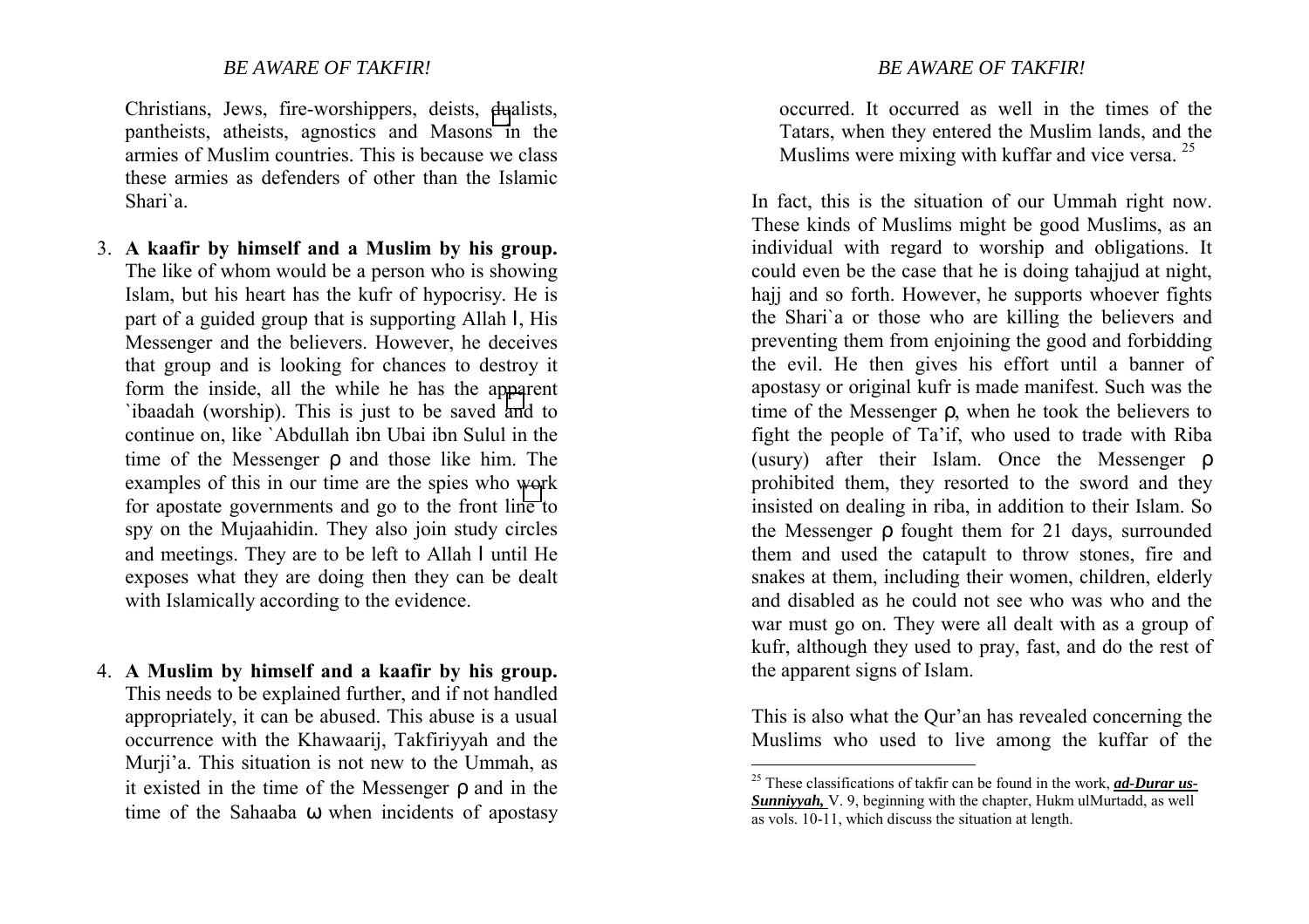Christians, Jews, fire-worshippers, deists, dualists, pantheists, atheists, agnostics and Masons in the armies of Muslim countries. This is because we class these armies as defenders of other than the Islamic Shari`a.

3. **A kaafir by himself and a Muslim by his group.** The like of whom would be a person who is showing Islam, but his heart has the kufr of hypocrisy. He is part of a guided group that is supporting Allah I, His Messenger and the believers. However, he deceives that group and is looking for chances to destroy it form the inside, all the while he has the apparent `ibaadah (worship). This is just to be saved and to continue on, like `Abdullah ibn Ubai ibn Sulul in the time of the Messenger ρ and those like him. The examples of this in our time are the spies who work for apostate governments and go to the front line to spy on the Mujaahidin. They also join study circles and meetings. They are to be left to Allah I until He exposes what they are doing then they can be dealt with Islamically according to the evidence.

4. **A Muslim by himself and a kaafir by his group.** This needs to be explained further, and if not handled appropriately, it can be abused. This abuse is a usual occurrence with the Khawaarij, Takfiriyyah and the Murji'a. This situation is not new to the Ummah, as it existed in the time of the Messenger ρ and in the time of the Sahaaba ω when incidents of apostasy occurred. It occurred as well in the times of the Tatars, when they entered the Muslim lands, and the Muslims were mixing with kuffar and vice versa. [25]

In fact, this is the situation of our Ummah right now. These kinds of Muslims might be good Muslims, as an individual with regard to worship and obligations. It could even be the case that he is doing tahajjud at night, hajj and so forth. However, he supports whoever fights the Shari`a or those who are killing the believers and preventing them from enjoining the good and forbidding the evil. He then gives his effort until a banner of apostasy or original kufr is made manifest. Such was the time of the Messenger ρ, when he took the believers to fight the people of Ta'if, who used to trade with Riba (usury) after their Islam. Once the Messenger ρ prohibited them, they resorted to the sword and they insisted on dealing in riba, in addition to their Islam. So the Messenger ρ fought them for 21 days, surrounded them and used the catapult to throw stones, fire and snakes at them, including their women, children, elderly and disabled as he could not see who was who and the war must go on. They were all dealt with as a group of kufr, although they used to pray, fast, and do the rest of the apparent signs of Islam.

This is also what the Qur'an has revealed concerning the Muslims who used to live among the kuffar of the

---

[25] These classifications of takfir can be found in the work, ***ad-Durar us-Sunniyyah,*** V. 9, beginning with the chapter, Hukm ulMurtadd, as well as vols. 10-11, which discuss the situation at length.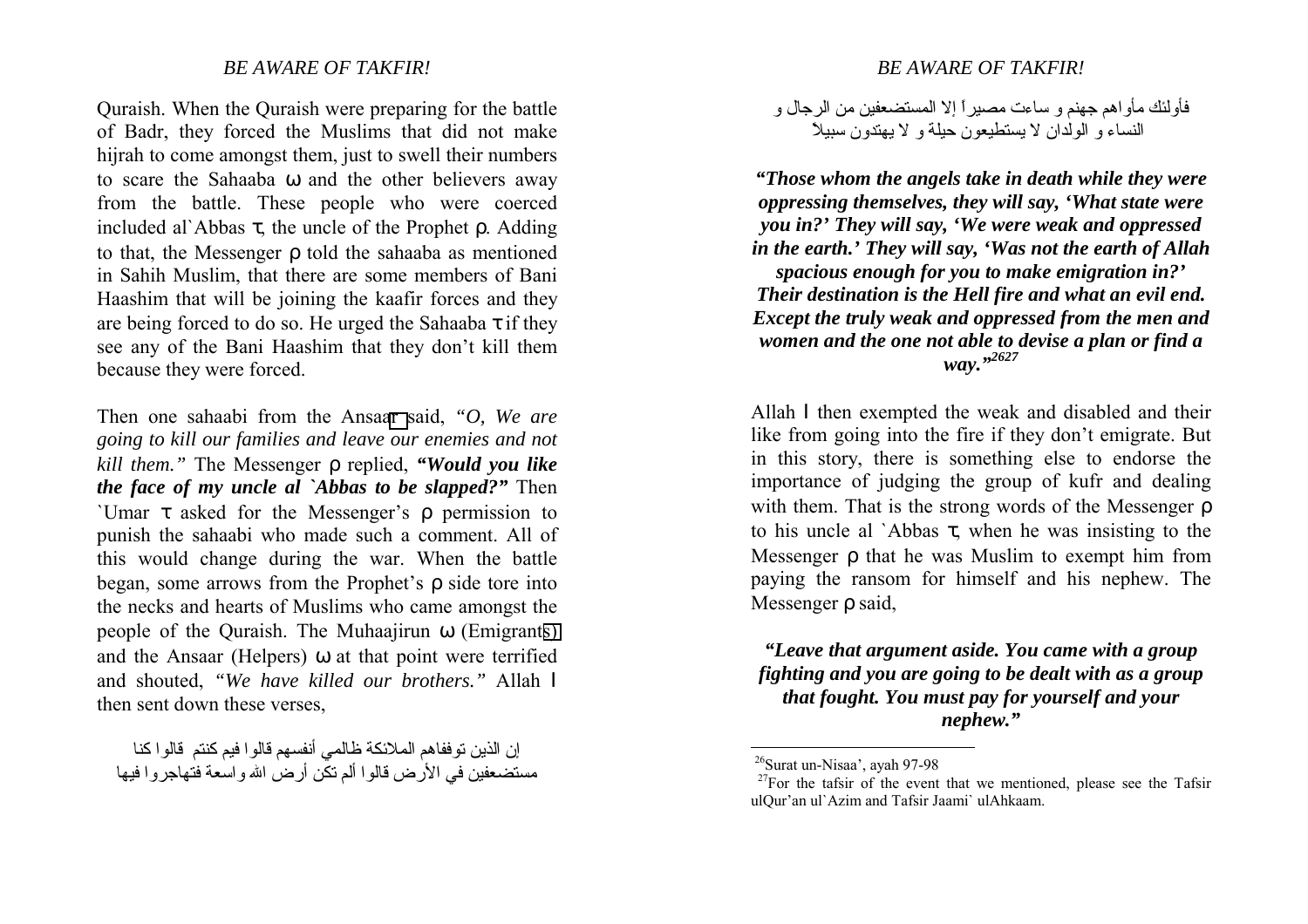Quraish. When the Quraish were preparing for the battle of Badr, they forced the Muslims that did not make hijrah to come amongst them, just to swell their numbers to scare the Sahaaba ω and the other believers away from the battle. These people who were coerced included al`Abbas τ, the uncle of the Prophet ρ. Adding to that, the Messenger ρ told the sahaaba as mentioned in Sahih Muslim, that there are some members of Bani Haashim that will be joining the kaafir forces and they are being forced to do so. He urged the Sahaaba τ if they see any of the Bani Haashim that they don't kill them because they were forced.

Then one sahaabi from the Ansaar said, *"O, We are going to kill our families and leave our enemies and not kill them."* The Messenger ρ replied, ***"Would you like the face of my uncle al `Abbas to be slapped?"*** Then `Umar τ asked for the Messenger's ρ permission to punish the sahaabi who made such a comment. All of this would change during the war. When the battle began, some arrows from the Prophet's ρ side tore into the necks and hearts of Muslims who came amongst the people of the Quraish. The Muhaajirun ω (Emigrants) and the Ansaar (Helpers) ω at that point were terrified and shouted, *"We have killed our brothers."* Allah I then sent down these verses,

إن الذين توفاهم الملائكة ظالمي أنفسهم قالوا فيم كنتم قالوا كنا مستضعفين في الأرض قالوا ألم تكن أرض الله واسعة فتهاجروا فيها فأولئك مأواهم جهنم و ساءت مصيراً إلا المستضعفين من الرجال و النساء و الولدان لا يستطيعون حيلة و لا يهتدون سبيلاً

***"Those whom the angels take in death while they were oppressing themselves, they will say, 'What state were you in?' They will say, 'We were weak and oppressed in the earth.' They will say, 'Was not the earth of Allah spacious enough for you to make emigration in?' Their destination is the Hell fire and what an evil end. Except the truly weak and oppressed from the men and women and the one not able to devise a plan or find a way."***[26][27]

Allah I then exempted the weak and disabled and their like from going into the fire if they don't emigrate. But in this story, there is something else to endorse the importance of judging the group of kufr and dealing with them. That is the strong words of the Messenger ρ to his uncle al `Abbas τ, when he was insisting to the Messenger ρ that he was Muslim to exempt him from paying the ransom for himself and his nephew. The Messenger ρ said,

***"Leave that argument aside. You came with a group fighting and you are going to be dealt with as a group that fought. You must pay for yourself and your nephew."***

---

[26] Surat un-Nisaa', ayah 97-98

[27] For the tafsir of the event that we mentioned, please see the Tafsir ulQur'an ul`Azim and Tafsir Jaami` ulAhkaam.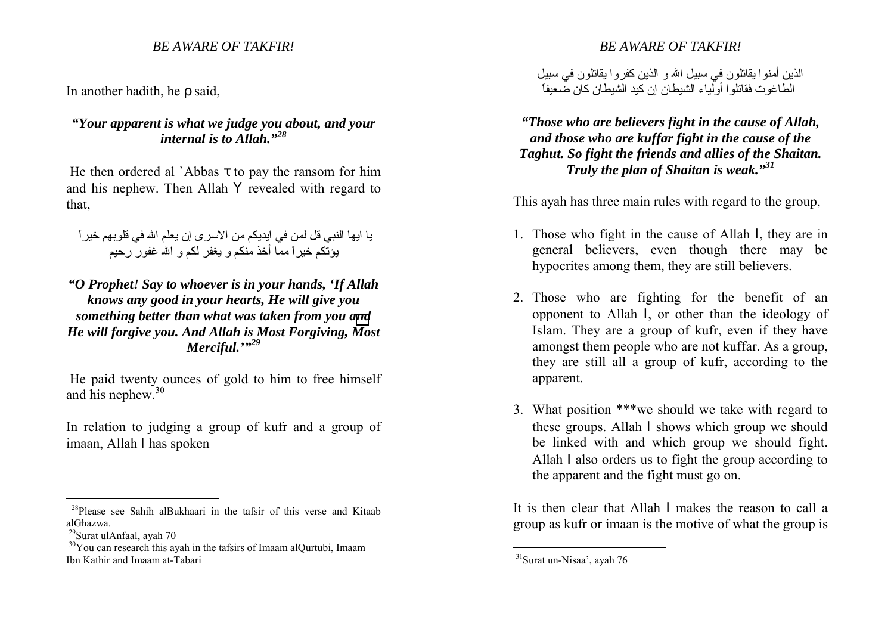In another hadith, he ρ said,

***"Your apparent is what we judge you about, and your internal is to Allah."***[28]

He then ordered al `Abbas τ to pay the ransom for him and his nephew. Then Allah Y revealed with regard to that,

يا ايها النبي قل لمن في ايديكم من الاسرى إن يعلم الله في قلوبهم خيراً يؤتكم خيراً مما أخذ منكم و يغفر لكم و الله غفور رحيم

***"O Prophet! Say to whoever is in your hands, 'If Allah knows any good in your hearts, He will give you something better than what was taken from you and He will forgive you. And Allah is Most Forgiving, Most Merciful.'"***[29]

He paid twenty ounces of gold to him to free himself and his nephew.[30]

In relation to judging a group of kufr and a group of imaan, Allah I has spoken

الذين أمنوا يقاتلون في سبيل الله و الذين كفروا يقاتلون في سبيل الطاغوت فقاتلوا أولياء الشيطان إن كيد الشيطان كان ضعيفاً

***"Those who are believers fight in the cause of Allah, and those who are kuffar fight in the cause of the Taghut. So fight the friends and allies of the Shaitan. Truly the plan of Shaitan is weak."***[31]

This ayah has three main rules with regard to the group,

1. Those who fight in the cause of Allah I, they are in general believers, even though there may be hypocrites among them, they are still believers.

2. Those who are fighting for the benefit of an opponent to Allah I, or other than the ideology of Islam. They are a group of kufr, even if they have amongst them people who are not kuffar. As a group, they are still all a group of kufr, according to the apparent.

3. What position ***we should we take with regard to these groups. Allah I shows which group we should be linked with and which group we should fight. Allah I also orders us to fight the group according to the apparent and the fight must go on.

It is then clear that Allah I makes the reason to call a group as kufr or imaan is the motive of what the group is

---

[28]Please see Sahih alBukhaari in the tafsir of this verse and Kitaab alGhazwa.

[29]Surat ulAnfaal, ayah 70

[30]You can research this ayah in the tafsirs of Imaam alQurtubi, Imaam Ibn Kathir and Imaam at-Tabari

[31]Surat un-Nisaa', ayah 76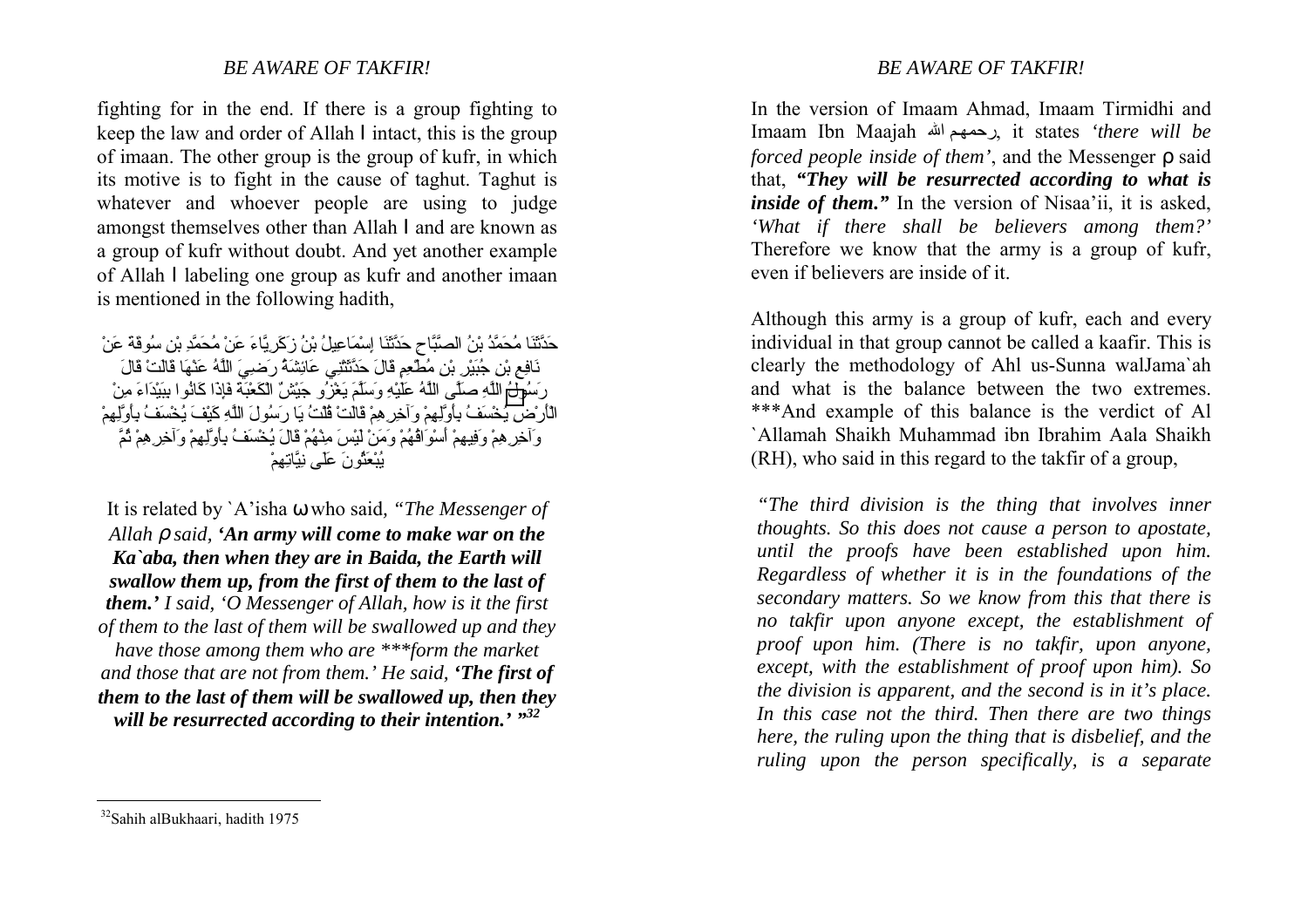fighting for in the end. If there is a group fighting to keep the law and order of Allah I intact, this is the group of imaan. The other group is the group of kufr, in which its motive is to fight in the cause of taghut. Taghut is whatever and whoever people are using to judge amongst themselves other than Allah I and are known as a group of kufr without doubt. And yet another example of Allah I labeling one group as kufr and another imaan is mentioned in the following hadith,

حَدَّثَنَا مُحَمَّدُ بْنُ الصَّبَّاحِ حَدَّثَنَا إِسْمَاعِيلُ بْنُ زَكَرِيَّاءَ عَنْ مُحَمَّدِ بْنِ سُوقَةَ عَنْ نَافِعِ بْنِ جُبَيْرِ بْنِ مُطْعِمٍ قَالَ حَدَّثَتْنِي عَائِشَةُ رَضِيَ اللَّهُ عَنْهَا قَالَتْ قَالَ رَسُولُ اللَّهِ صَلَّى اللَّهُ عَلَيْهِ وَسَلَّمَ يَغْزُو جَيْشٌ الْكَعْبَةَ فَإِذَا كَانُوا بِبَيْدَاءَ مِنْ الْأَرْضِ يُخْسَفُ بِأَوَّلِهِمْ وَآخِرِهِمْ قَالَتْ قُلْتُ يَا رَسُولَ اللَّهِ كَيْفَ يُخْسَفُ بِأَوَّلِهِمْ وَآخِرِهِمْ وَفِيهِمْ أَسْوَاقُهُمْ وَمَنْ لَيْسَ مِنْهُمْ قَالَ يُخْسَفُ بِأَوَّلِهِمْ وَآخِرِهِمْ ثُمَّ يُبْعَثُونَ عَلَى نِيَّاتِهِمْ

It is related by `A'isha ω who said, *"The Messenger of Allah ρ said,* ***'An army will come to make war on the Ka`aba, then when they are in Baida, the Earth will swallow them up, from the first of them to the last of them.'*** *I said, 'O Messenger of Allah, how is it the first of them to the last of them will be swallowed up and they have those among them who are \*\*\*form the market and those that are not from them.' He said,* ***'The first of them to the last of them will be swallowed up, then they will be resurrected according to their intention.' "***[32]

[32] Sahih alBukhaari, hadith 1975

In the version of Imaam Ahmad, Imaam Tirmidhi and Imaam Ibn Maajah رحمهم الله, it states *'there will be forced people inside of them'*, and the Messenger ρ said that, ***"They will be resurrected according to what is inside of them."*** In the version of Nisaa'ii, it is asked, *'What if there shall be believers among them?'* Therefore we know that the army is a group of kufr, even if believers are inside of it.

Although this army is a group of kufr, each and every individual in that group cannot be called a kaafir. This is clearly the methodology of Ahl us-Sunna walJama`ah and what is the balance between the two extremes. \*\*\*And example of this balance is the verdict of Al `Allamah Shaikh Muhammad ibn Ibrahim Aala Shaikh (RH), who said in this regard to the takfir of a group,

*"The third division is the thing that involves inner thoughts. So this does not cause a person to apostate, until the proofs have been established upon him. Regardless of whether it is in the foundations of the secondary matters. So we know from this that there is no takfir upon anyone except, the establishment of proof upon him. (There is no takfir, upon anyone, except, with the establishment of proof upon him). So the division is apparent, and the second is in it's place. In this case not the third. Then there are two things here, the ruling upon the thing that is disbelief, and the ruling upon the person specifically, is a separate*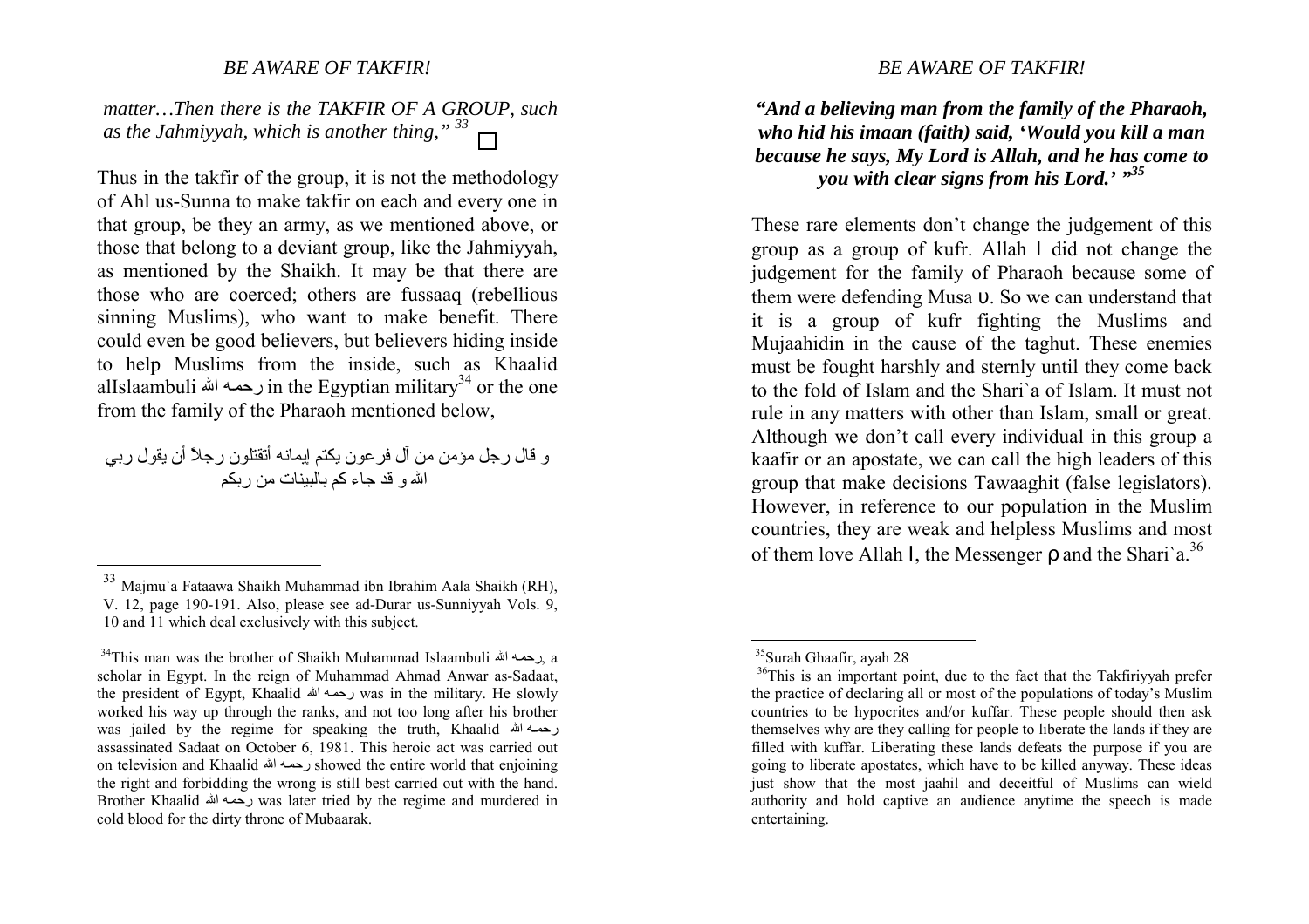*matter…Then there is the TAKFIR OF A GROUP, such as the Jahmiyyah, which is another thing,"* [33] □

Thus in the takfir of the group, it is not the methodology of Ahl us-Sunna to make takfir on each and every one in that group, be they an army, as we mentioned above, or those that belong to a deviant group, like the Jahmiyyah, as mentioned by the Shaikh. It may be that there are those who are coerced; others are fussaaq (rebellious sinning Muslims), who want to make benefit. There could even be good believers, but believers hiding inside to help Muslims from the inside, such as Khaalid alIslaambuli رحمه الله in the Egyptian military[34] or the one from the family of the Pharaoh mentioned below,

و قال رجل مؤمن من آل فرعون يكتم إيمانه أتقتلون رجلاً أن يقول ربي الله و قد جاء كم بالبينات من ربكم

***"And a believing man from the family of the Pharaoh, who hid his imaan (faith) said, 'Would you kill a man because he says, My Lord is Allah, and he has come to you with clear signs from his Lord.' "*** [35]

These rare elements don't change the judgement of this group as a group of kufr. Allah I did not change the judgement for the family of Pharaoh because some of them were defending Musa υ. So we can understand that it is a group of kufr fighting the Muslims and Mujaahidin in the cause of the taghut. These enemies must be fought harshly and sternly until they come back to the fold of Islam and the Shari`a of Islam. It must not rule in any matters with other than Islam, small or great. Although we don't call every individual in this group a kaafir or an apostate, we can call the high leaders of this group that make decisions Tawaaghit (false legislators). However, in reference to our population in the Muslim countries, they are weak and helpless Muslims and most of them love Allah I, the Messenger ρ and the Shari`a.[36]

---

[33] Majmu`a Fataawa Shaikh Muhammad ibn Ibrahim Aala Shaikh (RH), V. 12, page 190-191. Also, please see ad-Durar us-Sunniyyah Vols. 9, 10 and 11 which deal exclusively with this subject.

[34] This man was the brother of Shaikh Muhammad Islaambuli رحمه الله, a scholar in Egypt. In the reign of Muhammad Ahmad Anwar as-Sadaat, the president of Egypt, Khaalid رحمه الله was in the military. He slowly worked his way up through the ranks, and not too long after his brother was jailed by the regime for speaking the truth, Khaalid رحمه الله assassinated Sadaat on October 6, 1981. This heroic act was carried out on television and Khaalid رحمه الله showed the entire world that enjoining the right and forbidding the wrong is still best carried out with the hand. Brother Khaalid رحمه الله was later tried by the regime and murdered in cold blood for the dirty throne of Mubaarak.

[35] Surah Ghaafir, ayah 28

[36] This is an important point, due to the fact that the Takfiriyyah prefer the practice of declaring all or most of the populations of today's Muslim countries to be hypocrites and/or kuffar. These people should then ask themselves why are they calling for people to liberate the lands if they are filled with kuffar. Liberating these lands defeats the purpose if you are going to liberate apostates, which have to be killed anyway. These ideas just show that the most jaahil and deceitful of Muslims can wield authority and hold captive an audience anytime the speech is made entertaining.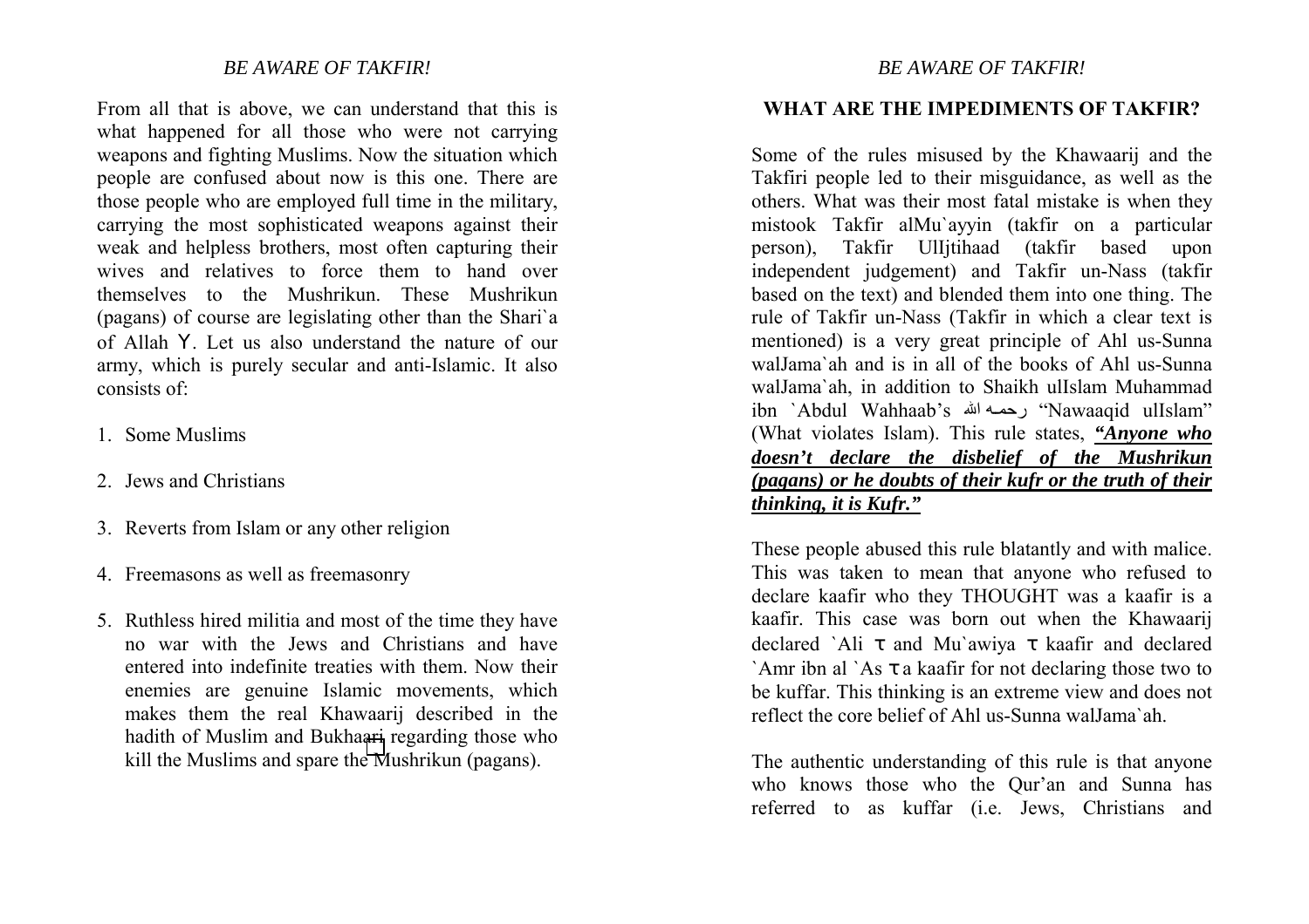From all that is above, we can understand that this is what happened for all those who were not carrying weapons and fighting Muslims. Now the situation which people are confused about now is this one. There are those people who are employed full time in the military, carrying the most sophisticated weapons against their weak and helpless brothers, most often capturing their wives and relatives to force them to hand over themselves to the Mushrikun. These Mushrikun (pagans) of course are legislating other than the Shari`a of Allah Y. Let us also understand the nature of our army, which is purely secular and anti-Islamic. It also consists of:

1. Some Muslims
2. Jews and Christians
3. Reverts from Islam or any other religion
4. Freemasons as well as freemasonry
5. Ruthless hired militia and most of the time they have no war with the Jews and Christians and have entered into indefinite treaties with them. Now their enemies are genuine Islamic movements, which makes them the real Khawaarij described in the hadith of Muslim and Bukhaari regarding those who kill the Muslims and spare the Mushrikun (pagans).

## WHAT ARE THE IMPEDIMENTS OF TAKFIR?

Some of the rules misused by the Khawaarij and the Takfiri people led to their misguidance, as well as the others. What was their most fatal mistake is when they mistook Takfir alMu`ayyin (takfir on a particular person), Takfir UlIjtihaad (takfir based upon independent judgement) and Takfir un-Nass (takfir based on the text) and blended them into one thing. The rule of Takfir un-Nass (Takfir in which a clear text is mentioned) is a very great principle of Ahl us-Sunna walJama`ah and is in all of the books of Ahl us-Sunna walJama`ah, in addition to Shaikh ulIslam Muhammad ibn `Abdul Wahhaab's رحمه الله "Nawaaqid ulIslam" (What violates Islam). This rule states, ***"Anyone who doesn't declare the disbelief of the Mushrikun (pagans) or he doubts of their kufr or the truth of their thinking, it is Kufr."***

These people abused this rule blatantly and with malice. This was taken to mean that anyone who refused to declare kaafir who they THOUGHT was a kaafir is a kaafir. This case was born out when the Khawaarij declared `Ali τ and Mu`awiya τ kaafir and declared `Amr ibn al `As τ a kaafir for not declaring those two to be kuffar. This thinking is an extreme view and does not reflect the core belief of Ahl us-Sunna walJama`ah.

The authentic understanding of this rule is that anyone who knows those who the Qur'an and Sunna has referred to as kuffar (i.e. Jews, Christians and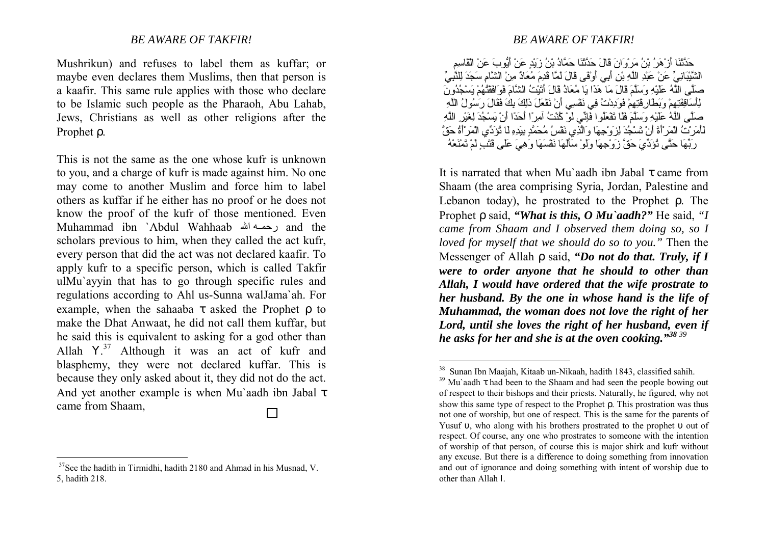Mushrikun) and refuses to label them as kuffar; or maybe even declares them Muslims, then that person is a kaafir. This same rule applies with those who declare to be Islamic such people as the Pharaoh, Abu Lahab, Jews, Christians as well as other religions after the Prophet ρ.

This is not the same as the one whose kufr is unknown to you, and a charge of kufr is made against him. No one may come to another Muslim and force him to label others as kuffar if he either has no proof or he does not know the proof of the kufr of those mentioned. Even Muhammad ibn `Abdul Wahhaab رحمه الله and the scholars previous to him, when they called the act kufr, every person that did the act was not declared kaafir. To apply kufr to a specific person, which is called Takfir ulMu`ayyin that has to go through specific rules and regulations according to Ahl us-Sunna walJama`ah. For example, when the sahaaba τ asked the Prophet ρ to make the Dhat Anwaat, he did not call them kuffar, but he said this is equivalent to asking for a god other than Allah Υ.[37] Although it was an act of kufr and blasphemy, they were not declared kuffar. This is because they only asked about it, they did not do the act. And yet another example is when Mu`aadh ibn Jabal τ came from Shaam,

حَدَّثَنَا أَزْهَرُ بْنُ مَرْوَانَ قَالَ حَدَّثَنَا حَمَّادُ بْنُ زَيْدٍ عَنْ أَيُّوبَ عَنْ الْقَاسِمِ الشَّيْبَانِيِّ عَنْ عَبْدِ اللَّهِ بْنِ أَبِي أَوْفَى قَالَ لَمَّا قَدِمَ مُعَاذٌ مِنْ الشَّامِ سَجَدَ لِلنَّبِيِّ صَلَّى اللَّهُ عَلَيْهِ وَسَلَّمَ قَالَ مَا هَذَا يَا مُعَاذُ قَالَ أَتَيْتُ الشَّامَ فَوَافَقْتُهُمْ يَسْجُدُونَ لِأَسَاقِفَتِهِمْ وَبَطَارِقَتِهِمْ فَوَدِدْتُ فِي نَفْسِي أَنْ نَفْعَلَ ذَلِكَ بِكَ فَقَالَ رَسُولُ اللَّهِ صَلَّى اللَّهُ عَلَيْهِ وَسَلَّمَ فَلَا تَفْعَلُوا فَإِنِّي لَوْ كُنْتُ آمِرًا أَحَدًا أَنْ يَسْجُدَ لِغَيْرِ اللَّهِ لَأَمَرْتُ الْمَرْأَةَ أَنْ تَسْجُدَ لِزَوْجِهَا وَالَّذِي نَفْسُ مُحَمَّدٍ بِيَدِهِ لَا تُؤَدِّي الْمَرْأَةُ حَقَّ رَبِّهَا حَتَّى تُؤَدِّيَ حَقَّ زَوْجِهَا وَلَوْ سَأَلَهَا نَفْسَهَا وَهِيَ عَلَى قَتَبٍ لَمْ تَمْنَعْهُ

It is narrated that when Mu`aadh ibn Jabal τ came from Shaam (the area comprising Syria, Jordan, Palestine and Lebanon today), he prostrated to the Prophet ρ. The Prophet ρ said, ***"What is this, O Mu`aadh?"*** He said, *"I came from Shaam and I observed them doing so, so I loved for myself that we should do so to you."* Then the Messenger of Allah ρ said, ***"Do not do that. Truly, if I were to order anyone that he should to other than Allah, I would have ordered that the wife prostrate to her husband. By the one in whose hand is the life of Muhammad, the woman does not love the right of her Lord, until she loves the right of her husband, even if he asks for her and she is at the oven cooking."***[38] [39]

---

[37] See the hadith in Tirmidhi, hadith 2180 and Ahmad in his Musnad, V. 5, hadith 218.

[38] Sunan Ibn Maajah, Kitaab un-Nikaah, hadith 1843, classified sahih.

[39] Mu`aadh τ had been to the Shaam and had seen the people bowing out of respect to their bishops and their priests. Naturally, he figured, why not show this same type of respect to the Prophet ρ. This prostration was thus not one of worship, but one of respect. This is the same for the parents of Yusuf υ, who along with his brothers prostrated to the prophet υ out of respect. Of course, any one who prostrates to someone with the intention of worship of that person, of course this is major shirk and kufr without any excuse. But there is a difference to doing something from innovation and out of ignorance and doing something with intent of worship due to other than Allah Ι.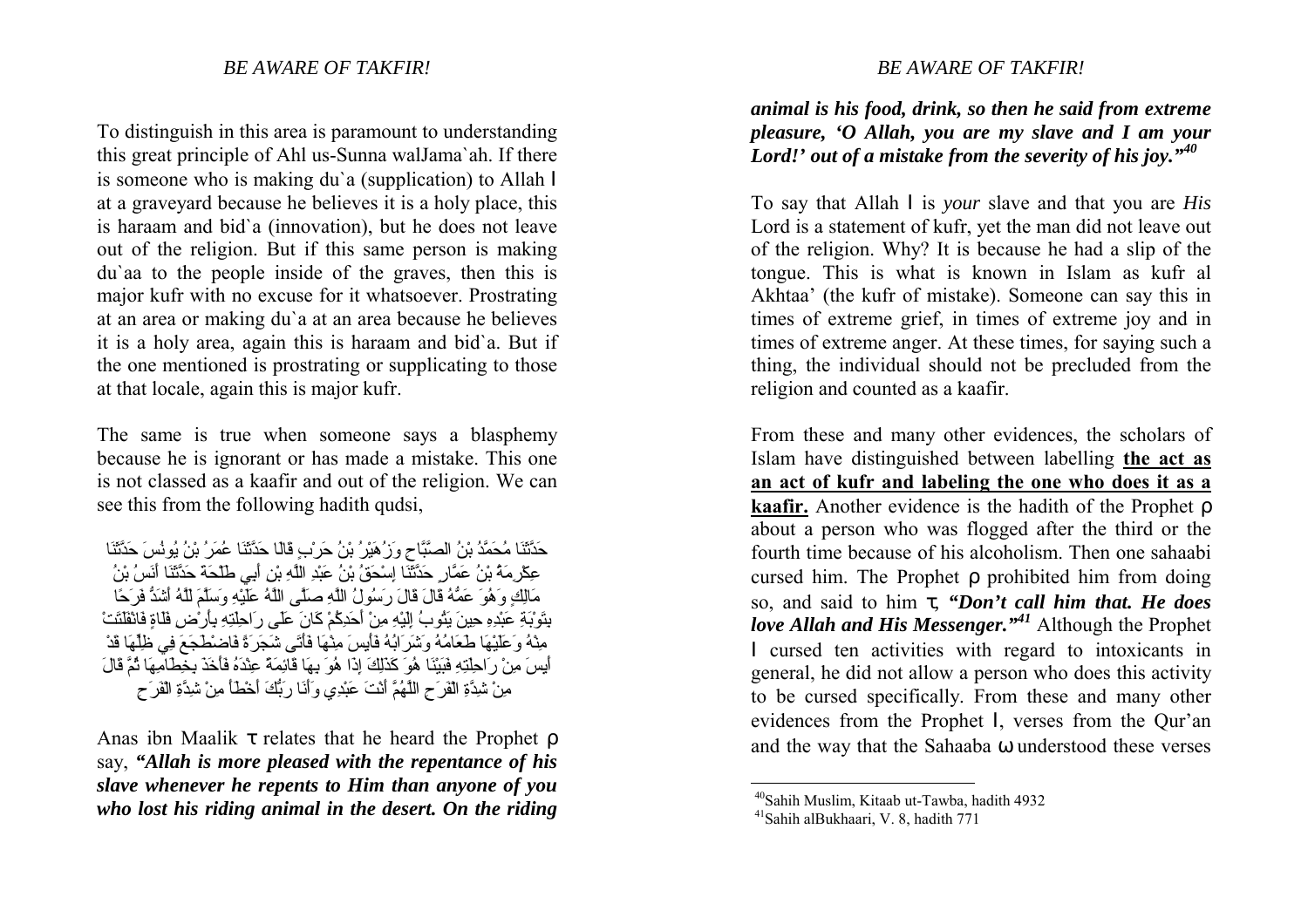To distinguish in this area is paramount to understanding this great principle of Ahl us-Sunna walJama`ah. If there is someone who is making du`a (supplication) to Allah I at a graveyard because he believes it is a holy place, this is haraam and bid`a (innovation), but he does not leave out of the religion. But if this same person is making du`aa to the people inside of the graves, then this is major kufr with no excuse for it whatsoever. Prostrating at an area or making du`a at an area because he believes it is a holy area, again this is haraam and bid`a. But if the one mentioned is prostrating or supplicating to those at that locale, again this is major kufr.

The same is true when someone says a blasphemy because he is ignorant or has made a mistake. This one is not classed as a kaafir and out of the religion. We can see this from the following hadith qudsi,

حَدَّثَنَا مُحَمَّدُ بْنُ الصَّبَّاحِ وَزُهَيْرُ بْنُ حَرْبٍ قَالَا حَدَّثَنَا عُمَرُ بْنُ يُونُسَ حَدَّثَنَا عِكْرِمَةُ بْنُ عَمَّارٍ حَدَّثَنَا إِسْحَقُ بْنُ عَبْدِ اللَّهِ بْنِ أَبِي طَلْحَةَ حَدَّثَنَا أَنَسُ بْنُ مَالِكٍ وَهُوَ عَمُّهُ قَالَ قَالَ رَسُولُ اللَّهِ صَلَّى اللَّهُ عَلَيْهِ وَسَلَّمَ لَلَّهُ أَشَدُّ فَرَحًا بِتَوْبَةِ عَبْدِهِ حِينَ يَتُوبُ إِلَيْهِ مِنْ أَحَدِكُمْ كَانَ عَلَى رَاحِلَتِهِ بِأَرْضِ فَلَاةٍ فَانْفَلَتَتْ مِنْهُ وَعَلَيْهَا طَعَامُهُ وَشَرَابُهُ فَأَيِسَ مِنْهَا فَأَتَى شَجَرَةً فَاضْطَجَعَ فِي ظِلِّهَا قَدْ أَيِسَ مِنْ رَاحِلَتِهِ فَبَيْنَا هُوَ كَذَلِكَ إِذَا هُوَ بِهَا قَائِمَةً عِنْدَهُ فَأَخَذَ بِخِطَامِهَا ثُمَّ قَالَ مِنْ شِدَّةِ الْفَرَحِ اللَّهُمَّ أَنْتَ عَبْدِي وَأَنَا رَبُّكَ أَخْطَأَ مِنْ شِدَّةِ الْفَرَحِ

Anas ibn Maalik τ relates that he heard the Prophet ρ say, ***"Allah is more pleased with the repentance of his slave whenever he repents to Him than anyone of you who lost his riding animal in the desert. On the riding animal is his food, drink, so then he said from extreme pleasure, 'O Allah, you are my slave and I am your Lord!' out of a mistake from the severity of his joy."***[40]

To say that Allah I is *your* slave and that you are *His* Lord is a statement of kufr, yet the man did not leave out of the religion. Why? It is because he had a slip of the tongue. This is what is known in Islam as kufr al Akhtaa' (the kufr of mistake). Someone can say this in times of extreme grief, in times of extreme joy and in times of extreme anger. At these times, for saying such a thing, the individual should not be precluded from the religion and counted as a kaafir.

From these and many other evidences, the scholars of Islam have distinguished between labelling **<u>the act as an act of kufr and labeling the one who does it as a kaafir.</u>** Another evidence is the hadith of the Prophet ρ about a person who was flogged after the third or the fourth time because of his alcoholism. Then one sahaabi cursed him. The Prophet ρ prohibited him from doing so, and said to him τ, ***"Don't call him that. He does love Allah and His Messenger."***[41] Although the Prophet I cursed ten activities with regard to intoxicants in general, he did not allow a person who does this activity to be cursed specifically. From these and many other evidences from the Prophet I, verses from the Qur'an and the way that the Sahaaba ω understood these verses

[40] Sahih Muslim, Kitaab ut-Tawba, hadith 4932

[41] Sahih alBukhaari, V. 8, hadith 771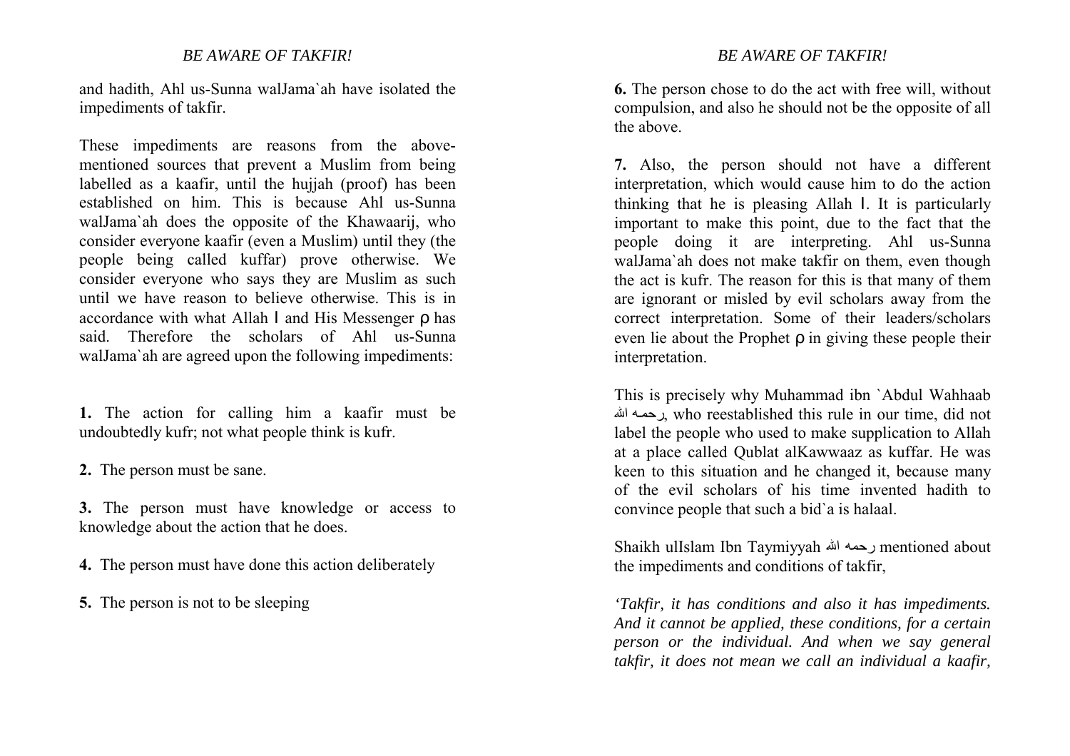and hadith, Ahl us-Sunna walJama`ah have isolated the impediments of takfir.

These impediments are reasons from the above-mentioned sources that prevent a Muslim from being labelled as a kaafir, until the hujjah (proof) has been established on him. This is because Ahl us-Sunna walJama`ah does the opposite of the Khawaarij, who consider everyone kaafir (even a Muslim) until they (the people being called kuffar) prove otherwise. We consider everyone who says they are Muslim as such until we have reason to believe otherwise. This is in accordance with what Allah I and His Messenger ρ has said. Therefore the scholars of Ahl us-Sunna walJama`ah are agreed upon the following impediments:

**1.** The action for calling him a kaafir must be undoubtedly kufr; not what people think is kufr.

**2.** The person must be sane.

**3.** The person must have knowledge or access to knowledge about the action that he does.

**4.** The person must have done this action deliberately

**5.** The person is not to be sleeping

**6.** The person chose to do the act with free will, without compulsion, and also he should not be the opposite of all the above.

**7.** Also, the person should not have a different interpretation, which would cause him to do the action thinking that he is pleasing Allah I. It is particularly important to make this point, due to the fact that the people doing it are interpreting. Ahl us-Sunna walJama`ah does not make takfir on them, even though the act is kufr. The reason for this is that many of them are ignorant or misled by evil scholars away from the correct interpretation. Some of their leaders/scholars even lie about the Prophet ρ in giving these people their interpretation.

This is precisely why Muhammad ibn `Abdul Wahhaab رحمه الله, who reestablished this rule in our time, did not label the people who used to make supplication to Allah at a place called Qublat alKawwaaz as kuffar. He was keen to this situation and he changed it, because many of the evil scholars of his time invented hadith to convince people that such a bid`a is halaal.

Shaikh ulIslam Ibn Taymiyyah رحمه الله mentioned about the impediments and conditions of takfir,

*'Takfir, it has conditions and also it has impediments. And it cannot be applied, these conditions, for a certain person or the individual. And when we say general takfir, it does not mean we call an individual a kaafir,*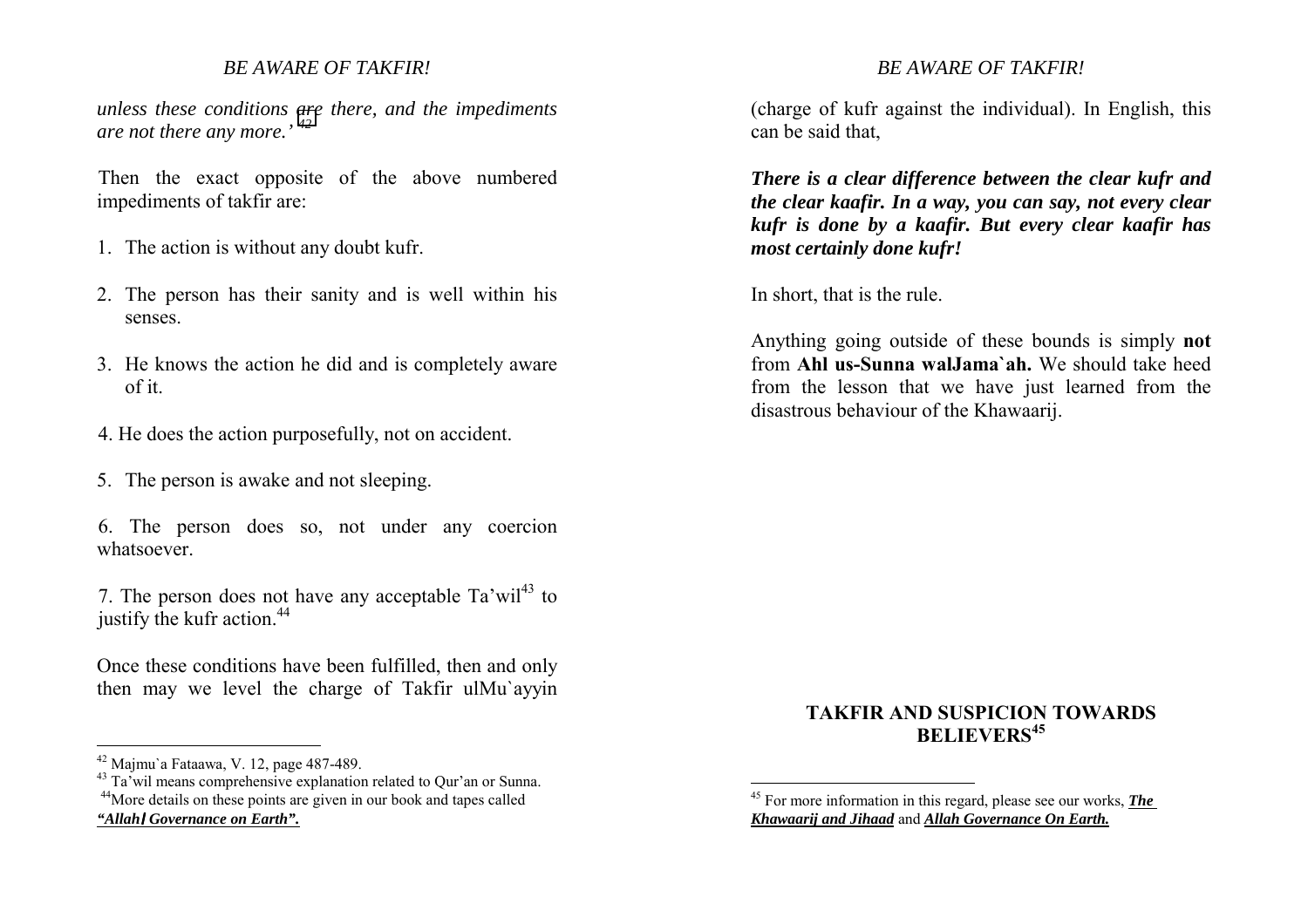*unless these conditions are there, and the impediments are not there any more.'*[42]

Then the exact opposite of the above numbered impediments of takfir are:

1. The action is without any doubt kufr.

2. The person has their sanity and is well within his senses.

3. He knows the action he did and is completely aware of it.

4. He does the action purposefully, not on accident.

5. The person is awake and not sleeping.

6. The person does so, not under any coercion whatsoever.

7. The person does not have any acceptable Ta'wil[43] to justify the kufr action.[44]

Once these conditions have been fulfilled, then and only then may we level the charge of Takfir ulMu`ayyin (charge of kufr against the individual). In English, this can be said that,

***There is a clear difference between the clear kufr and the clear kaafir. In a way, you can say, not every clear kufr is done by a kaafir. But every clear kaafir has most certainly done kufr!***

In short, that is the rule.

Anything going outside of these bounds is simply **not** from **Ahl us-Sunna walJama`ah.** We should take heed from the lesson that we have just learned from the disastrous behaviour of the Khawaarij.

[42] Majmu`a Fataawa, V. 12, page 487-489.

[43] Ta'wil means comprehensive explanation related to Qur'an or Sunna.

[44] More details on these points are given in our book and tapes called ***"Allah Governance on Earth".***

## TAKFIR AND SUSPICION TOWARDS BELIEVERS[45]

[45] For more information in this regard, please see our works, ***The Khawaarij and Jihaad*** and ***Allah Governance On Earth.***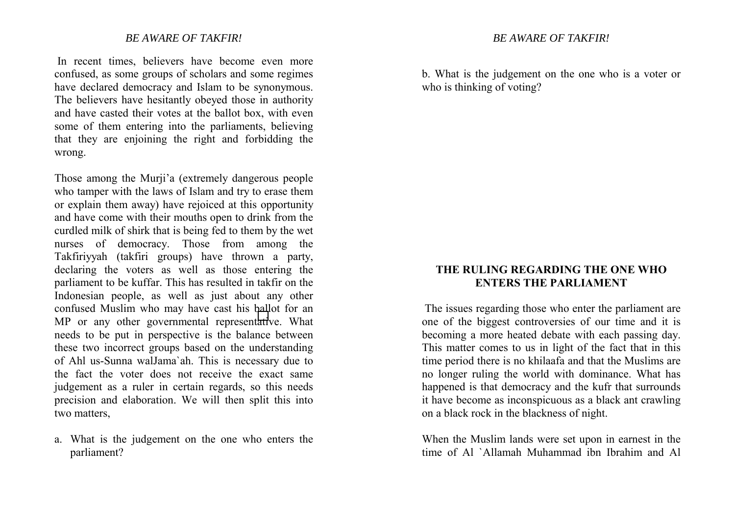In recent times, believers have become even more confused, as some groups of scholars and some regimes have declared democracy and Islam to be synonymous. The believers have hesitantly obeyed those in authority and have casted their votes at the ballot box, with even some of them entering into the parliaments, believing that they are enjoining the right and forbidding the wrong.

Those among the Murji'a (extremely dangerous people who tamper with the laws of Islam and try to erase them or explain them away) have rejoiced at this opportunity and have come with their mouths open to drink from the curdled milk of shirk that is being fed to them by the wet nurses of democracy. Those from among the Takfiriyyah (takfiri groups) have thrown a party, declaring the voters as well as those entering the parliament to be kuffar. This has resulted in takfir on the Indonesian people, as well as just about any other confused Muslim who may have cast his ballot for an MP or any other governmental representative. What needs to be put in perspective is the balance between these two incorrect groups based on the understanding of Ahl us-Sunna walJama`ah. This is necessary due to the fact the voter does not receive the exact same judgement as a ruler in certain regards, so this needs precision and elaboration. We will then split this into two matters,

a. What is the judgement on the one who enters the parliament?

b. What is the judgement on the one who is a voter or who is thinking of voting?

## THE RULING REGARDING THE ONE WHO ENTERS THE PARLIAMENT

The issues regarding those who enter the parliament are one of the biggest controversies of our time and it is becoming a more heated debate with each passing day. This matter comes to us in light of the fact that in this time period there is no khilaafa and that the Muslims are no longer ruling the world with dominance. What has happened is that democracy and the kufr that surrounds it have become as inconspicuous as a black ant crawling on a black rock in the blackness of night.

When the Muslim lands were set upon in earnest in the time of Al `Allamah Muhammad ibn Ibrahim and Al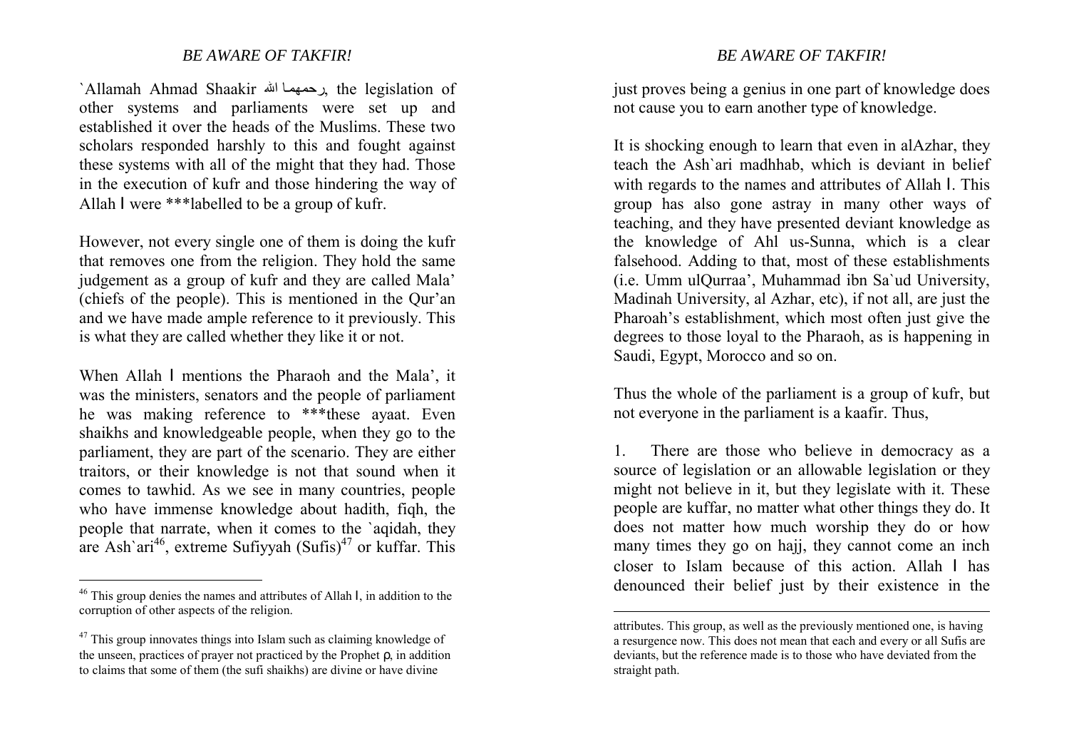`Allamah Ahmad Shaakir رحمهما الله, the legislation of other systems and parliaments were set up and established it over the heads of the Muslims. These two scholars responded harshly to this and fought against these systems with all of the might that they had. Those in the execution of kufr and those hindering the way of Allah I were ***labelled to be a group of kufr.

However, not every single one of them is doing the kufr that removes one from the religion. They hold the same judgement as a group of kufr and they are called Mala' (chiefs of the people). This is mentioned in the Qur'an and we have made ample reference to it previously. This is what they are called whether they like it or not.

When Allah I mentions the Pharaoh and the Mala', it was the ministers, senators and the people of parliament he was making reference to ***these ayaat. Even shaikhs and knowledgeable people, when they go to the parliament, they are part of the scenario. They are either traitors, or their knowledge is not that sound when it comes to tawhid. As we see in many countries, people who have immense knowledge about hadith, fiqh, the people that narrate, when it comes to the `aqidah, they are Ash`ari[46], extreme Sufiyyah (Sufis)[47] or kuffar. This just proves being a genius in one part of knowledge does not cause you to earn another type of knowledge.

It is shocking enough to learn that even in alAzhar, they teach the Ash`ari madhhab, which is deviant in belief with regards to the names and attributes of Allah I. This group has also gone astray in many other ways of teaching, and they have presented deviant knowledge as the knowledge of Ahl us-Sunna, which is a clear falsehood. Adding to that, most of these establishments (i.e. Umm ulQurraa', Muhammad ibn Sa`ud University, Madinah University, al Azhar, etc), if not all, are just the Pharoah's establishment, which most often just give the degrees to those loyal to the Pharaoh, as is happening in Saudi, Egypt, Morocco and so on.

Thus the whole of the parliament is a group of kufr, but not everyone in the parliament is a kaafir. Thus,

1. There are those who believe in democracy as a source of legislation or an allowable legislation or they might not believe in it, but they legislate with it. These people are kuffar, no matter what other things they do. It does not matter how much worship they do or how many times they go on hajj, they cannot come an inch closer to Islam because of this action. Allah I has denounced their belief just by their existence in the

---

[46] This group denies the names and attributes of Allah I, in addition to the corruption of other aspects of the religion.

[47] This group innovates things into Islam such as claiming knowledge of the unseen, practices of prayer not practiced by the Prophet ρ, in addition to claims that some of them (the sufi shaikhs) are divine or have divine attributes. This group, as well as the previously mentioned one, is having a resurgence now. This does not mean that each and every or all Sufis are deviants, but the reference made is to those who have deviated from the straight path.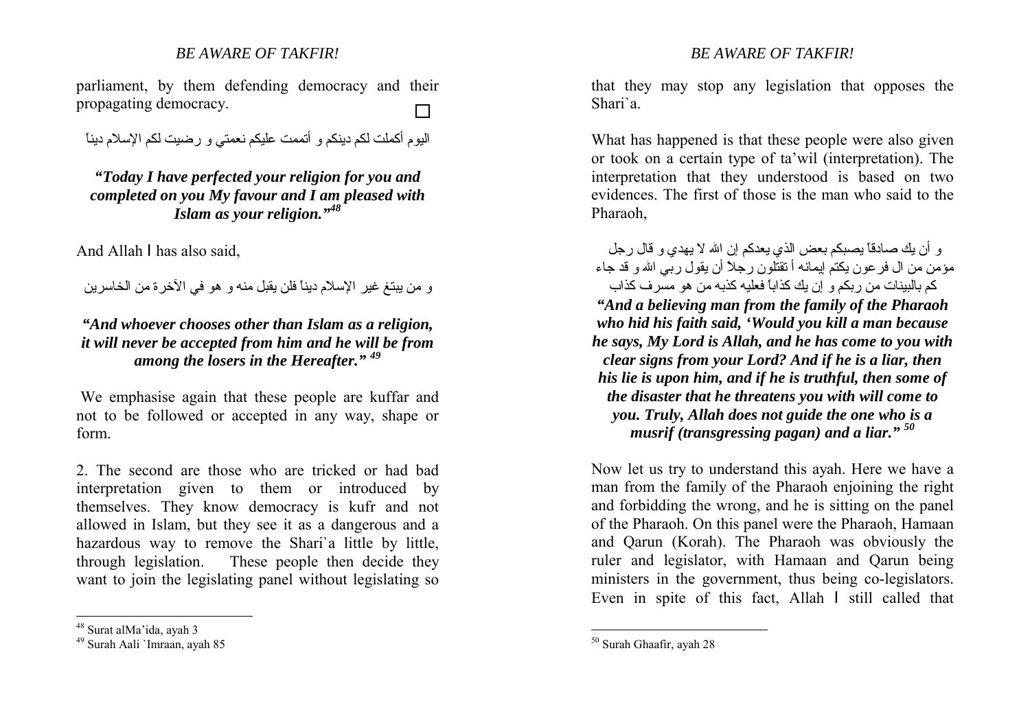parliament, by them defending democracy and their propagating democracy. □

اليوم أكملت لكم دينكم و أتممت عليكم نعمتي و رضيت لكم الإسلام ديناً

***"Today I have perfected your religion for you and completed on you My favour and I am pleased with Islam as your religion."***[48]

And Allah I has also said,

و من يبتغ غير الإسلام ديناً فلن يقبل منه و هو في الآخرة من الخاسرين

***"And whoever chooses other than Islam as a religion, it will never be accepted from him and he will be from among the losers in the Hereafter."***[49]

We emphasise again that these people are kuffar and not to be followed or accepted in any way, shape or form.

2. The second are those who are tricked or had bad interpretation given to them or introduced by themselves. They know democracy is kufr and not allowed in Islam, but they see it as a dangerous and a hazardous way to remove the Shari`a little by little, through legislation. These people then decide they want to join the legislating panel without legislating so that they may stop any legislation that opposes the Shari`a.

What has happened is that these people were also given or took on a certain type of ta'wil (interpretation). The interpretation that they understood is based on two evidences. The first of those is the man who said to the Pharaoh,

و قال رجل مؤمن من ال فرعون يكتم إيمانه أ تقتلون رجلاً أن يقول ربي الله و قد جاء كم بالبينات من ربكم و إن يك كاذباً فعليه كذبه و أن يك صادقاً يصبكم بعض الذي يعدكم إن الله لا يهدي من هو مسرف كذاب

***"And a believing man from the family of the Pharaoh who hid his faith said, 'Would you kill a man because he says, My Lord is Allah, and he has come to you with clear signs from your Lord? And if he is a liar, then his lie is upon him, and if he is truthful, then some of the disaster that he threatens you with will come to you. Truly, Allah does not guide the one who is a musrif (transgressing pagan) and a liar."***[50]

Now let us try to understand this ayah. Here we have a man from the family of the Pharaoh enjoining the right and forbidding the wrong, and he is sitting on the panel of the Pharaoh. On this panel were the Pharaoh, Hamaan and Qarun (Korah). The Pharaoh was obviously the ruler and legislator, with Hamaan and Qarun being ministers in the government, thus being co-legislators. Even in spite of this fact, Allah I still called that

---

[48] Surat alMa'ida, ayah 3

[49] Surah Aali `Imraan, ayah 85

[50] Surah Ghaafir, ayah 28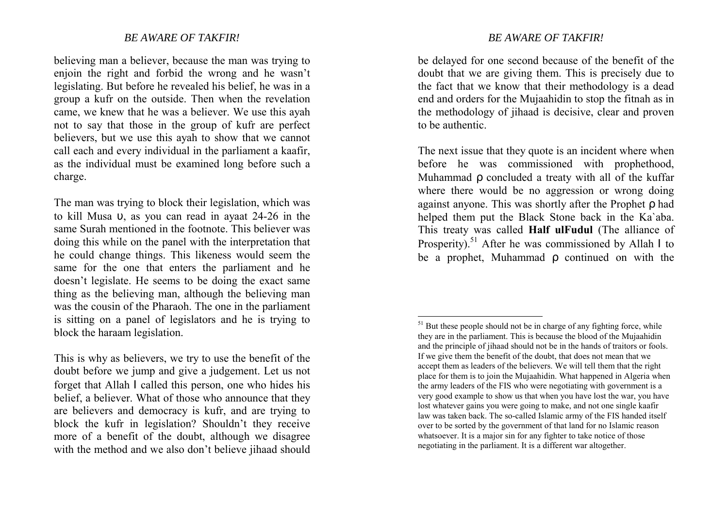believing man a believer, because the man was trying to enjoin the right and forbid the wrong and he wasn't legislating. But before he revealed his belief, he was in a group a kufr on the outside. Then when the revelation came, we knew that he was a believer. We use this ayah not to say that those in the group of kufr are perfect believers, but we use this ayah to show that we cannot call each and every individual in the parliament a kaafir, as the individual must be examined long before such a charge.

The man was trying to block their legislation, which was to kill Musa υ, as you can read in ayaat 24-26 in the same Surah mentioned in the footnote. This believer was doing this while on the panel with the interpretation that he could change things. This likeness would seem the same for the one that enters the parliament and he doesn't legislate. He seems to be doing the exact same thing as the believing man, although the believing man was the cousin of the Pharaoh. The one in the parliament is sitting on a panel of legislators and he is trying to block the haraam legislation.

This is why as believers, we try to use the benefit of the doubt before we jump and give a judgement. Let us not forget that Allah I called this person, one who hides his belief, a believer. What of those who announce that they are believers and democracy is kufr, and are trying to block the kufr in legislation? Shouldn't they receive more of a benefit of the doubt, although we disagree with the method and we also don't believe jihaad should be delayed for one second because of the benefit of the doubt that we are giving them. This is precisely due to the fact that we know that their methodology is a dead end and orders for the Mujaahidin to stop the fitnah as in the methodology of jihaad is decisive, clear and proven to be authentic.

The next issue that they quote is an incident where when before he was commissioned with prophethood, Muhammad ρ concluded a treaty with all of the kuffar where there would be no aggression or wrong doing against anyone. This was shortly after the Prophet ρ had helped them put the Black Stone back in the Ka`aba. This treaty was called **Half ulFudul** (The alliance of Prosperity).[51] After he was commissioned by Allah I to be a prophet, Muhammad ρ continued on with the

[51] But these people should not be in charge of any fighting force, while they are in the parliament. This is because the blood of the Mujaahidin and the principle of jihaad should not be in the hands of traitors or fools. If we give them the benefit of the doubt, that does not mean that we accept them as leaders of the believers. We will tell them that the right place for them is to join the Mujaahidin. What happened in Algeria when the army leaders of the FIS who were negotiating with government is a very good example to show us that when you have lost the war, you have lost whatever gains you were going to make, and not one single kaafir law was taken back. The so-called Islamic army of the FIS handed itself over to be sorted by the government of that land for no Islamic reason whatsoever. It is a major sin for any fighter to take notice of those negotiating in the parliament. It is a different war altogether.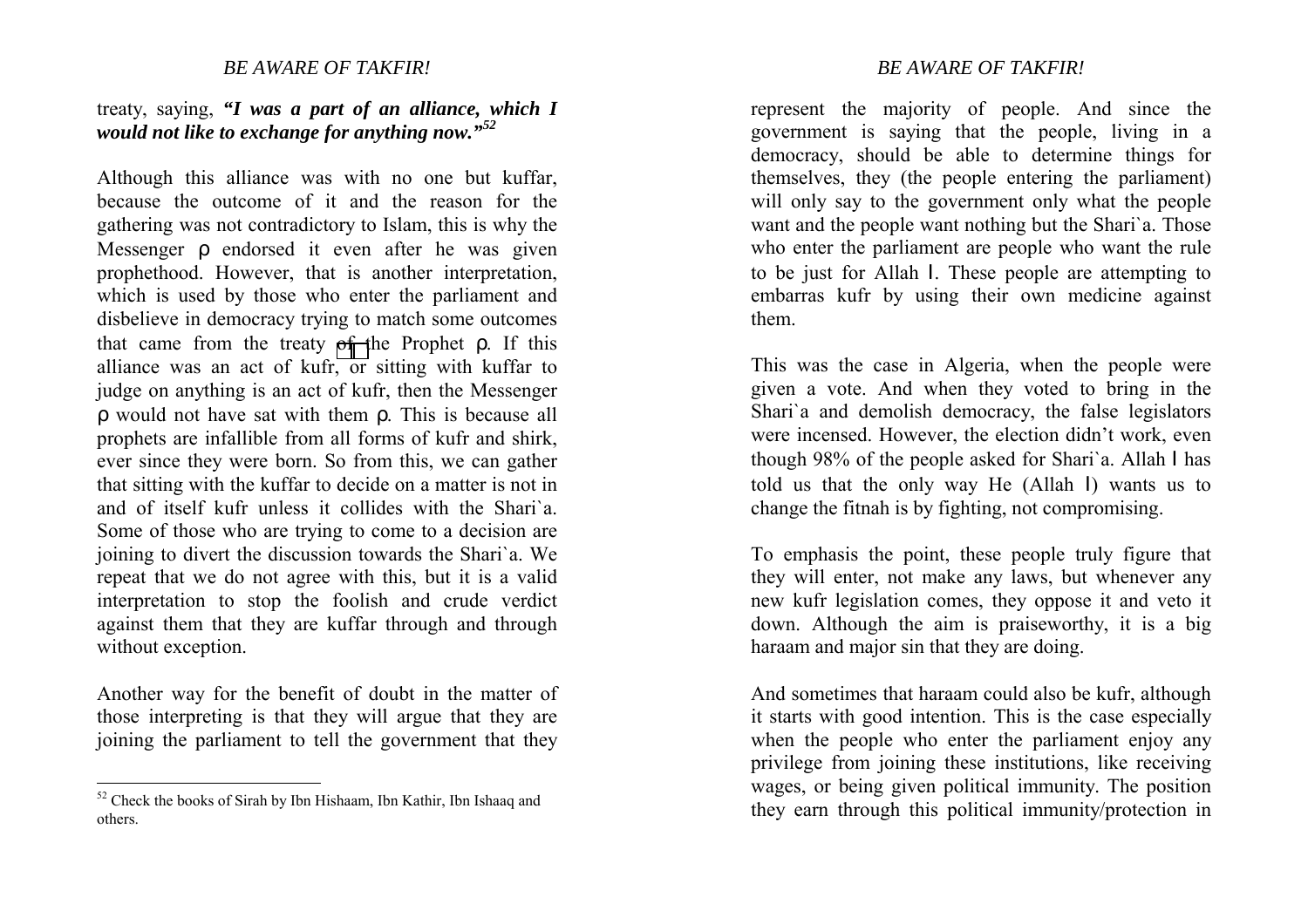treaty, saying, ***"I was a part of an alliance, which I would not like to exchange for anything now."***[52]

Although this alliance was with no one but kuffar, because the outcome of it and the reason for the gathering was not contradictory to Islam, this is why the Messenger ρ endorsed it even after he was given prophethood. However, that is another interpretation, which is used by those who enter the parliament and disbelieve in democracy trying to match some outcomes that came from the treaty of the Prophet ρ. If this alliance was an act of kufr, or sitting with kuffar to judge on anything is an act of kufr, then the Messenger ρ would not have sat with them ρ. This is because all prophets are infallible from all forms of kufr and shirk, ever since they were born. So from this, we can gather that sitting with the kuffar to decide on a matter is not in and of itself kufr unless it collides with the Shari`a. Some of those who are trying to come to a decision are joining to divert the discussion towards the Shari`a. We repeat that we do not agree with this, but it is a valid interpretation to stop the foolish and crude verdict against them that they are kuffar through and through without exception.

Another way for the benefit of doubt in the matter of those interpreting is that they will argue that they are joining the parliament to tell the government that they represent the majority of people. And since the government is saying that the people, living in a democracy, should be able to determine things for themselves, they (the people entering the parliament) will only say to the government only what the people want and the people want nothing but the Shari`a. Those who enter the parliament are people who want the rule to be just for Allah I. These people are attempting to embarras kufr by using their own medicine against them.

This was the case in Algeria, when the people were given a vote. And when they voted to bring in the Shari`a and demolish democracy, the false legislators were incensed. However, the election didn't work, even though 98% of the people asked for Shari`a. Allah I has told us that the only way He (Allah I) wants us to change the fitnah is by fighting, not compromising.

To emphasis the point, these people truly figure that they will enter, not make any laws, but whenever any new kufr legislation comes, they oppose it and veto it down. Although the aim is praiseworthy, it is a big haraam and major sin that they are doing.

And sometimes that haraam could also be kufr, although it starts with good intention. This is the case especially when the people who enter the parliament enjoy any privilege from joining these institutions, like receiving wages, or being given political immunity. The position they earn through this political immunity/protection in

---

[52] Check the books of Sirah by Ibn Hishaam, Ibn Kathir, Ibn Ishaaq and others.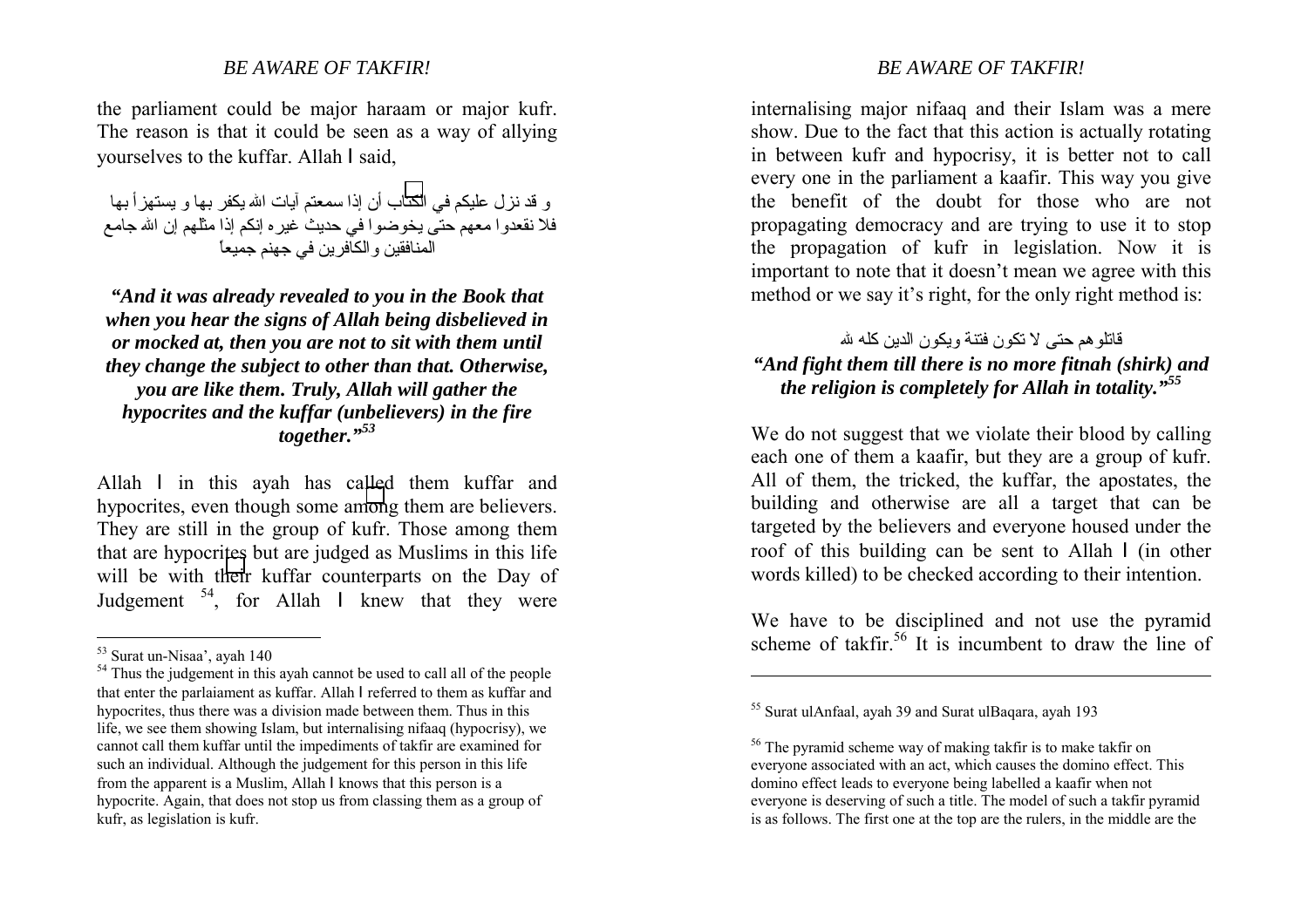the parliament could be major haraam or major kufr. The reason is that it could be seen as a way of allying yourselves to the kuffar. Allah I said,

و قد نزل عليكم في الكتاب أن إذا سمعتم آيات الله يكفر بها و يستهزأ بها فلا نقعدوا معهم حتى يخوضوا في حديث غيره إنكم إذا مثلهم إن الله جامع المنافقين والكافرين في جهنم جميعاً

***"And it was already revealed to you in the Book that when you hear the signs of Allah being disbelieved in or mocked at, then you are not to sit with them until they change the subject to other than that. Otherwise, you are like them. Truly, Allah will gather the hypocrites and the kuffar (unbelievers) in the fire together."[53]***

Allah I in this ayah has called them kuffar and hypocrites, even though some among them are believers. They are still in the group of kufr. Those among them that are hypocrites but are judged as Muslims in this life will be with their kuffar counterparts on the Day of Judgement [54], for Allah I knew that they were internalising major nifaaq and their Islam was a mere show. Due to the fact that this action is actually rotating in between kufr and hypocrisy, it is better not to call every one in the parliament a kaafir. This way you give the benefit of the doubt for those who are not propagating democracy and are trying to use it to stop the propagation of kufr in legislation. Now it is important to note that it doesn't mean we agree with this method or we say it's right, for the only right method is:

قاتلوهم حتى لا تكون فتنة ويكون الدين كله لله

***"And fight them till there is no more fitnah (shirk) and the religion is completely for Allah in totality."[55]***

We do not suggest that we violate their blood by calling each one of them a kaafir, but they are a group of kufr. All of them, the tricked, the kuffar, the apostates, the building and otherwise are all a target that can be targeted by the believers and everyone housed under the roof of this building can be sent to Allah I (in other words killed) to be checked according to their intention.

We have to be disciplined and not use the pyramid scheme of takfir.[56] It is incumbent to draw the line of

---

[53] Surat un-Nisaa', ayah 140

[54] Thus the judgement in this ayah cannot be used to call all of the people that enter the parlaiament as kuffar. Allah I referred to them as kuffar and hypocrites, thus there was a division made between them. Thus in this life, we see them showing Islam, but internalising nifaaq (hypocrisy), we cannot call them kuffar until the impediments of takfir are examined for such an individual. Although the judgement for this person in this life from the apparent is a Muslim, Allah I knows that this person is a hypocrite. Again, that does not stop us from classing them as a group of kufr, as legislation is kufr.

[55] Surat ulAnfaal, ayah 39 and Surat ulBaqara, ayah 193

[56] The pyramid scheme way of making takfir is to make takfir on everyone associated with an act, which causes the domino effect. This domino effect leads to everyone being labelled a kaafir when not everyone is deserving of such a title. The model of such a takfir pyramid is as follows. The first one at the top are the rulers, in the middle are the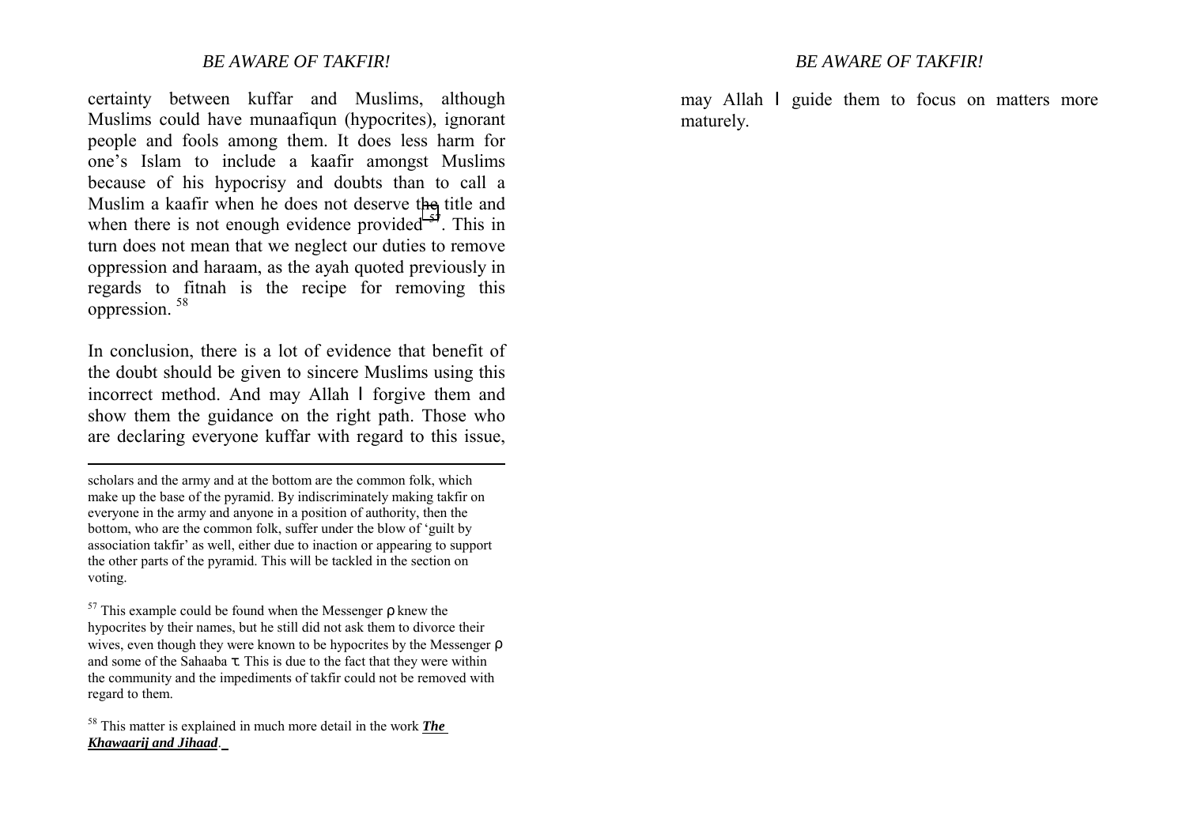certainty between kuffar and Muslims, although Muslims could have munaafiqun (hypocrites), ignorant people and fools among them. It does less harm for one's Islam to include a kaafir amongst Muslims because of his hypocrisy and doubts than to call a Muslim a kaafir when he does not deserve the title and when there is not enough evidence provided[57]. This in turn does not mean that we neglect our duties to remove oppression and haraam, as the ayah quoted previously in regards to fitnah is the recipe for removing this oppression.[58]

In conclusion, there is a lot of evidence that benefit of the doubt should be given to sincere Muslims using this incorrect method. And may Allah I forgive them and show them the guidance on the right path. Those who are declaring everyone kuffar with regard to this issue, may Allah I guide them to focus on matters more maturely.

---

scholars and the army and at the bottom are the common folk, which make up the base of the pyramid. By indiscriminately making takfir on everyone in the army and anyone in a position of authority, then the bottom, who are the common folk, suffer under the blow of 'guilt by association takfir' as well, either due to inaction or appearing to support the other parts of the pyramid. This will be tackled in the section on voting.

[57] This example could be found when the Messenger ρ knew the hypocrites by their names, but he still did not ask them to divorce their wives, even though they were known to be hypocrites by the Messenger ρ and some of the Sahaaba τ. This is due to the fact that they were within the community and the impediments of takfir could not be removed with regard to them.

[58] This matter is explained in much more detail in the work ***The Khawaarij and Jihaad***.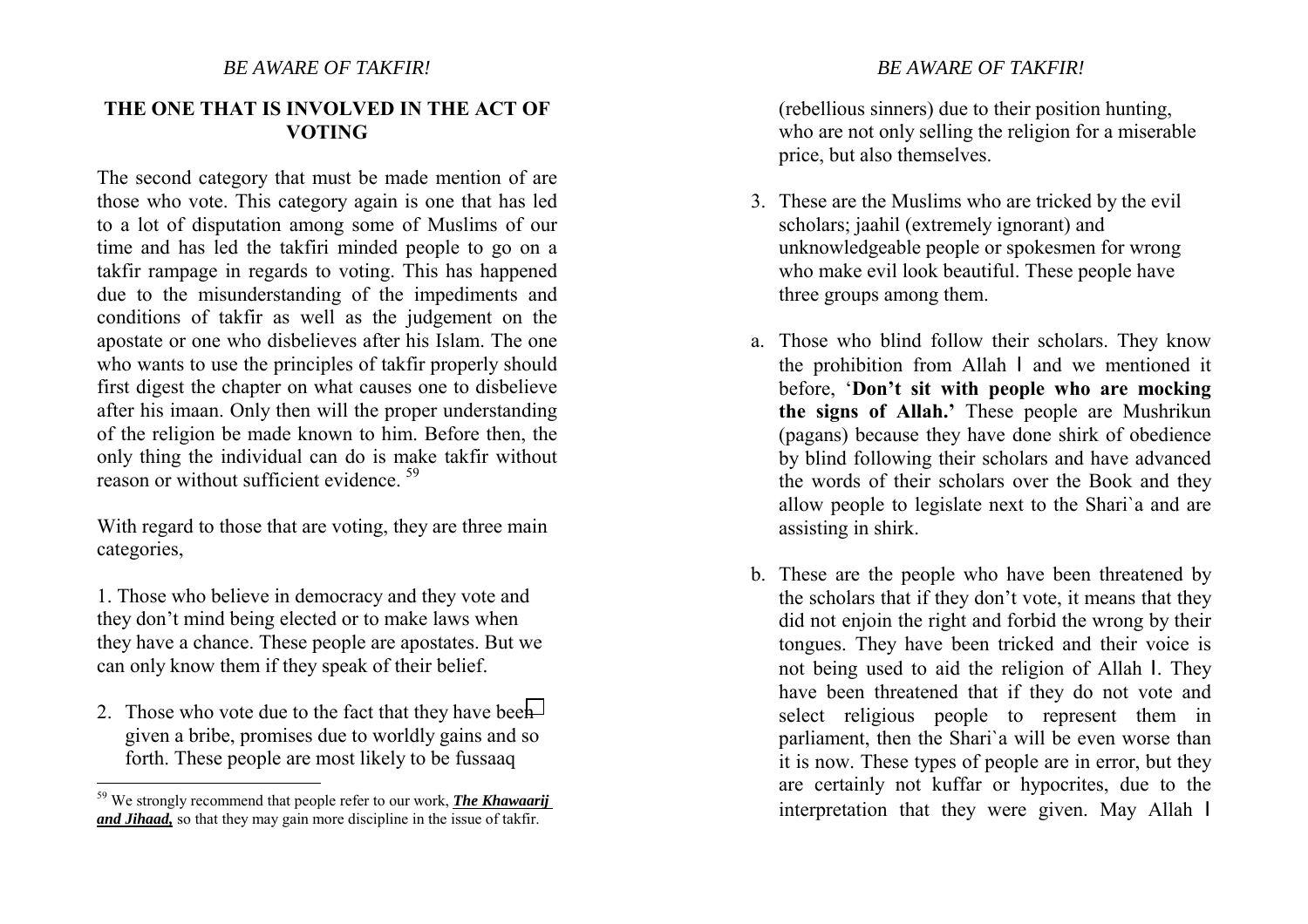## THE ONE THAT IS INVOLVED IN THE ACT OF VOTING

The second category that must be made mention of are those who vote. This category again is one that has led to a lot of disputation among some of Muslims of our time and has led the takfiri minded people to go on a takfir rampage in regards to voting. This has happened due to the misunderstanding of the impediments and conditions of takfir as well as the judgement on the apostate or one who disbelieves after his Islam. The one who wants to use the principles of takfir properly should first digest the chapter on what causes one to disbelieve after his imaan. Only then will the proper understanding of the religion be made known to him. Before then, the only thing the individual can do is make takfir without reason or without sufficient evidence.[59]

With regard to those that are voting, they are three main categories,

1. Those who believe in democracy and they vote and they don't mind being elected or to make laws when they have a chance. These people are apostates. But we can only know them if they speak of their belief.

2. Those who vote due to the fact that they have been given a bribe, promises due to worldly gains and so forth. These people are most likely to be fussaaq (rebellious sinners) due to their position hunting, who are not only selling the religion for a miserable price, but also themselves.

3. These are the Muslims who are tricked by the evil scholars; jaahil (extremely ignorant) and unknowledgeable people or spokesmen for wrong who make evil look beautiful. These people have three groups among them.

a. Those who blind follow their scholars. They know the prohibition from Allah I and we mentioned it before, '**Don't sit with people who are mocking the signs of Allah.'** These people are Mushrikun (pagans) because they have done shirk of obedience by blind following their scholars and have advanced the words of their scholars over the Book and they allow people to legislate next to the Shari`a and are assisting in shirk.

b. These are the people who have been threatened by the scholars that if they don't vote, it means that they did not enjoin the right and forbid the wrong by their tongues. They have been tricked and their voice is not being used to aid the religion of Allah I. They have been threatened that if they do not vote and select religious people to represent them in parliament, then the Shari`a will be even worse than it is now. These types of people are in error, but they are certainly not kuffar or hypocrites, due to the interpretation that they were given. May Allah I

[59] We strongly recommend that people refer to our work, ***The Khawaarij and Jihaad,*** so that they may gain more discipline in the issue of takfir.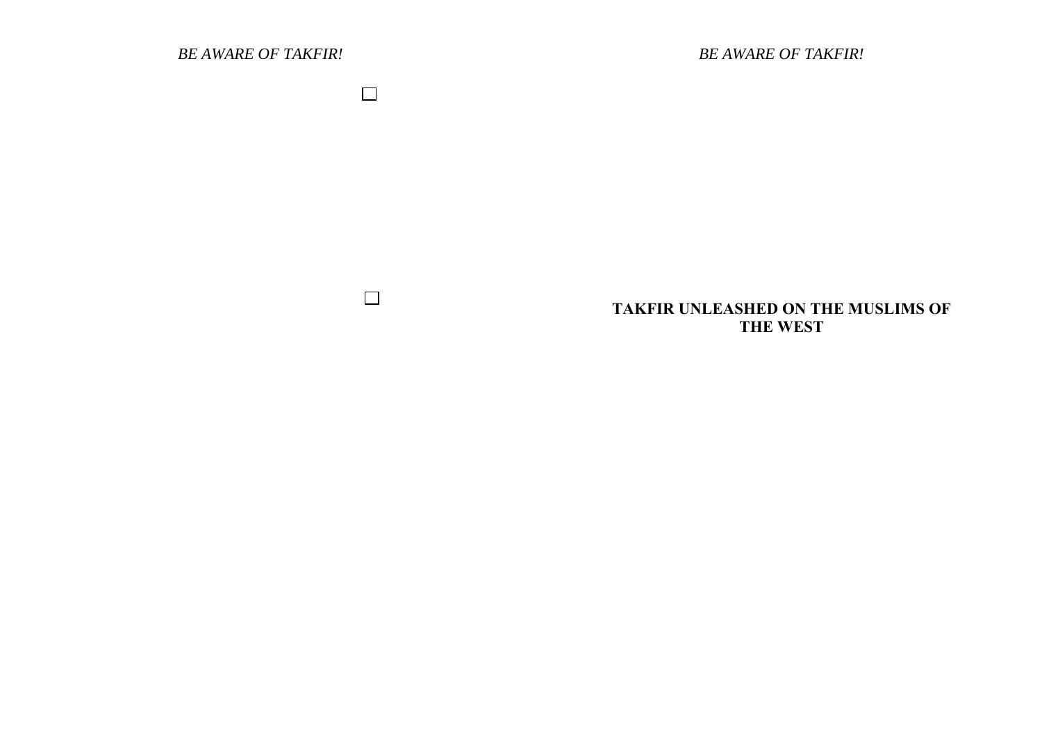## TAKFIR UNLEASHED ON THE MUSLIMS OF THE WEST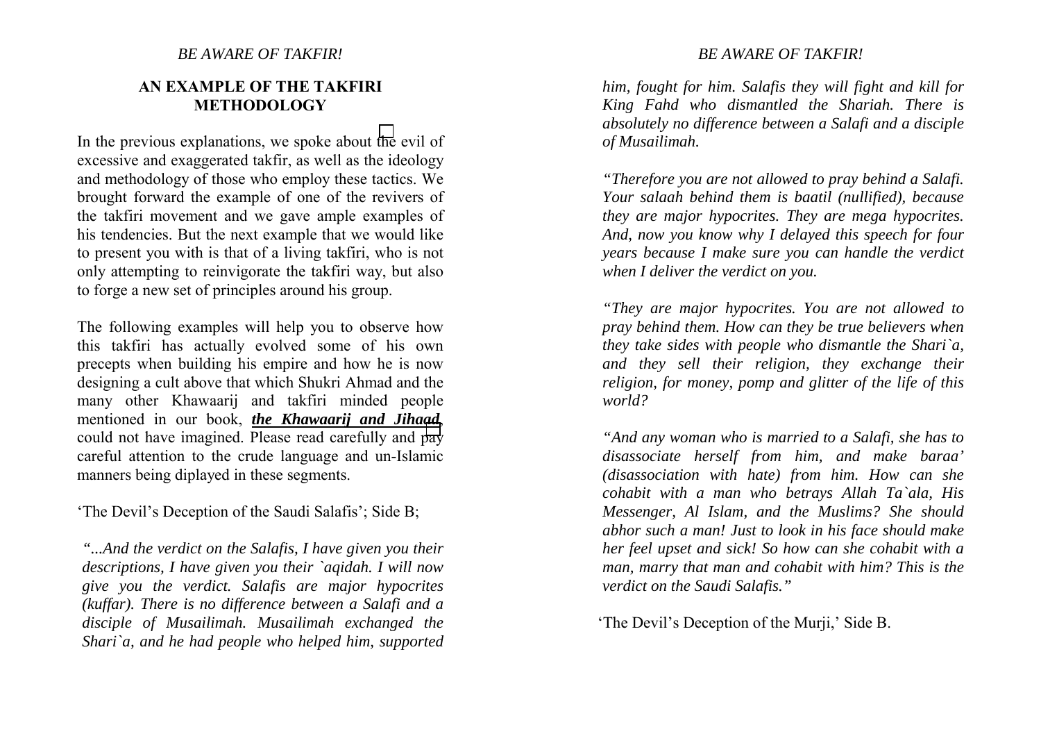## AN EXAMPLE OF THE TAKFIRI METHODOLOGY

In the previous explanations, we spoke about the evil of excessive and exaggerated takfir, as well as the ideology and methodology of those who employ these tactics. We brought forward the example of one of the revivers of the takfiri movement and we gave ample examples of his tendencies. But the next example that we would like to present you with is that of a living takfiri, who is not only attempting to reinvigorate the takfiri way, but also to forge a new set of principles around his group.

The following examples will help you to observe how this takfiri has actually evolved some of his own precepts when building his empire and how he is now designing a cult above that which Shukri Ahmad and the many other Khawaarij and takfiri minded people mentioned in our book, ***the Khawaarij and Jihaad***, could not have imagined. Please read carefully and pay careful attention to the crude language and un-Islamic manners being diplayed in these segments.

'The Devil's Deception of the Saudi Salafis'; Side B;

*"...And the verdict on the Salafis, I have given you their descriptions, I have given you their `aqidah. I will now give you the verdict. Salafis are major hypocrites (kuffar). There is no difference between a Salafi and a disciple of Musailimah. Musailimah exchanged the Shari`a, and he had people who helped him, supported him, fought for him. Salafis they will fight and kill for King Fahd who dismantled the Shariah. There is absolutely no difference between a Salafi and a disciple of Musailimah.*

*"Therefore you are not allowed to pray behind a Salafi. Your salaah behind them is baatil (nullified), because they are major hypocrites. They are mega hypocrites. And, now you know why I delayed this speech for four years because I make sure you can handle the verdict when I deliver the verdict on you.*

*"They are major hypocrites. You are not allowed to pray behind them. How can they be true believers when they take sides with people who dismantle the Shari`a, and they sell their religion, they exchange their religion, for money, pomp and glitter of the life of this world?*

*"And any woman who is married to a Salafi, she has to disassociate herself from him, and make baraa' (disassociation with hate) from him. How can she cohabit with a man who betrays Allah Ta`ala, His Messenger, Al Islam, and the Muslims? She should abhor such a man! Just to look in his face should make her feel upset and sick! So how can she cohabit with a man, marry that man and cohabit with him? This is the verdict on the Saudi Salafis."*

'The Devil's Deception of the Murji,' Side B.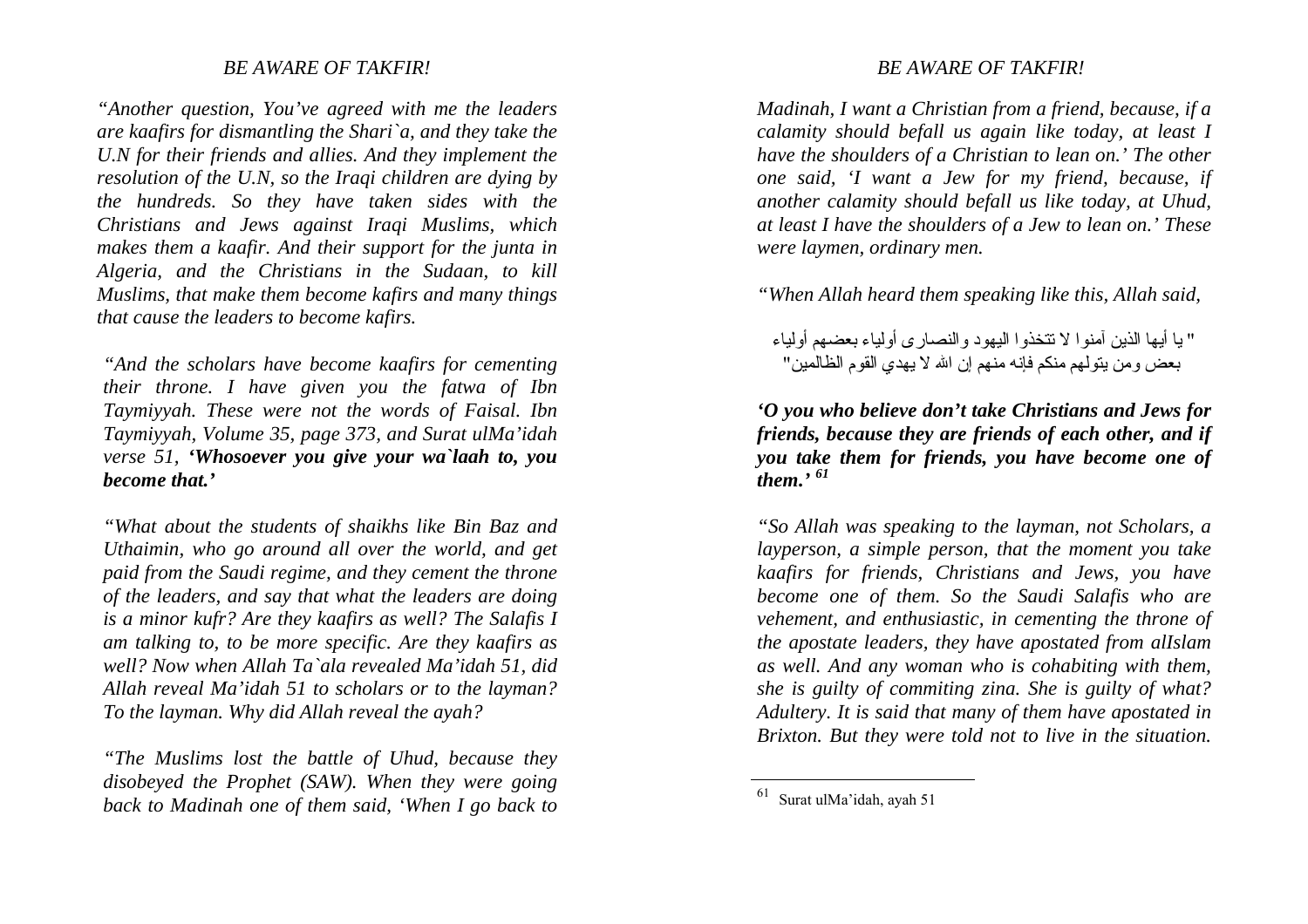*"Another question, You've agreed with me the leaders are kaafirs for dismantling the Shari`a, and they take the U.N for their friends and allies. And they implement the resolution of the U.N, so the Iraqi children are dying by the hundreds. So they have taken sides with the Christians and Jews against Iraqi Muslims, which makes them a kaafir. And their support for the junta in Algeria, and the Christians in the Sudaan, to kill Muslims, that make them become kafirs and many things that cause the leaders to become kafirs.*

*"And the scholars have become kaafirs for cementing their throne. I have given you the fatwa of Ibn Taymiyyah. These were not the words of Faisal. Ibn Taymiyyah, Volume 35, page 373, and Surat ulMa'idah verse 51,* ***'Whosoever you give your wa`laah to, you become that.'***

*"What about the students of shaikhs like Bin Baz and Uthaimin, who go around all over the world, and get paid from the Saudi regime, and they cement the throne of the leaders, and say that what the leaders are doing is a minor kufr? Are they kaafirs as well? The Salafis I am talking to, to be more specific. Are they kaafirs as well? Now when Allah Ta`ala revealed Ma'idah 51, did Allah reveal Ma'idah 51 to scholars or to the layman? To the layman. Why did Allah reveal the ayah?*

*"The Muslims lost the battle of Uhud, because they disobeyed the Prophet (SAW). When they were going back to Madinah one of them said, 'When I go back to Madinah, I want a Christian from a friend, because, if a calamity should befall us again like today, at least I have the shoulders of a Christian to lean on.' The other one said, 'I want a Jew for my friend, because, if another calamity should befall us like today, at Uhud, at least I have the shoulders of a Jew to lean on.' These were laymen, ordinary men.*

*"When Allah heard them speaking like this, Allah said,*

" يا أيها الذين آمنوا لا تتخذوا اليهود والنصارى أولياء بعضهم أولياء بعض ومن يتولهم منكم فإنه منهم إن الله لا يهدي القوم الظالمين"

***'O you who believe don't take Christians and Jews for friends, because they are friends of each other, and if you take them for friends, you have become one of them.'*** [61]

*"So Allah was speaking to the layman, not Scholars, a layperson, a simple person, that the moment you take kaafirs for friends, Christians and Jews, you have become one of them. So the Saudi Salafis who are vehement, and enthusiastic, in cementing the throne of the apostate leaders, they have apostated from alIslam as well. And any woman who is cohabiting with them, she is guilty of commiting zina. She is guilty of what? Adultery. It is said that many of them have apostated in Brixton. But they were told not to live in the situation.*

[61] Surat ulMa'idah, ayah 51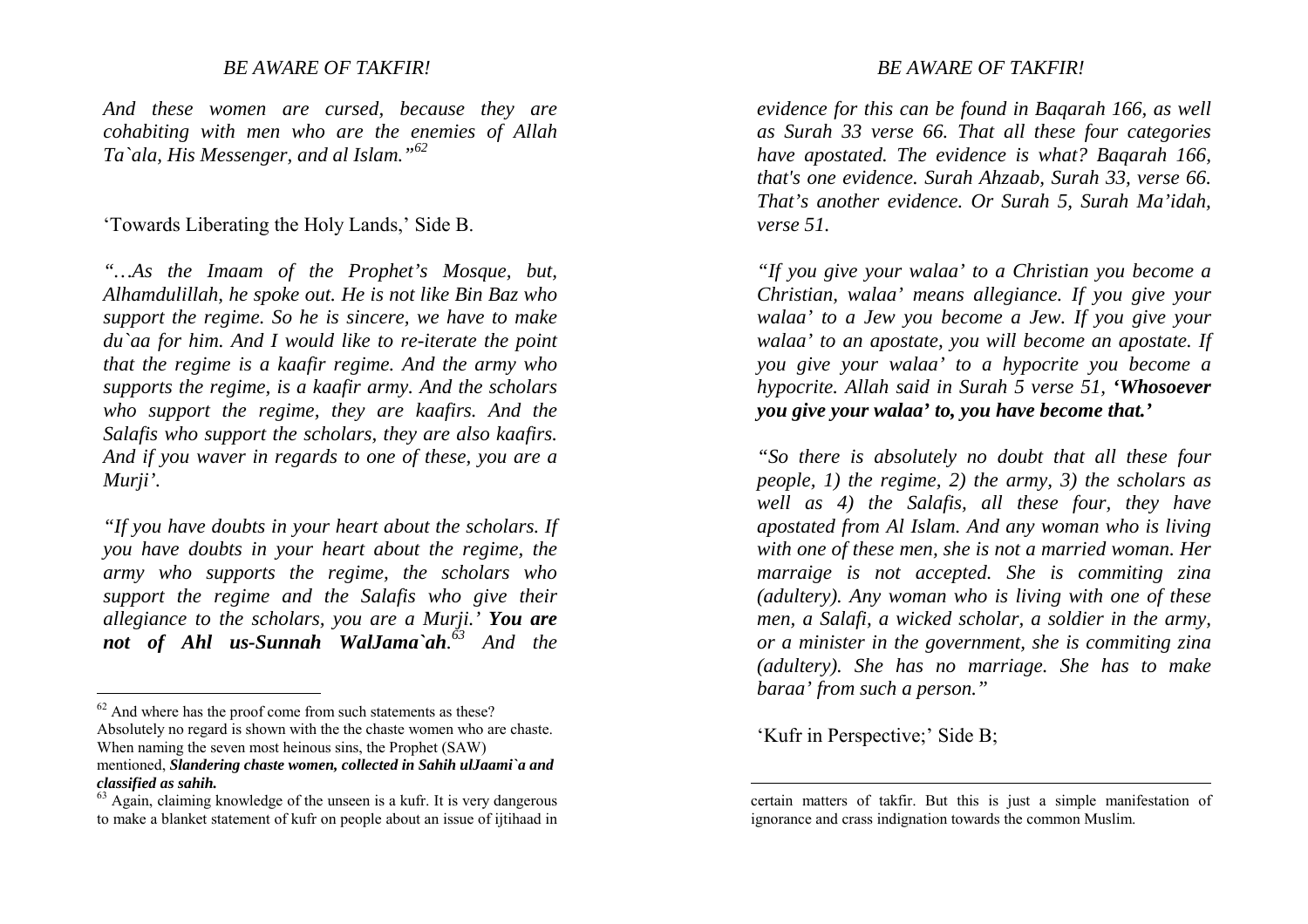*And these women are cursed, because they are cohabiting with men who are the enemies of Allah Ta`ala, His Messenger, and al Islam."*[62]

'Towards Liberating the Holy Lands,' Side B.

*"…As the Imaam of the Prophet's Mosque, but, Alhamdulillah, he spoke out. He is not like Bin Baz who support the regime. So he is sincere, we have to make du`aa for him. And I would like to re-iterate the point that the regime is a kaafir regime. And the army who supports the regime, is a kaafir army. And the scholars who support the regime, they are kaafirs. And the Salafis who support the scholars, they are also kaafirs. And if you waver in regards to one of these, you are a Murji'.*

*"If you have doubts in your heart about the scholars. If you have doubts in your heart about the regime, the army who supports the regime, the scholars who support the regime and the Salafis who give their allegiance to the scholars, you are a Murji.'* ***You are not of Ahl us-Sunnah WalJama`ah.***[63] *And the evidence for this can be found in Baqarah 166, as well as Surah 33 verse 66. That all these four categories have apostated. The evidence is what? Baqarah 166, that's one evidence. Surah Ahzaab, Surah 33, verse 66. That's another evidence. Or Surah 5, Surah Ma'idah, verse 51.*

*"If you give your walaa' to a Christian you become a Christian, walaa' means allegiance. If you give your walaa' to a Jew you become a Jew. If you give your walaa' to an apostate, you will become an apostate. If you give your walaa' to a hypocrite you become a hypocrite. Allah said in Surah 5 verse 51,* ***'Whosoever you give your walaa' to, you have become that.'***

*"So there is absolutely no doubt that all these four people, 1) the regime, 2) the army, 3) the scholars as well as 4) the Salafis, all these four, they have apostated from Al Islam. And any woman who is living with one of these men, she is not a married woman. Her marraige is not accepted. She is commiting zina (adultery). Any woman who is living with one of these men, a Salafi, a wicked scholar, a soldier in the army, or a minister in the government, she is commiting zina (adultery). She has no marriage. She has to make baraa' from such a person."*

'Kufr in Perspective;' Side B;

---

[62] And where has the proof come from such statements as these? Absolutely no regard is shown with the the chaste women who are chaste. When naming the seven most heinous sins, the Prophet (SAW) mentioned, ***Slandering chaste women, collected in Sahih ulJaami`a and classified as sahih.***

[63] Again, claiming knowledge of the unseen is a kufr. It is very dangerous to make a blanket statement of kufr on people about an issue of ijtihaad in certain matters of takfir. But this is just a simple manifestation of ignorance and crass indignation towards the common Muslim.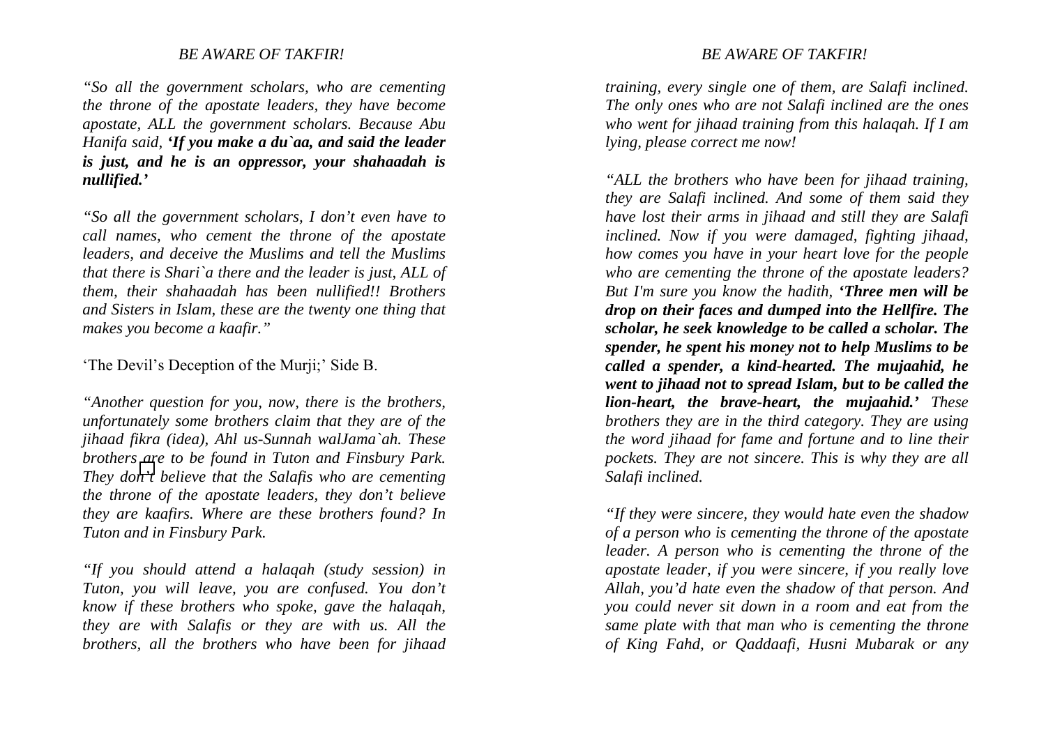*"So all the government scholars, who are cementing the throne of the apostate leaders, they have become apostate, ALL the government scholars. Because Abu Hanifa said, **'If you make a du`aa, and said the leader is just, and he is an oppressor, your shahaadah is nullified.'***

*"So all the government scholars, I don't even have to call names, who cement the throne of the apostate leaders, and deceive the Muslims and tell the Muslims that there is Shari`a there and the leader is just, ALL of them, their shahaadah has been nullified!! Brothers and Sisters in Islam, these are the twenty one thing that makes you become a kaafir."*

'The Devil's Deception of the Murji;' Side B.

*"Another question for you, now, there is the brothers, unfortunately some brothers claim that they are of the jihaad fikra (idea), Ahl us-Sunnah walJama`ah. These brothers are to be found in Tuton and Finsbury Park. They don't believe that the Salafis who are cementing the throne of the apostate leaders, they don't believe they are kaafirs. Where are these brothers found? In Tuton and in Finsbury Park.*

*"If you should attend a halaqah (study session) in Tuton, you will leave, you are confused. You don't know if these brothers who spoke, gave the halaqah, they are with Salafis or they are with us. All the brothers, all the brothers who have been for jihaad training, every single one of them, are Salafi inclined. The only ones who are not Salafi inclined are the ones who went for jihaad training from this halaqah. If I am lying, please correct me now!*

*"ALL the brothers who have been for jihaad training, they are Salafi inclined. And some of them said they have lost their arms in jihaad and still they are Salafi inclined. Now if you were damaged, fighting jihaad, how comes you have in your heart love for the people who are cementing the throne of the apostate leaders? But I'm sure you know the hadith, **'Three men will be drop on their faces and dumped into the Hellfire. The scholar, he seek knowledge to be called a scholar. The spender, he spent his money not to help Muslims to be called a spender, a kind-hearted. The mujaahid, he went to jihaad not to spread Islam, but to be called the lion-heart, the brave-heart, the mujaahid.'** These brothers they are in the third category. They are using the word jihaad for fame and fortune and to line their pockets. They are not sincere. This is why they are all Salafi inclined.*

*"If they were sincere, they would hate even the shadow of a person who is cementing the throne of the apostate leader. A person who is cementing the throne of the apostate leader, if you were sincere, if you really love Allah, you'd hate even the shadow of that person. And you could never sit down in a room and eat from the same plate with that man who is cementing the throne of King Fahd, or Qaddaafi, Husni Mubarak or any*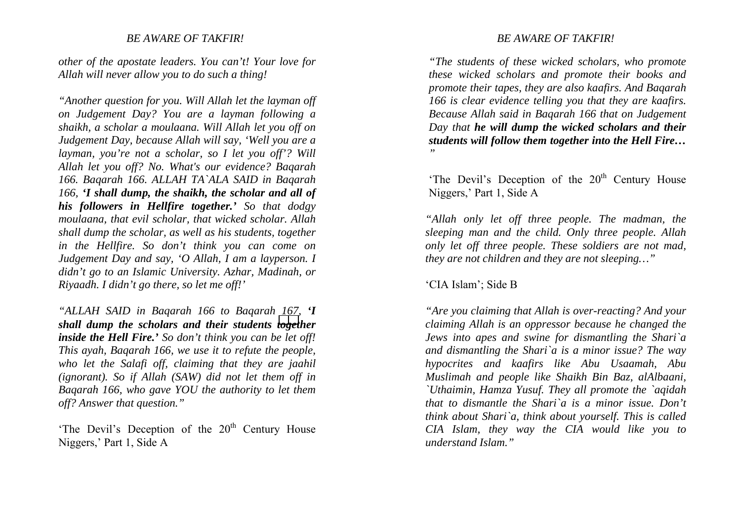*other of the apostate leaders. You can't! Your love for Allah will never allow you to do such a thing!*

*"Another question for you. Will Allah let the layman off on Judgement Day? You are a layman following a shaikh, a scholar a moulaana. Will Allah let you off on Judgement Day, because Allah will say, 'Well you are a layman, you're not a scholar, so I let you off'? Will Allah let you off? No. What's our evidence? Baqarah 166. Baqarah 166. ALLAH TA`ALA SAID in Baqarah 166, **'I shall dump, the shaikh, the scholar and all of his followers in Hellfire together.'** So that dodgy moulaana, that evil scholar, that wicked scholar. Allah shall dump the scholar, as well as his students, together in the Hellfire. So don't think you can come on Judgement Day and say, 'O Allah, I am a layperson. I didn't go to an Islamic University. Azhar, Madinah, or Riyaadh. I didn't go there, so let me off!'*

*"ALLAH SAID in Baqarah 166 to Baqarah 167, **'I shall dump the scholars and their students together inside the Hell Fire.'** So don't think you can be let off! This ayah, Baqarah 166, we use it to refute the people, who let the Salafi off, claiming that they are jaahil (ignorant). So if Allah (SAW) did not let them off in Baqarah 166, who gave YOU the authority to let them off? Answer that question."*

'The Devil's Deception of the 20th Century House Niggers,' Part 1, Side A

*"The students of these wicked scholars, who promote these wicked scholars and promote their books and promote their tapes, they are also kaafirs. And Baqarah 166 is clear evidence telling you that they are kaafirs. Because Allah said in Baqarah 166 that on Judgement Day that **he will dump the wicked scholars and their students will follow them together into the Hell Fire…**"*

'The Devil's Deception of the 20th Century House Niggers,' Part 1, Side A

*"Allah only let off three people. The madman, the sleeping man and the child. Only three people. Allah only let off three people. These soldiers are not mad, they are not children and they are not sleeping…"*

'CIA Islam'; Side B

*"Are you claiming that Allah is over-reacting? And your claiming Allah is an oppressor because he changed the Jews into apes and swine for dismantling the Shari`a and dismantling the Shari`a is a minor issue? The way hypocrites and kaafirs like Abu Usaamah, Abu Muslimah and people like Shaikh Bin Baz, alAlbaani, `Uthaimin, Hamza Yusuf. They all promote the `aqidah that to dismantle the Shari`a is a minor issue. Don't think about Shari`a, think about yourself. This is called CIA Islam, they way the CIA would like you to understand Islam."*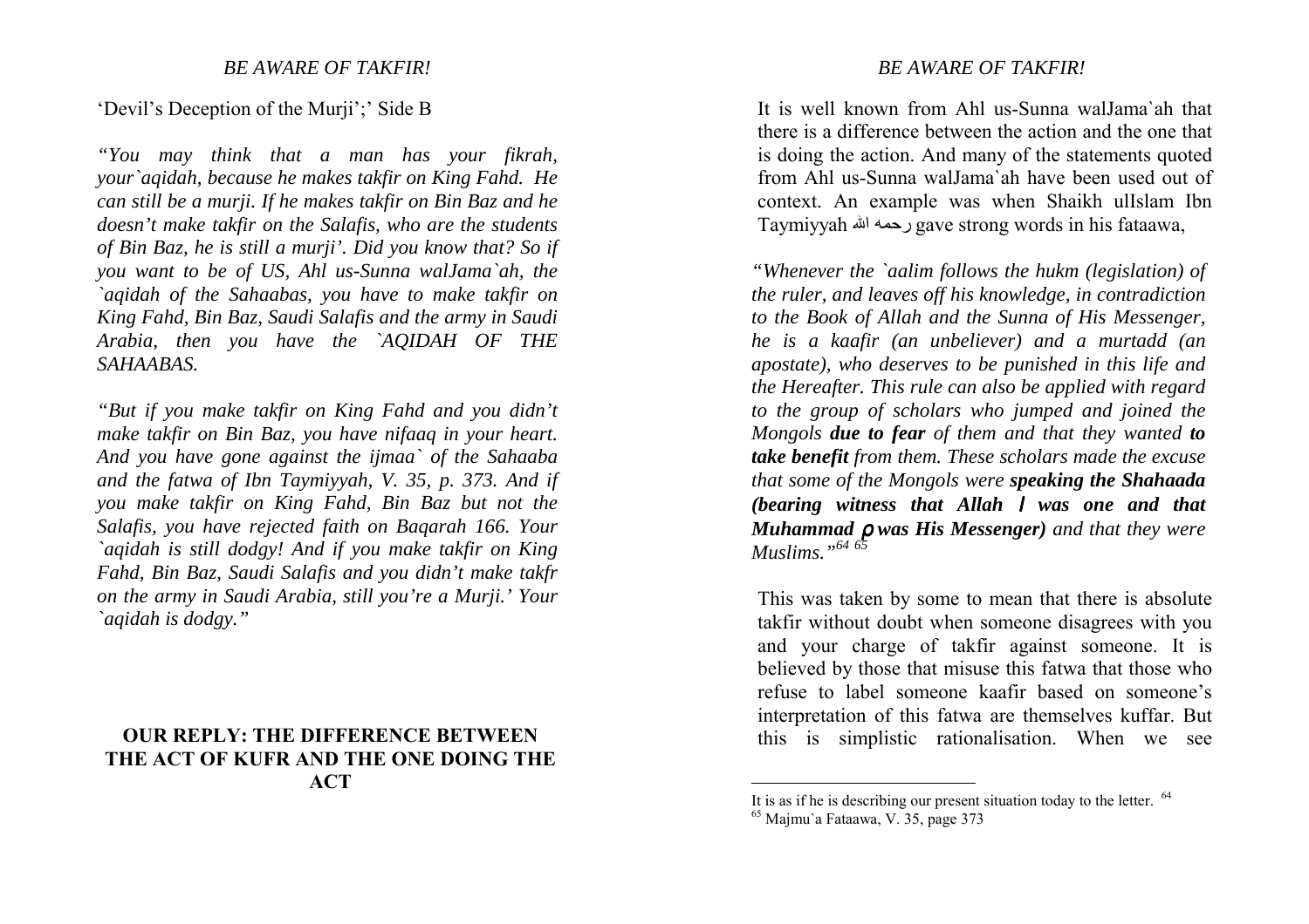'Devil's Deception of the Murji';' Side B

*"You may think that a man has your fikrah, your`aqidah, because he makes takfir on King Fahd. He can still be a murji. If he makes takfir on Bin Baz and he doesn't make takfir on the Salafis, who are the students of Bin Baz, he is still a murji'. Did you know that? So if you want to be of US, Ahl us-Sunna walJama`ah, the `aqidah of the Sahaabas, you have to make takfir on King Fahd, Bin Baz, Saudi Salafis and the army in Saudi Arabia, then you have the `AQIDAH OF THE SAHAABAS.*

*"But if you make takfir on King Fahd and you didn't make takfir on Bin Baz, you have nifaaq in your heart. And you have gone against the ijmaa` of the Sahaaba and the fatwa of Ibn Taymiyyah, V. 35, p. 373. And if you make takfir on King Fahd, Bin Baz but not the Salafis, you have rejected faith on Baqarah 166. Your `aqidah is still dodgy! And if you make takfir on King Fahd, Bin Baz, Saudi Salafis and you didn't make takfr on the army in Saudi Arabia, still you're a Murji.' Your `aqidah is dodgy."*

## OUR REPLY: THE DIFFERENCE BETWEEN THE ACT OF KUFR AND THE ONE DOING THE ACT

It is well known from Ahl us-Sunna walJama`ah that there is a difference between the action and the one that is doing the action. And many of the statements quoted from Ahl us-Sunna walJama`ah have been used out of context. An example was when Shaikh ulIslam Ibn Taymiyyah رحمه الله gave strong words in his fataawa,

*"Whenever the `aalim follows the hukm (legislation) of the ruler, and leaves off his knowledge, in contradiction to the Book of Allah and the Sunna of His Messenger, he is a kaafir (an unbeliever) and a murtadd (an apostate), who deserves to be punished in this life and the Hereafter. This rule can also be applied with regard to the group of scholars who jumped and joined the Mongols* ***due to fear*** *of them and that they wanted* ***to take benefit*** *from them. These scholars made the excuse that some of the Mongols were* ***speaking the Shahaada (bearing witness that Allah I was one and that Muhammad ρ was His Messenger)*** *and that they were Muslims."*[64] [65]

This was taken by some to mean that there is absolute takfir without doubt when someone disagrees with you and your charge of takfir against someone. It is believed by those that misuse this fatwa that those who refuse to label someone kaafir based on someone's interpretation of this fatwa are themselves kuffar. But this is simplistic rationalisation. When we see

---

It is as if he is describing our present situation today to the letter. [64]

[65] Majmu`a Fataawa, V. 35, page 373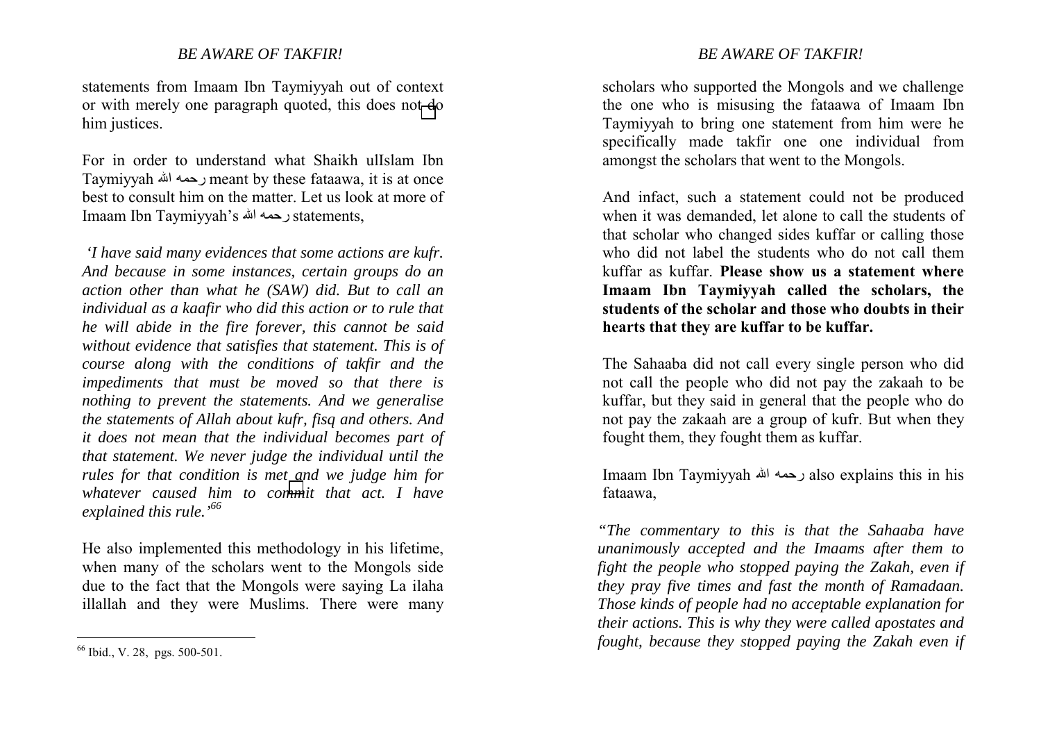statements from Imaam Ibn Taymiyyah out of context or with merely one paragraph quoted, this does not do him justices.

For in order to understand what Shaikh ulIslam Ibn Taymiyyah رحمه الله meant by these fataawa, it is at once best to consult him on the matter. Let us look at more of Imaam Ibn Taymiyyah's رحمه الله statements,

*'I have said many evidences that some actions are kufr. And because in some instances, certain groups do an action other than what he (SAW) did. But to call an individual as a kaafir who did this action or to rule that he will abide in the fire forever, this cannot be said without evidence that satisfies that statement. This is of course along with the conditions of takfir and the impediments that must be moved so that there is nothing to prevent the statements. And we generalise the statements of Allah about kufr, fisq and others. And it does not mean that the individual becomes part of that statement. We never judge the individual until the rules for that condition is met and we judge him for whatever caused him to commit that act. I have explained this rule.'*[66]

He also implemented this methodology in his lifetime, when many of the scholars went to the Mongols side due to the fact that the Mongols were saying La ilaha illallah and they were Muslims. There were many scholars who supported the Mongols and we challenge the one who is misusing the fataawa of Imaam Ibn Taymiyyah to bring one statement from him were he specifically made takfir one one individual from amongst the scholars that went to the Mongols.

And infact, such a statement could not be produced when it was demanded, let alone to call the students of that scholar who changed sides kuffar or calling those who did not label the students who do not call them kuffar as kuffar. **Please show us a statement where Imaam Ibn Taymiyyah called the scholars, the students of the scholar and those who doubts in their hearts that they are kuffar to be kuffar.**

The Sahaaba did not call every single person who did not call the people who did not pay the zakaah to be kuffar, but they said in general that the people who do not pay the zakaah are a group of kufr. But when they fought them, they fought them as kuffar.

Imaam Ibn Taymiyyah رحمه الله also explains this in his fataawa,

*"The commentary to this is that the Sahaaba have unanimously accepted and the Imaams after them to fight the people who stopped paying the Zakah, even if they pray five times and fast the month of Ramadaan. Those kinds of people had no acceptable explanation for their actions. This is why they were called apostates and fought, because they stopped paying the Zakah even if*

[66] Ibid., V. 28, pgs. 500-501.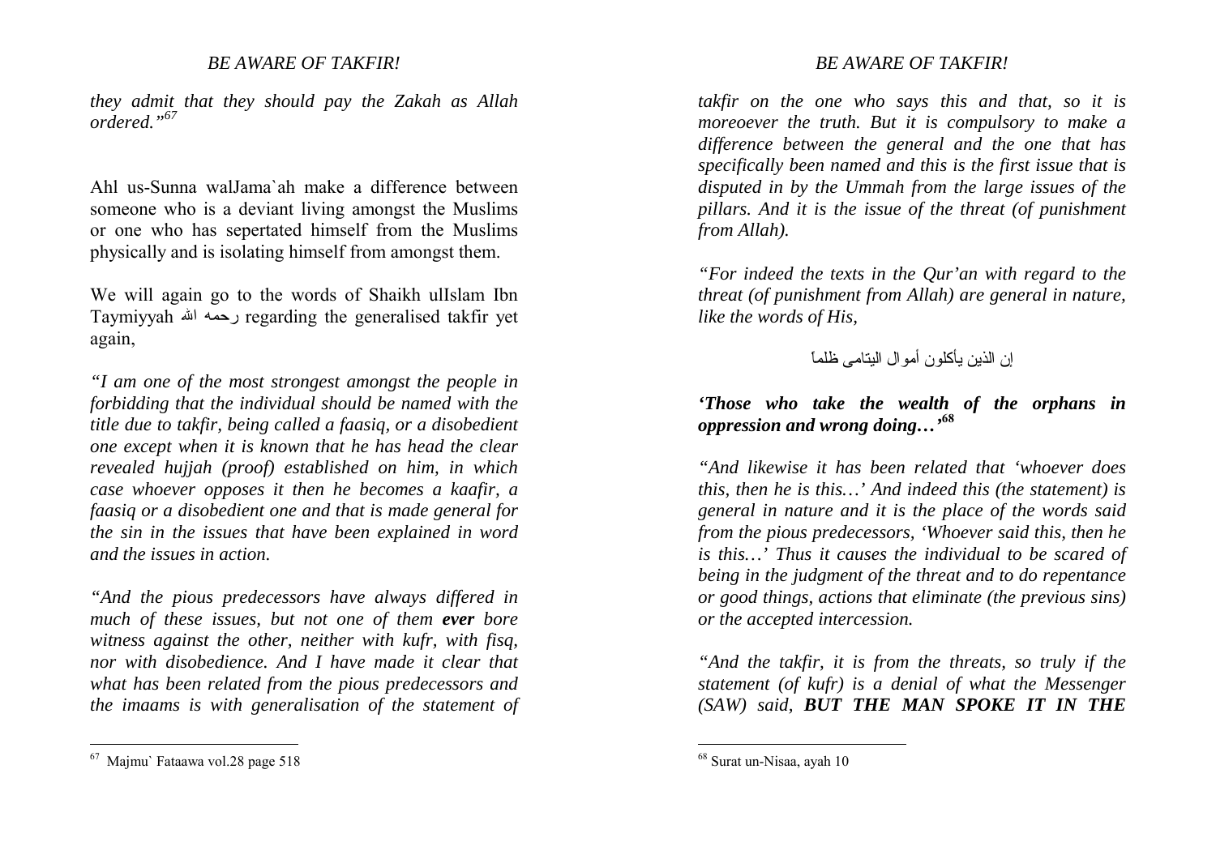*they admit that they should pay the Zakah as Allah ordered."*[67]

Ahl us-Sunna walJama`ah make a difference between someone who is a deviant living amongst the Muslims or one who has sepertated himself from the Muslims physically and is isolating himself from amongst them.

We will again go to the words of Shaikh ulIslam Ibn Taymiyyah رحمه الله regarding the generalised takfir yet again,

*"I am one of the most strongest amongst the people in forbidding that the individual should be named with the title due to takfir, being called a faasiq, or a disobedient one except when it is known that he has head the clear revealed hujjah (proof) established on him, in which case whoever opposes it then he becomes a kaafir, a faasiq or a disobedient one and that is made general for the sin in the issues that have been explained in word and the issues in action.*

*"And the pious predecessors have always differed in much of these issues, but not one of them **ever** bore witness against the other, neither with kufr, with fisq, nor with disobedience. And I have made it clear that what has been related from the pious predecessors and the imaams is with generalisation of the statement of takfir on the one who says this and that, so it is moreoever the truth. But it is compulsory to make a difference between the general and the one that has specifically been named and this is the first issue that is disputed in by the Ummah from the large issues of the pillars. And it is the issue of the threat (of punishment from Allah).*

*"For indeed the texts in the Qur'an with regard to the threat (of punishment from Allah) are general in nature, like the words of His,*

إن الذين يأكلون أموال اليتامى ظلماً

***'Those who take the wealth of the orphans in oppression and wrong doing…'***[68]

*"And likewise it has been related that 'whoever does this, then he is this…' And indeed this (the statement) is general in nature and it is the place of the words said from the pious predecessors, 'Whoever said this, then he is this…' Thus it causes the individual to be scared of being in the judgment of the threat and to do repentance or good things, actions that eliminate (the previous sins) or the accepted intercession.*

*"And the takfir, it is from the threats, so truly if the statement (of kufr) is a denial of what the Messenger (SAW) said, **BUT THE MAN SPOKE IT IN THE***

---

[67] Majmu` Fataawa vol.28 page 518

[68] Surat un-Nisaa, ayah 10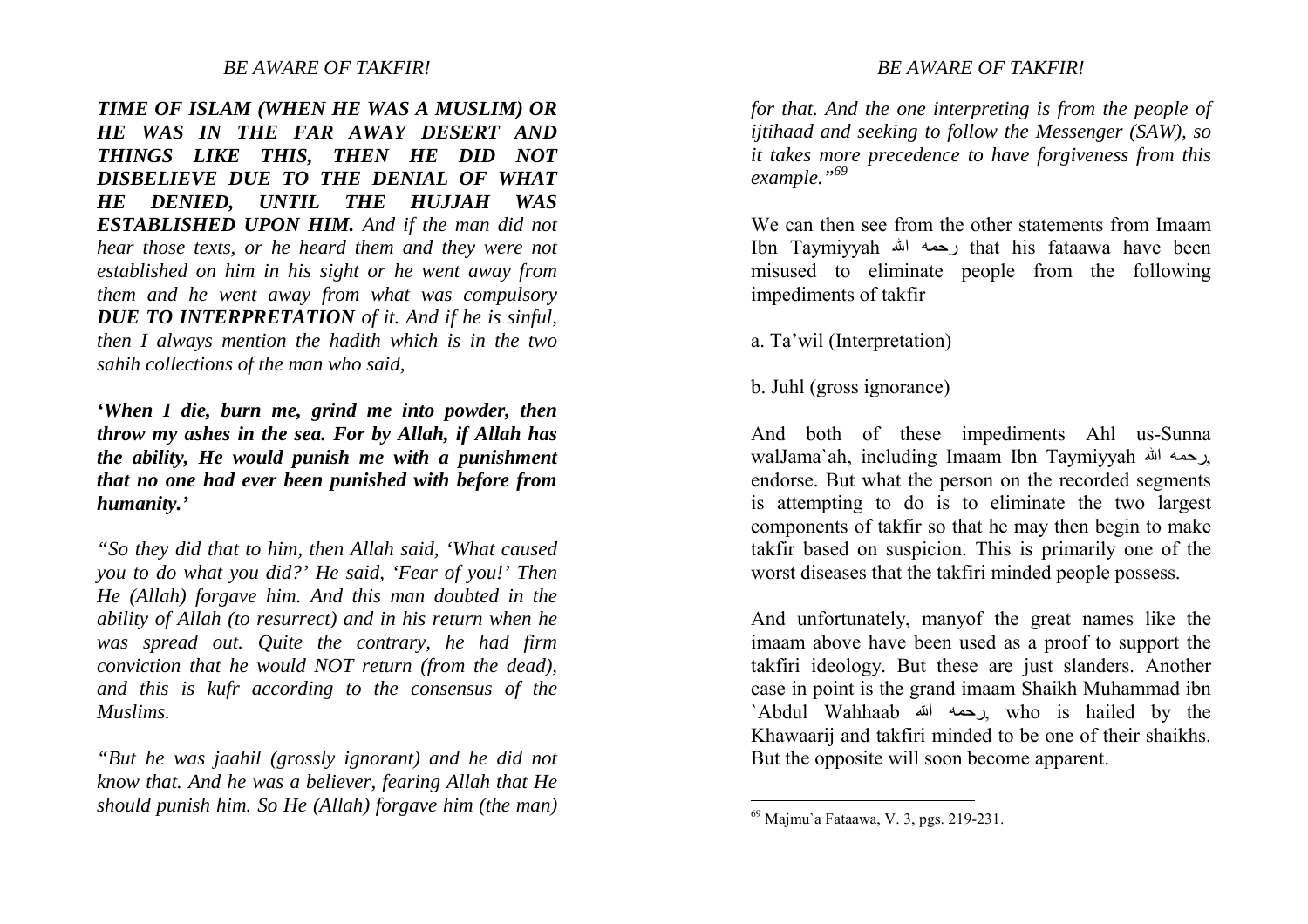***TIME OF ISLAM (WHEN HE WAS A MUSLIM) OR HE WAS IN THE FAR AWAY DESERT AND THINGS LIKE THIS, THEN HE DID NOT DISBELIEVE DUE TO THE DENIAL OF WHAT HE DENIED, UNTIL THE HUJJAH WAS ESTABLISHED UPON HIM.*** *And if the man did not hear those texts, or he heard them and they were not established on him in his sight or he went away from them and he went away from what was compulsory* ***DUE TO INTERPRETATION*** *of it. And if he is sinful, then I always mention the hadith which is in the two sahih collections of the man who said,*

***'When I die, burn me, grind me into powder, then throw my ashes in the sea. For by Allah, if Allah has the ability, He would punish me with a punishment that no one had ever been punished with before from humanity.'***

*"So they did that to him, then Allah said, 'What caused you to do what you did?' He said, 'Fear of you!' Then He (Allah) forgave him. And this man doubted in the ability of Allah (to resurrect) and in his return when he was spread out. Quite the contrary, he had firm conviction that he would NOT return (from the dead), and this is kufr according to the consensus of the Muslims.*

*"But he was jaahil (grossly ignorant) and he did not know that. And he was a believer, fearing Allah that He should punish him. So He (Allah) forgave him (the man) for that. And the one interpreting is from the people of ijtihaad and seeking to follow the Messenger (SAW), so it takes more precedence to have forgiveness from this example."*[69]

We can then see from the other statements from Imaam Ibn Taymiyyah رحمه الله that his fataawa have been misused to eliminate people from the following impediments of takfir

a. Ta'wil (Interpretation)

b. Juhl (gross ignorance)

And both of these impediments Ahl us-Sunna walJama`ah, including Imaam Ibn Taymiyyah رحمه الله, endorse. But what the person on the recorded segments is attempting to do is to eliminate the two largest components of takfir so that he may then begin to make takfir based on suspicion. This is primarily one of the worst diseases that the takfiri minded people possess.

And unfortunately, manyof the great names like the imaam above have been used as a proof to support the takfiri ideology. But these are just slanders. Another case in point is the grand imaam Shaikh Muhammad ibn `Abdul Wahhaab رحمه الله, who is hailed by the Khawaarij and takfiri minded to be one of their shaikhs. But the opposite will soon become apparent.

---

[69] Majmu`a Fataawa, V. 3, pgs. 219-231.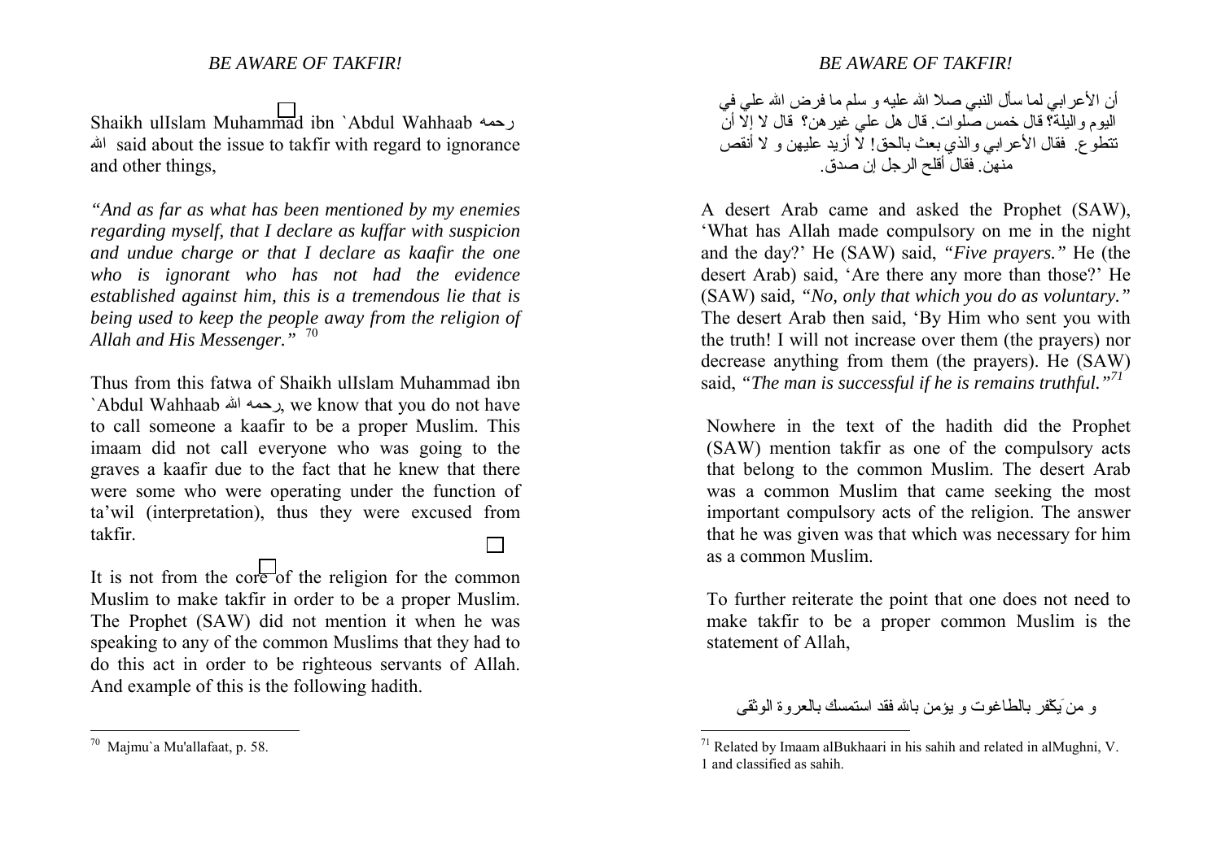Shaikh ulIslam Muhammad ibn `Abdul Wahhaab رحمه الله said about the issue to takfir with regard to ignorance and other things,

*"And as far as what has been mentioned by my enemies regarding myself, that I declare as kuffar with suspicion and undue charge or that I declare as kaafir the one who is ignorant who has not had the evidence established against him, this is a tremendous lie that is being used to keep the people away from the religion of Allah and His Messenger."* [70]

Thus from this fatwa of Shaikh ulIslam Muhammad ibn `Abdul Wahhaab رحمه الله, we know that you do not have to call someone a kaafir to be a proper Muslim. This imaam did not call everyone who was going to the graves a kaafir due to the fact that he knew that there were some who were operating under the function of ta'wil (interpretation), thus they were excused from takfir.

It is not from the core of the religion for the common Muslim to make takfir in order to be a proper Muslim. The Prophet (SAW) did not mention it when he was speaking to any of the common Muslims that they had to do this act in order to be righteous servants of Allah. And example of this is the following hadith.

[70] Majmu`a Mu'allafaat, p. 58.

أن الأعرابي لما سأل النبي صلا الله عليه و سلم ما فرض الله علي في اليوم والليلة؟ قال خمس صلوات. قال هل علي غيرهن؟ قال لا إلا أن تتطوع. فقال الأعرابي والذي بعث بالحق! لا أزيد عليهن و لا أنقص منهن. فقال أفلح الرجل إن صدق.

A desert Arab came and asked the Prophet (SAW), 'What has Allah made compulsory on me in the night and the day?' He (SAW) said, *"Five prayers."* He (the desert Arab) said, 'Are there any more than those?' He (SAW) said, *"No, only that which you do as voluntary."* The desert Arab then said, 'By Him who sent you with the truth! I will not increase over them (the prayers) nor decrease anything from them (the prayers). He (SAW) said, *"The man is successful if he is remains truthful."*[71]

Nowhere in the text of the hadith did the Prophet (SAW) mention takfir as one of the compulsory acts that belong to the common Muslim. The desert Arab was a common Muslim that came seeking the most important compulsory acts of the religion. The answer that he was given was that which was necessary for him as a common Muslim.

To further reiterate the point that one does not need to make takfir to be a proper common Muslim is the statement of Allah,

و من يَكفر بالطاغوت و يؤمن بالله فقد استمسك بالعروة الوثقى

[71] Related by Imaam alBukhaari in his sahih and related in alMughni, V. 1 and classified as sahih.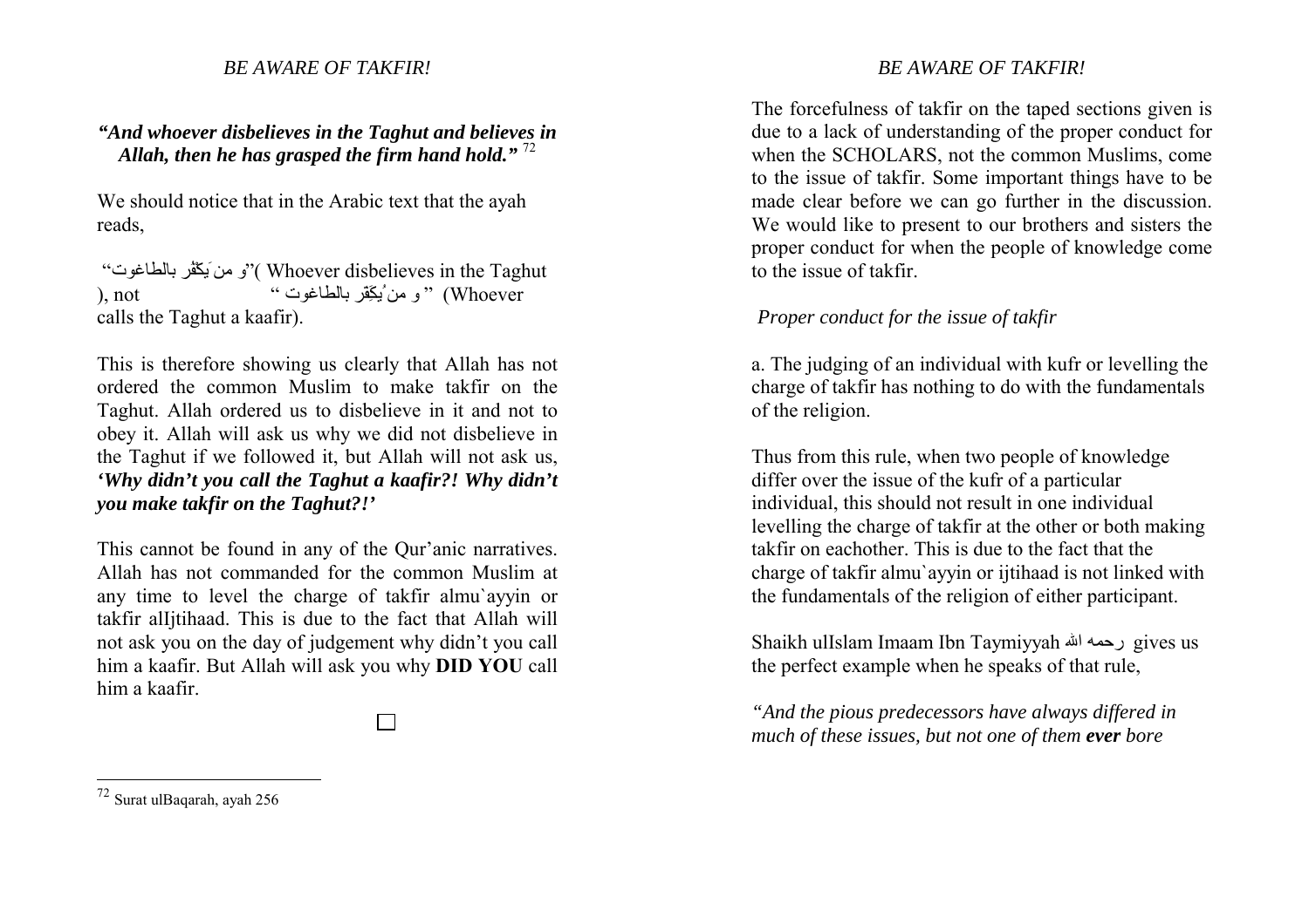*"**And whoever disbelieves in the Taghut and believes in Allah, then he has grasped the firm hand hold.**"* [72]

We should notice that in the Arabic text that the ayah reads,

"و من يَكفُر بالطاغوت"( Whoever disbelieves in the Taghut ), not " و من يُكفِّر بالطاغوت " (Whoever calls the Taghut a kaafir).

This is therefore showing us clearly that Allah has not ordered the common Muslim to make takfir on the Taghut. Allah ordered us to disbelieve in it and not to obey it. Allah will ask us why we did not disbelieve in the Taghut if we followed it, but Allah will not ask us, ***'Why didn't you call the Taghut a kaafir?! Why didn't you make takfir on the Taghut?!'***

This cannot be found in any of the Qur'anic narratives. Allah has not commanded for the common Muslim at any time to level the charge of takfir almu`ayyin or takfir alIjtihaad. This is due to the fact that Allah will not ask you on the day of judgement why didn't you call him a kaafir. But Allah will ask you why **DID YOU** call him a kaafir.

[72] Surat ulBaqarah, ayah 256

The forcefulness of takfir on the taped sections given is due to a lack of understanding of the proper conduct for when the SCHOLARS, not the common Muslims, come to the issue of takfir. Some important things have to be made clear before we can go further in the discussion. We would like to present to our brothers and sisters the proper conduct for when the people of knowledge come to the issue of takfir.

*Proper conduct for the issue of takfir*

a. The judging of an individual with kufr or levelling the charge of takfir has nothing to do with the fundamentals of the religion.

Thus from this rule, when two people of knowledge differ over the issue of the kufr of a particular individual, this should not result in one individual levelling the charge of takfir at the other or both making takfir on eachother. This is due to the fact that the charge of takfir almu`ayyin or ijtihaad is not linked with the fundamentals of the religion of either participant.

Shaikh ulIslam Imaam Ibn Taymiyyah رحمه الله gives us the perfect example when he speaks of that rule,

*"And the pious predecessors have always differed in much of these issues, but not one of them **ever** bore*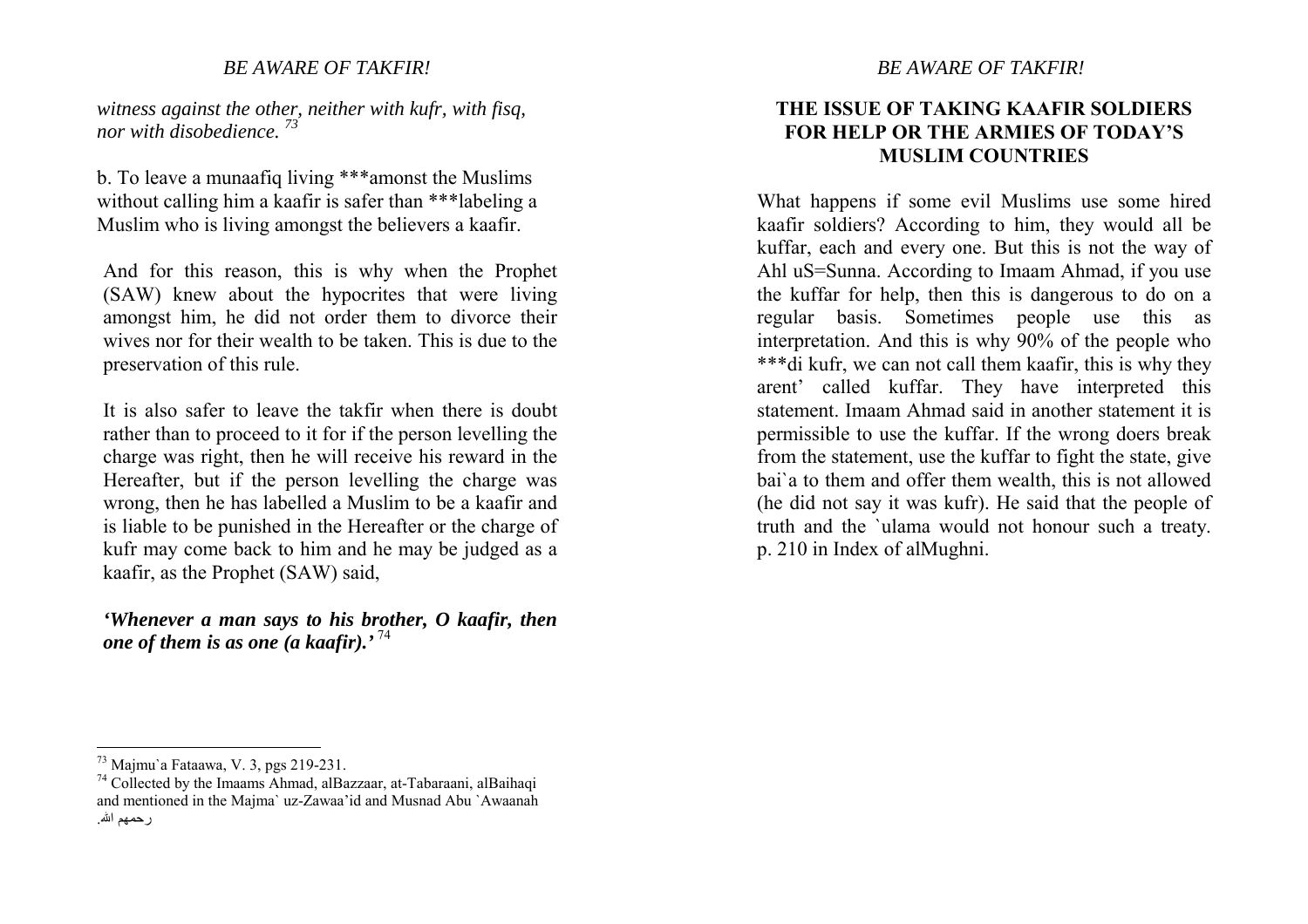*witness against the other, neither with kufr, with fisq, nor with disobedience.* [73]

b. To leave a munaafiq living ***amonst the Muslims without calling him a kaafir is safer than ***labeling a Muslim who is living amongst the believers a kaafir.

And for this reason, this is why when the Prophet (SAW) knew about the hypocrites that were living amongst him, he did not order them to divorce their wives nor for their wealth to be taken. This is due to the preservation of this rule.

It is also safer to leave the takfir when there is doubt rather than to proceed to it for if the person levelling the charge was right, then he will receive his reward in the Hereafter, but if the person levelling the charge was wrong, then he has labelled a Muslim to be a kaafir and is liable to be punished in the Hereafter or the charge of kufr may come back to him and he may be judged as a kaafir, as the Prophet (SAW) said,

***'Whenever a man says to his brother, O kaafir, then one of them is as one (a kaafir).'*** [74]

[73] Majmu`a Fataawa, V. 3, pgs 219-231.

[74] Collected by the Imaams Ahmad, alBazzaar, at-Tabaraani, alBaihaqi and mentioned in the Majma` uz-Zawaa'id and Musnad Abu `Awaanah رحمهم الله.

## THE ISSUE OF TAKING KAAFIR SOLDIERS FOR HELP OR THE ARMIES OF TODAY'S MUSLIM COUNTRIES

What happens if some evil Muslims use some hired kaafir soldiers? According to him, they would all be kuffar, each and every one. But this is not the way of Ahl uS=Sunna. According to Imaam Ahmad, if you use the kuffar for help, then this is dangerous to do on a regular basis. Sometimes people use this as interpretation. And this is why 90% of the people who ***di kufr, we can not call them kaafir, this is why they arent' called kuffar. They have interpreted this statement. Imaam Ahmad said in another statement it is permissible to use the kuffar. If the wrong doers break from the statement, use the kuffar to fight the state, give bai`a to them and offer them wealth, this is not allowed (he did not say it was kufr). He said that the people of truth and the `ulama would not honour such a treaty. p. 210 in Index of alMughni.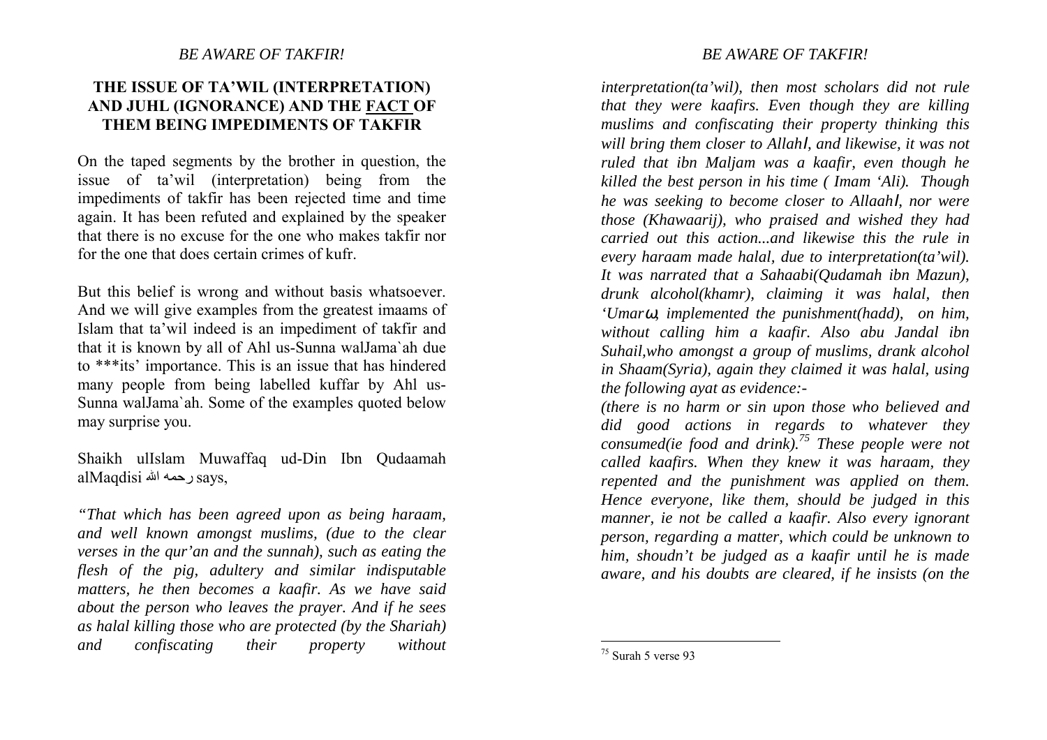## THE ISSUE OF TA'WIL (INTERPRETATION) AND JUHL (IGNORANCE) AND THE FACT OF THEM BEING IMPEDIMENTS OF TAKFIR

On the taped segments by the brother in question, the issue of ta'wil (interpretation) being from the impediments of takfir has been rejected time and time again. It has been refuted and explained by the speaker that there is no excuse for the one who makes takfir nor for the one that does certain crimes of kufr.

But this belief is wrong and without basis whatsoever. And we will give examples from the greatest imaams of Islam that ta'wil indeed is an impediment of takfir and that it is known by all of Ahl us-Sunna walJama`ah due to ***its' importance. This is an issue that has hindered many people from being labelled kuffar by Ahl us-Sunna walJama`ah. Some of the examples quoted below may surprise you.

Shaikh ulIslam Muwaffaq ud-Din Ibn Qudaamah alMaqdisi رحمه الله says,

*"That which has been agreed upon as being haraam, and well known amongst muslims, (due to the clear verses in the qur'an and the sunnah), such as eating the flesh of the pig, adultery and similar indisputable matters, he then becomes a kaafir. As we have said about the person who leaves the prayer. And if he sees as halal killing those who are protected (by the Shariah) and confiscating their property without interpretation(ta'wil), then most scholars did not rule that they were kaafirs. Even though they are killing muslims and confiscating their property thinking this will bring them closer to Allahl, and likewise, it was not ruled that ibn Maljam was a kaafir, even though he killed the best person in his time ( Imam 'Ali). Though he was seeking to become closer to Allaahl, nor were those (Khawaarij), who praised and wished they had carried out this action...and likewise this the rule in every haraam made halal, due to interpretation(ta'wil). It was narrated that a Sahaabi(Qudamah ibn Mazun), drunk alcohol(khamr), claiming it was halal, then 'Umarω, implemented the punishment(hadd), on him, without calling him a kaafir. Also abu Jandal ibn Suhail,who amongst a group of muslims, drank alcohol in Shaam(Syria), again they claimed it was halal, using the following ayat as evidence:-*

*(there is no harm or sin upon those who believed and did good actions in regards to whatever they consumed(ie food and drink).[75] These people were not called kaafirs. When they knew it was haraam, they repented and the punishment was applied on them. Hence everyone, like them, should be judged in this manner, ie not be called a kaafir. Also every ignorant person, regarding a matter, which could be unknown to him, shoudn't be judged as a kaafir until he is made aware, and his doubts are cleared, if he insists (on the*

[75] Surah 5 verse 93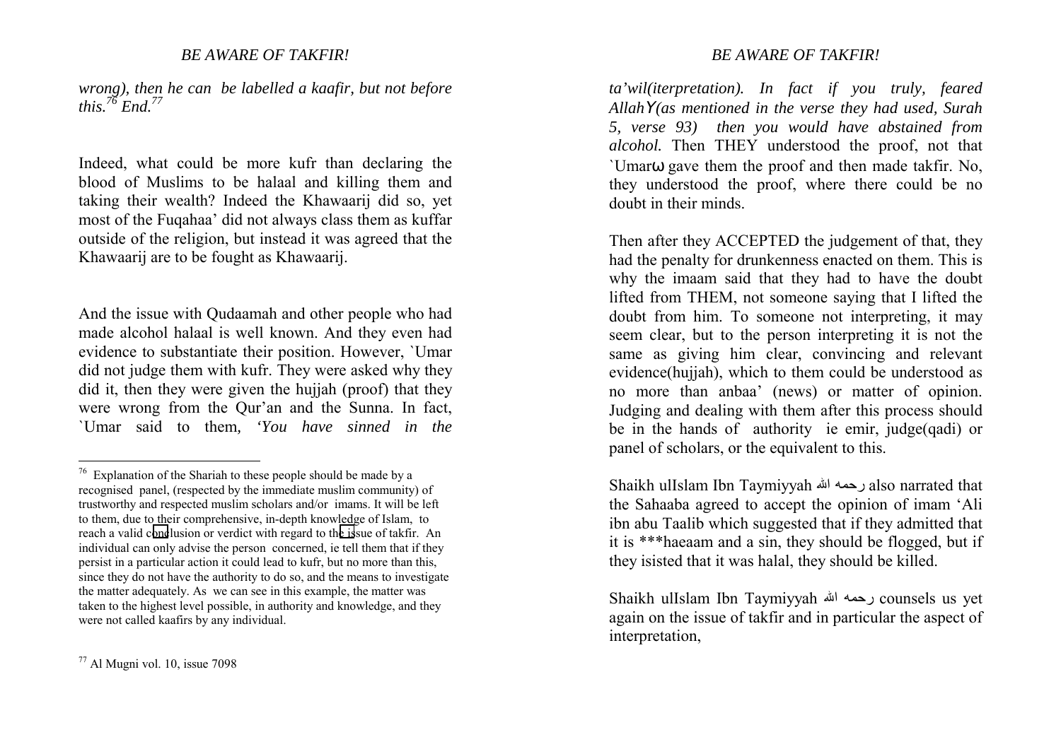*wrong), then he can be labelled a kaafir, but not before this.*[76] *End.*[77]

Indeed, what could be more kufr than declaring the blood of Muslims to be halaal and killing them and taking their wealth? Indeed the Khawaarij did so, yet most of the Fuqahaa' did not always class them as kuffar outside of the religion, but instead it was agreed that the Khawaarij are to be fought as Khawaarij.

And the issue with Qudaamah and other people who had made alcohol halaal is well known. And they even had evidence to substantiate their position. However, `Umar did not judge them with kufr. They were asked why they did it, then they were given the hujjah (proof) that they were wrong from the Qur'an and the Sunna. In fact, `Umar said to them, *'You have sinned in the ta'wil(iterpretation). In fact if you truly, feared AllahY(as mentioned in the verse they had used, Surah 5, verse 93) then you would have abstained from alcohol.* Then THEY understood the proof, not that `Umarω gave them the proof and then made takfir. No, they understood the proof, where there could be no doubt in their minds.

Then after they ACCEPTED the judgement of that, they had the penalty for drunkenness enacted on them. This is why the imaam said that they had to have the doubt lifted from THEM, not someone saying that I lifted the doubt from him. To someone not interpreting, it may seem clear, but to the person interpreting it is not the same as giving him clear, convincing and relevant evidence(hujjah), which to them could be understood as no more than anbaa' (news) or matter of opinion. Judging and dealing with them after this process should be in the hands of authority ie emir, judge(qadi) or panel of scholars, or the equivalent to this.

Shaikh ulIslam Ibn Taymiyyah رحمه الله also narrated that the Sahaaba agreed to accept the opinion of imam 'Ali ibn abu Taalib which suggested that if they admitted that it is ***haeaam and a sin, they should be flogged, but if they isisted that it was halal, they should be killed.

Shaikh ulIslam Ibn Taymiyyah رحمه الله counsels us yet again on the issue of takfir and in particular the aspect of interpretation,

---

[76] Explanation of the Shariah to these people should be made by a recognised panel, (respected by the immediate muslim community) of trustworthy and respected muslim scholars and/or imams. It will be left to them, due to their comprehensive, in-depth knowledge of Islam, to reach a valid conclusion or verdict with regard to the issue of takfir. An individual can only advise the person concerned, ie tell them that if they persist in a particular action it could lead to kufr, but no more than this, since they do not have the authority to do so, and the means to investigate the matter adequately. As we can see in this example, the matter was taken to the highest level possible, in authority and knowledge, and they were not called kaafirs by any individual.

[77] Al Mugni vol. 10, issue 7098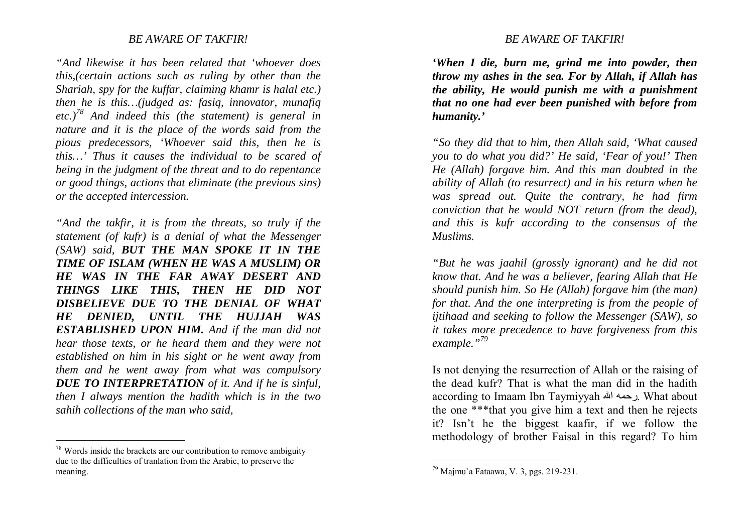*"And likewise it has been related that 'whoever does this,(certain actions such as ruling by other than the Shariah, spy for the kuffar, claiming khamr is halal etc.) then he is this…(judged as: fasiq, innovator, munafiq etc.)*[78] *And indeed this (the statement) is general in nature and it is the place of the words said from the pious predecessors, 'Whoever said this, then he is this…' Thus it causes the individual to be scared of being in the judgment of the threat and to do repentance or good things, actions that eliminate (the previous sins) or the accepted intercession.*

*"And the takfir, it is from the threats, so truly if the statement (of kufr) is a denial of what the Messenger (SAW) said,* ***BUT THE MAN SPOKE IT IN THE TIME OF ISLAM (WHEN HE WAS A MUSLIM) OR HE WAS IN THE FAR AWAY DESERT AND THINGS LIKE THIS, THEN HE DID NOT DISBELIEVE DUE TO THE DENIAL OF WHAT HE DENIED, UNTIL THE HUJJAH WAS ESTABLISHED UPON HIM.*** *And if the man did not hear those texts, or he heard them and they were not established on him in his sight or he went away from them and he went away from what was compulsory* ***DUE TO INTERPRETATION*** *of it. And if he is sinful, then I always mention the hadith which is in the two sahih collections of the man who said,*

***'When I die, burn me, grind me into powder, then throw my ashes in the sea. For by Allah, if Allah has the ability, He would punish me with a punishment that no one had ever been punished with before from humanity.'***

*"So they did that to him, then Allah said, 'What caused you to do what you did?' He said, 'Fear of you!' Then He (Allah) forgave him. And this man doubted in the ability of Allah (to resurrect) and in his return when he was spread out. Quite the contrary, he had firm conviction that he would NOT return (from the dead), and this is kufr according to the consensus of the Muslims.*

*"But he was jaahil (grossly ignorant) and he did not know that. And he was a believer, fearing Allah that He should punish him. So He (Allah) forgave him (the man) for that. And the one interpreting is from the people of ijtihaad and seeking to follow the Messenger (SAW), so it takes more precedence to have forgiveness from this example."*[79]

Is not denying the resurrection of Allah or the raising of the dead kufr? That is what the man did in the hadith according to Imaam Ibn Taymiyyah رحمه الله. What about the one ***that you give him a text and then he rejects it? Isn't he the biggest kaafir, if we follow the methodology of brother Faisal in this regard? To him

---

[78] Words inside the brackets are our contribution to remove ambiguity due to the difficulties of tranlation from the Arabic, to preserve the meaning.

[79] Majmu`a Fataawa, V. 3, pgs. 219-231.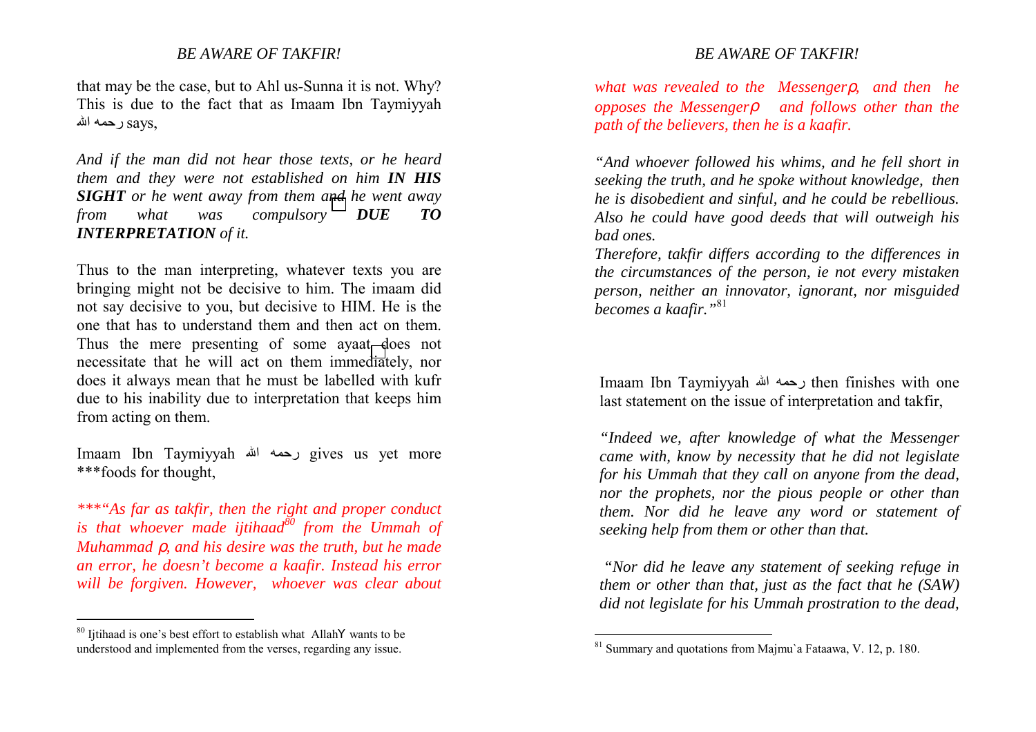that may be the case, but to Ahl us-Sunna it is not. Why? This is due to the fact that as Imaam Ibn Taymiyyah رحمه الله says,

*And if the man did not hear those texts, or he heard them and they were not established on him **IN HIS SIGHT** or he went away from them and he went away from what was compulsory **DUE TO INTERPRETATION** of it.*

Thus to the man interpreting, whatever texts you are bringing might not be decisive to him. The imaam did not say decisive to you, but decisive to HIM. He is the one that has to understand them and then act on them. Thus the mere presenting of some ayaat does not necessitate that he will act on them immediately, nor does it always mean that he must be labelled with kufr due to his inability due to interpretation that keeps him from acting on them.

Imaam Ibn Taymiyyah رحمه الله gives us yet more ***foods for thought,

*\*\*\*"As far as takfir, then the right and proper conduct is that whoever made ijtihaad[80] from the Ummah of Muhammad ρ, and his desire was the truth, but he made an error, he doesn't become a kaafir. Instead his error will be forgiven. However, whoever was clear about what was revealed to the Messenger ρ, and then he opposes the Messenger ρ and follows other than the path of the believers, then he is a kaafir.*

*"And whoever followed his whims, and he fell short in seeking the truth, and he spoke without knowledge, then he is disobedient and sinful, and he could be rebellious. Also he could have good deeds that will outweigh his bad ones.*
*Therefore, takfir differs according to the differences in the circumstances of the person, ie not every mistaken person, neither an innovator, ignorant, nor misguided becomes a kaafir."*[81]

Imaam Ibn Taymiyyah رحمه الله then finishes with one last statement on the issue of interpretation and takfir,

*"Indeed we, after knowledge of what the Messenger came with, know by necessity that he did not legislate for his Ummah that they call on anyone from the dead, nor the prophets, nor the pious people or other than them. Nor did he leave any word or statement of seeking help from them or other than that.*

*"Nor did he leave any statement of seeking refuge in them or other than that, just as the fact that he (SAW) did not legislate for his Ummah prostration to the dead,*

---

[80] Ijtihaad is one's best effort to establish what Allah Y wants to be understood and implemented from the verses, regarding any issue.

[81] Summary and quotations from Majmu`a Fataawa, V. 12, p. 180.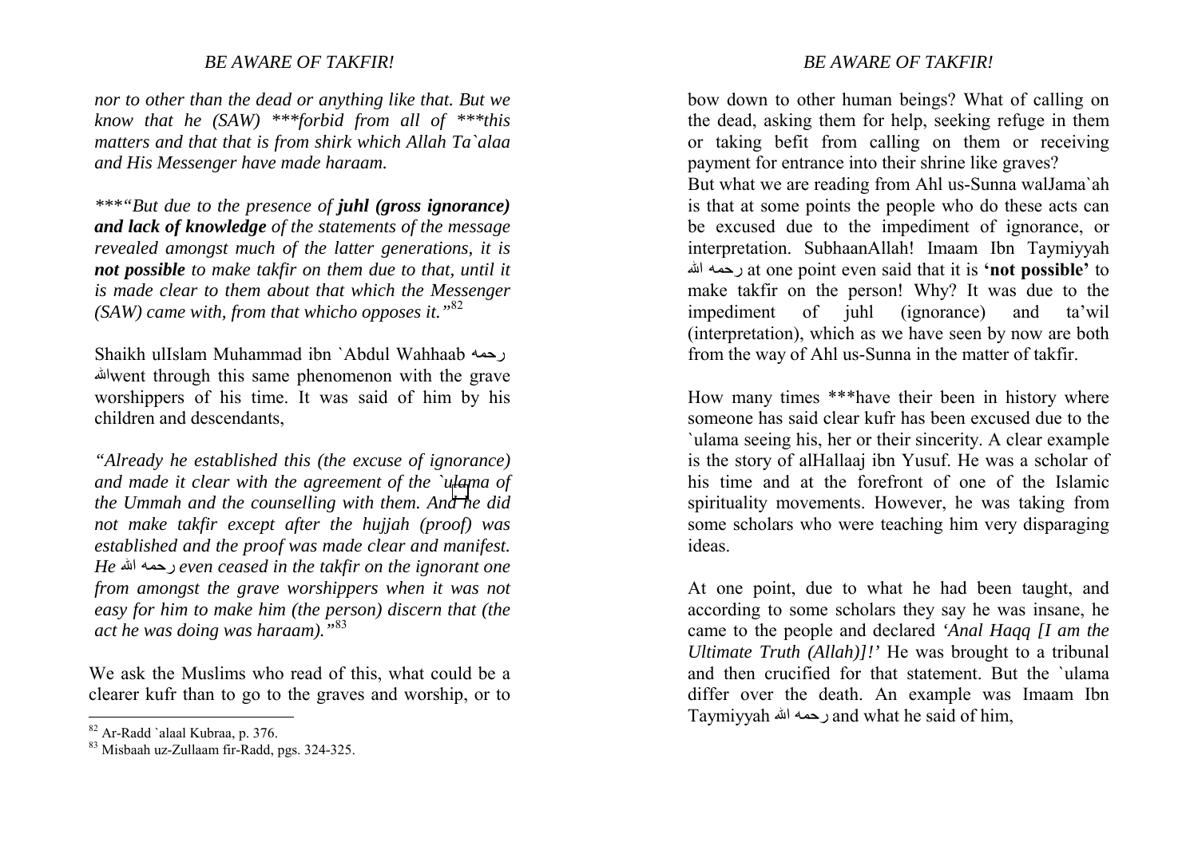*nor to other than the dead or anything like that. But we know that he (SAW) \*\*\*forbid from all of \*\*\*this matters and that that is from shirk which Allah Ta`alaa and His Messenger have made haraam.*

*\*\*\*"But due to the presence of **juhl (gross ignorance) and lack of knowledge** of the statements of the message revealed amongst much of the latter generations, it is **not possible** to make takfir on them due to that, until it is made clear to them about that which the Messenger (SAW) came with, from that whicho opposes it."*[82]

Shaikh ulIslam Muhammad ibn `Abdul Wahhaab رحمه الله went through this same phenomenon with the grave worshippers of his time. It was said of him by his children and descendants,

*"Already he established this (the excuse of ignorance) and made it clear with the agreement of the `ulama of the Ummah and the counselling with them. And he did not make takfir except after the hujjah (proof) was established and the proof was made clear and manifest. He رحمه الله even ceased in the takfir on the ignorant one from amongst the grave worshippers when it was not easy for him to make him (the person) discern that (the act he was doing was haraam)."*[83]

We ask the Muslims who read of this, what could be a clearer kufr than to go to the graves and worship, or to bow down to other human beings? What of calling on the dead, asking them for help, seeking refuge in them or taking befit from calling on them or receiving payment for entrance into their shrine like graves?

But what we are reading from Ahl us-Sunna walJama`ah is that at some points the people who do these acts can be excused due to the impediment of ignorance, or interpretation. SubhaanAllah! Imaam Ibn Taymiyyah رحمه الله at one point even said that it is **'not possible'** to make takfir on the person! Why? It was due to the impediment of juhl (ignorance) and ta'wil (interpretation), which as we have seen by now are both from the way of Ahl us-Sunna in the matter of takfir.

How many times \*\*\*have their been in history where someone has said clear kufr has been excused due to the `ulama seeing his, her or their sincerity. A clear example is the story of alHallaaj ibn Yusuf. He was a scholar of his time and at the forefront of one of the Islamic spirituality movements. However, he was taking from some scholars who were teaching him very disparaging ideas.

At one point, due to what he had been taught, and according to some scholars they say he was insane, he came to the people and declared *'Anal Haqq [I am the Ultimate Truth (Allah)]!'* He was brought to a tribunal and then crucified for that statement. But the `ulama differ over the death. An example was Imaam Ibn Taymiyyah رحمه الله and what he said of him,

---

[82] Ar-Radd `alaal Kubraa, p. 376.

[83] Misbaah uz-Zullaam fir-Radd, pgs. 324-325.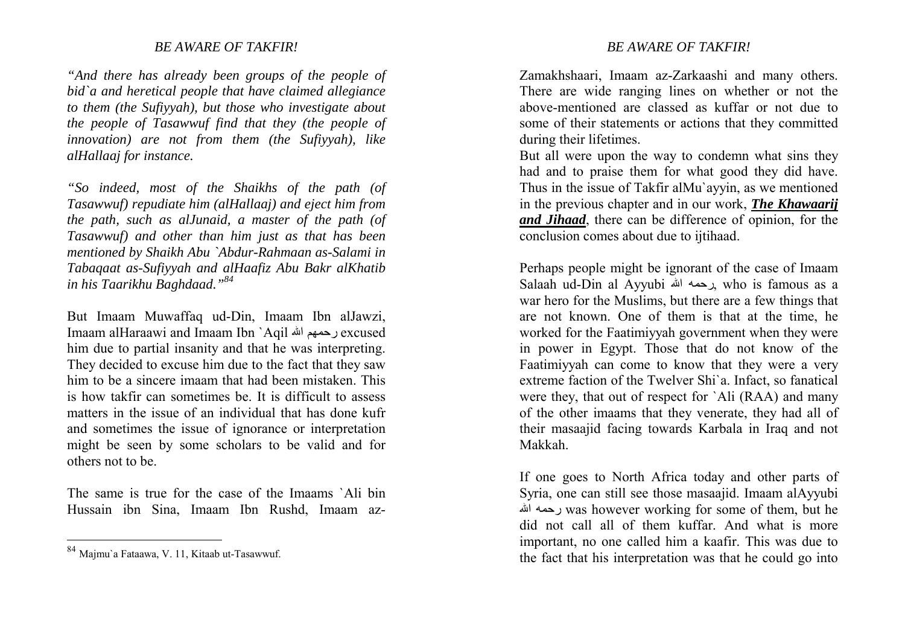*"And there has already been groups of the people of bid`a and heretical people that have claimed allegiance to them (the Sufiyyah), but those who investigate about the people of Tasawwuf find that they (the people of innovation) are not from them (the Sufiyyah), like alHallaaj for instance.*

*"So indeed, most of the Shaikhs of the path (of Tasawwuf) repudiate him (alHallaaj) and eject him from the path, such as alJunaid, a master of the path (of Tasawwuf) and other than him just as that has been mentioned by Shaikh Abu `Abdur-Rahmaan as-Salami in Tabaqaat as-Sufiyyah and alHaafiz Abu Bakr alKhatib in his Taarikhu Baghdaad."*[84]

But Imaam Muwaffaq ud-Din, Imaam Ibn alJawzi, Imaam alHaraawi and Imaam Ibn `Aqil رحمهم الله excused him due to partial insanity and that he was interpreting. They decided to excuse him due to the fact that they saw him to be a sincere imaam that had been mistaken. This is how takfir can sometimes be. It is difficult to assess matters in the issue of an individual that has done kufr and sometimes the issue of ignorance or interpretation might be seen by some scholars to be valid and for others not to be.

The same is true for the case of the Imaams `Ali bin Hussain ibn Sina, Imaam Ibn Rushd, Imaam az-Zamakhshaari, Imaam az-Zarkaashi and many others. There are wide ranging lines on whether or not the above-mentioned are classed as kuffar or not due to some of their statements or actions that they committed during their lifetimes.

But all were upon the way to condemn what sins they had and to praise them for what good they did have. Thus in the issue of Takfir alMu`ayyin, as we mentioned in the previous chapter and in our work, ***The Khawaarij and Jihaad***, there can be difference of opinion, for the conclusion comes about due to ijtihaad.

Perhaps people might be ignorant of the case of Imaam Salaah ud-Din al Ayyubi رحمه الله, who is famous as a war hero for the Muslims, but there are a few things that are not known. One of them is that at the time, he worked for the Faatimiyyah government when they were in power in Egypt. Those that do not know of the Faatimiyyah can come to know that they were a very extreme faction of the Twelver Shi`a. Infact, so fanatical were they, that out of respect for `Ali (RAA) and many of the other imaams that they venerate, they had all of their masaajid facing towards Karbala in Iraq and not Makkah.

If one goes to North Africa today and other parts of Syria, one can still see those masaajid. Imaam alAyyubi رحمه الله was however working for some of them, but he did not call all of them kuffar. And what is more important, no one called him a kaafir. This was due to the fact that his interpretation was that he could go into

---

[84] Majmu`a Fataawa, V. 11, Kitaab ut-Tasawwuf.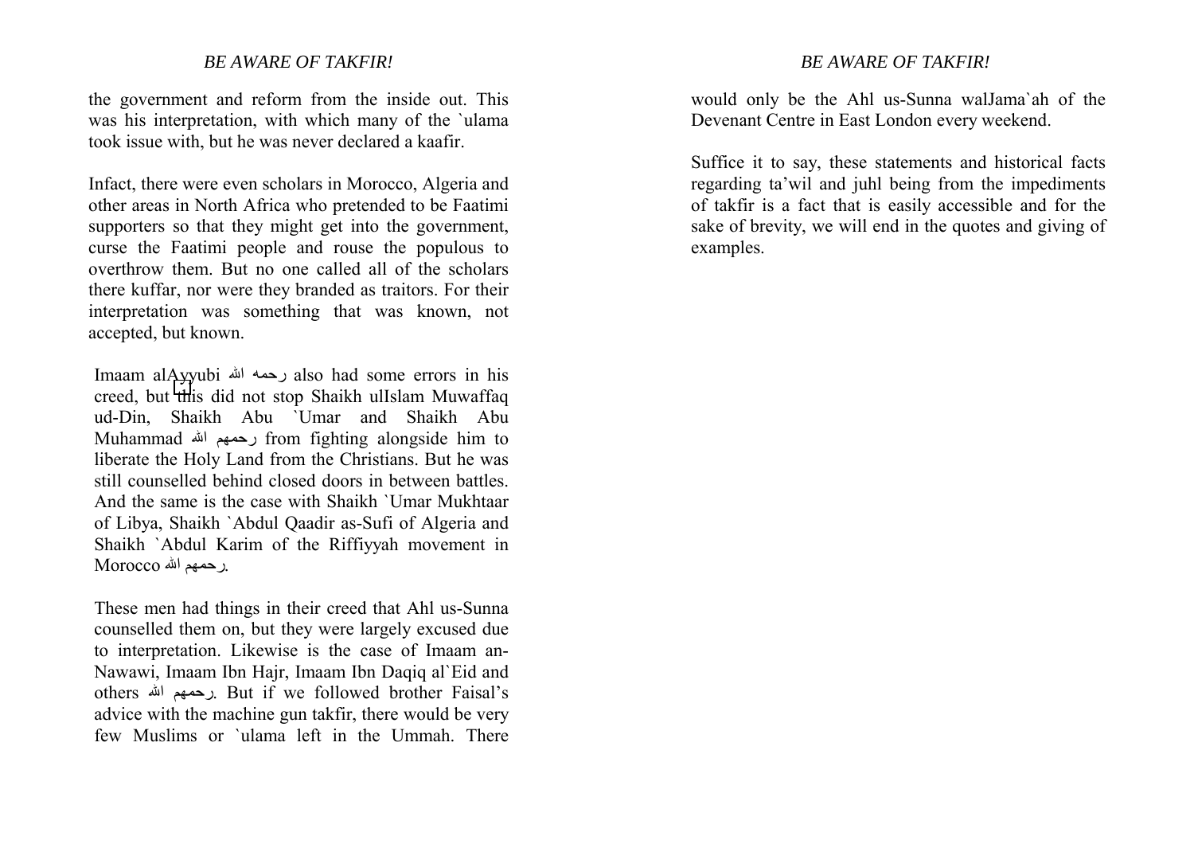the government and reform from the inside out. This was his interpretation, with which many of the `ulama took issue with, but he was never declared a kaafir.

Infact, there were even scholars in Morocco, Algeria and other areas in North Africa who pretended to be Faatimi supporters so that they might get into the government, curse the Faatimi people and rouse the populous to overthrow them. But no one called all of the scholars there kuffar, nor were they branded as traitors. For their interpretation was something that was known, not accepted, but known.

Imaam alAyyubi رحمه الله also had some errors in his creed, but this did not stop Shaikh ulIslam Muwaffaq ud-Din, Shaikh Abu `Umar and Shaikh Abu Muhammad رحمهم الله from fighting alongside him to liberate the Holy Land from the Christians. But he was still counselled behind closed doors in between battles. And the same is the case with Shaikh `Umar Mukhtaar of Libya, Shaikh `Abdul Qaadir as-Sufi of Algeria and Shaikh `Abdul Karim of the Riffiyyah movement in Morocco رحمهم الله.

These men had things in their creed that Ahl us-Sunna counselled them on, but they were largely excused due to interpretation. Likewise is the case of Imaam an-Nawawi, Imaam Ibn Hajr, Imaam Ibn Daqiq al`Eid and others رحمهم الله. But if we followed brother Faisal's advice with the machine gun takfir, there would be very few Muslims or `ulama left in the Ummah. There would only be the Ahl us-Sunna walJama`ah of the Devenant Centre in East London every weekend.

Suffice it to say, these statements and historical facts regarding ta'wil and juhl being from the impediments of takfir is a fact that is easily accessible and for the sake of brevity, we will end in the quotes and giving of examples.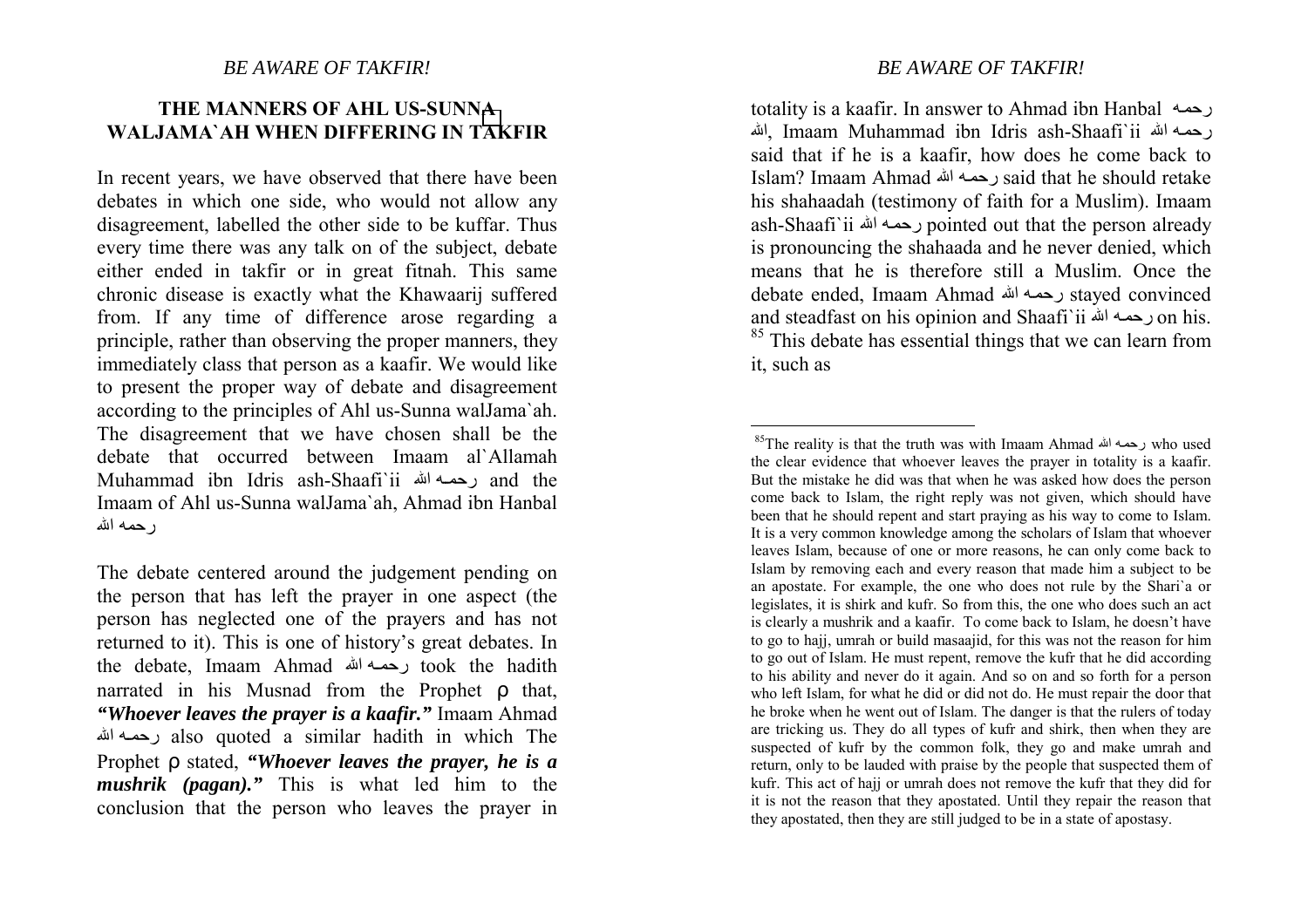## THE MANNERS OF AHL US-SUNNA WALJAMA`AH WHEN DIFFERING IN TAKFIR

In recent years, we have observed that there have been debates in which one side, who would not allow any disagreement, labelled the other side to be kuffar. Thus every time there was any talk on of the subject, debate either ended in takfir or in great fitnah. This same chronic disease is exactly what the Khawaarij suffered from. If any time of difference arose regarding a principle, rather than observing the proper manners, they immediately class that person as a kaafir. We would like to present the proper way of debate and disagreement according to the principles of Ahl us-Sunna walJama`ah. The disagreement that we have chosen shall be the debate that occurred between Imaam al`Allamah Muhammad ibn Idris ash-Shaafi`ii رحمه الله and the Imaam of Ahl us-Sunna walJama`ah, Ahmad ibn Hanbal رحمه الله

The debate centered around the judgement pending on the person that has left the prayer in one aspect (the person has neglected one of the prayers and has not returned to it). This is one of history's great debates. In the debate, Imaam Ahmad رحمه الله took the hadith narrated in his Musnad from the Prophet ρ that, ***"Whoever leaves the prayer is a kaafir."*** Imaam Ahmad رحمه الله also quoted a similar hadith in which The Prophet ρ stated, ***"Whoever leaves the prayer, he is a mushrik (pagan)."*** This is what led him to the conclusion that the person who leaves the prayer in totality is a kaafir. In answer to Ahmad ibn Hanbal رحمه الله, Imaam Muhammad ibn Idris ash-Shaafi`ii رحمه الله said that if he is a kaafir, how does he come back to Islam? Imaam Ahmad رحمه الله said that he should retake his shahaadah (testimony of faith for a Muslim). Imaam ash-Shaafi`ii رحمه الله pointed out that the person already is pronouncing the shahaada and he never denied, which means that he is therefore still a Muslim. Once the debate ended, Imaam Ahmad رحمه الله stayed convinced and steadfast on his opinion and Shaafi`ii رحمه الله on his.[85] This debate has essential things that we can learn from it, such as

---

[85] The reality is that the truth was with Imaam Ahmad رحمه الله who used the clear evidence that whoever leaves the prayer in totality is a kaafir. But the mistake he did was that when he was asked how does the person come back to Islam, the right reply was not given, which should have been that he should repent and start praying as his way to come to Islam. It is a very common knowledge among the scholars of Islam that whoever leaves Islam, because of one or more reasons, he can only come back to Islam by removing each and every reason that made him a subject to be an apostate. For example, the one who does not rule by the Shari`a or legislates, it is shirk and kufr. So from this, the one who does such an act is clearly a mushrik and a kaafir. To come back to Islam, he doesn't have to go to hajj, umrah or build masaajid, for this was not the reason for him to go out of Islam. He must repent, remove the kufr that he did according to his ability and never do it again. And so on and so forth for a person who left Islam, for what he did or did not do. He must repair the door that he broke when he went out of Islam. The danger is that the rulers of today are tricking us. They do all types of kufr and shirk, then when they are suspected of kufr by the common folk, they go and make umrah and return, only to be lauded with praise by the people that suspected them of kufr. This act of hajj or umrah does not remove the kufr that they did for it is not the reason that they apostated. Until they repair the reason that they apostated, then they are still judged to be in a state of apostasy.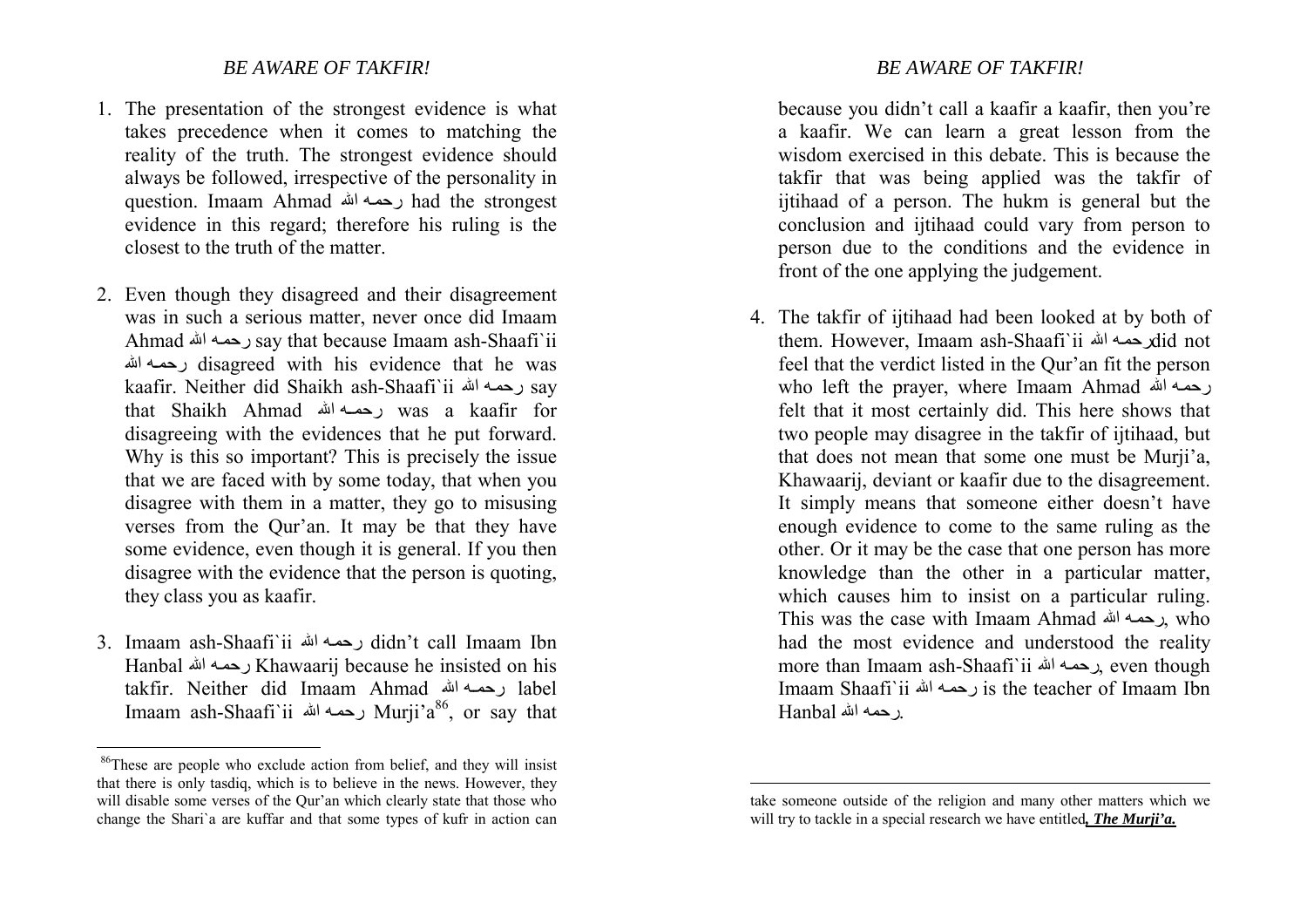1. The presentation of the strongest evidence is what takes precedence when it comes to matching the reality of the truth. The strongest evidence should always be followed, irrespective of the personality in question. Imaam Ahmad رحمه الله had the strongest evidence in this regard; therefore his ruling is the closest to the truth of the matter.

2. Even though they disagreed and their disagreement was in such a serious matter, never once did Imaam Ahmad رحمه الله say that because Imaam ash-Shaafi`ii رحمه الله disagreed with his evidence that he was kaafir. Neither did Shaikh ash-Shaafi`ii رحمه الله say that Shaikh Ahmad رحمه الله was a kaafir for disagreeing with the evidences that he put forward. Why is this so important? This is precisely the issue that we are faced with by some today, that when you disagree with them in a matter, they go to misusing verses from the Qur'an. It may be that they have some evidence, even though it is general. If you then disagree with the evidence that the person is quoting, they class you as kaafir.

3. Imaam ash-Shaafi`ii رحمه الله didn't call Imaam Ibn Hanbal رحمه الله Khawaarij because he insisted on his takfir. Neither did Imaam Ahmad رحمه الله label Imaam ash-Shaafi`ii رحمه الله Murji'a[86], or say that because you didn't call a kaafir a kaafir, then you're a kaafir. We can learn a great lesson from the wisdom exercised in this debate. This is because the takfir that was being applied was the takfir of ijtihaad of a person. The hukm is general but the conclusion and ijtihaad could vary from person to person due to the conditions and the evidence in front of the one applying the judgement.

4. The takfir of ijtihaad had been looked at by both of them. However, Imaam ash-Shaafi`ii رحمه الله did not feel that the verdict listed in the Qur'an fit the person who left the prayer, where Imaam Ahmad رحمه الله felt that it most certainly did. This here shows that two people may disagree in the takfir of ijtihaad, but that does not mean that some one must be Murji'a, Khawaarij, deviant or kaafir due to the disagreement. It simply means that someone either doesn't have enough evidence to come to the same ruling as the other. Or it may be the case that one person has more knowledge than the other in a particular matter, which causes him to insist on a particular ruling. This was the case with Imaam Ahmad رحمه الله, who had the most evidence and understood the reality more than Imaam ash-Shaafi`ii رحمه الله, even though Imaam Shaafi`ii رحمه الله is the teacher of Imaam Ibn Hanbal رحمه الله.

---

[86] These are people who exclude action from belief, and they will insist that there is only tasdiq, which is to believe in the news. However, they will disable some verses of the Qur'an which clearly state that those who change the Shari`a are kuffar and that some types of kufr in action can take someone outside of the religion and many other matters which we will try to tackle in a special research we have entitled, ***The Murji'a.***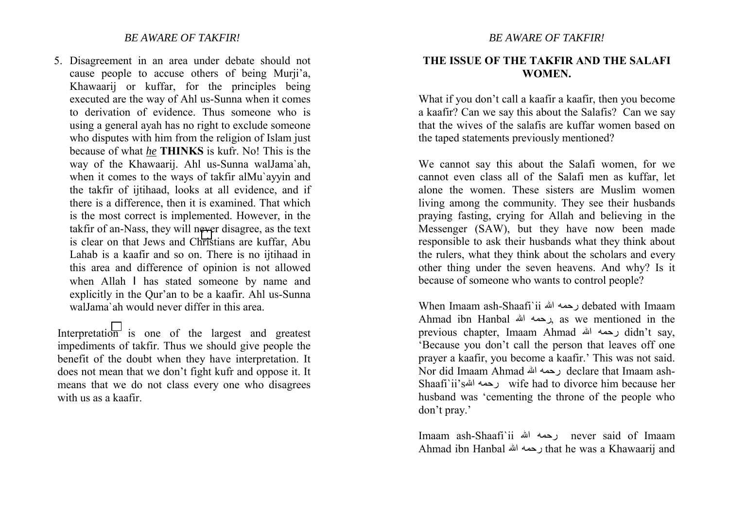5. Disagreement in an area under debate should not cause people to accuse others of being Murji'a, Khawaarij or kuffar, for the principles being executed are the way of Ahl us-Sunna when it comes to derivation of evidence. Thus someone who is using a general ayah has no right to exclude someone who disputes with him from the religion of Islam just because of what *he* **THINKS** is kufr. No! This is the way of the Khawaarij. Ahl us-Sunna walJama`ah, when it comes to the ways of takfir alMu`ayyin and the takfir of ijtihaad, looks at all evidence, and if there is a difference, then it is examined. That which is the most correct is implemented. However, in the takfir of an-Nass, they will never disagree, as the text is clear on that Jews and Christians are kuffar, Abu Lahab is a kaafir and so on. There is no ijtihaad in this area and difference of opinion is not allowed when Allah I has stated someone by name and explicitly in the Qur'an to be a kaafir. Ahl us-Sunna walJama`ah would never differ in this area.

Interpretation is one of the largest and greatest impediments of takfir. Thus we should give people the benefit of the doubt when they have interpretation. It does not mean that we don't fight kufr and oppose it. It means that we do not class every one who disagrees with us as a kaafir.

## THE ISSUE OF THE TAKFIR AND THE SALAFI WOMEN.

What if you don't call a kaafir a kaafir, then you become a kaafir? Can we say this about the Salafis? Can we say that the wives of the salafis are kuffar women based on the taped statements previously mentioned?

We cannot say this about the Salafi women, for we cannot even class all of the Salafi men as kuffar, let alone the women. These sisters are Muslim women living among the community. They see their husbands praying fasting, crying for Allah and believing in the Messenger (SAW), but they have now been made responsible to ask their husbands what they think about the rulers, what they think about the scholars and every other thing under the seven heavens. And why? Is it because of someone who wants to control people?

When Imaam ash-Shaafi`ii رحمه الله debated with Imaam Ahmad ibn Hanbal رحمه الله, as we mentioned in the previous chapter, Imaam Ahmad رحمه الله didn't say, 'Because you don't call the person that leaves off one prayer a kaafir, you become a kaafir.' This was not said. Nor did Imaam Ahmad رحمه الله declare that Imaam ash-Shaafi`ii'sرحمه الله wife had to divorce him because her husband was 'cementing the throne of the people who don't pray.'

Imaam ash-Shaafi`ii رحمه الله never said of Imaam Ahmad ibn Hanbal رحمه الله that he was a Khawaarij and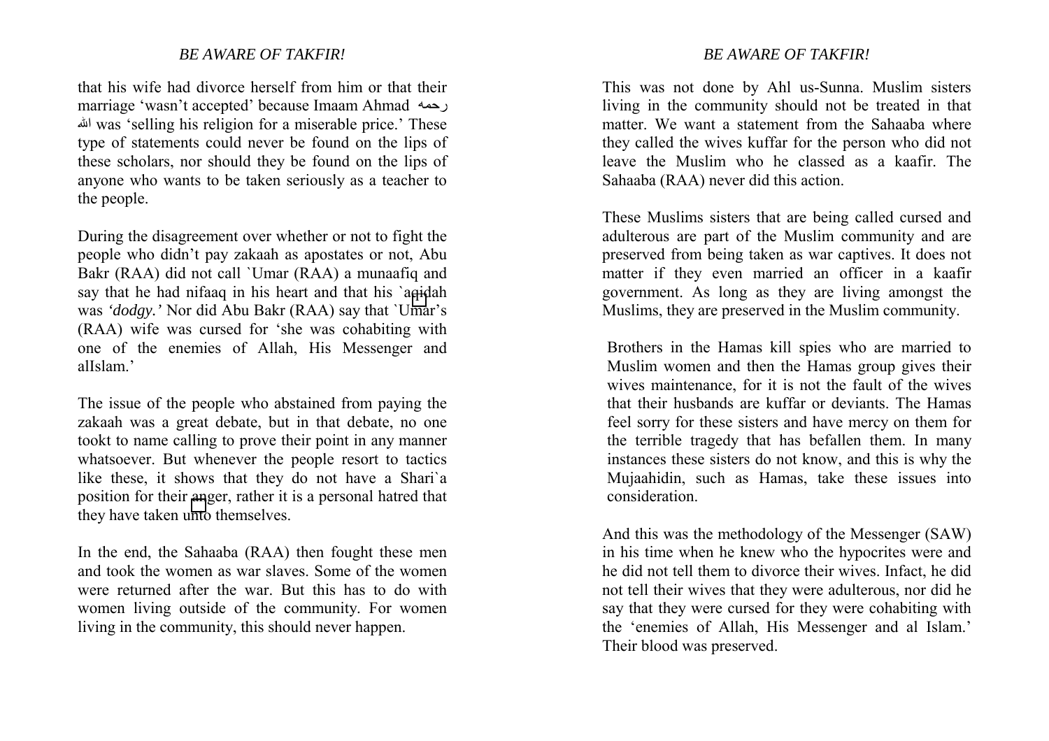that his wife had divorce herself from him or that their marriage 'wasn't accepted' because Imaam Ahmad رحمه الله was 'selling his religion for a miserable price.' These type of statements could never be found on the lips of these scholars, nor should they be found on the lips of anyone who wants to be taken seriously as a teacher to the people.

During the disagreement over whether or not to fight the people who didn't pay zakaah as apostates or not, Abu Bakr (RAA) did not call `Umar (RAA) a munaafiq and say that he had nifaaq in his heart and that his `aqidah was *'dodgy.'* Nor did Abu Bakr (RAA) say that `Umar's (RAA) wife was cursed for 'she was cohabiting with one of the enemies of Allah, His Messenger and alIslam.'

The issue of the people who abstained from paying the zakaah was a great debate, but in that debate, no one tookt to name calling to prove their point in any manner whatsoever. But whenever the people resort to tactics like these, it shows that they do not have a Shari`a position for their anger, rather it is a personal hatred that they have taken unto themselves.

In the end, the Sahaaba (RAA) then fought these men and took the women as war slaves. Some of the women were returned after the war. But this has to do with women living outside of the community. For women living in the community, this should never happen.

This was not done by Ahl us-Sunna. Muslim sisters living in the community should not be treated in that matter. We want a statement from the Sahaaba where they called the wives kuffar for the person who did not leave the Muslim who he classed as a kaafir. The Sahaaba (RAA) never did this action.

These Muslims sisters that are being called cursed and adulterous are part of the Muslim community and are preserved from being taken as war captives. It does not matter if they even married an officer in a kaafir government. As long as they are living amongst the Muslims, they are preserved in the Muslim community.

Brothers in the Hamas kill spies who are married to Muslim women and then the Hamas group gives their wives maintenance, for it is not the fault of the wives that their husbands are kuffar or deviants. The Hamas feel sorry for these sisters and have mercy on them for the terrible tragedy that has befallen them. In many instances these sisters do not know, and this is why the Mujaahidin, such as Hamas, take these issues into consideration.

And this was the methodology of the Messenger (SAW) in his time when he knew who the hypocrites were and he did not tell them to divorce their wives. Infact, he did not tell their wives that they were adulterous, nor did he say that they were cursed for they were cohabiting with the 'enemies of Allah, His Messenger and al Islam.' Their blood was preserved.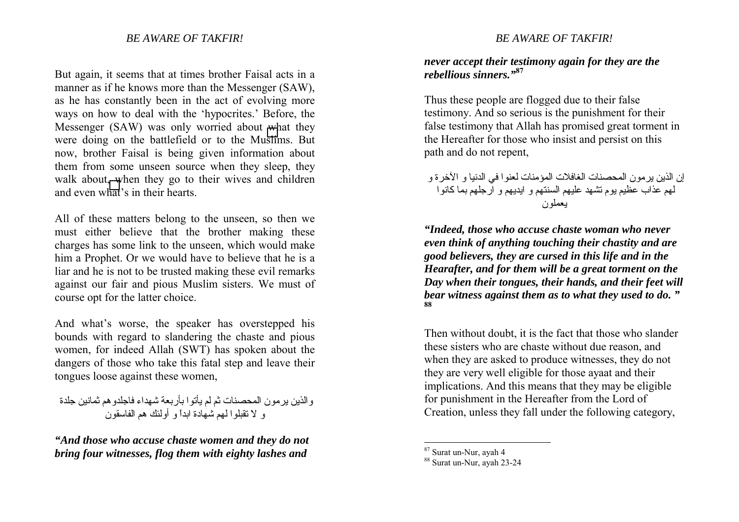But again, it seems that at times brother Faisal acts in a manner as if he knows more than the Messenger (SAW), as he has constantly been in the act of evolving more ways on how to deal with the 'hypocrites.' Before, the Messenger (SAW) was only worried about what they were doing on the battlefield or to the Muslims. But now, brother Faisal is being given information about them from some unseen source when they sleep, they walk about, when they go to their wives and children and even what's in their hearts.

All of these matters belong to the unseen, so then we must either believe that the brother making these charges has some link to the unseen, which would make him a Prophet. Or we would have to believe that he is a liar and he is not to be trusted making these evil remarks against our fair and pious Muslim sisters. We must of course opt for the latter choice.

And what's worse, the speaker has overstepped his bounds with regard to slandering the chaste and pious women, for indeed Allah (SWT) has spoken about the dangers of those who take this fatal step and leave their tongues loose against these women,

والذين يرمون المحصنات ثم لم يأتوا بأربعة شهداء فاجلدوهم ثمانين جلدة و لا تقبلوا لهم شهادة ابداً و أولئك هم الفاسقون

***"And those who accuse chaste women and they do not bring four witnesses, flog them with eighty lashes and never accept their testimony again for they are the rebellious sinners."***[87]

Thus these people are flogged due to their false testimony. And so serious is the punishment for their false testimony that Allah has promised great torment in the Hereafter for those who insist and persist on this path and do not repent,

إن الذين يرمون المحصنات الغافلات المؤمنات لعنوا في الدنيا و الآخرة و لهم عذاب عظيم يوم تشهد عليهم السنتهم و ايديهم و ارجلهم بما كانوا يعملون

***"Indeed, those who accuse chaste woman who never even think of anything touching their chastity and are good believers, they are cursed in this life and in the Hearafter, and for them will be a great torment on the Day when their tongues, their hands, and their feet will bear witness against them as to what they used to do. "***[88]

Then without doubt, it is the fact that those who slander these sisters who are chaste without due reason, and when they are asked to produce witnesses, they do not they are very well eligible for those ayaat and their implications. And this means that they may be eligible for punishment in the Hereafter from the Lord of Creation, unless they fall under the following category,

---

[87] Surat un-Nur, ayah 4

[88] Surat un-Nur, ayah 23-24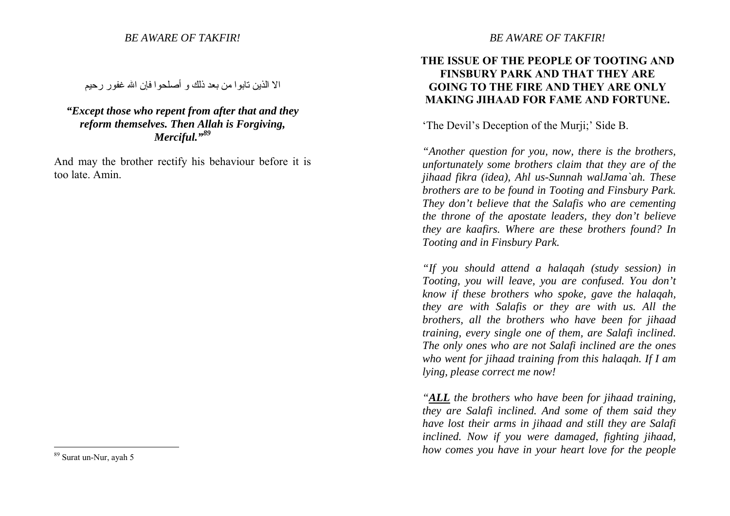الا الذين تابوا من بعد ذلك و أصلحوا فإن الله غفور رحيم

***"Except those who repent from after that and they reform themselves. Then Allah is Forgiving, Merciful."[89]***

And may the brother rectify his behaviour before it is too late. Amin.

[89] Surat un-Nur, ayah 5

## THE ISSUE OF THE PEOPLE OF TOOTING AND FINSBURY PARK AND THAT THEY ARE GOING TO THE FIRE AND THEY ARE ONLY MAKING JIHAAD FOR FAME AND FORTUNE.

'The Devil's Deception of the Murji;' Side B.

*"Another question for you, now, there is the brothers, unfortunately some brothers claim that they are of the jihaad fikra (idea), Ahl us-Sunnah walJama`ah. These brothers are to be found in Tooting and Finsbury Park. They don't believe that the Salafis who are cementing the throne of the apostate leaders, they don't believe they are kaafirs. Where are these brothers found? In Tooting and in Finsbury Park.*

*"If you should attend a halaqah (study session) in Tooting, you will leave, you are confused. You don't know if these brothers who spoke, gave the halaqah, they are with Salafis or they are with us. All the brothers, all the brothers who have been for jihaad training, every single one of them, are Salafi inclined. The only ones who are not Salafi inclined are the ones who went for jihaad training from this halaqah. If I am lying, please correct me now!*

*"**ALL** the brothers who have been for jihaad training, they are Salafi inclined. And some of them said they have lost their arms in jihaad and still they are Salafi inclined. Now if you were damaged, fighting jihaad, how comes you have in your heart love for the people*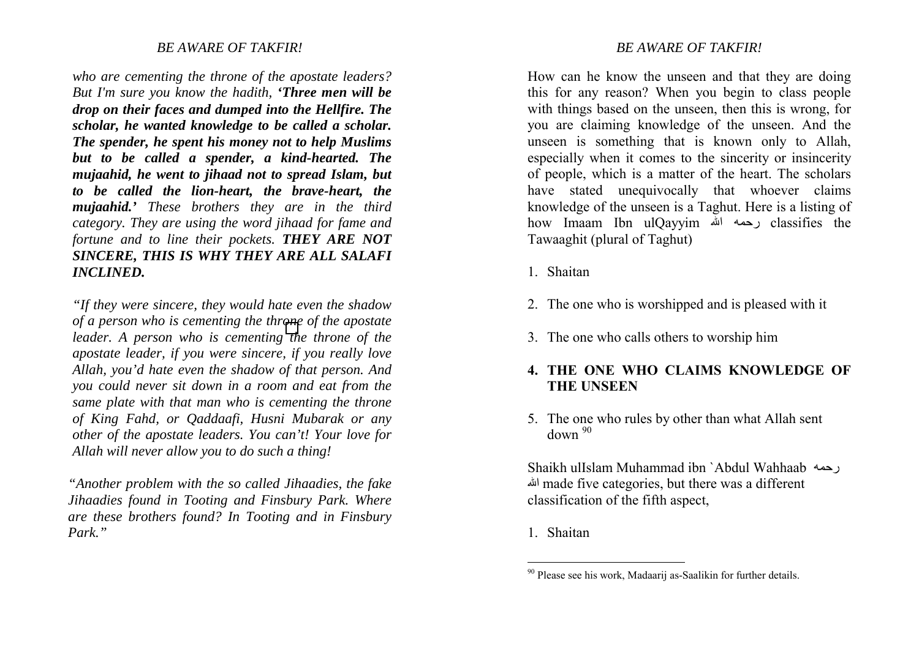*who are cementing the throne of the apostate leaders? But I'm sure you know the hadith, **'Three men will be drop on their faces and dumped into the Hellfire. The scholar, he wanted knowledge to be called a scholar. The spender, he spent his money not to help Muslims but to be called a spender, a kind-hearted. The mujaahid, he went to jihaad not to spread Islam, but to be called the lion-heart, the brave-heart, the mujaahid.'** These brothers they are in the third category. They are using the word jihaad for fame and fortune and to line their pockets. **THEY ARE NOT SINCERE, THIS IS WHY THEY ARE ALL SALAFI INCLINED.***

*"If they were sincere, they would hate even the shadow of a person who is cementing the throne of the apostate leader. A person who is cementing the throne of the apostate leader, if you were sincere, if you really love Allah, you'd hate even the shadow of that person. And you could never sit down in a room and eat from the same plate with that man who is cementing the throne of King Fahd, or Qaddaafi, Husni Mubarak or any other of the apostate leaders. You can't! Your love for Allah will never allow you to do such a thing!*

*"Another problem with the so called Jihaadies, the fake Jihaadies found in Tooting and Finsbury Park. Where are these brothers found? In Tooting and in Finsbury Park."*

How can he know the unseen and that they are doing this for any reason? When you begin to class people with things based on the unseen, then this is wrong, for you are claiming knowledge of the unseen. And the unseen is something that is known only to Allah, especially when it comes to the sincerity or insincerity of people, which is a matter of the heart. The scholars have stated unequivocally that whoever claims knowledge of the unseen is a Taghut. Here is a listing of how Imaam Ibn ulQayyim رحمه الله classifies the Tawaaghit (plural of Taghut)

1. Shaitan
2. The one who is worshipped and is pleased with it
3. The one who calls others to worship him
4. **THE ONE WHO CLAIMS KNOWLEDGE OF THE UNSEEN**
5. The one who rules by other than what Allah sent down [90]

Shaikh ulIslam Muhammad ibn `Abdul Wahhaab رحمه الله made five categories, but there was a different classification of the fifth aspect,

1. Shaitan

[90] Please see his work, Madaarij as-Saalikin for further details.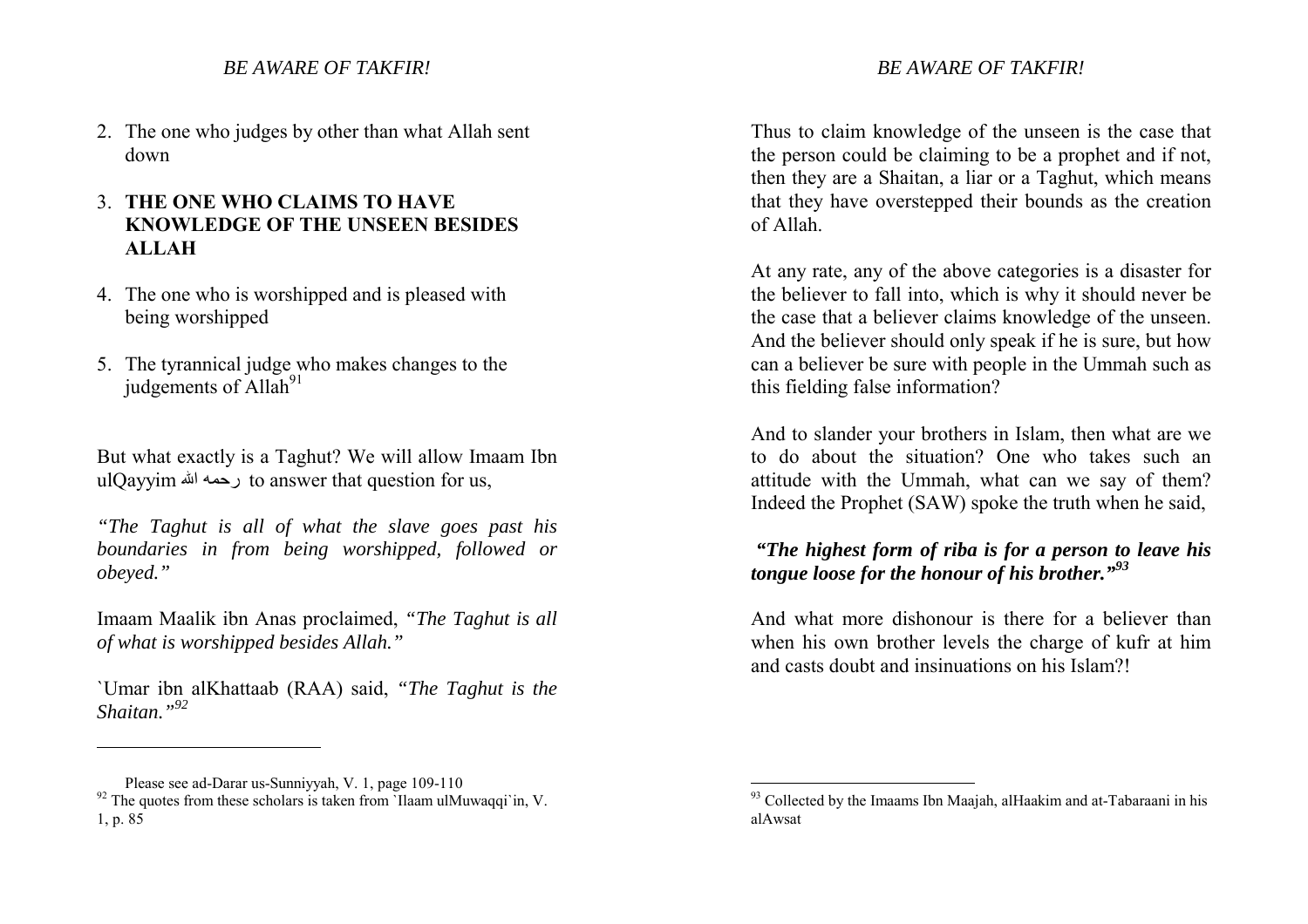2. The one who judges by other than what Allah sent down

3. **THE ONE WHO CLAIMS TO HAVE KNOWLEDGE OF THE UNSEEN BESIDES ALLAH**

4. The one who is worshipped and is pleased with being worshipped

5. The tyrannical judge who makes changes to the judgements of Allah[91]

But what exactly is a Taghut? We will allow Imaam Ibn ulQayyim رحمه الله to answer that question for us,

*"The Taghut is all of what the slave goes past his boundaries in from being worshipped, followed or obeyed."*

Imaam Maalik ibn Anas proclaimed, *"The Taghut is all of what is worshipped besides Allah."*

`Umar ibn alKhattaab (RAA) said, *"The Taghut is the Shaitan."*[92]

Thus to claim knowledge of the unseen is the case that the person could be claiming to be a prophet and if not, then they are a Shaitan, a liar or a Taghut, which means that they have overstepped their bounds as the creation of Allah.

At any rate, any of the above categories is a disaster for the believer to fall into, which is why it should never be the case that a believer claims knowledge of the unseen. And the believer should only speak if he is sure, but how can a believer be sure with people in the Ummah such as this fielding false information?

And to slander your brothers in Islam, then what are we to do about the situation? One who takes such an attitude with the Ummah, what can we say of them? Indeed the Prophet (SAW) spoke the truth when he said,

***"The highest form of riba is for a person to leave his tongue loose for the honour of his brother."***[93]

And what more dishonour is there for a believer than when his own brother levels the charge of kufr at him and casts doubt and insinuations on his Islam?!

---

[91] Please see ad-Darar us-Sunniyyah, V. 1, page 109-110

[92] The quotes from these scholars is taken from `Ilaam ulMuwaqqi`in, V. 1, p. 85

[93] Collected by the Imaams Ibn Maajah, alHaakim and at-Tabaraani in his alAwsat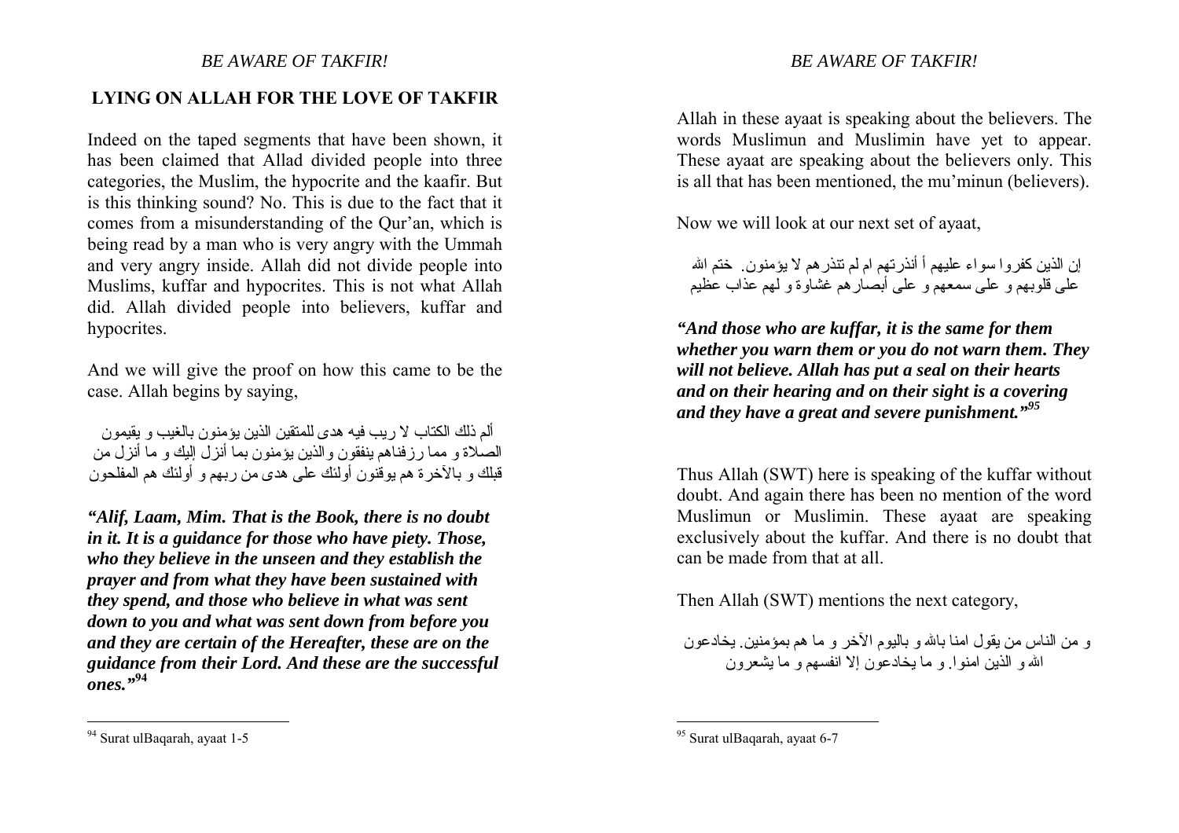## LYING ON ALLAH FOR THE LOVE OF TAKFIR

Indeed on the taped segments that have been shown, it has been claimed that Allad divided people into three categories, the Muslim, the hypocrite and the kaafir. But is this thinking sound? No. This is due to the fact that it comes from a misunderstanding of the Qur'an, which is being read by a man who is very angry with the Ummah and very angry inside. Allah did not divide people into Muslims, kuffar and hypocrites. This is not what Allah did. Allah divided people into believers, kuffar and hypocrites.

And we will give the proof on how this came to be the case. Allah begins by saying,

ألم ذلك الكتاب لا ريب فيه هدى للمتقين الذين يؤمنون بالغيب و يقيمون الصلاة و مما رزقناهم ينفقون والذين يؤمنون بما أنزل إليك و ما أنزل من قبلك و بالآخرة هم يوقنون أولئك على هدى من ربهم و أولئك هم المفلحون

***"Alif, Laam, Mim. That is the Book, there is no doubt in it. It is a guidance for those who have piety. Those, who they believe in the unseen and they establish the prayer and from what they have been sustained with they spend, and those who believe in what was sent down to you and what was sent down from before you and they are certain of the Hereafter, these are on the guidance from their Lord. And these are the successful ones."***[94]

Allah in these ayaat is speaking about the believers. The words Muslimun and Muslimin have yet to appear. These ayaat are speaking about the believers only. This is all that has been mentioned, the mu'minun (believers).

Now we will look at our next set of ayaat,

إن الذين كفروا سواء عليهم أ أنذرتهم ام لم تنذرهم لا يؤمنون. ختم الله على قلوبهم و على سمعهم و على أبصارهم غشاوة و لهم عذاب عظيم

***"And those who are kuffar, it is the same for them whether you warn them or you do not warn them. They will not believe. Allah has put a seal on their hearts and on their hearing and on their sight is a covering and they have a great and severe punishment."***[95]

Thus Allah (SWT) here is speaking of the kuffar without doubt. And again there has been no mention of the word Muslimun or Muslimin. These ayaat are speaking exclusively about the kuffar. And there is no doubt that can be made from that at all.

Then Allah (SWT) mentions the next category,

و من الناس من يقول امنا بالله و باليوم الآخر و ما هم بمؤمنين. يخادعون الله و الذين امنوا. و ما يخادعون إلا انفسهم و ما يشعرون

---

[94] Surat ulBaqarah, ayaat 1-5

[95] Surat ulBaqarah, ayaat 6-7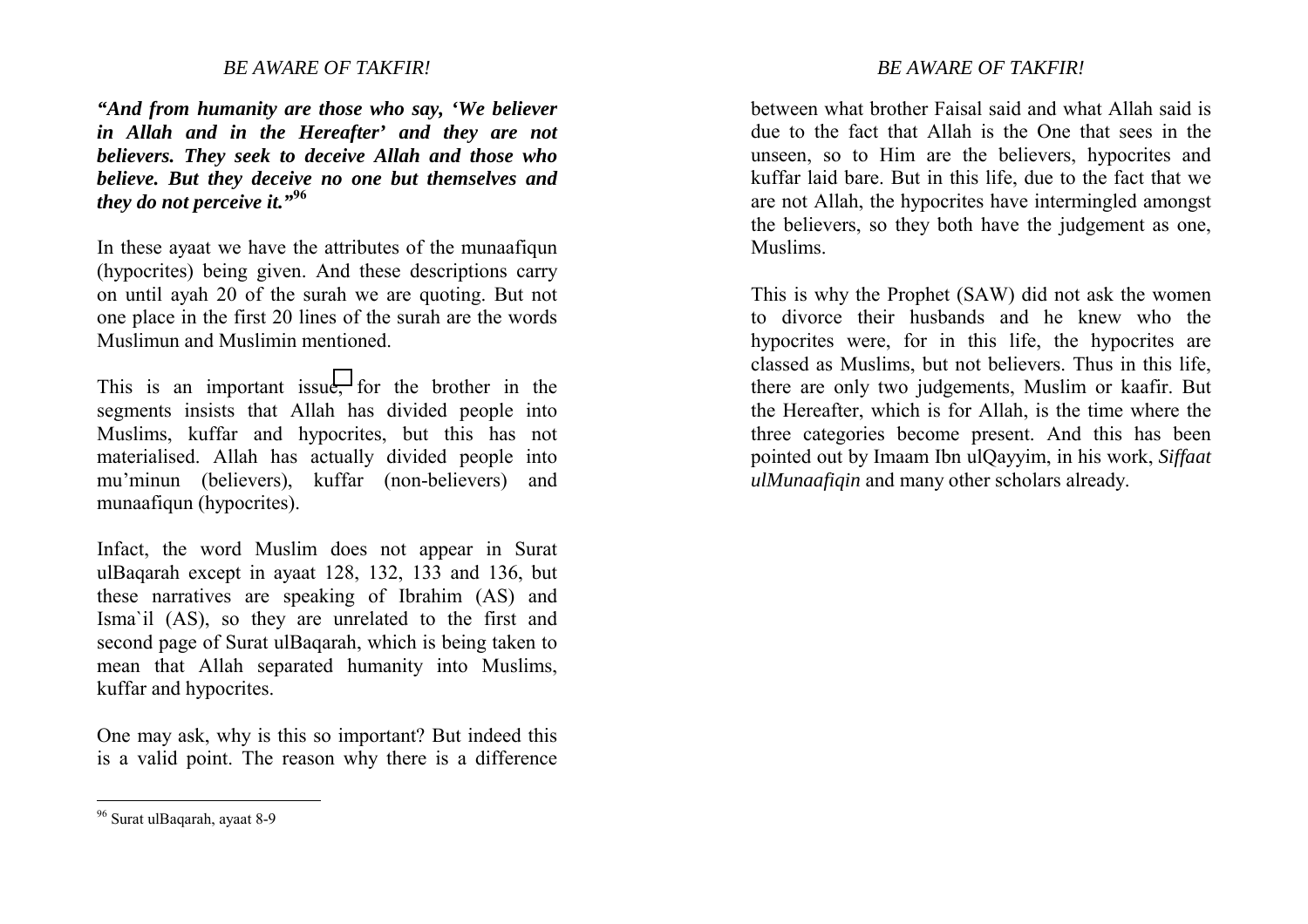***"And from humanity are those who say, 'We believer in Allah and in the Hereafter' and they are not believers. They seek to deceive Allah and those who believe. But they deceive no one but themselves and they do not perceive it."***[96]

In these ayaat we have the attributes of the munaafiqun (hypocrites) being given. And these descriptions carry on until ayah 20 of the surah we are quoting. But not one place in the first 20 lines of the surah are the words Muslimun and Muslimin mentioned.

This is an important issue, for the brother in the segments insists that Allah has divided people into Muslims, kuffar and hypocrites, but this has not materialised. Allah has actually divided people into mu'minun (believers), kuffar (non-believers) and munaafiqun (hypocrites).

Infact, the word Muslim does not appear in Surat ulBaqarah except in ayaat 128, 132, 133 and 136, but these narratives are speaking of Ibrahim (AS) and Isma`il (AS), so they are unrelated to the first and second page of Surat ulBaqarah, which is being taken to mean that Allah separated humanity into Muslims, kuffar and hypocrites.

One may ask, why is this so important? But indeed this is a valid point. The reason why there is a difference between what brother Faisal said and what Allah said is due to the fact that Allah is the One that sees in the unseen, so to Him are the believers, hypocrites and kuffar laid bare. But in this life, due to the fact that we are not Allah, the hypocrites have intermingled amongst the believers, so they both have the judgement as one, Muslims.

This is why the Prophet (SAW) did not ask the women to divorce their husbands and he knew who the hypocrites were, for in this life, the hypocrites are classed as Muslims, but not believers. Thus in this life, there are only two judgements, Muslim or kaafir. But the Hereafter, which is for Allah, is the time where the three categories become present. And this has been pointed out by Imaam Ibn ulQayyim, in his work, *Siffaat ulMunaafiqin* and many other scholars already.

[96] Surat ulBaqarah, ayaat 8-9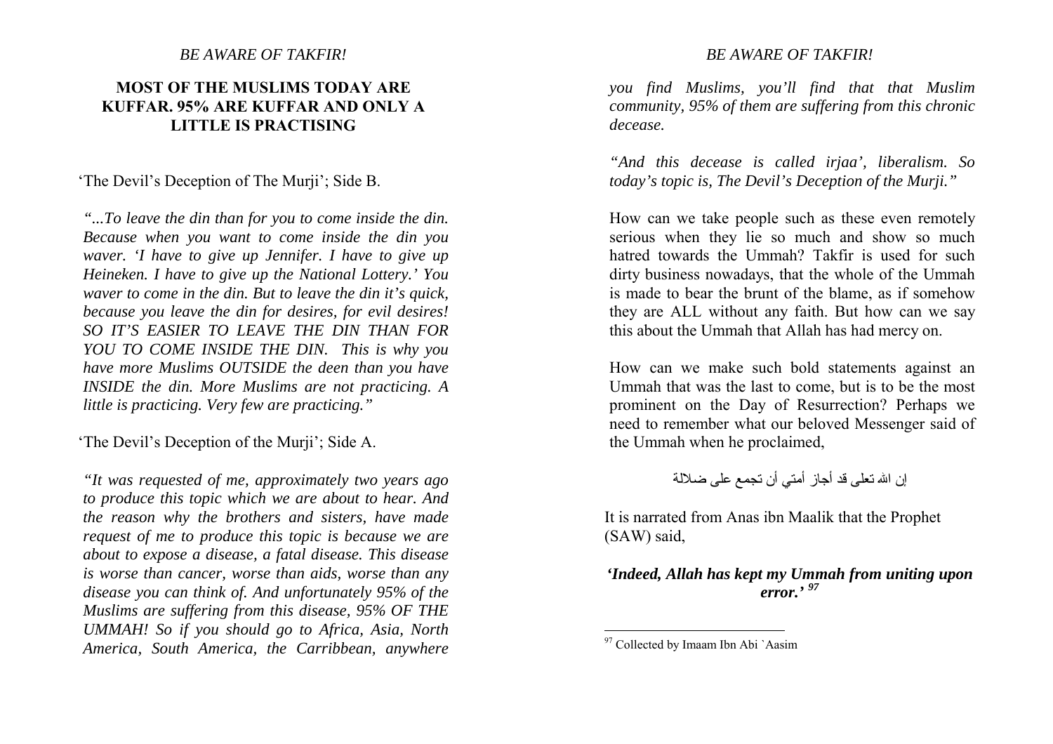## MOST OF THE MUSLIMS TODAY ARE KUFFAR. 95% ARE KUFFAR AND ONLY A LITTLE IS PRACTISING

'The Devil's Deception of The Murji'; Side B.

*"...To leave the din than for you to come inside the din. Because when you want to come inside the din you waver. 'I have to give up Jennifer. I have to give up Heineken. I have to give up the National Lottery.' You waver to come in the din. But to leave the din it's quick, because you leave the din for desires, for evil desires! SO IT'S EASIER TO LEAVE THE DIN THAN FOR YOU TO COME INSIDE THE DIN. This is why you have more Muslims OUTSIDE the deen than you have INSIDE the din. More Muslims are not practicing. A little is practicing. Very few are practicing."*

'The Devil's Deception of the Murji'; Side A.

*"It was requested of me, approximately two years ago to produce this topic which we are about to hear. And the reason why the brothers and sisters, have made request of me to produce this topic is because we are about to expose a disease, a fatal disease. This disease is worse than cancer, worse than aids, worse than any disease you can think of. And unfortunately 95% of the Muslims are suffering from this disease, 95% OF THE UMMAH! So if you should go to Africa, Asia, North America, South America, the Carribbean, anywhere you find Muslims, you'll find that that Muslim community, 95% of them are suffering from this chronic decease.*

*"And this decease is called irjaa', liberalism. So today's topic is, The Devil's Deception of the Murji."*

How can we take people such as these even remotely serious when they lie so much and show so much hatred towards the Ummah? Takfir is used for such dirty business nowadays, that the whole of the Ummah is made to bear the brunt of the blame, as if somehow they are ALL without any faith. But how can we say this about the Ummah that Allah has had mercy on.

How can we make such bold statements against an Ummah that was the last to come, but is to be the most prominent on the Day of Resurrection? Perhaps we need to remember what our beloved Messenger said of the Ummah when he proclaimed,

إن الله تعلى قد أجاز أمتي أن تجمع على ضلالة

It is narrated from Anas ibn Maalik that the Prophet (SAW) said,

***'Indeed, Allah has kept my Ummah from uniting upon error.'*** [97]

---

[97] Collected by Imaam Ibn Abi `Aasim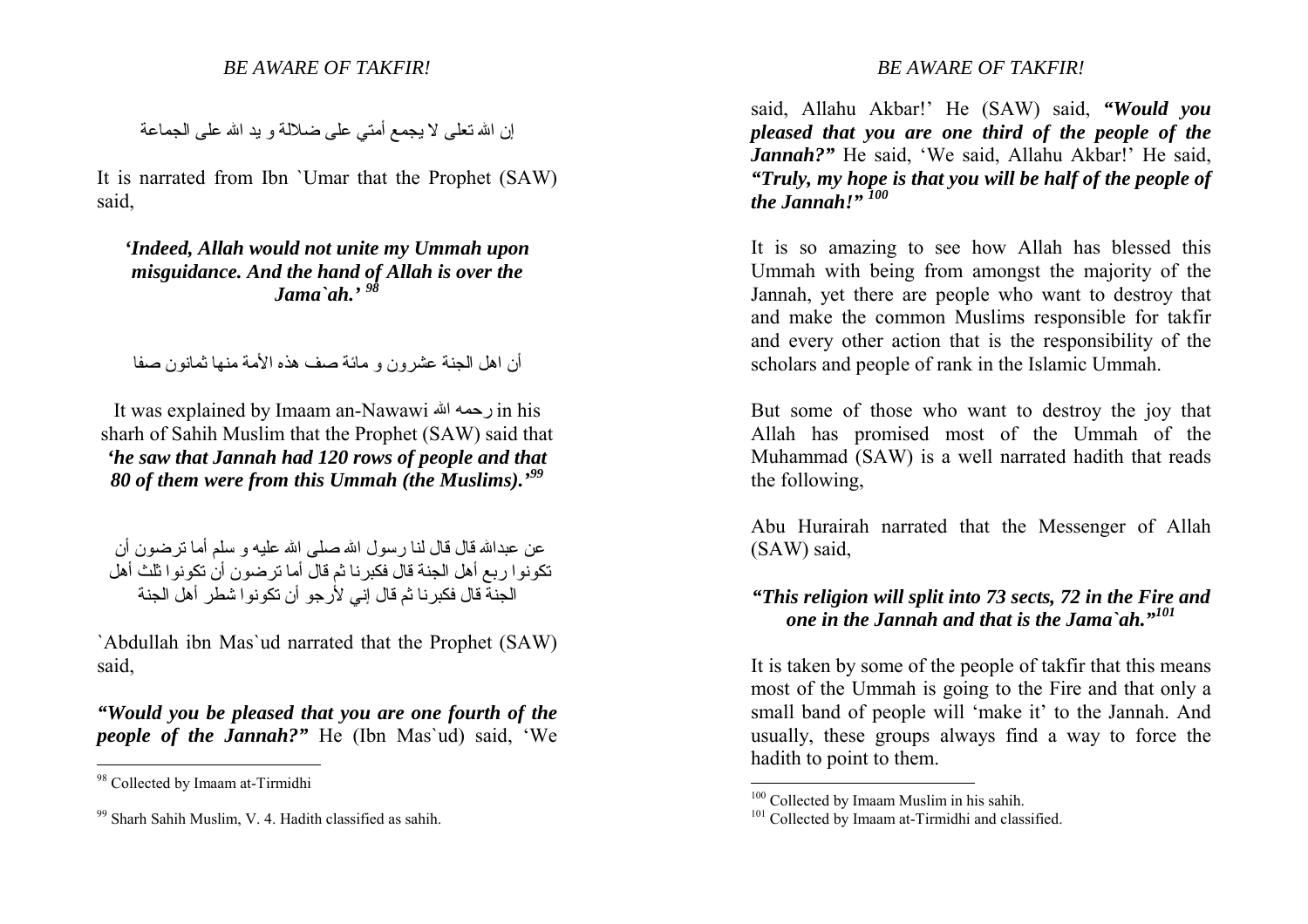إن الله تعلى لا يجمع أمتي على ضلالة و يد الله على الجماعة

It is narrated from Ibn `Umar that the Prophet (SAW) said,

***'Indeed, Allah would not unite my Ummah upon misguidance. And the hand of Allah is over the Jama`ah.'***[98]

أن اهل الجنة عشرون و مائة صف هذه الأمة منها ثمانون صفا

It was explained by Imaam an-Nawawi رحمه الله in his sharh of Sahih Muslim that the Prophet (SAW) said that ***'he saw that Jannah had 120 rows of people and that 80 of them were from this Ummah (the Muslims).'***[99]

عن عبدالله قال قال لنا رسول الله صلى الله عليه و سلم أما ترضون أن تكونوا ربع أهل الجنة قال فكبرنا ثم قال أما ترضون أن تكونوا ثلث أهل الجنة قال فكبرنا ثم قال إني لأرجو أن تكونوا شطر أهل الجنة

`Abdullah ibn Mas`ud narrated that the Prophet (SAW) said,

***"Would you be pleased that you are one fourth of the people of the Jannah?"*** He (Ibn Mas`ud) said, 'We said, Allahu Akbar!' He (SAW) said, ***"Would you pleased that you are one third of the people of the Jannah?"*** He said, 'We said, Allahu Akbar!' He said, ***"Truly, my hope is that you will be half of the people of the Jannah!"***[100]

It is so amazing to see how Allah has blessed this Ummah with being from amongst the majority of the Jannah, yet there are people who want to destroy that and make the common Muslims responsible for takfir and every other action that is the responsibility of the scholars and people of rank in the Islamic Ummah.

But some of those who want to destroy the joy that Allah has promised most of the Ummah of the Muhammad (SAW) is a well narrated hadith that reads the following,

Abu Hurairah narrated that the Messenger of Allah (SAW) said,

***"This religion will split into 73 sects, 72 in the Fire and one in the Jannah and that is the Jama`ah."***[101]

It is taken by some of the people of takfir that this means most of the Ummah is going to the Fire and that only a small band of people will 'make it' to the Jannah. And usually, these groups always find a way to force the hadith to point to them.

---

[98] Collected by Imaam at-Tirmidhi

[99] Sharh Sahih Muslim, V. 4. Hadith classified as sahih.

[100] Collected by Imaam Muslim in his sahih.

[101] Collected by Imaam at-Tirmidhi and classified.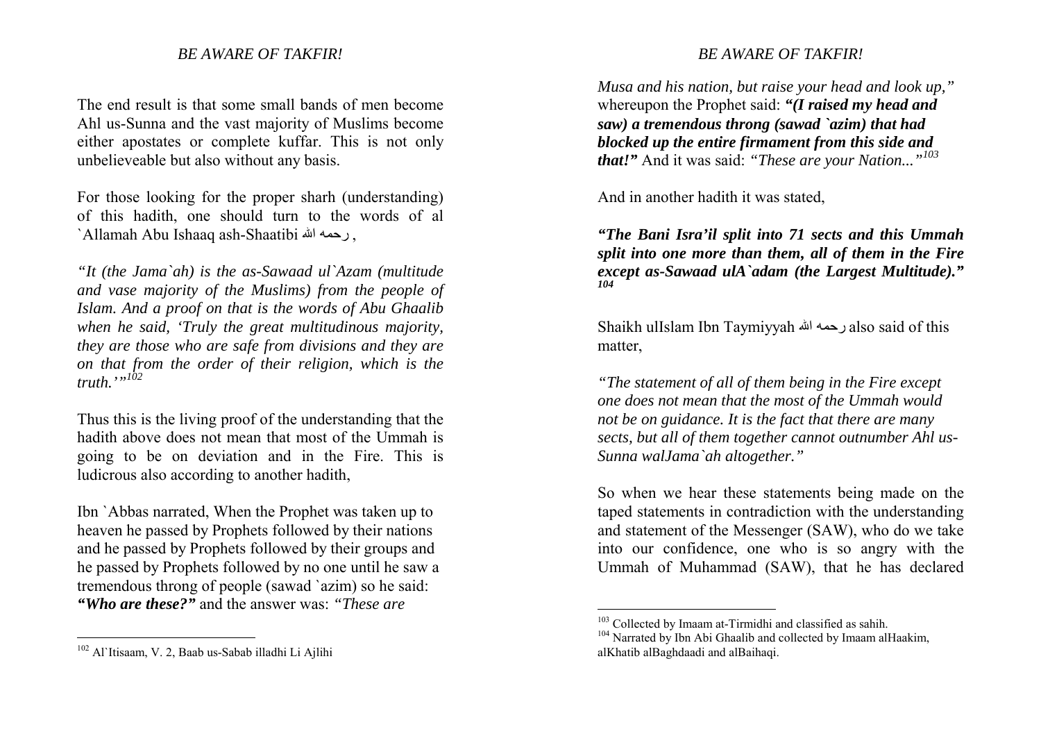The end result is that some small bands of men become Ahl us-Sunna and the vast majority of Muslims become either apostates or complete kuffar. This is not only unbelieveable but also without any basis.

For those looking for the proper sharh (understanding) of this hadith, one should turn to the words of al `Allamah Abu Ishaaq ash-Shaatibi رحمه الله,

*"It (the Jama`ah) is the as-Sawaad ul`Azam (multitude and vase majority of the Muslims) from the people of Islam. And a proof on that is the words of Abu Ghaalib when he said, 'Truly the great multitudinous majority, they are those who are safe from divisions and they are on that from the order of their religion, which is the truth.'"*[102]

Thus this is the living proof of the understanding that the hadith above does not mean that most of the Ummah is going to be on deviation and in the Fire. This is ludicrous also according to another hadith,

Ibn `Abbas narrated, When the Prophet was taken up to heaven he passed by Prophets followed by their nations and he passed by Prophets followed by their groups and he passed by Prophets followed by no one until he saw a tremendous throng of people (sawad `azim) so he said: ***"Who are these?"*** and the answer was: *"These are Musa and his nation, but raise your head and look up,"* whereupon the Prophet said: ***"(I raised my head and saw) a tremendous throng (sawad `azim) that had blocked up the entire firmament from this side and that!"*** And it was said: *"These are your Nation..."*[103]

And in another hadith it was stated,

***"The Bani Isra'il split into 71 sects and this Ummah split into one more than them, all of them in the Fire except as-Sawaad ulA`adam (the Largest Multitude)."***[104]

Shaikh ulIslam Ibn Taymiyyah رحمه الله also said of this matter,

*"The statement of all of them being in the Fire except one does not mean that the most of the Ummah would not be on guidance. It is the fact that there are many sects, but all of them together cannot outnumber Ahl us-Sunna walJama`ah altogether."*

So when we hear these statements being made on the taped statements in contradiction with the understanding and statement of the Messenger (SAW), who do we take into our confidence, one who is so angry with the Ummah of Muhammad (SAW), that he has declared

---

[102] Al`Itisaam, V. 2, Baab us-Sabab illadhi Li Ajlihi

[103] Collected by Imaam at-Tirmidhi and classified as sahih.

[104] Narrated by Ibn Abi Ghaalib and collected by Imaam alHaakim, alKhatib alBaghdaadi and alBaihaqi.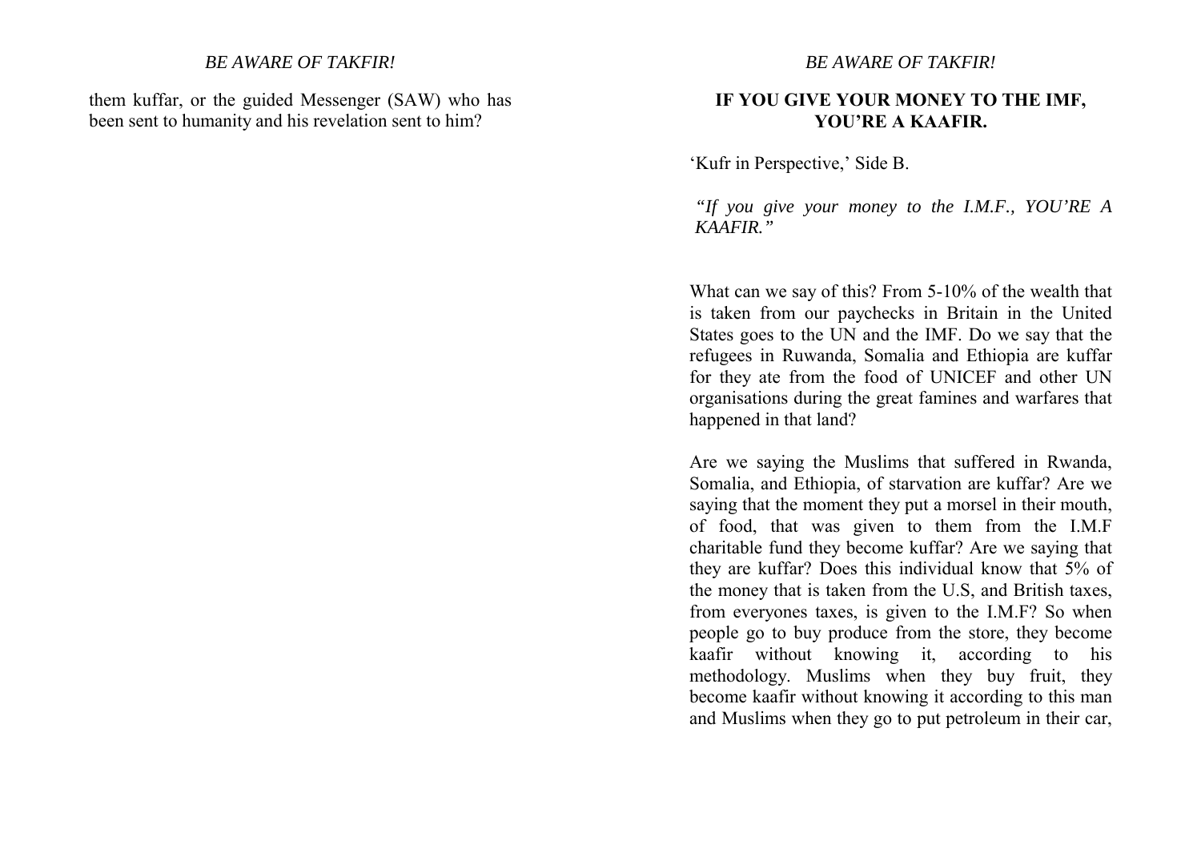them kuffar, or the guided Messenger (SAW) who has been sent to humanity and his revelation sent to him?

## IF YOU GIVE YOUR MONEY TO THE IMF, YOU'RE A KAAFIR.

'Kufr in Perspective,' Side B.

*"If you give your money to the I.M.F., YOU'RE A KAAFIR."*

What can we say of this? From 5-10% of the wealth that is taken from our paychecks in Britain in the United States goes to the UN and the IMF. Do we say that the refugees in Ruwanda, Somalia and Ethiopia are kuffar for they ate from the food of UNICEF and other UN organisations during the great famines and warfares that happened in that land?

Are we saying the Muslims that suffered in Rwanda, Somalia, and Ethiopia, of starvation are kuffar? Are we saying that the moment they put a morsel in their mouth, of food, that was given to them from the I.M.F charitable fund they become kuffar? Are we saying that they are kuffar? Does this individual know that 5% of the money that is taken from the U.S, and British taxes, from everyones taxes, is given to the I.M.F? So when people go to buy produce from the store, they become kaafir without knowing it, according to his methodology. Muslims when they buy fruit, they become kaafir without knowing it according to this man and Muslims when they go to put petroleum in their car,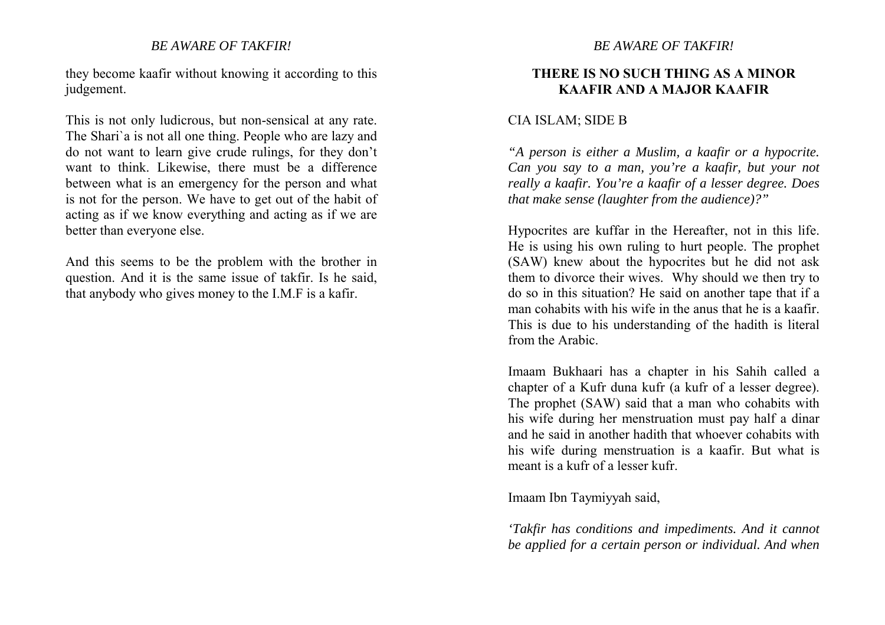they become kaafir without knowing it according to this judgement.

This is not only ludicrous, but non-sensical at any rate. The Shari`a is not all one thing. People who are lazy and do not want to learn give crude rulings, for they don't want to think. Likewise, there must be a difference between what is an emergency for the person and what is not for the person. We have to get out of the habit of acting as if we know everything and acting as if we are better than everyone else.

And this seems to be the problem with the brother in question. And it is the same issue of takfir. Is he said, that anybody who gives money to the I.M.F is a kafir.

## THERE IS NO SUCH THING AS A MINOR KAAFIR AND A MAJOR KAAFIR

CIA ISLAM; SIDE B

*"A person is either a Muslim, a kaafir or a hypocrite. Can you say to a man, you're a kaafir, but your not really a kaafir. You're a kaafir of a lesser degree. Does that make sense (laughter from the audience)?"*

Hypocrites are kuffar in the Hereafter, not in this life. He is using his own ruling to hurt people. The prophet (SAW) knew about the hypocrites but he did not ask them to divorce their wives. Why should we then try to do so in this situation? He said on another tape that if a man cohabits with his wife in the anus that he is a kaafir. This is due to his understanding of the hadith is literal from the Arabic.

Imaam Bukhaari has a chapter in his Sahih called a chapter of a Kufr duna kufr (a kufr of a lesser degree). The prophet (SAW) said that a man who cohabits with his wife during her menstruation must pay half a dinar and he said in another hadith that whoever cohabits with his wife during menstruation is a kaafir. But what is meant is a kufr of a lesser kufr.

Imaam Ibn Taymiyyah said,

*'Takfir has conditions and impediments. And it cannot be applied for a certain person or individual. And when*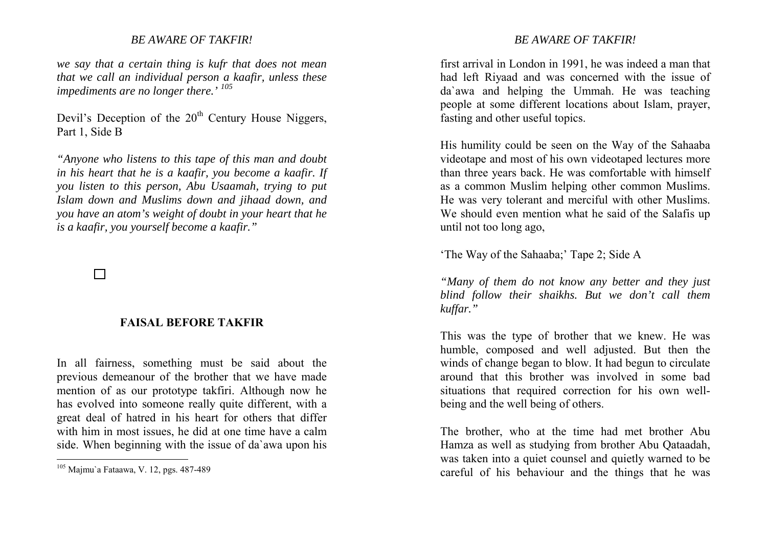*we say that a certain thing is kufr that does not mean that we call an individual person a kaafir, unless these impediments are no longer there.'* [105]

Devil's Deception of the 20th Century House Niggers, Part 1, Side B

*"Anyone who listens to this tape of this man and doubt in his heart that he is a kaafir, you become a kaafir. If you listen to this person, Abu Usaamah, trying to put Islam down and Muslims down and jihaad down, and you have an atom's weight of doubt in your heart that he is a kaafir, you yourself become a kaafir."*

□

## FAISAL BEFORE TAKFIR

In all fairness, something must be said about the previous demeanour of the brother that we have made mention of as our prototype takfiri. Although now he has evolved into someone really quite different, with a great deal of hatred in his heart for others that differ with him in most issues, he did at one time have a calm side. When beginning with the issue of da`awa upon his first arrival in London in 1991, he was indeed a man that had left Riyaad and was concerned with the issue of da`awa and helping the Ummah. He was teaching people at some different locations about Islam, prayer, fasting and other useful topics.

His humility could be seen on the Way of the Sahaaba videotape and most of his own videotaped lectures more than three years back. He was comfortable with himself as a common Muslim helping other common Muslims. He was very tolerant and merciful with other Muslims. We should even mention what he said of the Salafis up until not too long ago,

'The Way of the Sahaaba;' Tape 2; Side A

*"Many of them do not know any better and they just blind follow their shaikhs. But we don't call them kuffar."*

This was the type of brother that we knew. He was humble, composed and well adjusted. But then the winds of change began to blow. It had begun to circulate around that this brother was involved in some bad situations that required correction for his own well-being and the well being of others.

The brother, who at the time had met brother Abu Hamza as well as studying from brother Abu Qataadah, was taken into a quiet counsel and quietly warned to be careful of his behaviour and the things that he was

---

[105] Majmu`a Fataawa, V. 12, pgs. 487-489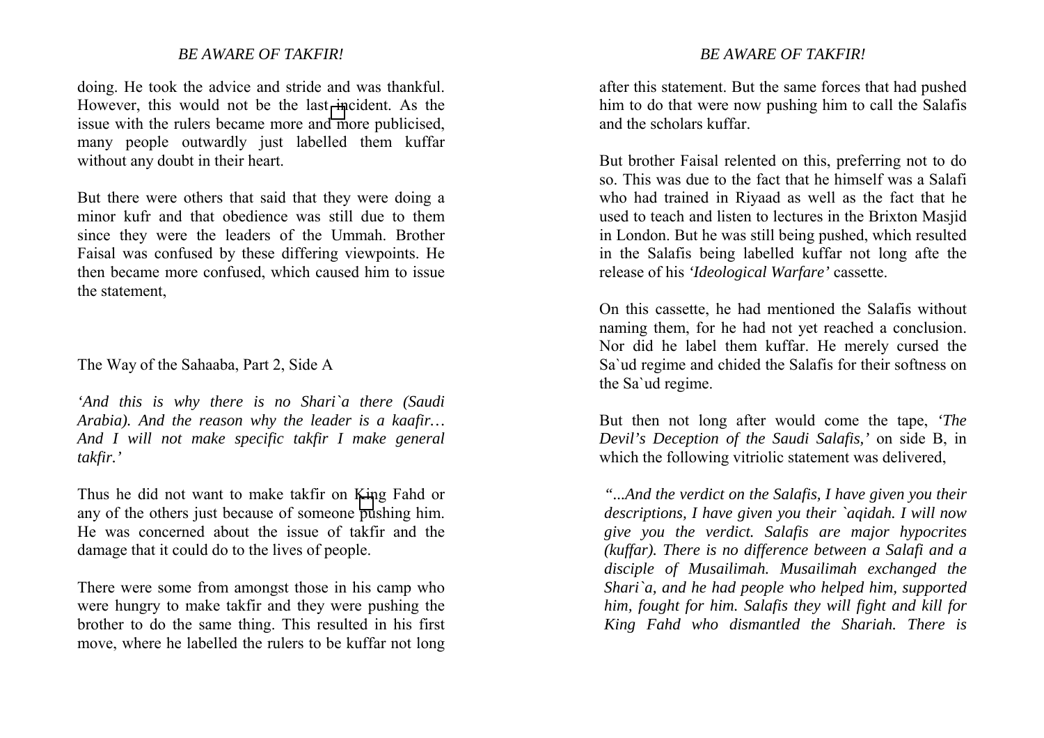doing. He took the advice and stride and was thankful. However, this would not be the last incident. As the issue with the rulers became more and more publicised, many people outwardly just labelled them kuffar without any doubt in their heart.

But there were others that said that they were doing a minor kufr and that obedience was still due to them since they were the leaders of the Ummah. Brother Faisal was confused by these differing viewpoints. He then became more confused, which caused him to issue the statement,

The Way of the Sahaaba, Part 2, Side A

*'And this is why there is no Shari`a there (Saudi Arabia). And the reason why the leader is a kaafir… And I will not make specific takfir I make general takfir.'*

Thus he did not want to make takfir on King Fahd or any of the others just because of someone pushing him. He was concerned about the issue of takfir and the damage that it could do to the lives of people.

There were some from amongst those in his camp who were hungry to make takfir and they were pushing the brother to do the same thing. This resulted in his first move, where he labelled the rulers to be kuffar not long after this statement. But the same forces that had pushed him to do that were now pushing him to call the Salafis and the scholars kuffar.

But brother Faisal relented on this, preferring not to do so. This was due to the fact that he himself was a Salafi who had trained in Riyaad as well as the fact that he used to teach and listen to lectures in the Brixton Masjid in London. But he was still being pushed, which resulted in the Salafis being labelled kuffar not long afte the release of his *'Ideological Warfare'* cassette.

On this cassette, he had mentioned the Salafis without naming them, for he had not yet reached a conclusion. Nor did he label them kuffar. He merely cursed the Sa`ud regime and chided the Salafis for their softness on the Sa`ud regime.

But then not long after would come the tape, *'The Devil's Deception of the Saudi Salafis,'* on side B, in which the following vitriolic statement was delivered,

*"...And the verdict on the Salafis, I have given you their descriptions, I have given you their `aqidah. I will now give you the verdict. Salafis are major hypocrites (kuffar). There is no difference between a Salafi and a disciple of Musailimah. Musailimah exchanged the Shari`a, and he had people who helped him, supported him, fought for him. Salafis they will fight and kill for King Fahd who dismantled the Shariah. There is*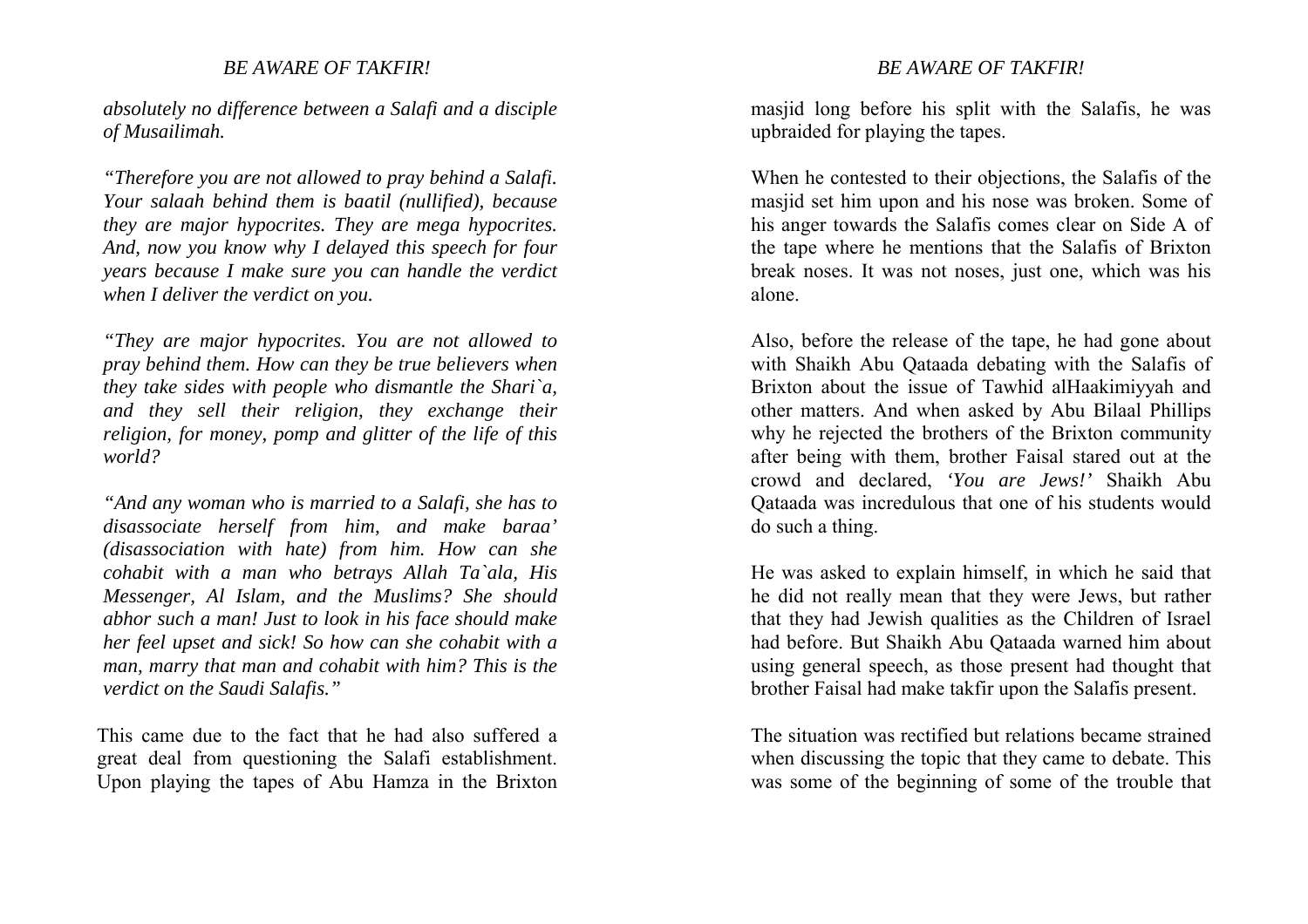*absolutely no difference between a Salafi and a disciple of Musailimah.*

*"Therefore you are not allowed to pray behind a Salafi. Your salaah behind them is baatil (nullified), because they are major hypocrites. They are mega hypocrites. And, now you know why I delayed this speech for four years because I make sure you can handle the verdict when I deliver the verdict on you.*

*"They are major hypocrites. You are not allowed to pray behind them. How can they be true believers when they take sides with people who dismantle the Shari`a, and they sell their religion, they exchange their religion, for money, pomp and glitter of the life of this world?*

*"And any woman who is married to a Salafi, she has to disassociate herself from him, and make baraa' (disassociation with hate) from him. How can she cohabit with a man who betrays Allah Ta`ala, His Messenger, Al Islam, and the Muslims? She should abhor such a man! Just to look in his face should make her feel upset and sick! So how can she cohabit with a man, marry that man and cohabit with him? This is the verdict on the Saudi Salafis."*

This came due to the fact that he had also suffered a great deal from questioning the Salafi establishment. Upon playing the tapes of Abu Hamza in the Brixton masjid long before his split with the Salafis, he was upbraided for playing the tapes.

When he contested to their objections, the Salafis of the masjid set him upon and his nose was broken. Some of his anger towards the Salafis comes clear on Side A of the tape where he mentions that the Salafis of Brixton break noses. It was not noses, just one, which was his alone.

Also, before the release of the tape, he had gone about with Shaikh Abu Qataada debating with the Salafis of Brixton about the issue of Tawhid alHaakimiyyah and other matters. And when asked by Abu Bilaal Phillips why he rejected the brothers of the Brixton community after being with them, brother Faisal stared out at the crowd and declared, *'You are Jews!'* Shaikh Abu Qataada was incredulous that one of his students would do such a thing.

He was asked to explain himself, in which he said that he did not really mean that they were Jews, but rather that they had Jewish qualities as the Children of Israel had before. But Shaikh Abu Qataada warned him about using general speech, as those present had thought that brother Faisal had make takfir upon the Salafis present.

The situation was rectified but relations became strained when discussing the topic that they came to debate. This was some of the beginning of some of the trouble that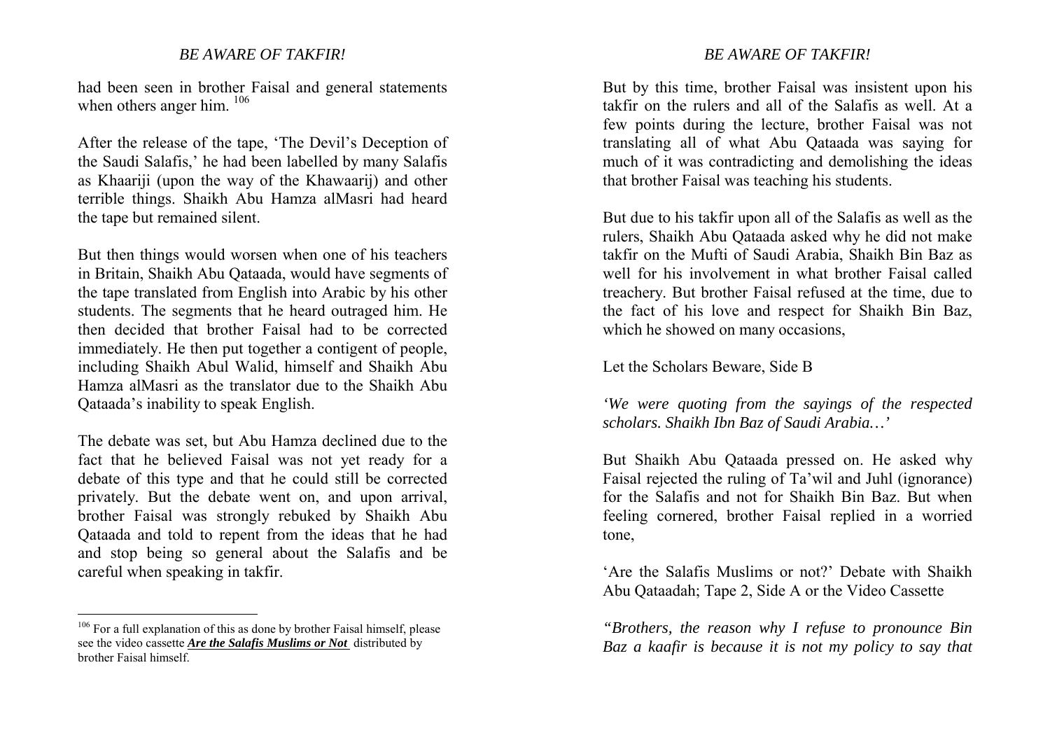had been seen in brother Faisal and general statements when others anger him. [106]

After the release of the tape, 'The Devil's Deception of the Saudi Salafis,' he had been labelled by many Salafis as Khaariji (upon the way of the Khawaarij) and other terrible things. Shaikh Abu Hamza alMasri had heard the tape but remained silent.

But then things would worsen when one of his teachers in Britain, Shaikh Abu Qataada, would have segments of the tape translated from English into Arabic by his other students. The segments that he heard outraged him. He then decided that brother Faisal had to be corrected immediately. He then put together a contigent of people, including Shaikh Abul Walid, himself and Shaikh Abu Hamza alMasri as the translator due to the Shaikh Abu Qataada's inability to speak English.

The debate was set, but Abu Hamza declined due to the fact that he believed Faisal was not yet ready for a debate of this type and that he could still be corrected privately. But the debate went on, and upon arrival, brother Faisal was strongly rebuked by Shaikh Abu Qataada and told to repent from the ideas that he had and stop being so general about the Salafis and be careful when speaking in takfir.

[106] For a full explanation of this as done by brother Faisal himself, please see the video cassette ***Are the Salafis Muslims or Not*** distributed by brother Faisal himself.

But by this time, brother Faisal was insistent upon his takfir on the rulers and all of the Salafis as well. At a few points during the lecture, brother Faisal was not translating all of what Abu Qataada was saying for much of it was contradicting and demolishing the ideas that brother Faisal was teaching his students.

But due to his takfir upon all of the Salafis as well as the rulers, Shaikh Abu Qataada asked why he did not make takfir on the Mufti of Saudi Arabia, Shaikh Bin Baz as well for his involvement in what brother Faisal called treachery. But brother Faisal refused at the time, due to the fact of his love and respect for Shaikh Bin Baz, which he showed on many occasions,

Let the Scholars Beware, Side B

*'We were quoting from the sayings of the respected scholars. Shaikh Ibn Baz of Saudi Arabia…'*

But Shaikh Abu Qataada pressed on. He asked why Faisal rejected the ruling of Ta'wil and Juhl (ignorance) for the Salafis and not for Shaikh Bin Baz. But when feeling cornered, brother Faisal replied in a worried tone,

'Are the Salafis Muslims or not?' Debate with Shaikh Abu Qataadah; Tape 2, Side A or the Video Cassette

*"Brothers, the reason why I refuse to pronounce Bin Baz a kaafir is because it is not my policy to say that*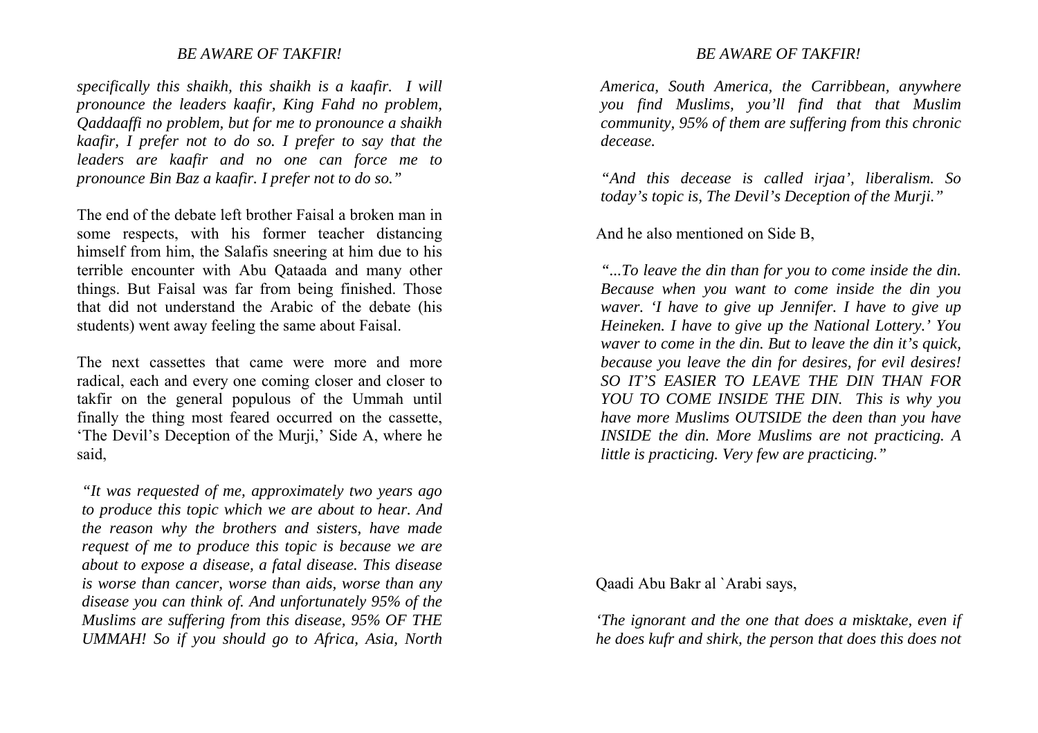*specifically this shaikh, this shaikh is a kaafir. I will pronounce the leaders kaafir, King Fahd no problem, Qaddaaffi no problem, but for me to pronounce a shaikh kaafir, I prefer not to do so. I prefer to say that the leaders are kaafir and no one can force me to pronounce Bin Baz a kaafir. I prefer not to do so."*

The end of the debate left brother Faisal a broken man in some respects, with his former teacher distancing himself from him, the Salafis sneering at him due to his terrible encounter with Abu Qataada and many other things. But Faisal was far from being finished. Those that did not understand the Arabic of the debate (his students) went away feeling the same about Faisal.

The next cassettes that came were more and more radical, each and every one coming closer and closer to takfir on the general populous of the Ummah until finally the thing most feared occurred on the cassette, 'The Devil's Deception of the Murji,' Side A, where he said,

*"It was requested of me, approximately two years ago to produce this topic which we are about to hear. And the reason why the brothers and sisters, have made request of me to produce this topic is because we are about to expose a disease, a fatal disease. This disease is worse than cancer, worse than aids, worse than any disease you can think of. And unfortunately 95% of the Muslims are suffering from this disease, 95% OF THE UMMAH! So if you should go to Africa, Asia, North America, South America, the Carribbean, anywhere you find Muslims, you'll find that that Muslim community, 95% of them are suffering from this chronic decease.*

*"And this decease is called irjaa', liberalism. So today's topic is, The Devil's Deception of the Murji."*

And he also mentioned on Side B,

*"...To leave the din than for you to come inside the din. Because when you want to come inside the din you waver. 'I have to give up Jennifer. I have to give up Heineken. I have to give up the National Lottery.' You waver to come in the din. But to leave the din it's quick, because you leave the din for desires, for evil desires! SO IT'S EASIER TO LEAVE THE DIN THAN FOR YOU TO COME INSIDE THE DIN. This is why you have more Muslims OUTSIDE the deen than you have INSIDE the din. More Muslims are not practicing. A little is practicing. Very few are practicing."*

Qaadi Abu Bakr al `Arabi says,

*'The ignorant and the one that does a misktake, even if he does kufr and shirk, the person that does this does not*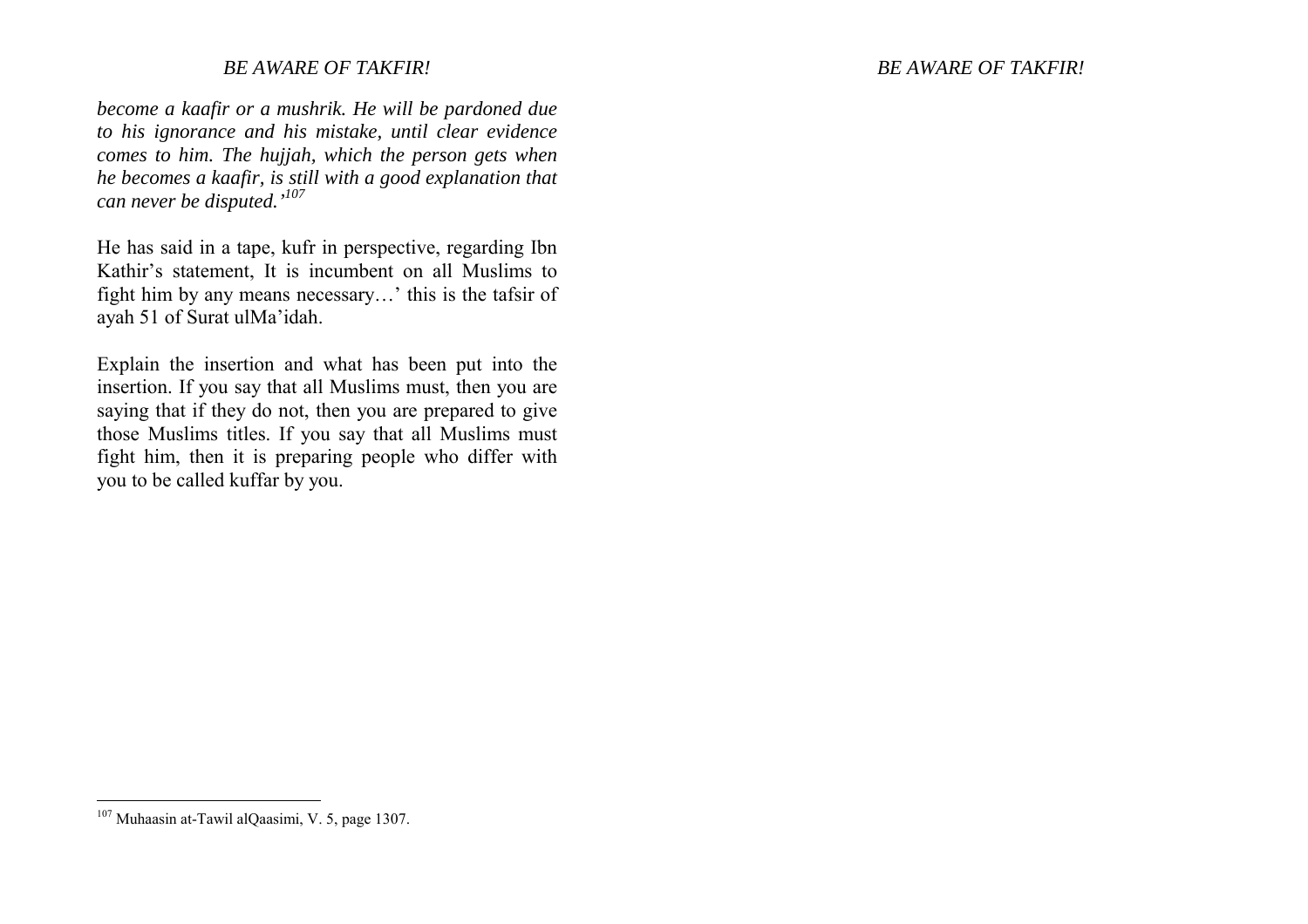*become a kaafir or a mushrik. He will be pardoned due to his ignorance and his mistake, until clear evidence comes to him. The hujjah, which the person gets when he becomes a kaafir, is still with a good explanation that can never be disputed.'*[107]

He has said in a tape, kufr in perspective, regarding Ibn Kathir's statement, It is incumbent on all Muslims to fight him by any means necessary…' this is the tafsir of ayah 51 of Surat ulMa'idah.

Explain the insertion and what has been put into the insertion. If you say that all Muslims must, then you are saying that if they do not, then you are prepared to give those Muslims titles. If you say that all Muslims must fight him, then it is preparing people who differ with you to be called kuffar by you.

---

[107] Muhaasin at-Tawil alQaasimi, V. 5, page 1307.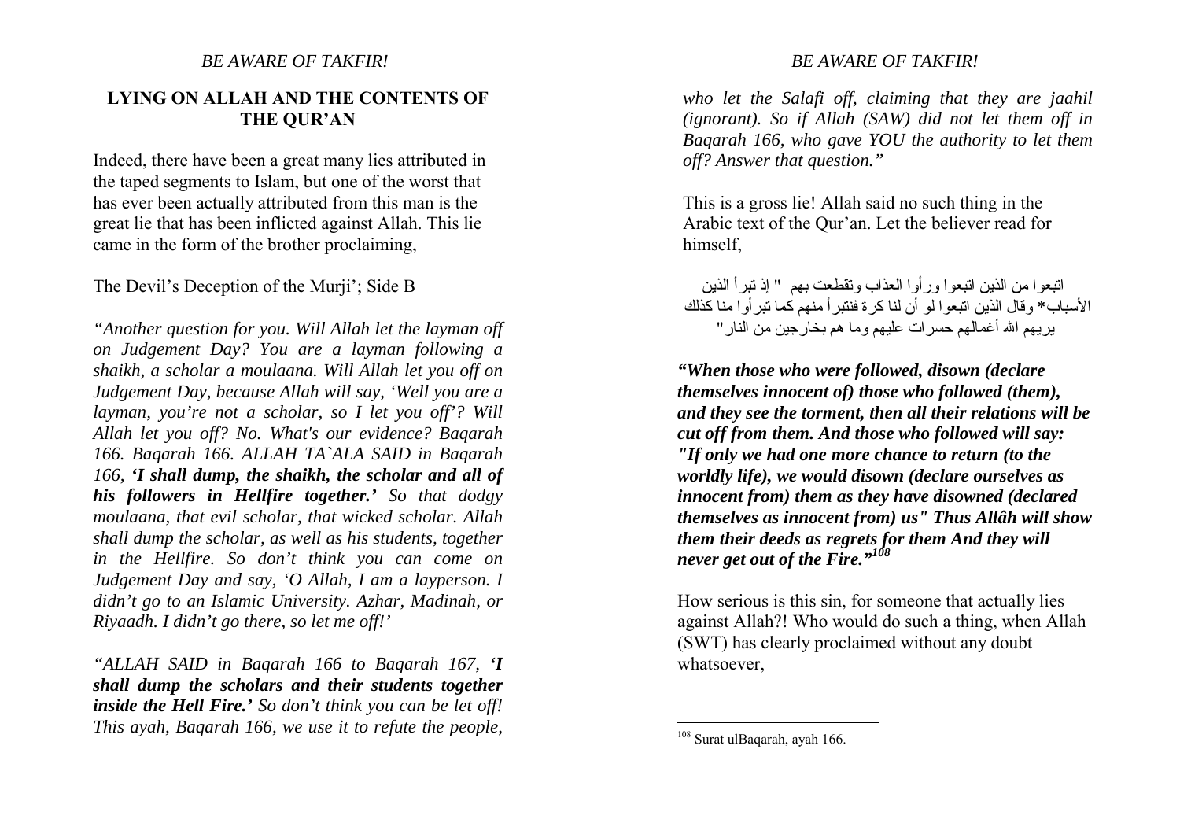## LYING ON ALLAH AND THE CONTENTS OF THE QUR'AN

Indeed, there have been a great many lies attributed in the taped segments to Islam, but one of the worst that has ever been actually attributed from this man is the great lie that has been inflicted against Allah. This lie came in the form of the brother proclaiming,

The Devil's Deception of the Murji'; Side B

*"Another question for you. Will Allah let the layman off on Judgement Day? You are a layman following a shaikh, a scholar a moulaana. Will Allah let you off on Judgement Day, because Allah will say, 'Well you are a layman, you're not a scholar, so I let you off'? Will Allah let you off? No. What's our evidence? Baqarah 166. Baqarah 166. ALLAH TA`ALA SAID in Baqarah 166,* ***'I shall dump, the shaikh, the scholar and all of his followers in Hellfire together.'*** *So that dodgy moulaana, that evil scholar, that wicked scholar. Allah shall dump the scholar, as well as his students, together in the Hellfire. So don't think you can come on Judgement Day and say, 'O Allah, I am a layperson. I didn't go to an Islamic University. Azhar, Madinah, or Riyaadh. I didn't go there, so let me off!'*

*"ALLAH SAID in Baqarah 166 to Baqarah 167,* ***'I shall dump the scholars and their students together inside the Hell Fire.'*** *So don't think you can be let off! This ayah, Baqarah 166, we use it to refute the people, who let the Salafi off, claiming that they are jaahil (ignorant). So if Allah (SAW) did not let them off in Baqarah 166, who gave YOU the authority to let them off? Answer that question."*

This is a gross lie! Allah said no such thing in the Arabic text of the Qur'an. Let the believer read for himself,

" إذ تبرأ الذين اتبعوا من الذين اتبعوا ورأوا العذاب وتقطعت بهم الأسباب* وقال الذين اتبعوا لو أن لنا كرة فنتبرأ منهم كما تبرأوا منا كذلك يريهم الله أعمالهم حسرات عليهم وما هم بخارجين من النار"

***"When those who were followed, disown (declare themselves innocent of) those who followed (them), and they see the torment, then all their relations will be cut off from them. And those who followed will say: "If only we had one more chance to return (to the worldly life), we would disown (declare ourselves as innocent from) them as they have disowned (declared themselves as innocent from) us" Thus Allâh will show them their deeds as regrets for them And they will never get out of the Fire."***[108]

How serious is this sin, for someone that actually lies against Allah?! Who would do such a thing, when Allah (SWT) has clearly proclaimed without any doubt whatsoever,

---

[108] Surat ulBaqarah, ayah 166.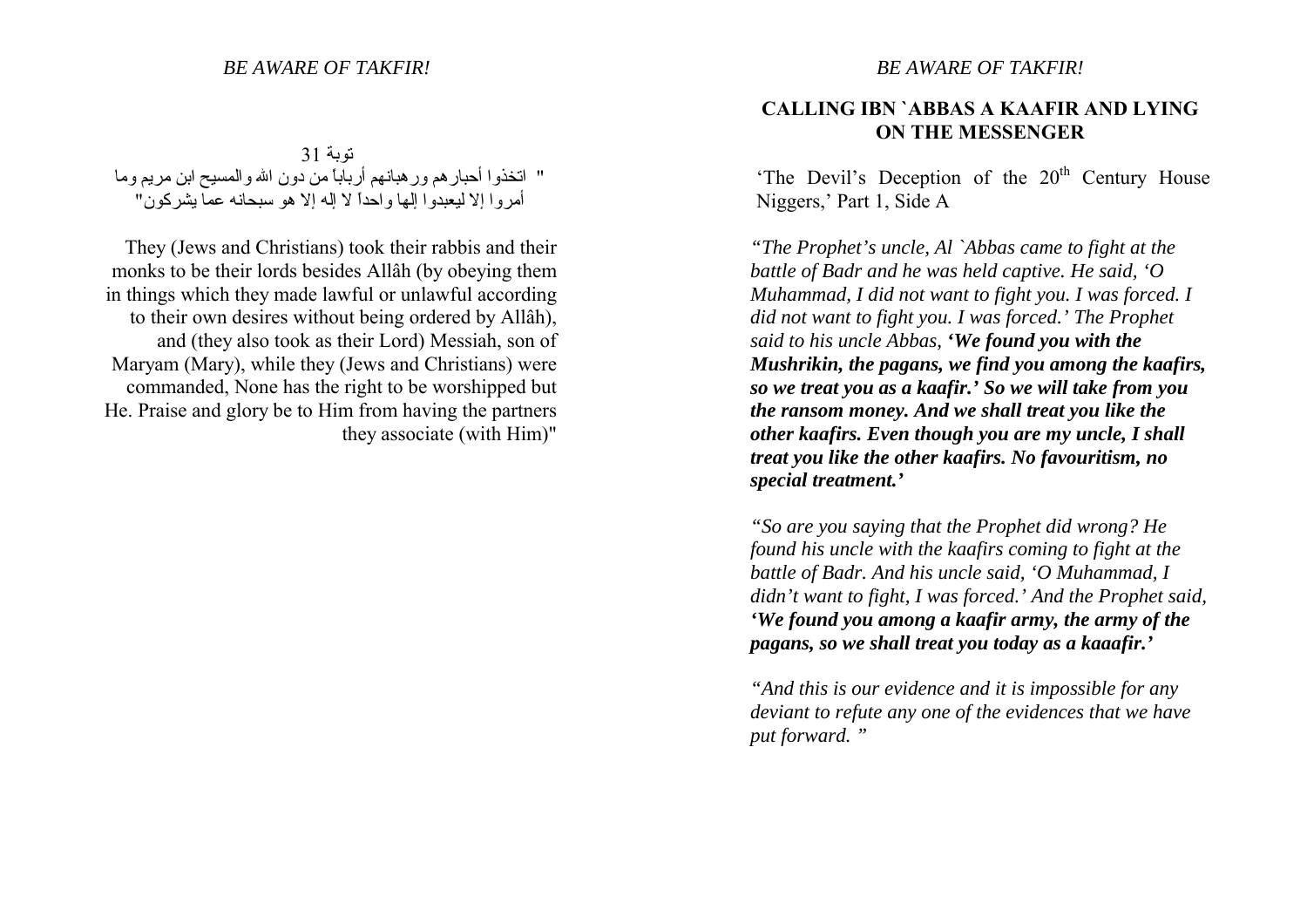توبة 31

" اتخذوا أحبارهم ورهبانهم أرباباً من دون الله والمسيح ابن مريم وما أمروا إلا ليعبدوا إلهاً واحداً لا إله إلا هو سبحانه عما يشركون"

They (Jews and Christians) took their rabbis and their monks to be their lords besides Allâh (by obeying them in things which they made lawful or unlawful according to their own desires without being ordered by Allâh), and (they also took as their Lord) Messiah, son of Maryam (Mary), while they (Jews and Christians) were commanded, None has the right to be worshipped but He. Praise and glory be to Him from having the partners they associate (with Him)"

## CALLING IBN `ABBAS A KAAFIR AND LYING ON THE MESSENGER

'The Devil's Deception of the 20th Century House Niggers,' Part 1, Side A

*"The Prophet's uncle, Al `Abbas came to fight at the battle of Badr and he was held captive. He said, 'O Muhammad, I did not want to fight you. I was forced. I did not want to fight you. I was forced.' The Prophet said to his uncle Abbas,* ***'We found you with the Mushrikin, the pagans, we find you among the kaafirs, so we treat you as a kaafir.' So we will take from you the ransom money. And we shall treat you like the other kaafirs. Even though you are my uncle, I shall treat you like the other kaafirs. No favouritism, no special treatment.'***

*"So are you saying that the Prophet did wrong? He found his uncle with the kaafirs coming to fight at the battle of Badr. And his uncle said, 'O Muhammad, I didn't want to fight, I was forced.' And the Prophet said,* ***'We found you among a kaafir army, the army of the pagans, so we shall treat you today as a kaaafir.'***

*"And this is our evidence and it is impossible for any deviant to refute any one of the evidences that we have put forward. "*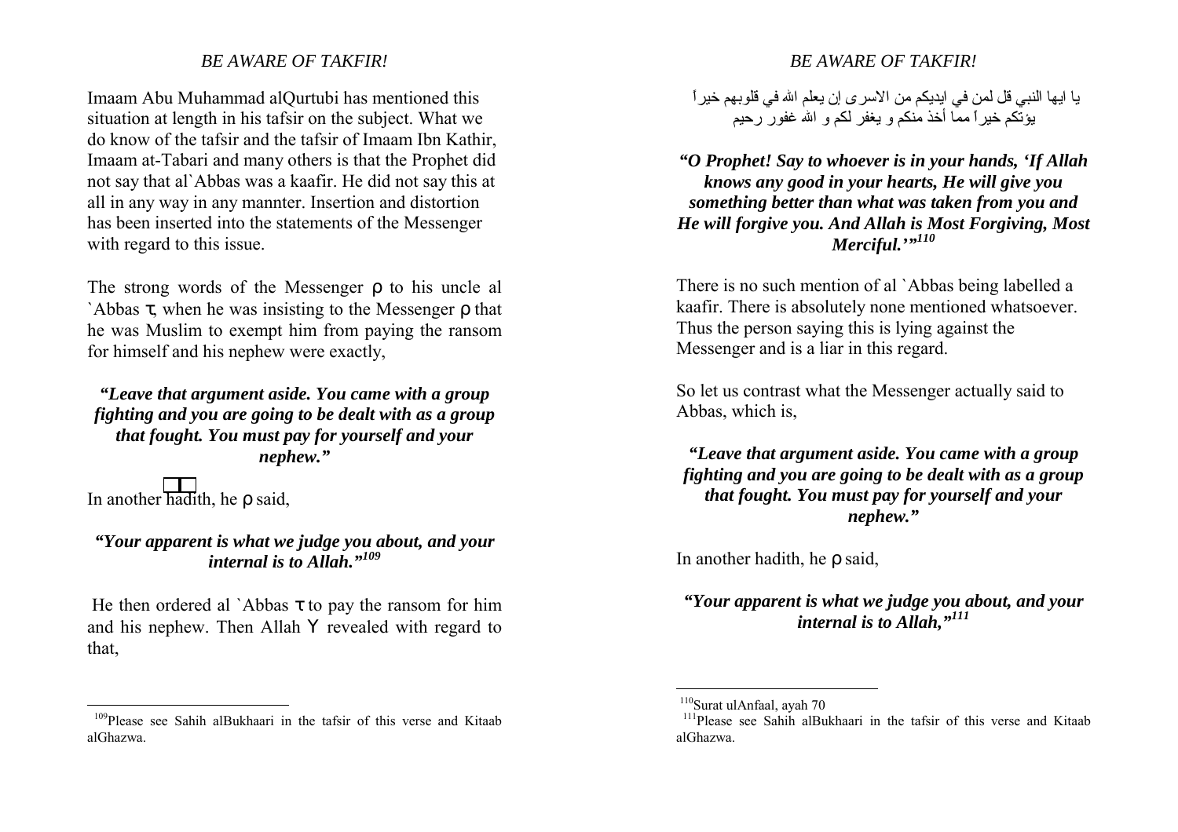Imaam Abu Muhammad alQurtubi has mentioned this situation at length in his tafsir on the subject. What we do know of the tafsir and the tafsir of Imaam Ibn Kathir, Imaam at-Tabari and many others is that the Prophet did not say that al`Abbas was a kaafir. He did not say this at all in any way in any mannter. Insertion and distortion has been inserted into the statements of the Messenger with regard to this issue.

The strong words of the Messenger ρ to his uncle al `Abbas τ, when he was insisting to the Messenger ρ that he was Muslim to exempt him from paying the ransom for himself and his nephew were exactly,

***"Leave that argument aside. You came with a group fighting and you are going to be dealt with as a group that fought. You must pay for yourself and your nephew."***

In another hadith, he ρ said,

***"Your apparent is what we judge you about, and your internal is to Allah."***[109]

He then ordered al `Abbas τ to pay the ransom for him and his nephew. Then Allah Υ revealed with regard to that,

يا ايها النبي قل لمن في ايديكم من الاسرى إن يعلم الله في قلوبهم خيراً يؤتكم خيراً مما أخذ منكم و يغفر لكم و الله غفور رحيم

***"O Prophet! Say to whoever is in your hands, 'If Allah knows any good in your hearts, He will give you something better than what was taken from you and He will forgive you. And Allah is Most Forgiving, Most Merciful.'"***[110]

There is no such mention of al `Abbas being labelled a kaafir. There is absolutely none mentioned whatsoever. Thus the person saying this is lying against the Messenger and is a liar in this regard.

So let us contrast what the Messenger actually said to Abbas, which is,

***"Leave that argument aside. You came with a group fighting and you are going to be dealt with as a group that fought. You must pay for yourself and your nephew."***

In another hadith, he ρ said,

***"Your apparent is what we judge you about, and your internal is to Allah,"***[111]

---

[109] Please see Sahih alBukhaari in the tafsir of this verse and Kitaab alGhazwa.

[110] Surat ulAnfaal, ayah 70

[111] Please see Sahih alBukhaari in the tafsir of this verse and Kitaab alGhazwa.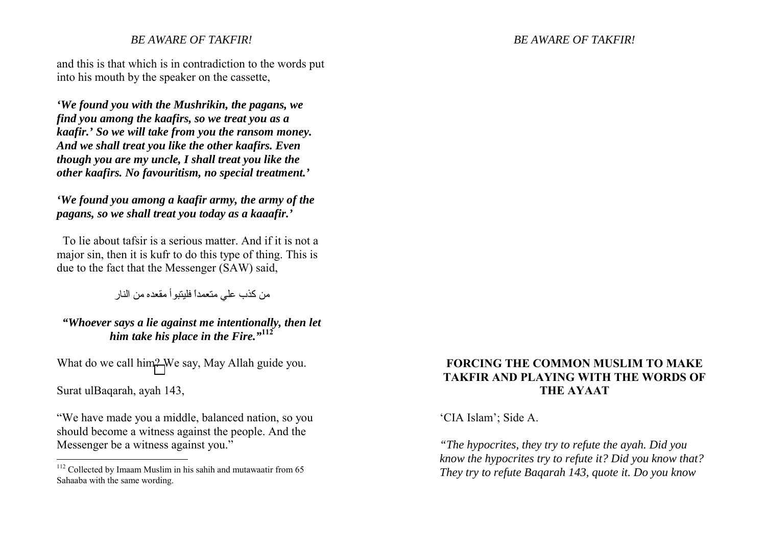and this is that which is in contradiction to the words put into his mouth by the speaker on the cassette,

***'We found you with the Mushrikin, the pagans, we find you among the kaafirs, so we treat you as a kaafir.' So we will take from you the ransom money. And we shall treat you like the other kaafirs. Even though you are my uncle, I shall treat you like the other kaafirs. No favouritism, no special treatment.'***

***'We found you among a kaafir army, the army of the pagans, so we shall treat you today as a kaaafir.'***

To lie about tafsir is a serious matter. And if it is not a major sin, then it is kufr to do this type of thing. This is due to the fact that the Messenger (SAW) said,

من كذب علي متعمداً فليتبوأ مقعده من النار

***"Whoever says a lie against me intentionally, then let him take his place in the Fire."***[112]

What do we call him? We say, May Allah guide you.

Surat ulBaqarah, ayah 143,

"We have made you a middle, balanced nation, so you should become a witness against the people. And the Messenger be a witness against you."

[112] Collected by Imaam Muslim in his sahih and mutawaatir from 65 Sahaaba with the same wording.

## FORCING THE COMMON MUSLIM TO MAKE TAKFIR AND PLAYING WITH THE WORDS OF THE AYAAT

'CIA Islam'; Side A.

*"The hypocrites, they try to refute the ayah. Did you know the hypocrites try to refute it? Did you know that? They try to refute Baqarah 143, quote it. Do you know*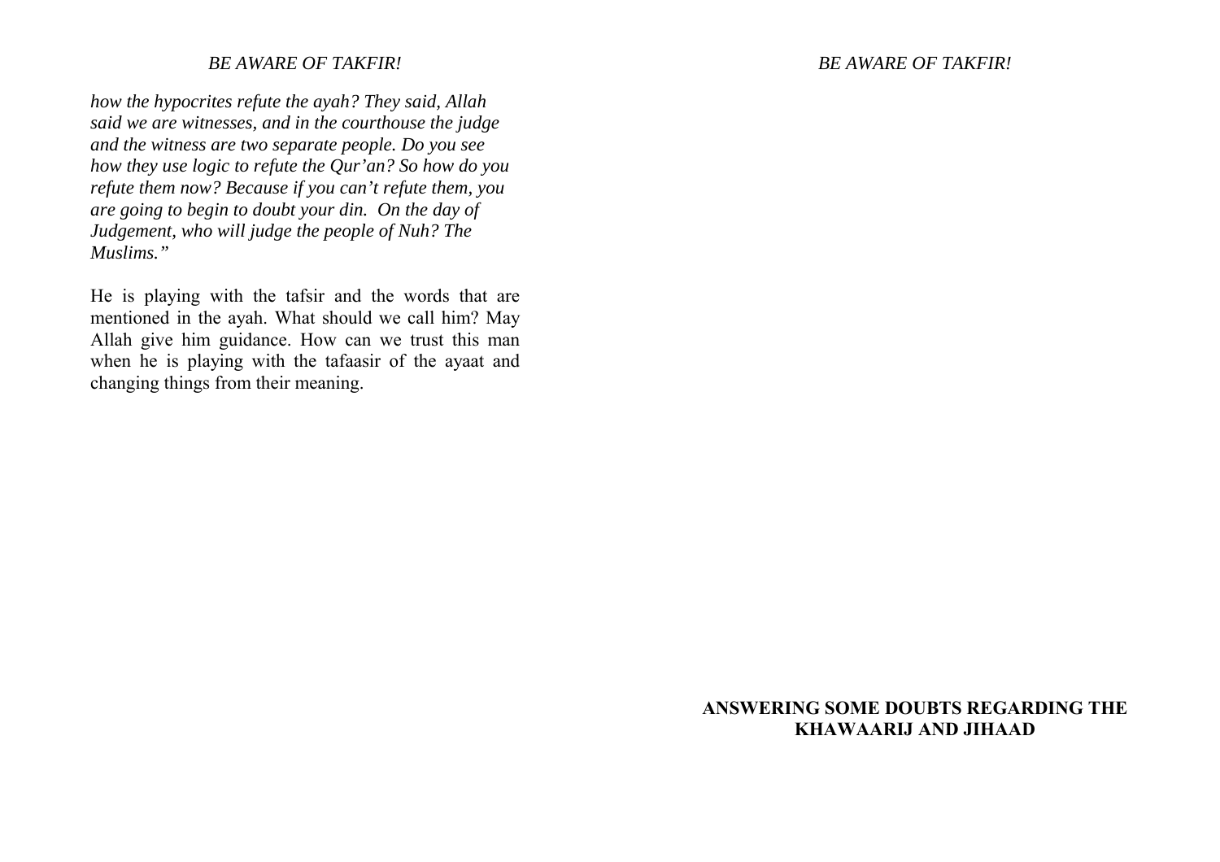*how the hypocrites refute the ayah? They said, Allah said we are witnesses, and in the courthouse the judge and the witness are two separate people. Do you see how they use logic to refute the Qur'an? So how do you refute them now? Because if you can't refute them, you are going to begin to doubt your din. On the day of Judgement, who will judge the people of Nuh? The Muslims."*

He is playing with the tafsir and the words that are mentioned in the ayah. What should we call him? May Allah give him guidance. How can we trust this man when he is playing with the tafaasir of the ayaat and changing things from their meaning.

## ANSWERING SOME DOUBTS REGARDING THE KHAWAARIJ AND JIHAAD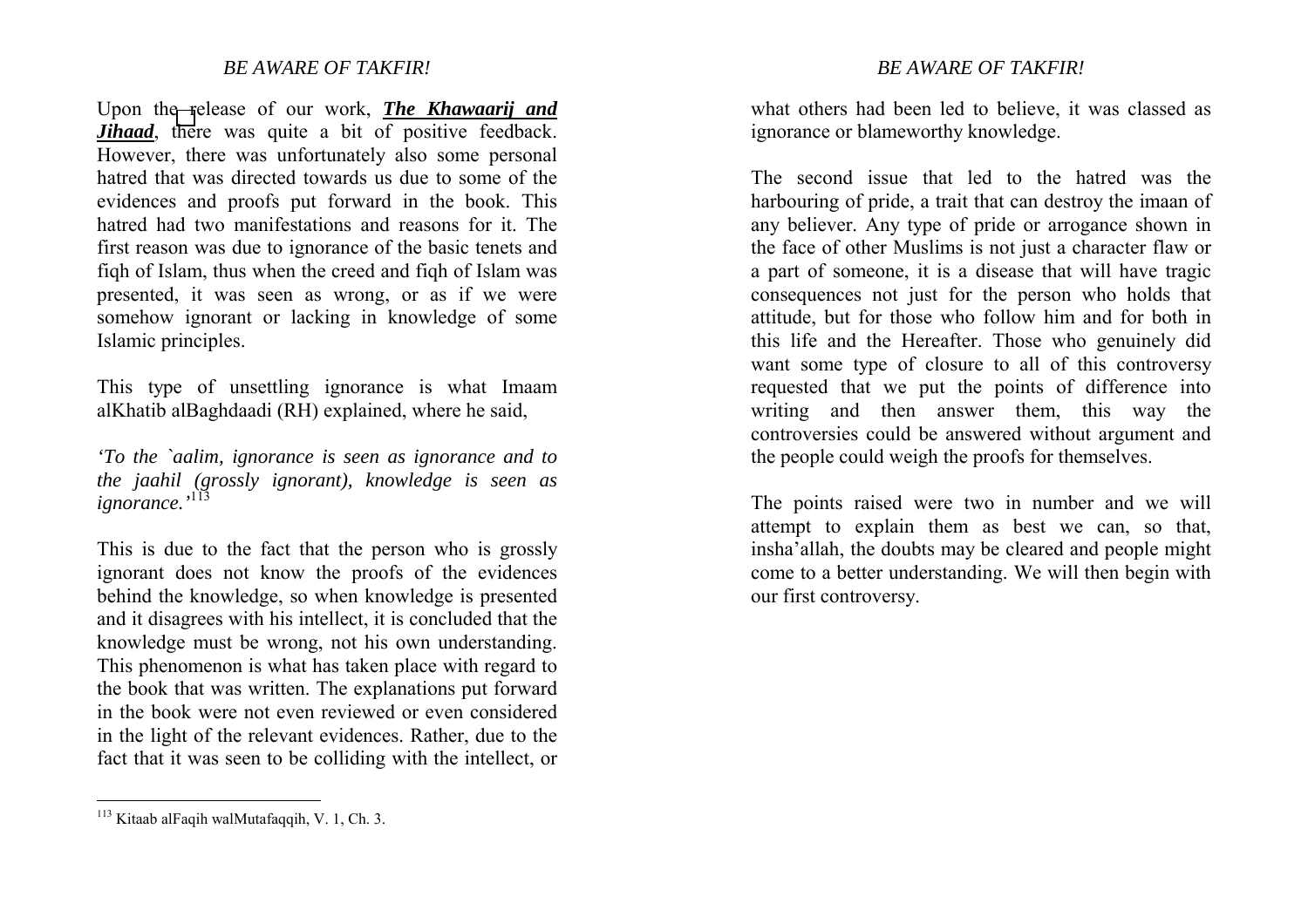Upon the release of our work, ***The Khawaarij and Jihaad***, there was quite a bit of positive feedback. However, there was unfortunately also some personal hatred that was directed towards us due to some of the evidences and proofs put forward in the book. This hatred had two manifestations and reasons for it. The first reason was due to ignorance of the basic tenets and fiqh of Islam, thus when the creed and fiqh of Islam was presented, it was seen as wrong, or as if we were somehow ignorant or lacking in knowledge of some Islamic principles.

This type of unsettling ignorance is what Imaam alKhatib alBaghdaadi (RH) explained, where he said,

*'To the `aalim, ignorance is seen as ignorance and to the jaahil (grossly ignorant), knowledge is seen as ignorance.'*[113]

This is due to the fact that the person who is grossly ignorant does not know the proofs of the evidences behind the knowledge, so when knowledge is presented and it disagrees with his intellect, it is concluded that the knowledge must be wrong, not his own understanding. This phenomenon is what has taken place with regard to the book that was written. The explanations put forward in the book were not even reviewed or even considered in the light of the relevant evidences. Rather, due to the fact that it was seen to be colliding with the intellect, or what others had been led to believe, it was classed as ignorance or blameworthy knowledge.

The second issue that led to the hatred was the harbouring of pride, a trait that can destroy the imaan of any believer. Any type of pride or arrogance shown in the face of other Muslims is not just a character flaw or a part of someone, it is a disease that will have tragic consequences not just for the person who holds that attitude, but for those who follow him and for both in this life and the Hereafter. Those who genuinely did want some type of closure to all of this controversy requested that we put the points of difference into writing and then answer them, this way the controversies could be answered without argument and the people could weigh the proofs for themselves.

The points raised were two in number and we will attempt to explain them as best we can, so that, insha'allah, the doubts may be cleared and people might come to a better understanding. We will then begin with our first controversy.

---

[113] Kitaab alFaqih walMutafaqqih, V. 1, Ch. 3.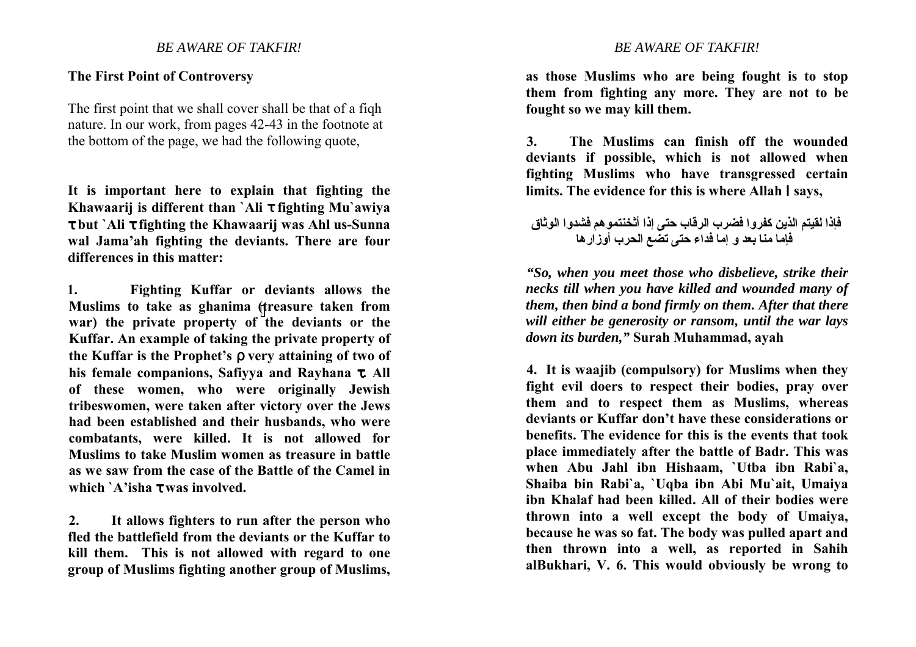**The First Point of Controversy**

The first point that we shall cover shall be that of a fiqh nature. In our work, from pages 42-43 in the footnote at the bottom of the page, we had the following quote,

**It is important here to explain that fighting the Khawaarij is different than `Ali τ fighting Mu`awiya τ but `Ali τ fighting the Khawaarij was Ahl us-Sunna wal Jama'ah fighting the deviants. There are four differences in this matter:**

**1. Fighting Kuffar or deviants allows the Muslims to take as ghanima (treasure taken from war) the private property of the deviants or the Kuffar. An example of taking the private property of the Kuffar is the Prophet's ρ very attaining of two of his female companions, Safiyya and Rayhana τ. All of these women, who were originally Jewish tribeswomen, were taken after victory over the Jews had been established and their husbands, who were combatants, were killed. It is not allowed for Muslims to take Muslim women as treasure in battle as we saw from the case of the Battle of the Camel in which `A'isha τ was involved.**

**2. It allows fighters to run after the person who fled the battlefield from the deviants or the Kuffar to kill them. This is not allowed with regard to one group of Muslims fighting another group of Muslims, as those Muslims who are being fought is to stop them from fighting any more. They are not to be fought so we may kill them.**

**3. The Muslims can finish off the wounded deviants if possible, which is not allowed when fighting Muslims who have transgressed certain limits. The evidence for this is where Allah I says,**

**فإذا لقيتم الذين كفروا فضرب الرقاب حتى إذا أثخنتموهم فشدوا الوثاق فإما منا بعد و إما فداء حتى تضع الحرب أوزارها**

***"So, when you meet those who disbelieve, strike their necks till when you have killed and wounded many of them, then bind a bond firmly on them. After that there will either be generosity or ransom, until the war lays down its burden,"*** **Surah Muhammad, ayah**

**4. It is waajib (compulsory) for Muslims when they fight evil doers to respect their bodies, pray over them and to respect them as Muslims, whereas deviants or Kuffar don't have these considerations or benefits. The evidence for this is the events that took place immediately after the battle of Badr. This was when Abu Jahl ibn Hishaam, `Utba ibn Rabi`a, Shaiba bin Rabi`a, `Uqba ibn Abi Mu`ait, Umaiya ibn Khalaf had been killed. All of their bodies were thrown into a well except the body of Umaiya, because he was so fat. The body was pulled apart and then thrown into a well, as reported in Sahih alBukhari, V. 6. This would obviously be wrong to**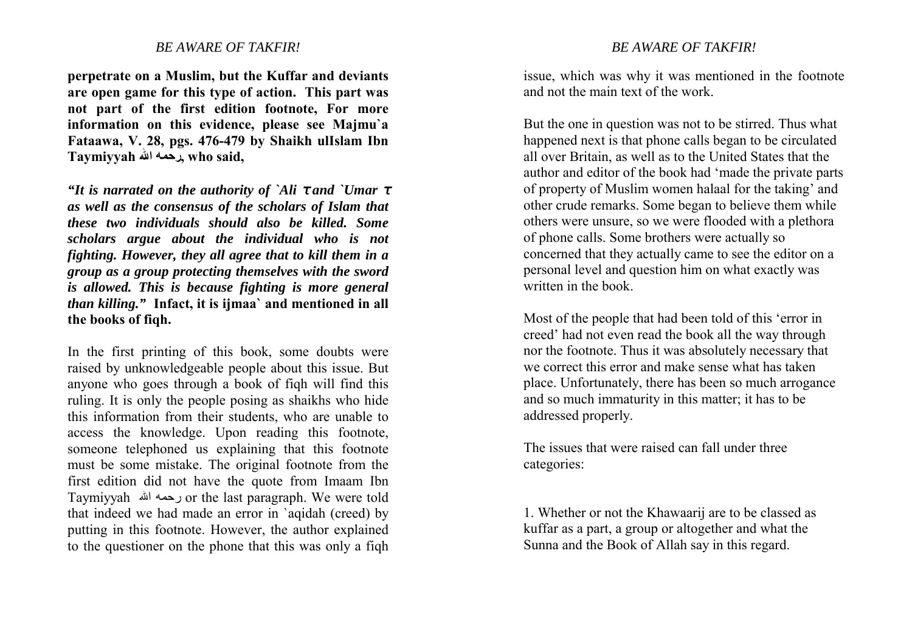**perpetrate on a Muslim, but the Kuffar and deviants are open game for this type of action. This part was not part of the first edition footnote, For more information on this evidence, please see Majmu`a Fataawa, V. 28, pgs. 476-479 by Shaikh ulIslam Ibn Taymiyyah رحمه الله, who said,**

***"It is narrated on the authority of `Ali τ and `Umar τ as well as the consensus of the scholars of Islam that these two individuals should also be killed. Some scholars argue about the individual who is not fighting. However, they all agree that to kill them in a group as a group protecting themselves with the sword is allowed. This is because fighting is more general than killing."*** **Infact, it is ijmaa` and mentioned in all the books of fiqh.**

In the first printing of this book, some doubts were raised by unknowledgeable people about this issue. But anyone who goes through a book of fiqh will find this ruling. It is only the people posing as shaikhs who hide this information from their students, who are unable to access the knowledge. Upon reading this footnote, someone telephoned us explaining that this footnote must be some mistake. The original footnote from the first edition did not have the quote from Imaam Ibn Taymiyyah رحمه الله or the last paragraph. We were told that indeed we had made an error in `aqidah (creed) by putting in this footnote. However, the author explained to the questioner on the phone that this was only a fiqh issue, which was why it was mentioned in the footnote and not the main text of the work.

But the one in question was not to be stirred. Thus what happened next is that phone calls began to be circulated all over Britain, as well as to the United States that the author and editor of the book had 'made the private parts of property of Muslim women halaal for the taking' and other crude remarks. Some began to believe them while others were unsure, so we were flooded with a plethora of phone calls. Some brothers were actually so concerned that they actually came to see the editor on a personal level and question him on what exactly was written in the book.

Most of the people that had been told of this 'error in creed' had not even read the book all the way through nor the footnote. Thus it was absolutely necessary that we correct this error and make sense what has taken place. Unfortunately, there has been so much arrogance and so much immaturity in this matter; it has to be addressed properly.

The issues that were raised can fall under three categories:

1. Whether or not the Khawaarij are to be classed as kuffar as a part, a group or altogether and what the Sunna and the Book of Allah say in this regard.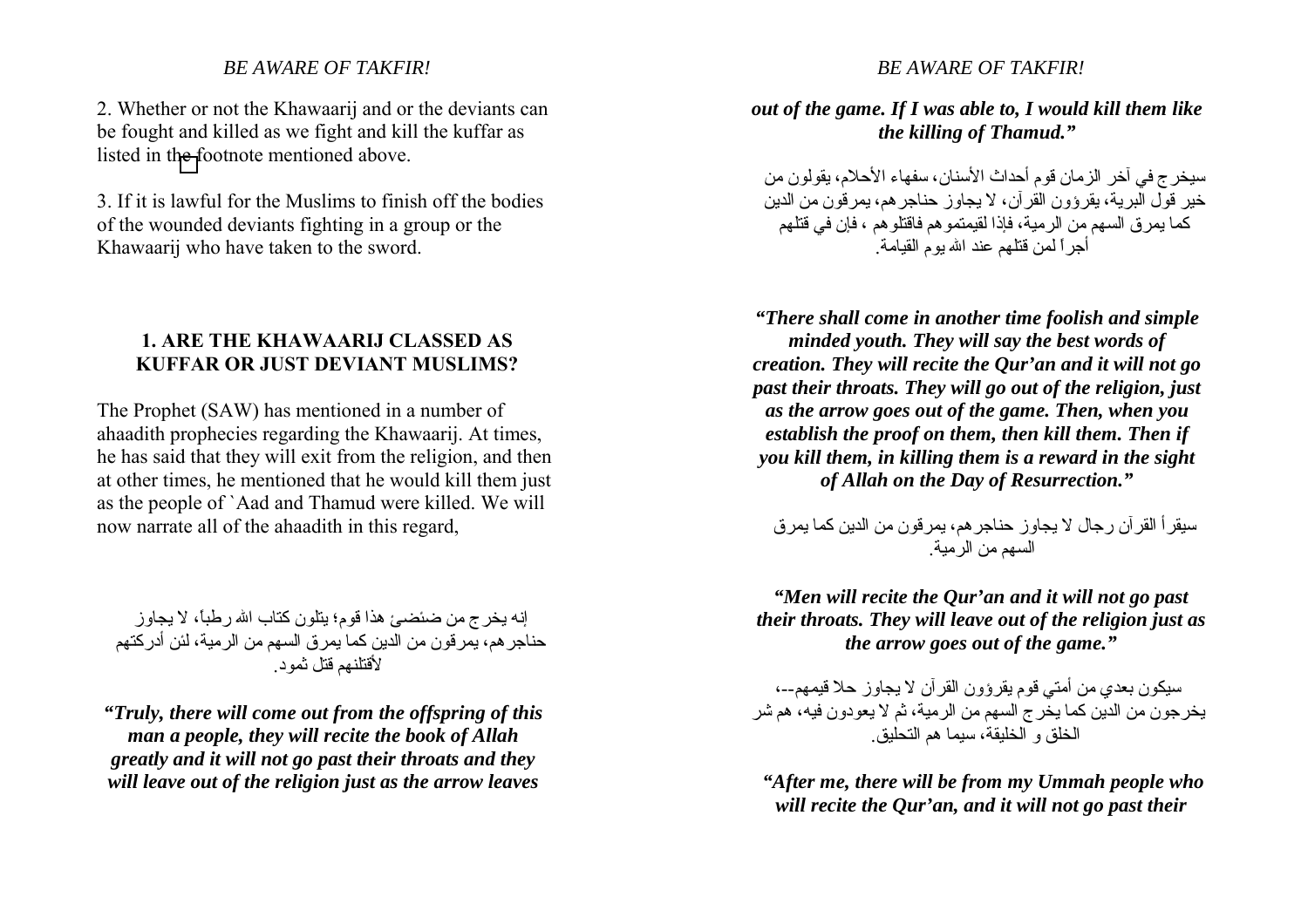2. Whether or not the Khawaarij and or the deviants can be fought and killed as we fight and kill the kuffar as listed in the footnote mentioned above.

3. If it is lawful for the Muslims to finish off the bodies of the wounded deviants fighting in a group or the Khawaarij who have taken to the sword.

### 1. ARE THE KHAWAARIJ CLASSED AS KUFFAR OR JUST DEVIANT MUSLIMS?

The Prophet (SAW) has mentioned in a number of ahaadith prophecies regarding the Khawaarij. At times, he has said that they will exit from the religion, and then at other times, he mentioned that he would kill them just as the people of `Aad and Thamud were killed. We will now narrate all of the ahaadith in this regard,

إنه يخرج من ضئضئ هذا قوم؛ يتلون كتاب الله رطباً، لا يجاوز حناجرهم، يمرقون من الدين كما يمرق السهم من الرمية، لئن أدركتهم لأقتلنهم قتل ثمود.

***"Truly, there will come out from the offspring of this man a people, they will recite the book of Allah greatly and it will not go past their throats and they will leave out of the religion just as the arrow leaves out of the game. If I was able to, I would kill them like the killing of Thamud."***

سيخرج في آخر الزمان قوم أحداث الأسنان، سفهاء الأحلام، يقولون من خير قول البرية، يقرؤون القرآن، لا يجاوز حناجرهم، يمرقون من الدين كما يمرق السهم من الرمية، فإذا لقيتموهم فاقتلوهم ، فإن في قتلهم أجراً لمن قتلهم عند الله يوم القيامة.

***"There shall come in another time foolish and simple minded youth. They will say the best words of creation. They will recite the Qur'an and it will not go past their throats. They will go out of the religion, just as the arrow goes out of the game. Then, when you establish the proof on them, then kill them. Then if you kill them, in killing them is a reward in the sight of Allah on the Day of Resurrection."***

سيقرأ القرآن رجال لا يجاوز حناجرهم، يمرقون من الدين كما يمرق السهم من الرمية.

***"Men will recite the Qur'an and it will not go past their throats. They will leave out of the religion just as the arrow goes out of the game."***

سيكون بعدي من أمتي قوم يقرؤون القرآن لا يجاوز حلا قيمهم--، يخرجون من الدين كما يخرج السهم من الرمية، ثم لا يعودون فيه، هم شر الخلق و الخليقة، سيما هم التحليق.

***"After me, there will be from my Ummah people who will recite the Qur'an, and it will not go past their***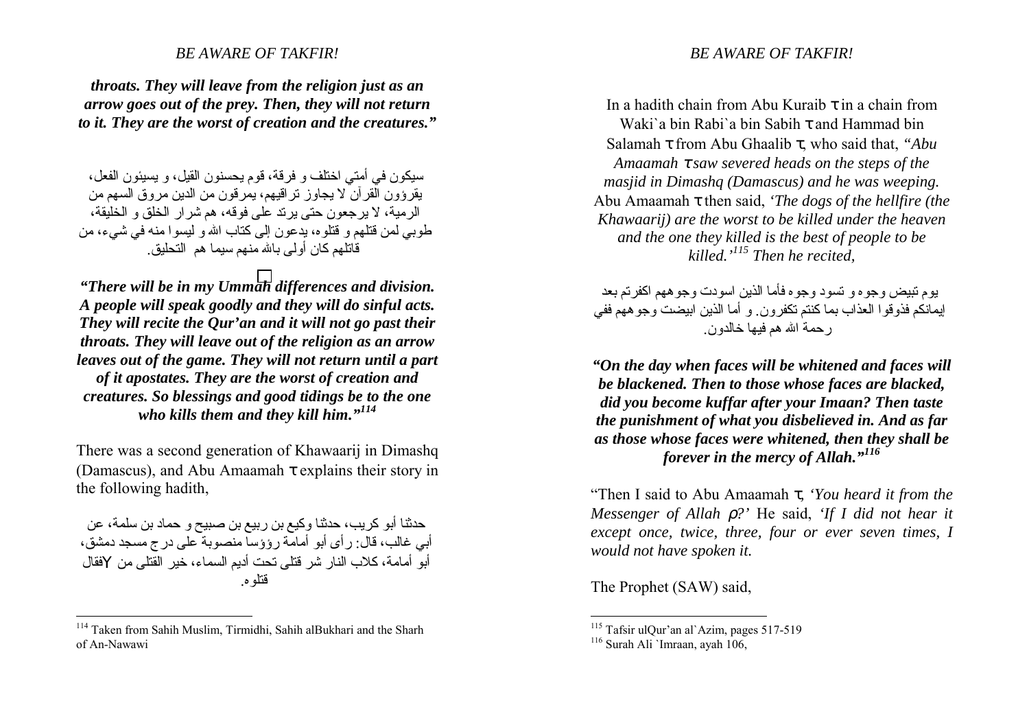***throats. They will leave from the religion just as an arrow goes out of the prey. Then, they will not return to it. They are the worst of creation and the creatures."***

سيكون في أمتي اختلف و فرقة، قوم يحسنون القيل، و يسيئون الفعل، يقرؤون القرآن لا يجاوز تراقيهم، يمرقون من الدين مروق السهم من الرمية، لا يرجعون حتى يرتد على فوقه، هم شرار الخلق و الخليقة، طوبي لمن قتلهم و قتلوه، يدعون إلى كتاب الله و ليسوا منه في شيء، من قاتلهم كان أولى بالله منهم سيما هم التحليق.

***"There will be in my Ummah differences and division. A people will speak goodly and they will do sinful acts. They will recite the Qur'an and it will not go past their throats. They will leave out of the religion as an arrow leaves out of the game. They will not return until a part of it apostates. They are the worst of creation and creatures. So blessings and good tidings be to the one who kills them and they kill him."[114]***

There was a second generation of Khawaarij in Dimashq (Damascus), and Abu Amaamah τ explains their story in the following hadith,

حدثنا أبو كريب، حدثنا وكيع بن ربيع بن صبيح و حماد بن سلمة، عن أبي غالب، قال: رأى أبو أمامة رؤوسا منصوبة على درج مسجد دمشق، أبو أمامة، كلاب النار شر قتلى تحت أديم السماء، خير القتلى من Ƴفقال قتلوه.

In a hadith chain from Abu Kuraib τ in a chain from Waki`a bin Rabi`a bin Sabih τ and Hammad bin Salamah τ from Abu Ghaalib τ, who said that, *"Abu Amaamah τ saw severed heads on the steps of the masjid in Dimashq (Damascus) and he was weeping.* Abu Amaamah τ then said, *'The dogs of the hellfire (the Khawaarij) are the worst to be killed under the heaven and the one they killed is the best of people to be killed.'[115] Then he recited,*

يوم تبيض وجوه و تسود وجوه فأما الذين اسودت وجوههم اكفرتم بعد إيمانكم فذوقوا العذاب بما كنتم تكفرون. و أما الذين ابيضت وجوههم ففي رحمة الله هم فيها خالدون.

***"On the day when faces will be whitened and faces will be blackened. Then to those whose faces are blacked, did you become kuffar after your Imaan? Then taste the punishment of what you disbelieved in. And as far as those whose faces were whitened, then they shall be forever in the mercy of Allah."[116]***

"Then I said to Abu Amaamah τ, *'You heard it from the Messenger of Allah ρ?'* He said, *'If I did not hear it except once, twice, three, four or ever seven times, I would not have spoken it.*

The Prophet (SAW) said,

---

[114] Taken from Sahih Muslim, Tirmidhi, Sahih alBukhari and the Sharh of An-Nawawi

[115] Tafsir ulQur'an al`Azim, pages 517-519

[116] Surah Ali `Imraan, ayah 106,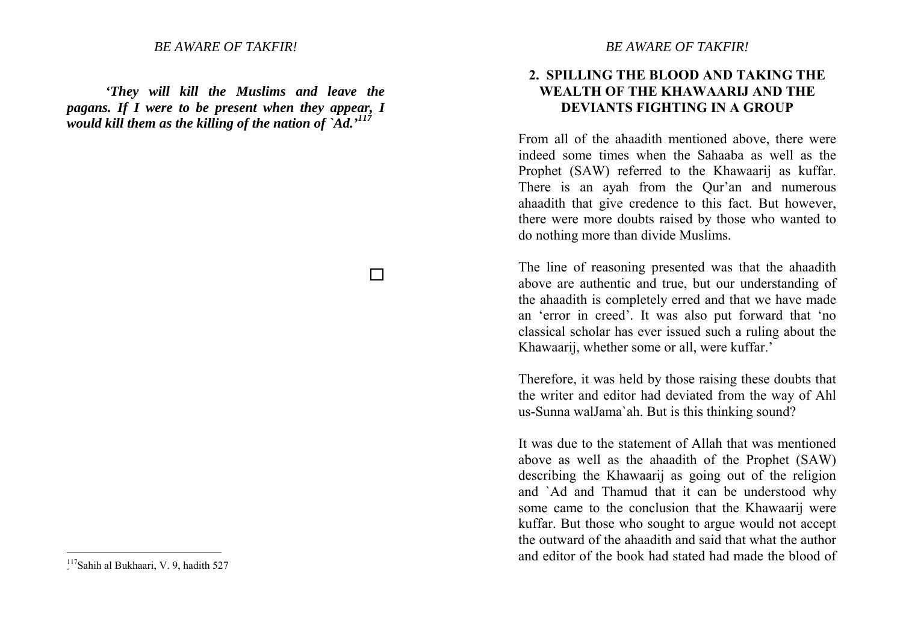***'They will kill the Muslims and leave the pagans. If I were to be present when they appear, I would kill them as the killing of the nation of `Ad.'***[117]

[117] Sahih al Bukhaari, V. 9, hadith 527

## 2. SPILLING THE BLOOD AND TAKING THE WEALTH OF THE KHAWAARIJ AND THE DEVIANTS FIGHTING IN A GROUP

From all of the ahaadith mentioned above, there were indeed some times when the Sahaaba as well as the Prophet (SAW) referred to the Khawaarij as kuffar. There is an ayah from the Qur'an and numerous ahaadith that give credence to this fact. But however, there were more doubts raised by those who wanted to do nothing more than divide Muslims.

The line of reasoning presented was that the ahaadith above are authentic and true, but our understanding of the ahaadith is completely erred and that we have made an 'error in creed'. It was also put forward that 'no classical scholar has ever issued such a ruling about the Khawaarij, whether some or all, were kuffar.'

Therefore, it was held by those raising these doubts that the writer and editor had deviated from the way of Ahl us-Sunna walJama`ah. But is this thinking sound?

It was due to the statement of Allah that was mentioned above as well as the ahaadith of the Prophet (SAW) describing the Khawaarij as going out of the religion and `Ad and Thamud that it can be understood why some came to the conclusion that the Khawaarij were kuffar. But those who sought to argue would not accept the outward of the ahaadith and said that what the author and editor of the book had stated had made the blood of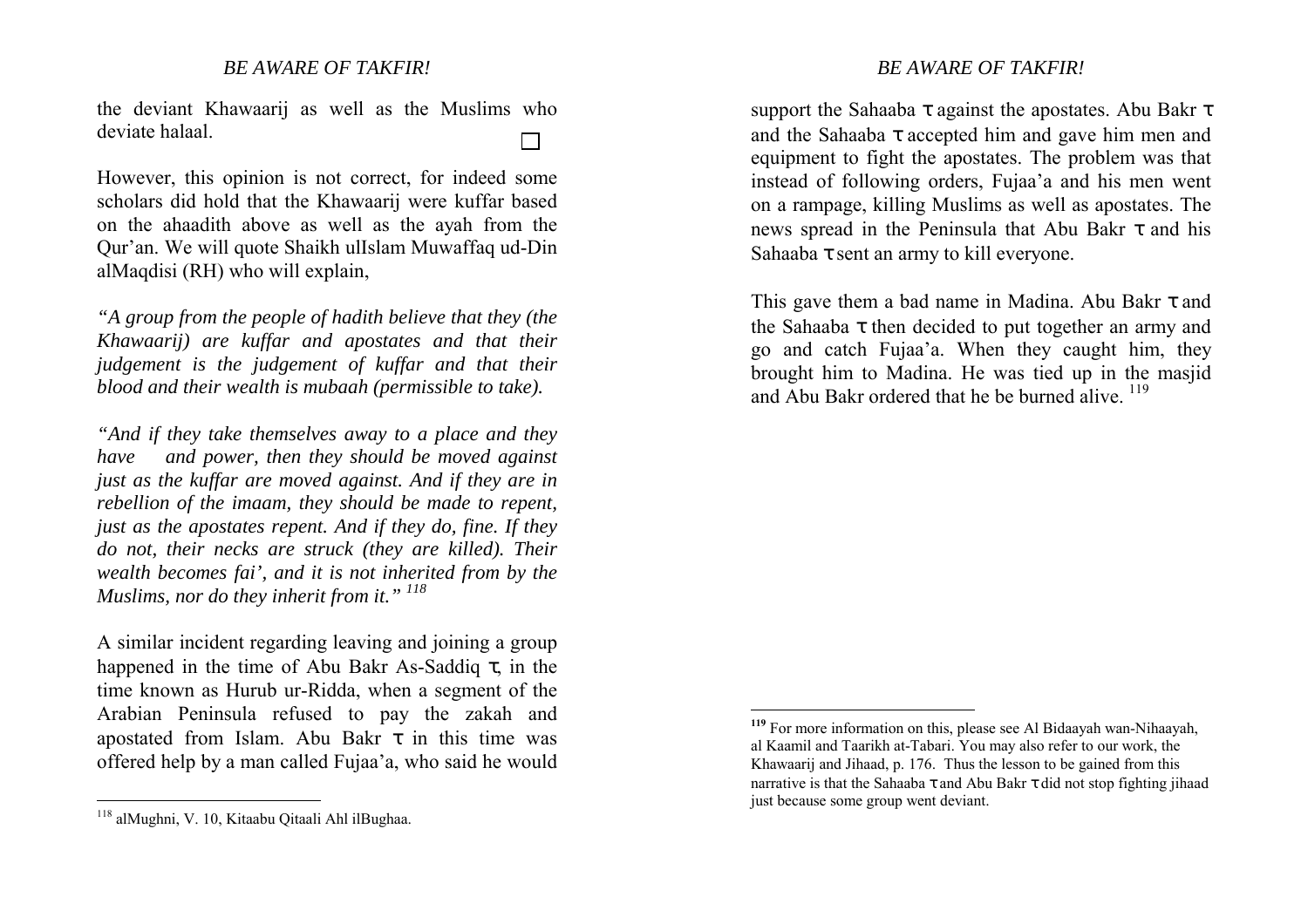the deviant Khawaarij as well as the Muslims who deviate halaal. □

However, this opinion is not correct, for indeed some scholars did hold that the Khawaarij were kuffar based on the ahaadith above as well as the ayah from the Qur'an. We will quote Shaikh ulIslam Muwaffaq ud-Din alMaqdisi (RH) who will explain,

*"A group from the people of hadith believe that they (the Khawaarij) are kuffar and apostates and that their judgement is the judgement of kuffar and that their blood and their wealth is mubaah (permissible to take).*

*"And if they take themselves away to a place and they have and power, then they should be moved against just as the kuffar are moved against. And if they are in rebellion of the imaam, they should be made to repent, just as the apostates repent. And if they do, fine. If they do not, their necks are struck (they are killed). Their wealth becomes fai', and it is not inherited from by the Muslims, nor do they inherit from it."* [118]

A similar incident regarding leaving and joining a group happened in the time of Abu Bakr As-Saddiq τ, in the time known as Hurub ur-Ridda, when a segment of the Arabian Peninsula refused to pay the zakah and apostated from Islam. Abu Bakr τ in this time was offered help by a man called Fujaa'a, who said he would support the Sahaaba τ against the apostates. Abu Bakr τ and the Sahaaba τ accepted him and gave him men and equipment to fight the apostates. The problem was that instead of following orders, Fujaa'a and his men went on a rampage, killing Muslims as well as apostates. The news spread in the Peninsula that Abu Bakr τ and his Sahaaba τ sent an army to kill everyone.

This gave them a bad name in Madina. Abu Bakr τ and the Sahaaba τ then decided to put together an army and go and catch Fujaa'a. When they caught him, they brought him to Madina. He was tied up in the masjid and Abu Bakr ordered that he be burned alive. [119]

---

[118] alMughni, V. 10, Kitaabu Qitaali Ahl ilBughaa.

[119] For more information on this, please see Al Bidaayah wan-Nihaayah, al Kaamil and Taarikh at-Tabari. You may also refer to our work, the Khawaarij and Jihaad, p. 176. Thus the lesson to be gained from this narrative is that the Sahaaba τ and Abu Bakr τ did not stop fighting jihaad just because some group went deviant.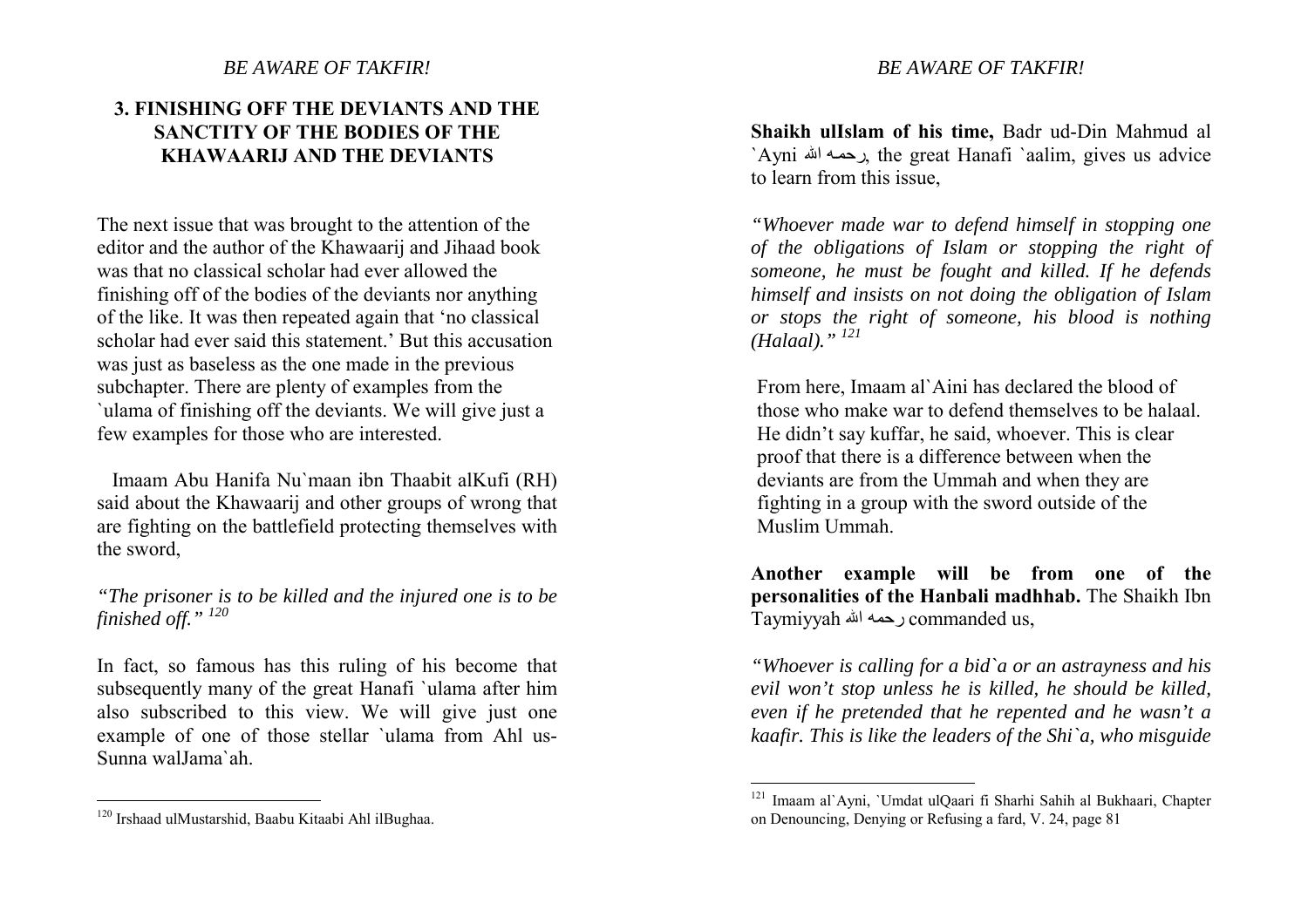### 3. FINISHING OFF THE DEVIANTS AND THE SANCTITY OF THE BODIES OF THE KHAWAARIJ AND THE DEVIANTS

The next issue that was brought to the attention of the editor and the author of the Khawaarij and Jihaad book was that no classical scholar had ever allowed the finishing off of the bodies of the deviants nor anything of the like. It was then repeated again that 'no classical scholar had ever said this statement.' But this accusation was just as baseless as the one made in the previous subchapter. There are plenty of examples from the `ulama of finishing off the deviants. We will give just a few examples for those who are interested.

Imaam Abu Hanifa Nu`maan ibn Thaabit alKufi (RH) said about the Khawaarij and other groups of wrong that are fighting on the battlefield protecting themselves with the sword,

*"The prisoner is to be killed and the injured one is to be finished off."* [120]

In fact, so famous has this ruling of his become that subsequently many of the great Hanafi `ulama after him also subscribed to this view. We will give just one example of one of those stellar `ulama from Ahl us-Sunna walJama`ah.

[120] Irshaad ulMustarshid, Baabu Kitaabi Ahl ilBughaa.

**Shaikh ulIslam of his time,** Badr ud-Din Mahmud al `Ayni رحمه الله, the great Hanafi `aalim, gives us advice to learn from this issue,

*"Whoever made war to defend himself in stopping one of the obligations of Islam or stopping the right of someone, he must be fought and killed. If he defends himself and insists on not doing the obligation of Islam or stops the right of someone, his blood is nothing (Halaal)."* [121]

From here, Imaam al`Aini has declared the blood of those who make war to defend themselves to be halaal. He didn't say kuffar, he said, whoever. This is clear proof that there is a difference between when the deviants are from the Ummah and when they are fighting in a group with the sword outside of the Muslim Ummah.

**Another example will be from one of the personalities of the Hanbali madhhab.** The Shaikh Ibn Taymiyyah رحمه الله commanded us,

*"Whoever is calling for a bid`a or an astrayness and his evil won't stop unless he is killed, he should be killed, even if he pretended that he repented and he wasn't a kaafir. This is like the leaders of the Shi`a, who misguide*

[121] Imaam al`Ayni, `Umdat ulQaari fi Sharhi Sahih al Bukhaari, Chapter on Denouncing, Denying or Refusing a fard, V. 24, page 81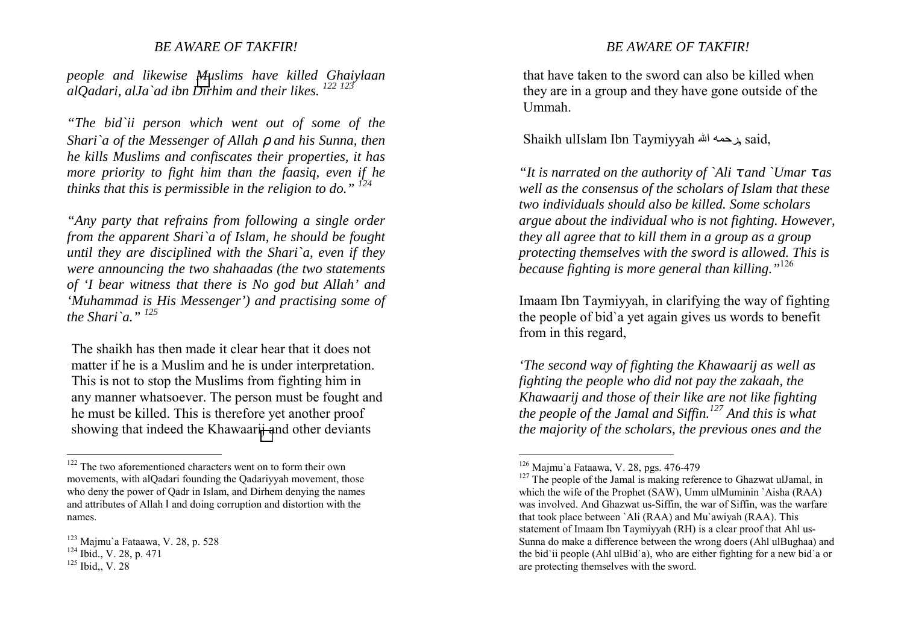*people and likewise Muslims have killed Ghaiylaan alQadari, alJa`ad ibn Dirhim and their likes.* [122] [123]

*"The bid`ii person which went out of some of the Shari`a of the Messenger of Allah ρ and his Sunna, then he kills Muslims and confiscates their properties, it has more priority to fight him than the faasiq, even if he thinks that this is permissible in the religion to do."* [124]

*"Any party that refrains from following a single order from the apparent Shari`a of Islam, he should be fought until they are disciplined with the Shari`a, even if they were announcing the two shahaadas (the two statements of 'I bear witness that there is No god but Allah' and 'Muhammad is His Messenger') and practising some of the Shari`a."* [125]

The shaikh has then made it clear hear that it does not matter if he is a Muslim and he is under interpretation. This is not to stop the Muslims from fighting him in any manner whatsoever. The person must be fought and he must be killed. This is therefore yet another proof showing that indeed the Khawaarij and other deviants that have taken to the sword can also be killed when they are in a group and they have gone outside of the Ummah.

Shaikh ulIslam Ibn Taymiyyah رحمه الله, said,

*"It is narrated on the authority of `Ali τ and `Umar τ as well as the consensus of the scholars of Islam that these two individuals should also be killed. Some scholars argue about the individual who is not fighting. However, they all agree that to kill them in a group as a group protecting themselves with the sword is allowed. This is because fighting is more general than killing."*[126]

Imaam Ibn Taymiyyah, in clarifying the way of fighting the people of bid`a yet again gives us words to benefit from in this regard,

*'The second way of fighting the Khawaarij as well as fighting the people who did not pay the zakaah, the Khawaarij and those of their like are not like fighting the people of the Jamal and Siffin.*[127] *And this is what the majority of the scholars, the previous ones and the*

---

[122] The two aforementioned characters went on to form their own movements, with alQadari founding the Qadariyyah movement, those who deny the power of Qadr in Islam, and Dirhem denying the names and attributes of Allah I and doing corruption and distortion with the names.

[123] Majmu`a Fataawa, V. 28, p. 528

[124] Ibid., V. 28, p. 471

[125] Ibid,, V. 28

[126] Majmu`a Fataawa, V. 28, pgs. 476-479

[127] The people of the Jamal is making reference to Ghazwat ulJamal, in which the wife of the Prophet (SAW), Umm ulMuminin `Aisha (RAA) was involved. And Ghazwat us-Siffin, the war of Siffin, was the warfare that took place between `Ali (RAA) and Mu`awiyah (RAA). This statement of Imaam Ibn Taymiyyah (RH) is a clear proof that Ahl us-Sunna do make a difference between the wrong doers (Ahl ulBughaa) and the bid`ii people (Ahl ulBid`a), who are either fighting for a new bid`a or are protecting themselves with the sword.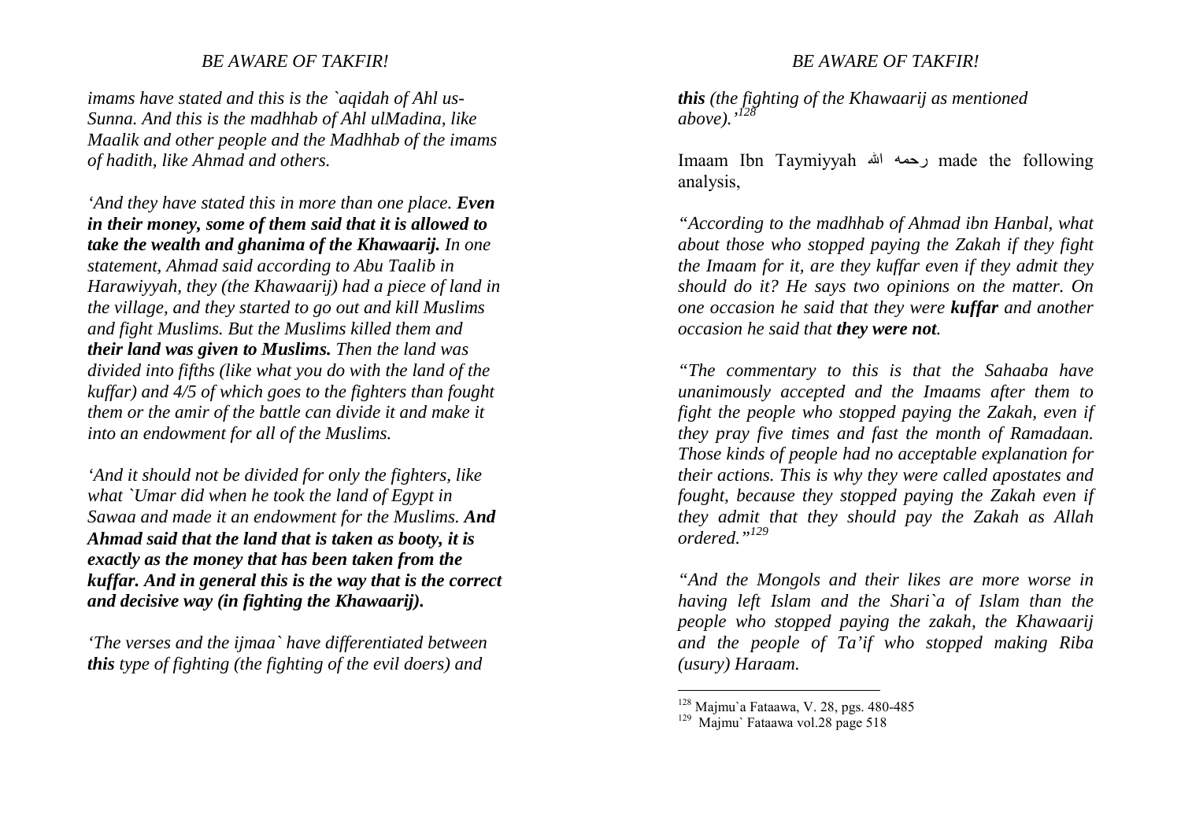*imams have stated and this is the `aqidah of Ahl us-Sunna. And this is the madhhab of Ahl ulMadina, like Maalik and other people and the Madhhab of the imams of hadith, like Ahmad and others.*

*'And they have stated this in more than one place.* ***Even in their money, some of them said that it is allowed to take the wealth and ghanima of the Khawaarij.*** *In one statement, Ahmad said according to Abu Taalib in Harawiyyah, they (the Khawaarij) had a piece of land in the village, and they started to go out and kill Muslims and fight Muslims. But the Muslims killed them and* ***their land was given to Muslims.*** *Then the land was divided into fifths (like what you do with the land of the kuffar) and 4/5 of which goes to the fighters than fought them or the amir of the battle can divide it and make it into an endowment for all of the Muslims.*

*'And it should not be divided for only the fighters, like what `Umar did when he took the land of Egypt in Sawaa and made it an endowment for the Muslims.* ***And Ahmad said that the land that is taken as booty, it is exactly as the money that has been taken from the kuffar. And in general this is the way that is the correct and decisive way (in fighting the Khawaarij).***

*'The verses and the ijmaa` have differentiated between* ***this*** *type of fighting (the fighting of the evil doers) and* ***this*** *(the fighting of the Khawaarij as mentioned above).'*[128]

Imaam Ibn Taymiyyah رحمه الله made the following analysis,

*"According to the madhhab of Ahmad ibn Hanbal, what about those who stopped paying the Zakah if they fight the Imaam for it, are they kuffar even if they admit they should do it? He says two opinions on the matter. On one occasion he said that they were* ***kuffar*** *and another occasion he said that* ***they were not****.*

*"The commentary to this is that the Sahaaba have unanimously accepted and the Imaams after them to fight the people who stopped paying the Zakah, even if they pray five times and fast the month of Ramadaan. Those kinds of people had no acceptable explanation for their actions. This is why they were called apostates and fought, because they stopped paying the Zakah even if they admit that they should pay the Zakah as Allah ordered."*[129]

*"And the Mongols and their likes are more worse in having left Islam and the Shari`a of Islam than the people who stopped paying the zakah, the Khawaarij and the people of Ta'if who stopped making Riba (usury) Haraam.*

---

[128] Majmu`a Fataawa, V. 28, pgs. 480-485

[129] Majmu` Fataawa vol.28 page 518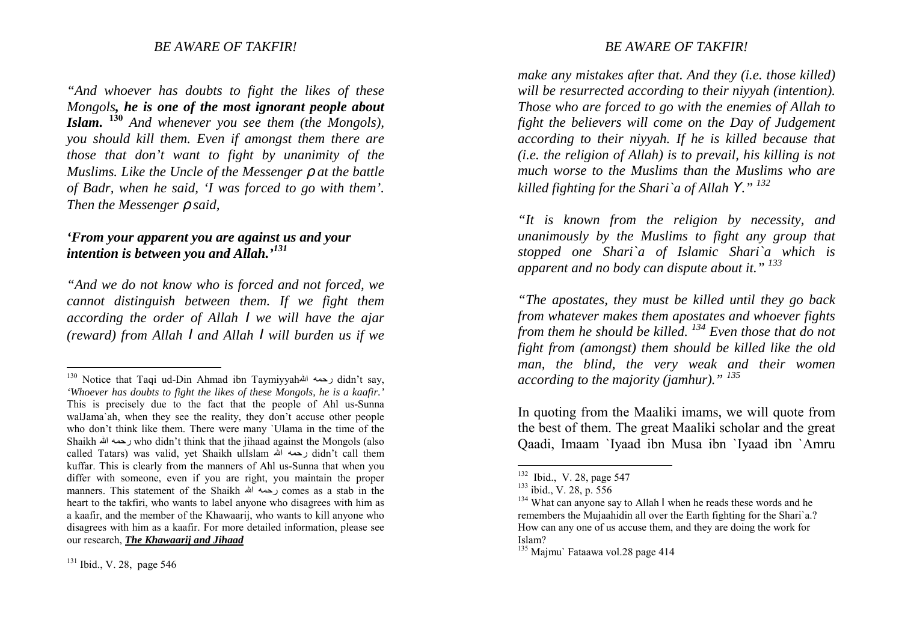*"And whoever has doubts to fight the likes of these Mongols**, he is one of the most ignorant people about Islam.*** [130] *And whenever you see them (the Mongols), you should kill them. Even if amongst them there are those that don't want to fight by unanimity of the Muslims. Like the Uncle of the Messenger ρ at the battle of Badr, when he said, 'I was forced to go with them'. Then the Messenger ρ said,*

***'From your apparent you are against us and your intention is between you and Allah.'*** [131]

*"And we do not know who is forced and not forced, we cannot distinguish between them. If we fight them according the order of Allah I we will have the ajar (reward) from Allah I and Allah I will burden us if we make any mistakes after that. And they (i.e. those killed) will be resurrected according to their niyyah (intention). Those who are forced to go with the enemies of Allah to fight the believers will come on the Day of Judgement according to their niyyah. If he is killed because that (i.e. the religion of Allah) is to prevail, his killing is not much worse to the Muslims than the Muslims who are killed fighting for the Shari`a of Allah Y."* [132]

*"It is known from the religion by necessity, and unanimously by the Muslims to fight any group that stopped one Shari`a of Islamic Shari`a which is apparent and no body can dispute about it."* [133]

*"The apostates, they must be killed until they go back from whatever makes them apostates and whoever fights from them he should be killed.* [134] *Even those that do not fight from (amongst) them should be killed like the old man, the blind, the very weak and their women according to the majority (jamhur)."* [135]

In quoting from the Maaliki imams, we will quote from the best of them. The great Maaliki scholar and the great Qaadi, Imaam `Iyaad ibn Musa ibn `Iyaad ibn `Amru

---

[130] Notice that Taqi ud-Din Ahmad ibn Taymiyyah رحمه الله didn't say, *'Whoever has doubts to fight the likes of these Mongols, he is a kaafir.'* This is precisely due to the fact that the people of Ahl us-Sunna walJama`ah, when they see the reality, they don't accuse other people who don't think like them. There were many `Ulama in the time of the Shaikh رحمه الله who didn't think that the jihaad against the Mongols (also called Tatars) was valid, yet Shaikh ulIslam رحمه الله didn't call them kuffar. This is clearly from the manners of Ahl us-Sunna that when you differ with someone, even if you are right, you maintain the proper manners. This statement of the Shaikh رحمه الله comes as a stab in the heart to the takfiri, who wants to label anyone who disagrees with him as a kaafir, and the member of the Khawaarij, who wants to kill anyone who disagrees with him as a kaafir. For more detailed information, please see our research, ***The Khawaarij and Jihaad***

[131] Ibid., V. 28, page 546

[132] Ibid., V. 28, page 547

[133] ibid., V. 28, p. 556

[134] What can anyone say to Allah I when he reads these words and he remembers the Mujaahidin all over the Earth fighting for the Shari`a.? How can any one of us accuse them, and they are doing the work for Islam?

[135] Majmu` Fataawa vol.28 page 414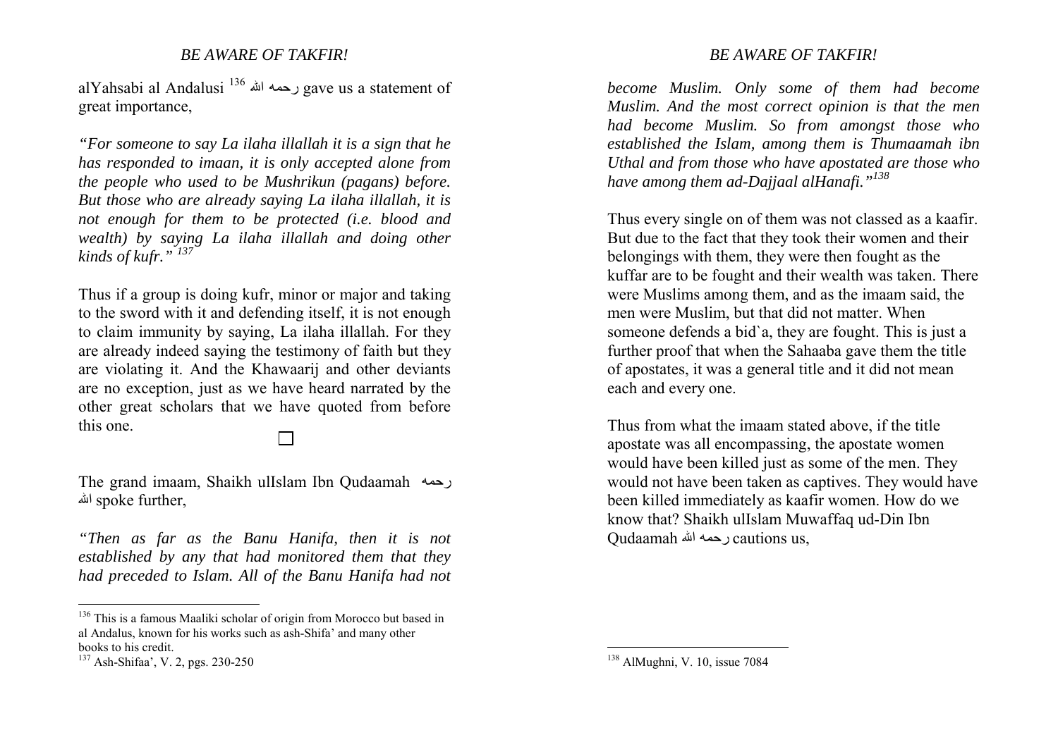alYahsabi al Andalusi[136] رحمه الله gave us a statement of great importance,

*"For someone to say La ilaha illallah it is a sign that he has responded to imaan, it is only accepted alone from the people who used to be Mushrikun (pagans) before. But those who are already saying La ilaha illallah, it is not enough for them to be protected (i.e. blood and wealth) by saying La ilaha illallah and doing other kinds of kufr."* [137]

Thus if a group is doing kufr, minor or major and taking to the sword with it and defending itself, it is not enough to claim immunity by saying, La ilaha illallah. For they are already indeed saying the testimony of faith but they are violating it. And the Khawaarij and other deviants are no exception, just as we have heard narrated by the other great scholars that we have quoted from before this one.

□

The grand imaam, Shaikh ulIslam Ibn Qudaamah رحمه الله spoke further,

*"Then as far as the Banu Hanifa, then it is not established by any that had monitored them that they had preceded to Islam. All of the Banu Hanifa had not become Muslim. Only some of them had become Muslim. And the most correct opinion is that the men had become Muslim. So from amongst those who established the Islam, among them is Thumaamah ibn Uthal and from those who have apostated are those who have among them ad-Dajjaal alHanafi."*[138]

Thus every single on of them was not classed as a kaafir. But due to the fact that they took their women and their belongings with them, they were then fought as the kuffar are to be fought and their wealth was taken. There were Muslims among them, and as the imaam said, the men were Muslim, but that did not matter. When someone defends a bid`a, they are fought. This is just a further proof that when the Sahaaba gave them the title of apostates, it was a general title and it did not mean each and every one.

Thus from what the imaam stated above, if the title apostate was all encompassing, the apostate women would have been killed just as some of the men. They would not have been taken as captives. They would have been killed immediately as kaafir women. How do we know that? Shaikh ulIslam Muwaffaq ud-Din Ibn Qudaamah رحمه الله cautions us,

---

[136] This is a famous Maaliki scholar of origin from Morocco but based in al Andalus, known for his works such as ash-Shifa' and many other books to his credit.

[137] Ash-Shifaa', V. 2, pgs. 230-250

[138] AlMughni, V. 10, issue 7084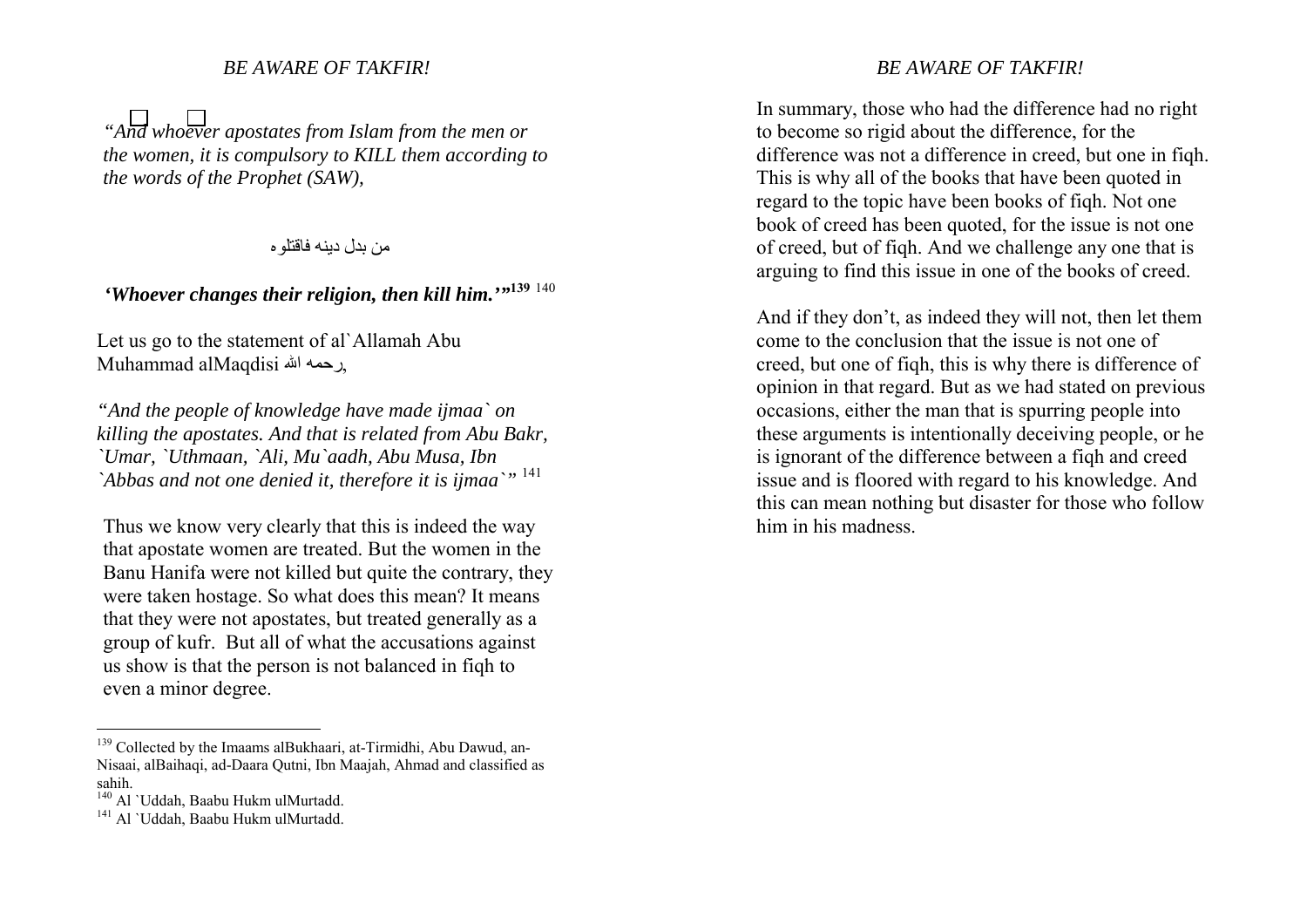*"And whoever apostates from Islam from the men or the women, it is compulsory to KILL them according to the words of the Prophet (SAW),*

من بدل دينه فاقتلوه

***'Whoever changes their religion, then kill him.'"*** [139] [140]

Let us go to the statement of al`Allamah Abu Muhammad alMaqdisi رحمه الله,

*"And the people of knowledge have made ijmaa` on killing the apostates. And that is related from Abu Bakr, `Umar, `Uthmaan, `Ali, Mu`aadh, Abu Musa, Ibn `Abbas and not one denied it, therefore it is ijmaa`"* [141]

Thus we know very clearly that this is indeed the way that apostate women are treated. But the women in the Banu Hanifa were not killed but quite the contrary, they were taken hostage. So what does this mean? It means that they were not apostates, but treated generally as a group of kufr. But all of what the accusations against us show is that the person is not balanced in fiqh to even a minor degree.

In summary, those who had the difference had no right to become so rigid about the difference, for the difference was not a difference in creed, but one in fiqh. This is why all of the books that have been quoted in regard to the topic have been books of fiqh. Not one book of creed has been quoted, for the issue is not one of creed, but of fiqh. And we challenge any one that is arguing to find this issue in one of the books of creed.

And if they don't, as indeed they will not, then let them come to the conclusion that the issue is not one of creed, but one of fiqh, this is why there is difference of opinion in that regard. But as we had stated on previous occasions, either the man that is spurring people into these arguments is intentionally deceiving people, or he is ignorant of the difference between a fiqh and creed issue and is floored with regard to his knowledge. And this can mean nothing but disaster for those who follow him in his madness.

---

[139] Collected by the Imaams alBukhaari, at-Tirmidhi, Abu Dawud, an-Nisaai, alBaihaqi, ad-Daara Qutni, Ibn Maajah, Ahmad and classified as sahih.

[140] Al `Uddah, Baabu Hukm ulMurtadd.

[141] Al `Uddah, Baabu Hukm ulMurtadd.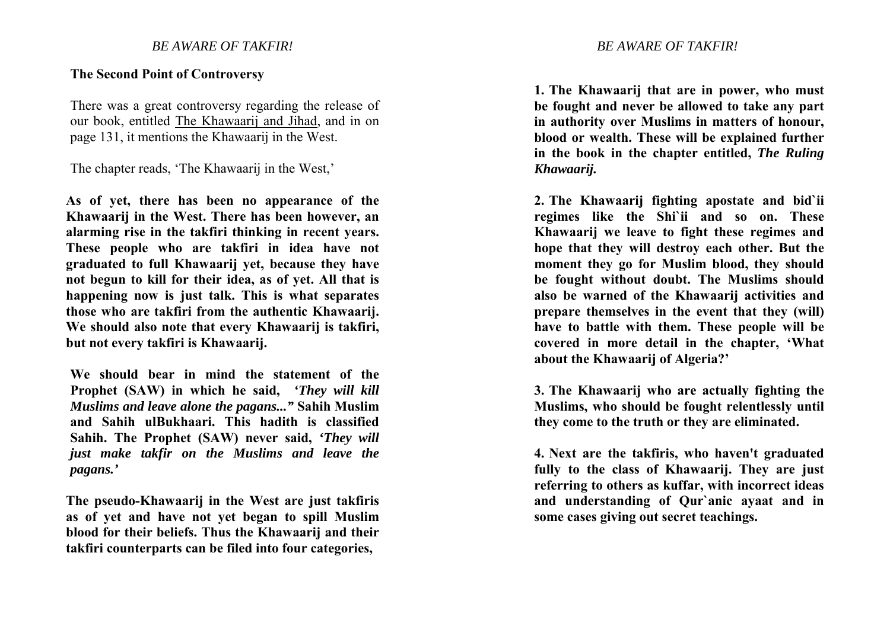## The Second Point of Controversy

There was a great controversy regarding the release of our book, entitled The Khawaarij and Jihad, and in on page 131, it mentions the Khawaarij in the West.

The chapter reads, 'The Khawaarij in the West,'

**As of yet, there has been no appearance of the Khawaarij in the West. There has been however, an alarming rise in the takfiri thinking in recent years. These people who are takfiri in idea have not graduated to full Khawaarij yet, because they have not begun to kill for their idea, as of yet. All that is happening now is just talk. This is what separates those who are takfiri from the authentic Khawaarij. We should also note that every Khawaarij is takfiri, but not every takfiri is Khawaarij.**

**We should bear in mind the statement of the Prophet (SAW) in which he said, *'They will kill Muslims and leave alone the pagans..."* Sahih Muslim and Sahih ulBukhaari. This hadith is classified Sahih. The Prophet (SAW) never said, *'They will just make takfir on the Muslims and leave the pagans.'***

**The pseudo-Khawaarij in the West are just takfiris as of yet and have not yet began to spill Muslim blood for their beliefs. Thus the Khawaarij and their takfiri counterparts can be filed into four categories,**

**1. The Khawaarij that are in power, who must be fought and never be allowed to take any part in authority over Muslims in matters of honour, blood or wealth. These will be explained further in the book in the chapter entitled, *The Ruling Khawaarij.***

**2. The Khawaarij fighting apostate and bid`ii regimes like the Shi`ii and so on. These Khawaarij we leave to fight these regimes and hope that they will destroy each other. But the moment they go for Muslim blood, they should be fought without doubt. The Muslims should also be warned of the Khawaarij activities and prepare themselves in the event that they (will) have to battle with them. These people will be covered in more detail in the chapter, 'What about the Khawaarij of Algeria?'**

**3. The Khawaarij who are actually fighting the Muslims, who should be fought relentlessly until they come to the truth or they are eliminated.**

**4. Next are the takfiris, who haven't graduated fully to the class of Khawaarij. They are just referring to others as kuffar, with incorrect ideas and understanding of Qur`anic ayaat and in some cases giving out secret teachings.**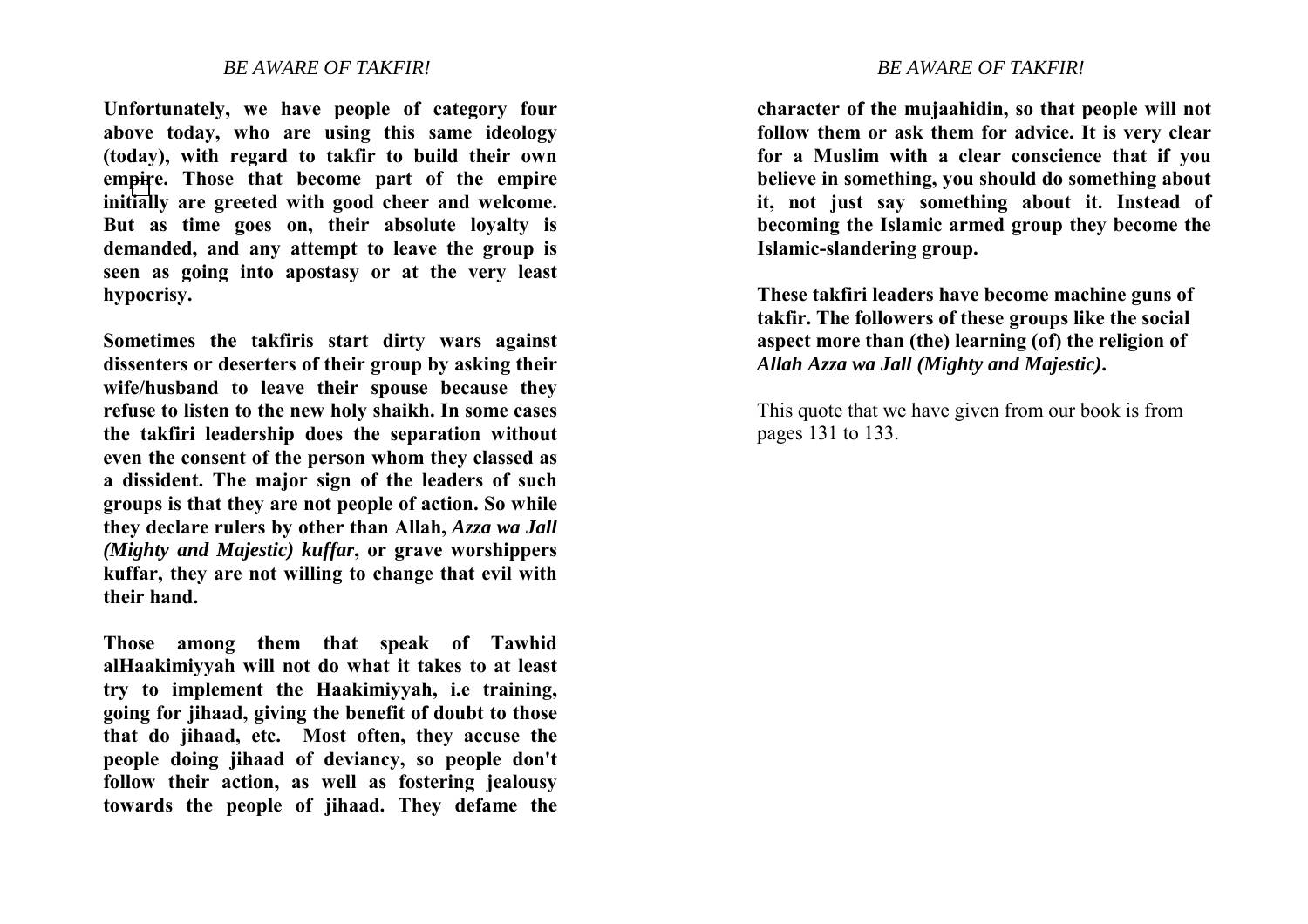**Unfortunately, we have people of category four above today, who are using this same ideology (today), with regard to takfir to build their own empire. Those that become part of the empire initially are greeted with good cheer and welcome. But as time goes on, their absolute loyalty is demanded, and any attempt to leave the group is seen as going into apostasy or at the very least hypocrisy.**

**Sometimes the takfiris start dirty wars against dissenters or deserters of their group by asking their wife/husband to leave their spouse because they refuse to listen to the new holy shaikh. In some cases the takfiri leadership does the separation without even the consent of the person whom they classed as a dissident. The major sign of the leaders of such groups is that they are not people of action. So while they declare rulers by other than Allah, *Azza wa Jall (Mighty and Majestic) kuffar*, or grave worshippers kuffar, they are not willing to change that evil with their hand.**

**Those among them that speak of Tawhid alHaakimiyyah will not do what it takes to at least try to implement the Haakimiyyah, i.e training, going for jihaad, giving the benefit of doubt to those that do jihaad, etc. Most often, they accuse the people doing jihaad of deviancy, so people don't follow their action, as well as fostering jealousy towards the people of jihaad. They defame the character of the mujaahidin, so that people will not follow them or ask them for advice. It is very clear for a Muslim with a clear conscience that if you believe in something, you should do something about it, not just say something about it. Instead of becoming the Islamic armed group they become the Islamic-slandering group.**

**These takfiri leaders have become machine guns of takfir. The followers of these groups like the social aspect more than (the) learning (of) the religion of *Allah Azza wa Jall (Mighty and Majestic)*.**

This quote that we have given from our book is from pages 131 to 133.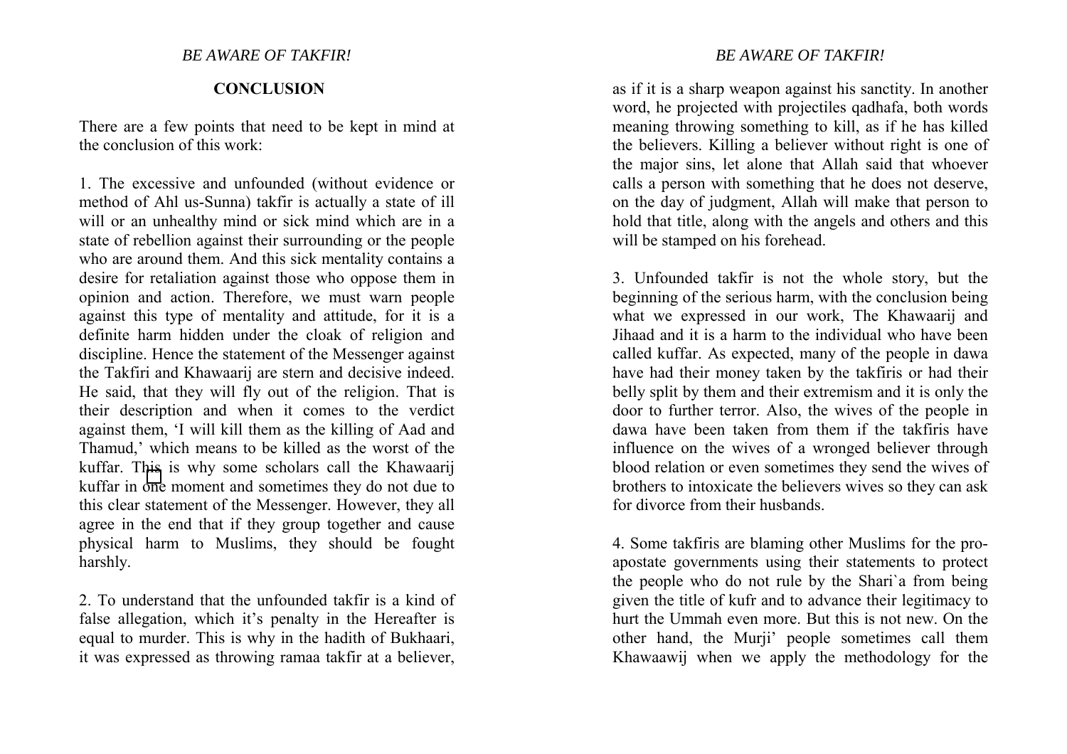## CONCLUSION

There are a few points that need to be kept in mind at the conclusion of this work:

1. The excessive and unfounded (without evidence or method of Ahl us-Sunna) takfir is actually a state of ill will or an unhealthy mind or sick mind which are in a state of rebellion against their surrounding or the people who are around them. And this sick mentality contains a desire for retaliation against those who oppose them in opinion and action. Therefore, we must warn people against this type of mentality and attitude, for it is a definite harm hidden under the cloak of religion and discipline. Hence the statement of the Messenger against the Takfiri and Khawaarij are stern and decisive indeed. He said, that they will fly out of the religion. That is their description and when it comes to the verdict against them, 'I will kill them as the killing of Aad and Thamud,' which means to be killed as the worst of the kuffar. This is why some scholars call the Khawaarij kuffar in one moment and sometimes they do not due to this clear statement of the Messenger. However, they all agree in the end that if they group together and cause physical harm to Muslims, they should be fought harshly.

2. To understand that the unfounded takfir is a kind of false allegation, which it's penalty in the Hereafter is equal to murder. This is why in the hadith of Bukhaari, it was expressed as throwing ramaa takfir at a believer, as if it is a sharp weapon against his sanctity. In another word, he projected with projectiles qadhafa, both words meaning throwing something to kill, as if he has killed the believers. Killing a believer without right is one of the major sins, let alone that Allah said that whoever calls a person with something that he does not deserve, on the day of judgment, Allah will make that person to hold that title, along with the angels and others and this will be stamped on his forehead.

3. Unfounded takfir is not the whole story, but the beginning of the serious harm, with the conclusion being what we expressed in our work, The Khawaarij and Jihaad and it is a harm to the individual who have been called kuffar. As expected, many of the people in dawa have had their money taken by the takfiris or had their belly split by them and their extremism and it is only the door to further terror. Also, the wives of the people in dawa have been taken from them if the takfiris have influence on the wives of a wronged believer through blood relation or even sometimes they send the wives of brothers to intoxicate the believers wives so they can ask for divorce from their husbands.

4. Some takfiris are blaming other Muslims for the pro-apostate governments using their statements to protect the people who do not rule by the Shari`a from being given the title of kufr and to advance their legitimacy to hurt the Ummah even more. But this is not new. On the other hand, the Murji' people sometimes call them Khawaawij when we apply the methodology for the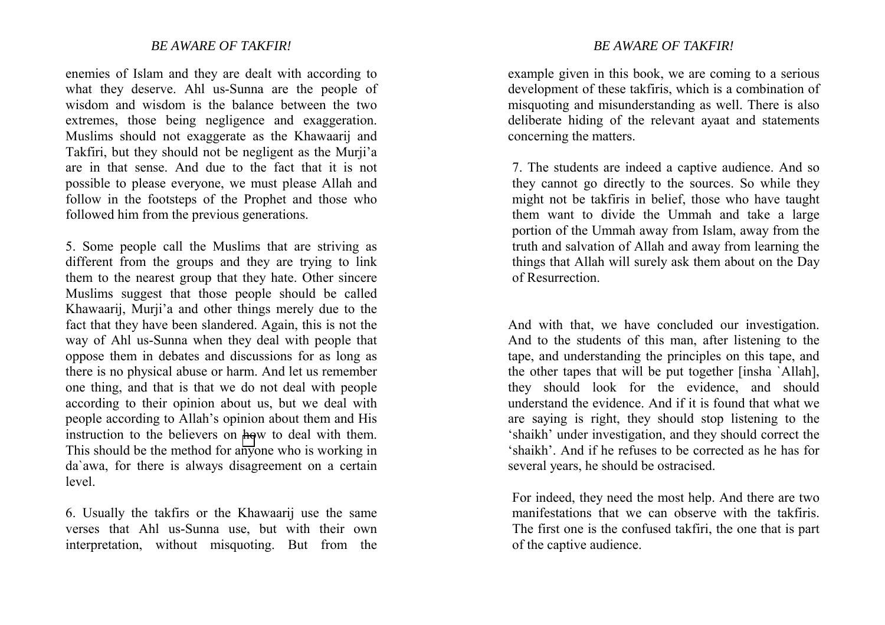enemies of Islam and they are dealt with according to what they deserve. Ahl us-Sunna are the people of wisdom and wisdom is the balance between the two extremes, those being negligence and exaggeration. Muslims should not exaggerate as the Khawaarij and Takfiri, but they should not be negligent as the Murji'a are in that sense. And due to the fact that it is not possible to please everyone, we must please Allah and follow in the footsteps of the Prophet and those who followed him from the previous generations.

5. Some people call the Muslims that are striving as different from the groups and they are trying to link them to the nearest group that they hate. Other sincere Muslims suggest that those people should be called Khawaarij, Murji'a and other things merely due to the fact that they have been slandered. Again, this is not the way of Ahl us-Sunna when they deal with people that oppose them in debates and discussions for as long as there is no physical abuse or harm. And let us remember one thing, and that is that we do not deal with people according to their opinion about us, but we deal with people according to Allah's opinion about them and His instruction to the believers on how to deal with them. This should be the method for anyone who is working in da`awa, for there is always disagreement on a certain level.

6. Usually the takfirs or the Khawaarij use the same verses that Ahl us-Sunna use, but with their own interpretation, without misquoting. But from the example given in this book, we are coming to a serious development of these takfiris, which is a combination of misquoting and misunderstanding as well. There is also deliberate hiding of the relevant ayaat and statements concerning the matters.

7. The students are indeed a captive audience. And so they cannot go directly to the sources. So while they might not be takfiris in belief, those who have taught them want to divide the Ummah and take a large portion of the Ummah away from Islam, away from the truth and salvation of Allah and away from learning the things that Allah will surely ask them about on the Day of Resurrection.

And with that, we have concluded our investigation. And to the students of this man, after listening to the tape, and understanding the principles on this tape, and the other tapes that will be put together [insha `Allah], they should look for the evidence, and should understand the evidence. And if it is found that what we are saying is right, they should stop listening to the 'shaikh' under investigation, and they should correct the 'shaikh'. And if he refuses to be corrected as he has for several years, he should be ostracised.

For indeed, they need the most help. And there are two manifestations that we can observe with the takfiris. The first one is the confused takfiri, the one that is part of the captive audience.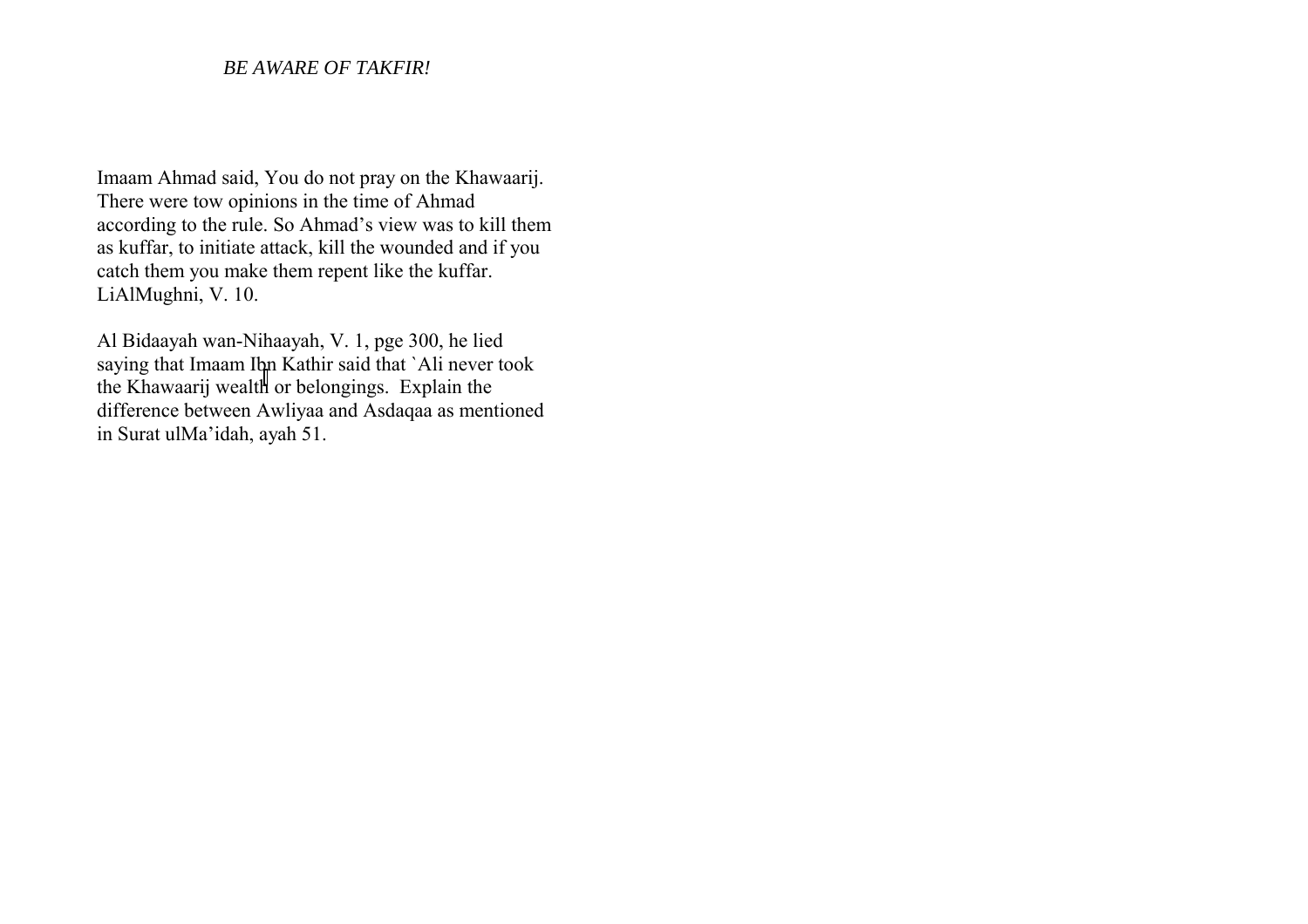*BE AWARE OF TAKFIR!*

Imaam Ahmad said, You do not pray on the Khawaarij. There were tow opinions in the time of Ahmad according to the rule. So Ahmad's view was to kill them as kuffar, to initiate attack, kill the wounded and if you catch them you make them repent like the kuffar. LiAlMughni, V. 10.

Al Bidaayah wan-Nihaayah, V. 1, pge 300, he lied saying that Imaam Ibn Kathir said that `Ali never took the Khawaarij wealth or belongings. Explain the difference between Awliyaa and Asdaqaa as mentioned in Surat ulMa'idah, ayah 51.